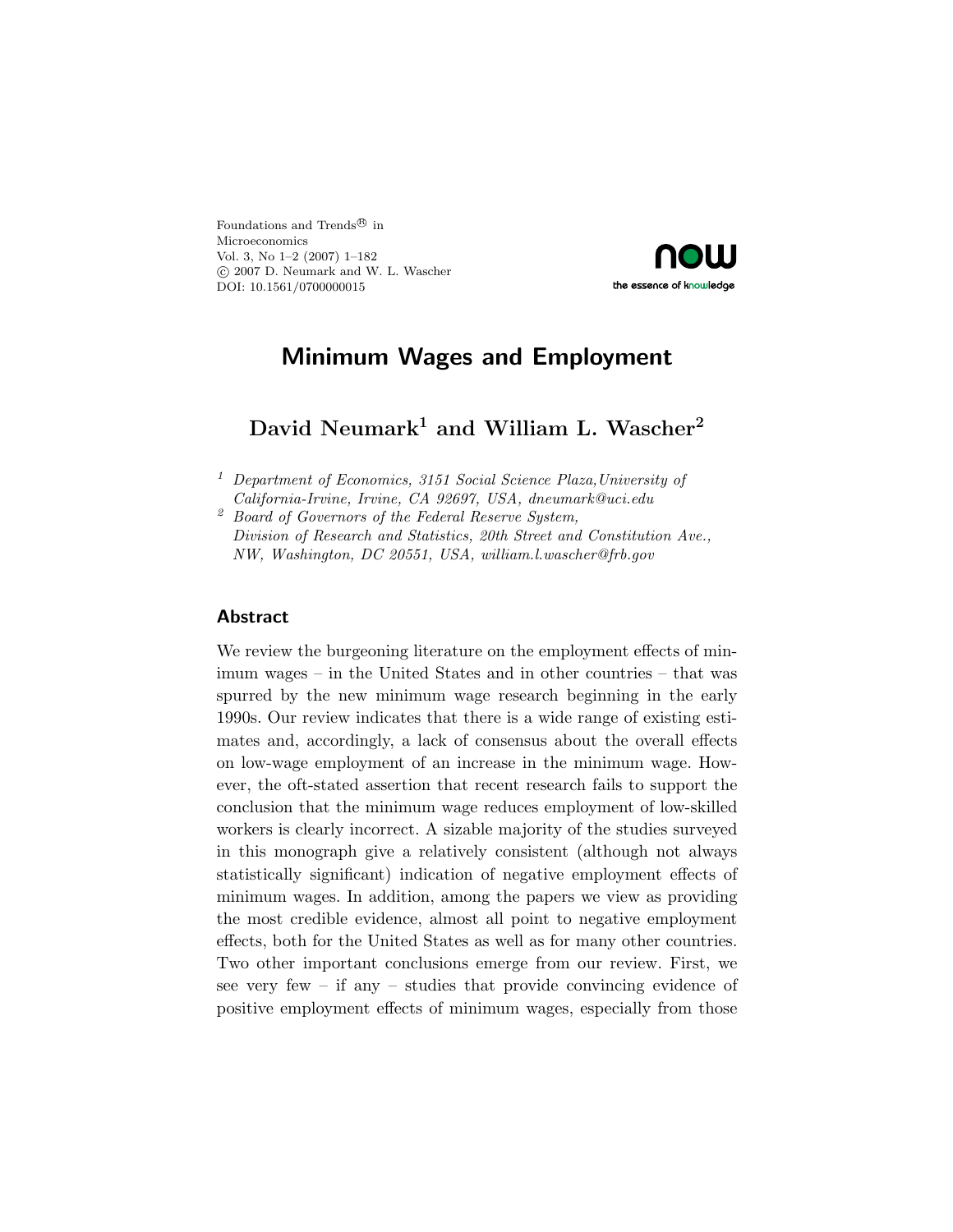Foundations and Trends® in Microeconomics
Vol. 3, No 1–2 (2007) 1–182
© 2007 D. Neumark and W. L. Wascher
DOI: 10.1561/0700000015

# Minimum Wages and Employment

## David Neumark[1] and William L. Wascher[2]

[1] *Department of Economics, 3151 Social Science Plaza, University of California-Irvine, Irvine, CA 92697, USA, dneumark@uci.edu*

[2] *Board of Governors of the Federal Reserve System, Division of Research and Statistics, 20th Street and Constitution Ave., NW, Washington, DC 20551, USA, william.l.wascher@frb.gov*

### Abstract

We review the burgeoning literature on the employment effects of minimum wages – in the United States and in other countries – that was spurred by the new minimum wage research beginning in the early 1990s. Our review indicates that there is a wide range of existing estimates and, accordingly, a lack of consensus about the overall effects on low-wage employment of an increase in the minimum wage. However, the oft-stated assertion that recent research fails to support the conclusion that the minimum wage reduces employment of low-skilled workers is clearly incorrect. A sizable majority of the studies surveyed in this monograph give a relatively consistent (although not always statistically significant) indication of negative employment effects of minimum wages. In addition, among the papers we view as providing the most credible evidence, almost all point to negative employment effects, both for the United States as well as for many other countries. Two other important conclusions emerge from our review. First, we see very few – if any – studies that provide convincing evidence of positive employment effects of minimum wages, especially from those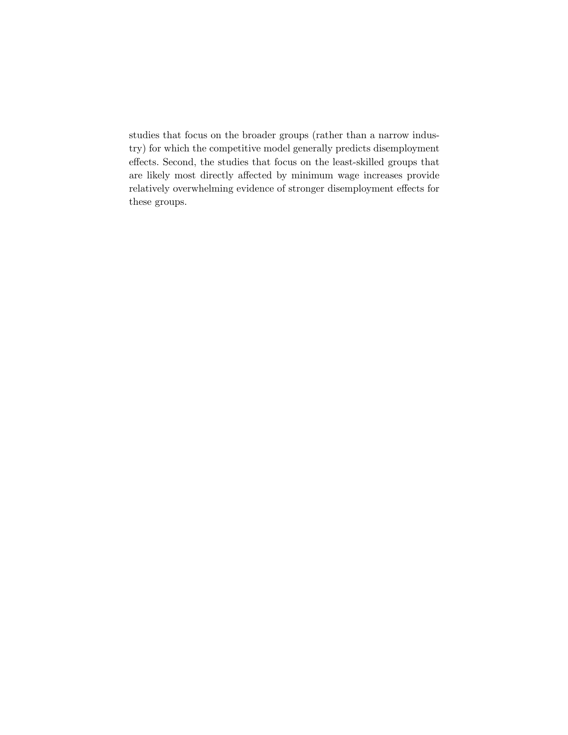studies that focus on the broader groups (rather than a narrow industry) for which the competitive model generally predicts disemployment effects. Second, the studies that focus on the least-skilled groups that are likely most directly affected by minimum wage increases provide relatively overwhelming evidence of stronger disemployment effects for these groups.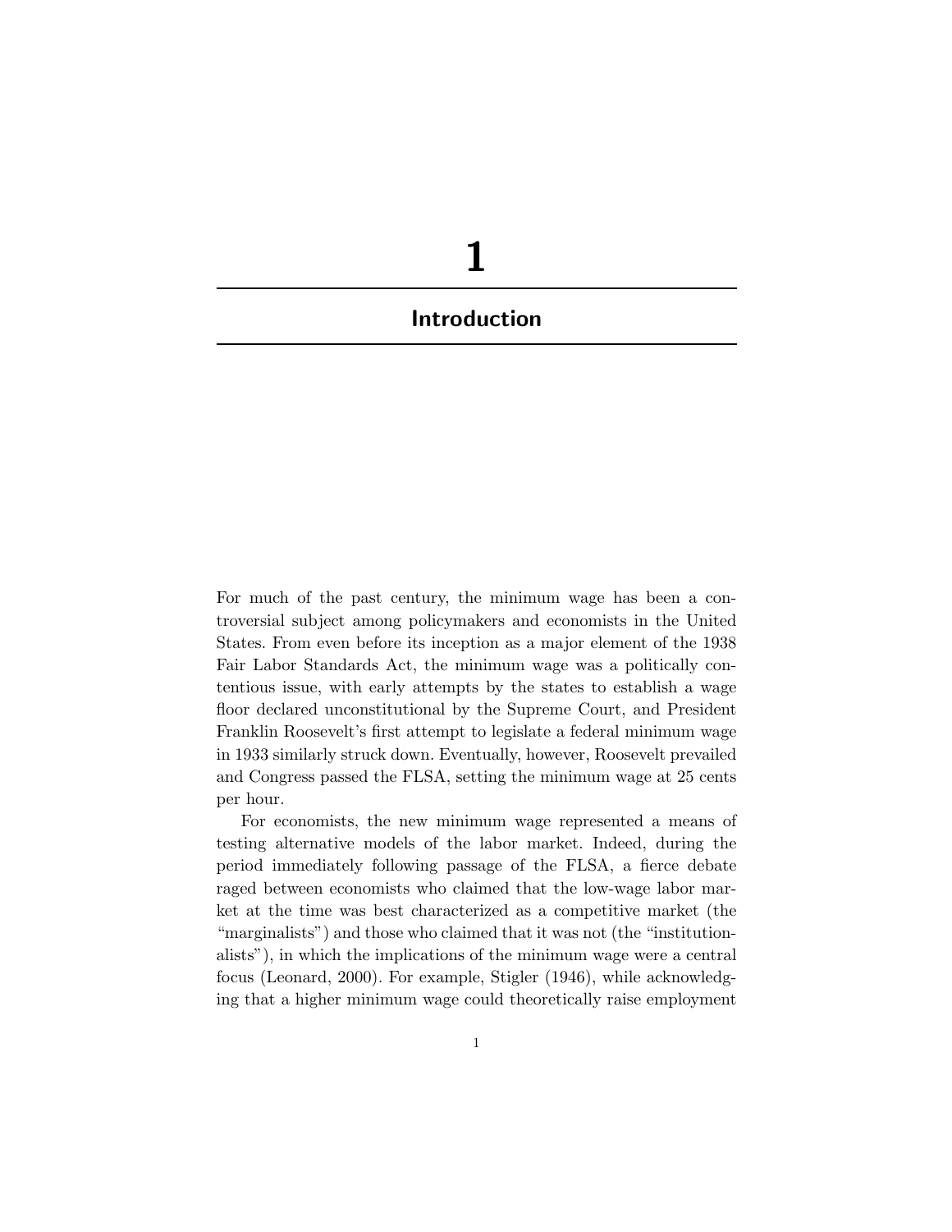# 1

# Introduction

For much of the past century, the minimum wage has been a controversial subject among policymakers and economists in the United States. From even before its inception as a major element of the 1938 Fair Labor Standards Act, the minimum wage was a politically contentious issue, with early attempts by the states to establish a wage floor declared unconstitutional by the Supreme Court, and President Franklin Roosevelt's first attempt to legislate a federal minimum wage in 1933 similarly struck down. Eventually, however, Roosevelt prevailed and Congress passed the FLSA, setting the minimum wage at 25 cents per hour.

For economists, the new minimum wage represented a means of testing alternative models of the labor market. Indeed, during the period immediately following passage of the FLSA, a fierce debate raged between economists who claimed that the low-wage labor market at the time was best characterized as a competitive market (the "marginalists") and those who claimed that it was not (the "institutionalists"), in which the implications of the minimum wage were a central focus (Leonard, 2000). For example, Stigler (1946), while acknowledging that a higher minimum wage could theoretically raise employment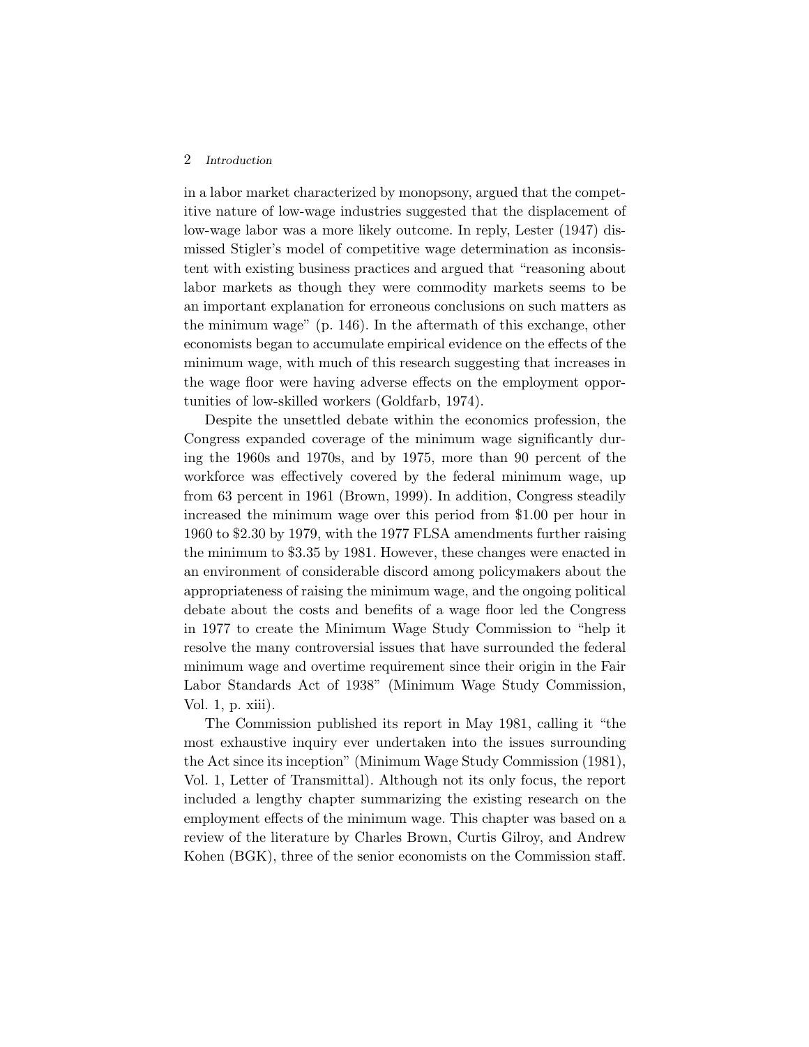in a labor market characterized by monopsony, argued that the competitive nature of low-wage industries suggested that the displacement of low-wage labor was a more likely outcome. In reply, Lester (1947) dismissed Stigler's model of competitive wage determination as inconsistent with existing business practices and argued that "reasoning about labor markets as though they were commodity markets seems to be an important explanation for erroneous conclusions on such matters as the minimum wage" (p. 146). In the aftermath of this exchange, other economists began to accumulate empirical evidence on the effects of the minimum wage, with much of this research suggesting that increases in the wage floor were having adverse effects on the employment opportunities of low-skilled workers (Goldfarb, 1974).

Despite the unsettled debate within the economics profession, the Congress expanded coverage of the minimum wage significantly during the 1960s and 1970s, and by 1975, more than 90 percent of the workforce was effectively covered by the federal minimum wage, up from 63 percent in 1961 (Brown, 1999). In addition, Congress steadily increased the minimum wage over this period from $1.00 per hour in 1960 to $2.30 by 1979, with the 1977 FLSA amendments further raising the minimum to $3.35 by 1981. However, these changes were enacted in an environment of considerable discord among policymakers about the appropriateness of raising the minimum wage, and the ongoing political debate about the costs and benefits of a wage floor led the Congress in 1977 to create the Minimum Wage Study Commission to "help it resolve the many controversial issues that have surrounded the federal minimum wage and overtime requirement since their origin in the Fair Labor Standards Act of 1938" (Minimum Wage Study Commission, Vol. 1, p. xiii).

The Commission published its report in May 1981, calling it "the most exhaustive inquiry ever undertaken into the issues surrounding the Act since its inception" (Minimum Wage Study Commission (1981), Vol. 1, Letter of Transmittal). Although not its only focus, the report included a lengthy chapter summarizing the existing research on the employment effects of the minimum wage. This chapter was based on a review of the literature by Charles Brown, Curtis Gilroy, and Andrew Kohen (BGK), three of the senior economists on the Commission staff.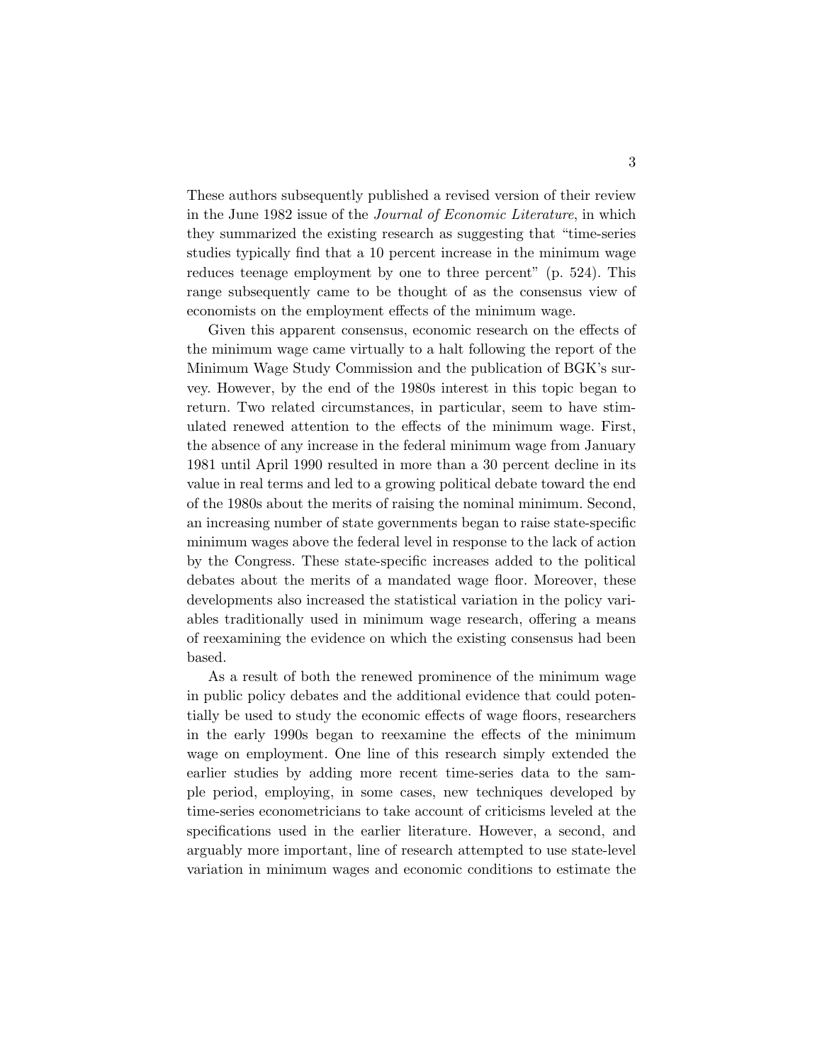These authors subsequently published a revised version of their review in the June 1982 issue of the *Journal of Economic Literature*, in which they summarized the existing research as suggesting that "time-series studies typically find that a 10 percent increase in the minimum wage reduces teenage employment by one to three percent" (p. 524). This range subsequently came to be thought of as the consensus view of economists on the employment effects of the minimum wage.

Given this apparent consensus, economic research on the effects of the minimum wage came virtually to a halt following the report of the Minimum Wage Study Commission and the publication of BGK's survey. However, by the end of the 1980s interest in this topic began to return. Two related circumstances, in particular, seem to have stimulated renewed attention to the effects of the minimum wage. First, the absence of any increase in the federal minimum wage from January 1981 until April 1990 resulted in more than a 30 percent decline in its value in real terms and led to a growing political debate toward the end of the 1980s about the merits of raising the nominal minimum. Second, an increasing number of state governments began to raise state-specific minimum wages above the federal level in response to the lack of action by the Congress. These state-specific increases added to the political debates about the merits of a mandated wage floor. Moreover, these developments also increased the statistical variation in the policy variables traditionally used in minimum wage research, offering a means of reexamining the evidence on which the existing consensus had been based.

As a result of both the renewed prominence of the minimum wage in public policy debates and the additional evidence that could potentially be used to study the economic effects of wage floors, researchers in the early 1990s began to reexamine the effects of the minimum wage on employment. One line of this research simply extended the earlier studies by adding more recent time-series data to the sample period, employing, in some cases, new techniques developed by time-series econometricians to take account of criticisms leveled at the specifications used in the earlier literature. However, a second, and arguably more important, line of research attempted to use state-level variation in minimum wages and economic conditions to estimate the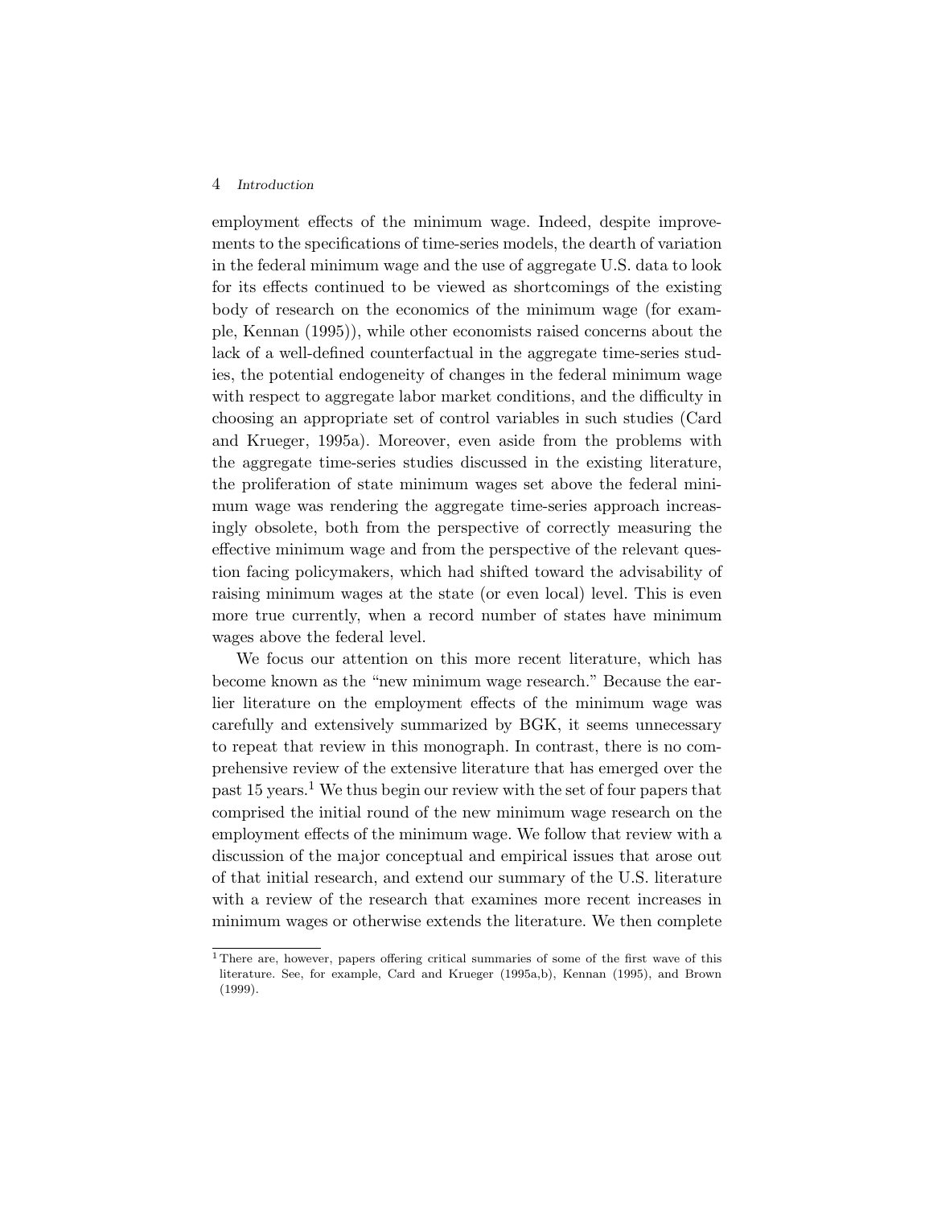employment effects of the minimum wage. Indeed, despite improvements to the specifications of time-series models, the dearth of variation in the federal minimum wage and the use of aggregate U.S. data to look for its effects continued to be viewed as shortcomings of the existing body of research on the economics of the minimum wage (for example, Kennan (1995)), while other economists raised concerns about the lack of a well-defined counterfactual in the aggregate time-series studies, the potential endogeneity of changes in the federal minimum wage with respect to aggregate labor market conditions, and the difficulty in choosing an appropriate set of control variables in such studies (Card and Krueger, 1995a). Moreover, even aside from the problems with the aggregate time-series studies discussed in the existing literature, the proliferation of state minimum wages set above the federal minimum wage was rendering the aggregate time-series approach increasingly obsolete, both from the perspective of correctly measuring the effective minimum wage and from the perspective of the relevant question facing policymakers, which had shifted toward the advisability of raising minimum wages at the state (or even local) level. This is even more true currently, when a record number of states have minimum wages above the federal level.

We focus our attention on this more recent literature, which has become known as the "new minimum wage research." Because the earlier literature on the employment effects of the minimum wage was carefully and extensively summarized by BGK, it seems unnecessary to repeat that review in this monograph. In contrast, there is no comprehensive review of the extensive literature that has emerged over the past 15 years.[1] We thus begin our review with the set of four papers that comprised the initial round of the new minimum wage research on the employment effects of the minimum wage. We follow that review with a discussion of the major conceptual and empirical issues that arose out of that initial research, and extend our summary of the U.S. literature with a review of the research that examines more recent increases in minimum wages or otherwise extends the literature. We then complete

[1] There are, however, papers offering critical summaries of some of the first wave of this literature. See, for example, Card and Krueger (1995a,b), Kennan (1995), and Brown (1999).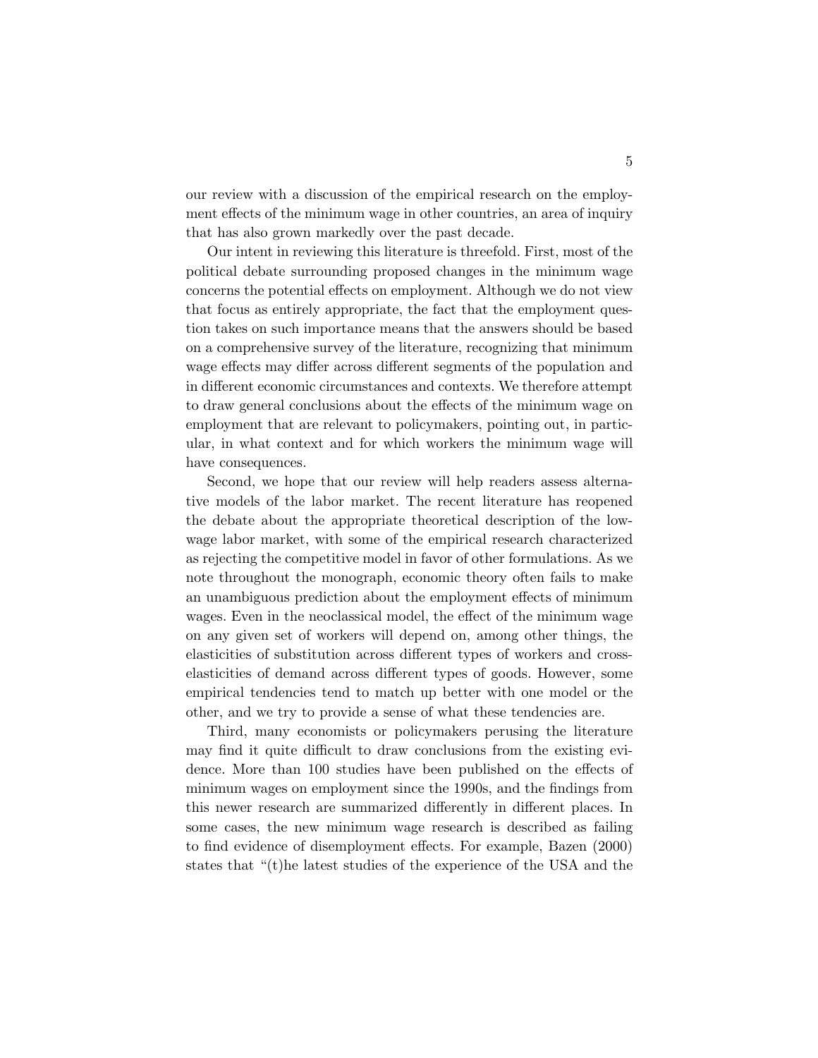our review with a discussion of the empirical research on the employment effects of the minimum wage in other countries, an area of inquiry that has also grown markedly over the past decade.

Our intent in reviewing this literature is threefold. First, most of the political debate surrounding proposed changes in the minimum wage concerns the potential effects on employment. Although we do not view that focus as entirely appropriate, the fact that the employment question takes on such importance means that the answers should be based on a comprehensive survey of the literature, recognizing that minimum wage effects may differ across different segments of the population and in different economic circumstances and contexts. We therefore attempt to draw general conclusions about the effects of the minimum wage on employment that are relevant to policymakers, pointing out, in particular, in what context and for which workers the minimum wage will have consequences.

Second, we hope that our review will help readers assess alternative models of the labor market. The recent literature has reopened the debate about the appropriate theoretical description of the low-wage labor market, with some of the empirical research characterized as rejecting the competitive model in favor of other formulations. As we note throughout the monograph, economic theory often fails to make an unambiguous prediction about the employment effects of minimum wages. Even in the neoclassical model, the effect of the minimum wage on any given set of workers will depend on, among other things, the elasticities of substitution across different types of workers and cross-elasticities of demand across different types of goods. However, some empirical tendencies tend to match up better with one model or the other, and we try to provide a sense of what these tendencies are.

Third, many economists or policymakers perusing the literature may find it quite difficult to draw conclusions from the existing evidence. More than 100 studies have been published on the effects of minimum wages on employment since the 1990s, and the findings from this newer research are summarized differently in different places. In some cases, the new minimum wage research is described as failing to find evidence of disemployment effects. For example, Bazen (2000) states that "(t)he latest studies of the experience of the USA and the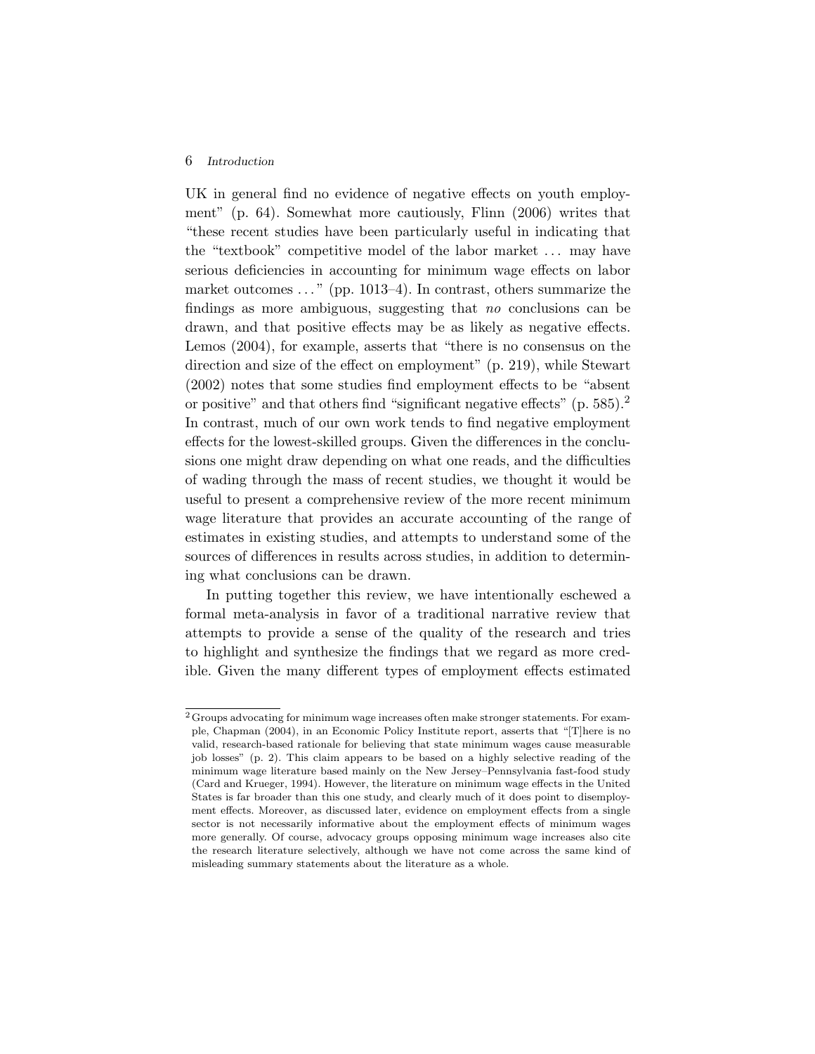UK in general find no evidence of negative effects on youth employment" (p. 64). Somewhat more cautiously, Flinn (2006) writes that "these recent studies have been particularly useful in indicating that the "textbook" competitive model of the labor market ... may have serious deficiencies in accounting for minimum wage effects on labor market outcomes ..." (pp. 1013–4). In contrast, others summarize the findings as more ambiguous, suggesting that *no* conclusions can be drawn, and that positive effects may be as likely as negative effects. Lemos (2004), for example, asserts that "there is no consensus on the direction and size of the effect on employment" (p. 219), while Stewart (2002) notes that some studies find employment effects to be "absent or positive" and that others find "significant negative effects" (p. 585).[2] In contrast, much of our own work tends to find negative employment effects for the lowest-skilled groups. Given the differences in the conclusions one might draw depending on what one reads, and the difficulties of wading through the mass of recent studies, we thought it would be useful to present a comprehensive review of the more recent minimum wage literature that provides an accurate accounting of the range of estimates in existing studies, and attempts to understand some of the sources of differences in results across studies, in addition to determining what conclusions can be drawn.

In putting together this review, we have intentionally eschewed a formal meta-analysis in favor of a traditional narrative review that attempts to provide a sense of the quality of the research and tries to highlight and synthesize the findings that we regard as more credible. Given the many different types of employment effects estimated

[2] Groups advocating for minimum wage increases often make stronger statements. For example, Chapman (2004), in an Economic Policy Institute report, asserts that "[T]here is no valid, research-based rationale for believing that state minimum wages cause measurable job losses" (p. 2). This claim appears to be based on a highly selective reading of the minimum wage literature based mainly on the New Jersey–Pennsylvania fast-food study (Card and Krueger, 1994). However, the literature on minimum wage effects in the United States is far broader than this one study, and clearly much of it does point to disemployment effects. Moreover, as discussed later, evidence on employment effects from a single sector is not necessarily informative about the employment effects of minimum wages more generally. Of course, advocacy groups opposing minimum wage increases also cite the research literature selectively, although we have not come across the same kind of misleading summary statements about the literature as a whole.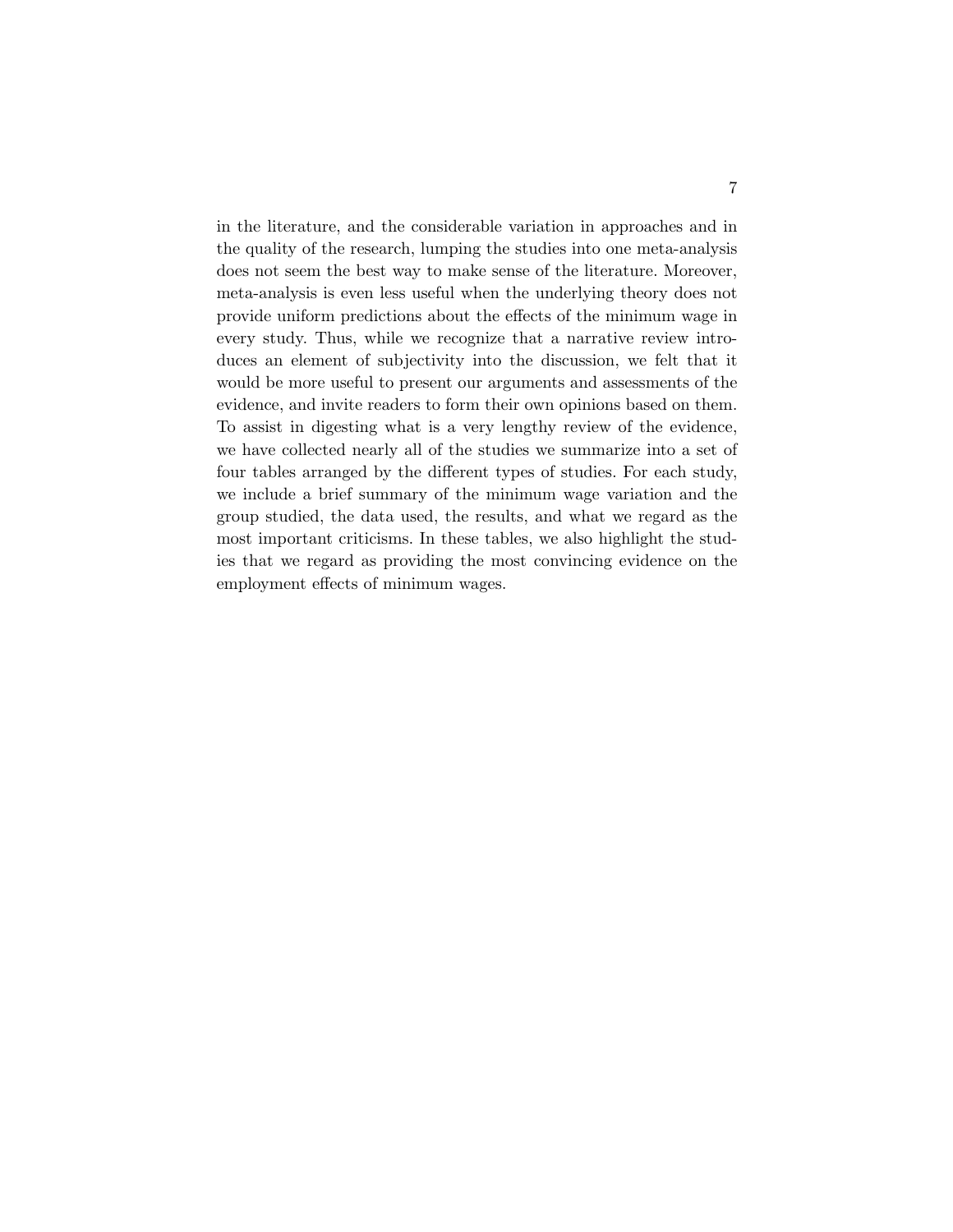in the literature, and the considerable variation in approaches and in the quality of the research, lumping the studies into one meta-analysis does not seem the best way to make sense of the literature. Moreover, meta-analysis is even less useful when the underlying theory does not provide uniform predictions about the effects of the minimum wage in every study. Thus, while we recognize that a narrative review introduces an element of subjectivity into the discussion, we felt that it would be more useful to present our arguments and assessments of the evidence, and invite readers to form their own opinions based on them. To assist in digesting what is a very lengthy review of the evidence, we have collected nearly all of the studies we summarize into a set of four tables arranged by the different types of studies. For each study, we include a brief summary of the minimum wage variation and the group studied, the data used, the results, and what we regard as the most important criticisms. In these tables, we also highlight the studies that we regard as providing the most convincing evidence on the employment effects of minimum wages.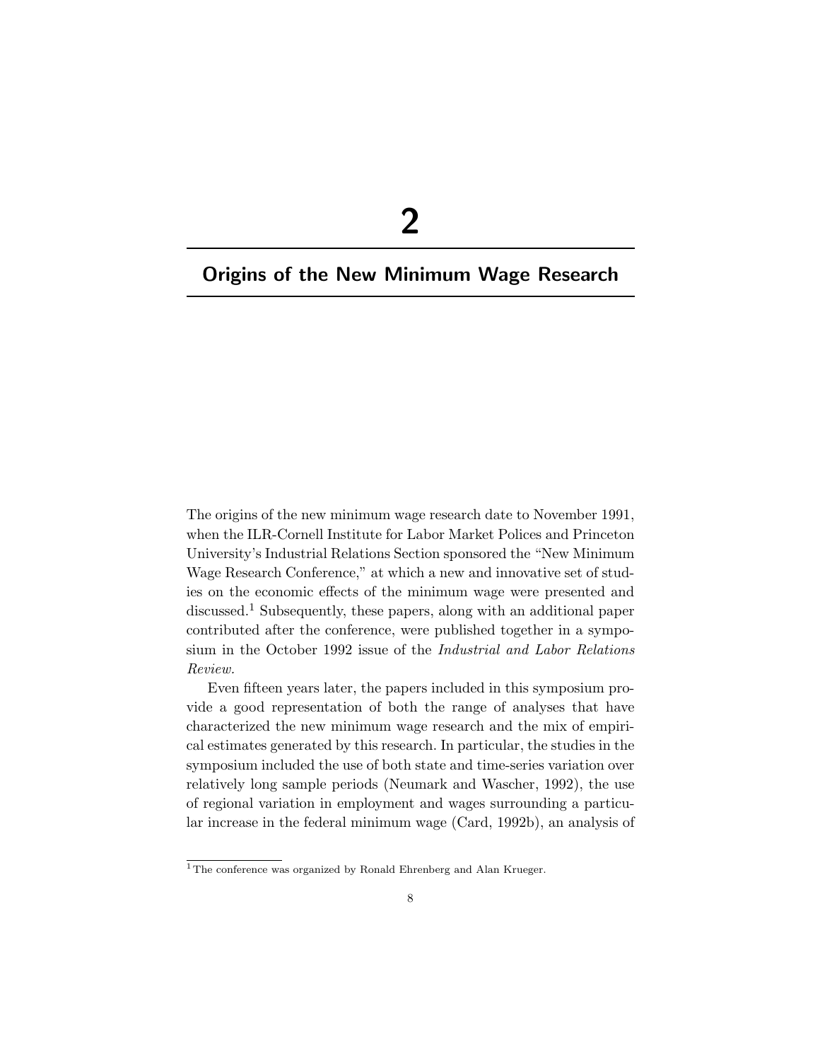# 2

## Origins of the New Minimum Wage Research

The origins of the new minimum wage research date to November 1991, when the ILR-Cornell Institute for Labor Market Polices and Princeton University's Industrial Relations Section sponsored the "New Minimum Wage Research Conference," at which a new and innovative set of studies on the economic effects of the minimum wage were presented and discussed.[1] Subsequently, these papers, along with an additional paper contributed after the conference, were published together in a symposium in the October 1992 issue of the *Industrial and Labor Relations Review.*

Even fifteen years later, the papers included in this symposium provide a good representation of both the range of analyses that have characterized the new minimum wage research and the mix of empirical estimates generated by this research. In particular, the studies in the symposium included the use of both state and time-series variation over relatively long sample periods (Neumark and Wascher, 1992), the use of regional variation in employment and wages surrounding a particular increase in the federal minimum wage (Card, 1992b), an analysis of

[1] The conference was organized by Ronald Ehrenberg and Alan Krueger.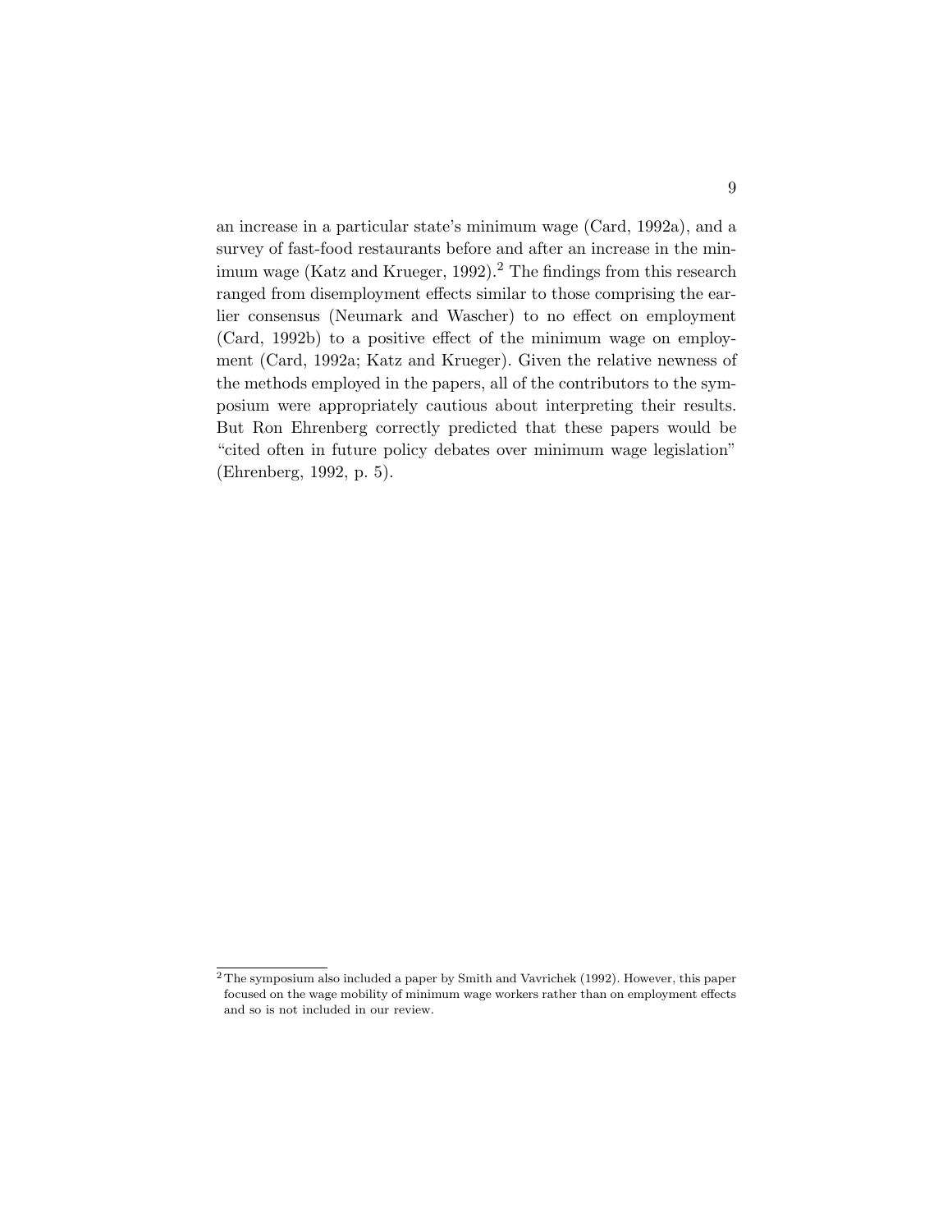an increase in a particular state's minimum wage (Card, 1992a), and a survey of fast-food restaurants before and after an increase in the minimum wage (Katz and Krueger, 1992).[2] The findings from this research ranged from disemployment effects similar to those comprising the earlier consensus (Neumark and Wascher) to no effect on employment (Card, 1992b) to a positive effect of the minimum wage on employment (Card, 1992a; Katz and Krueger). Given the relative newness of the methods employed in the papers, all of the contributors to the symposium were appropriately cautious about interpreting their results. But Ron Ehrenberg correctly predicted that these papers would be "cited often in future policy debates over minimum wage legislation" (Ehrenberg, 1992, p. 5).

[2] The symposium also included a paper by Smith and Vavrichek (1992). However, this paper focused on the wage mobility of minimum wage workers rather than on employment effects and so is not included in our review.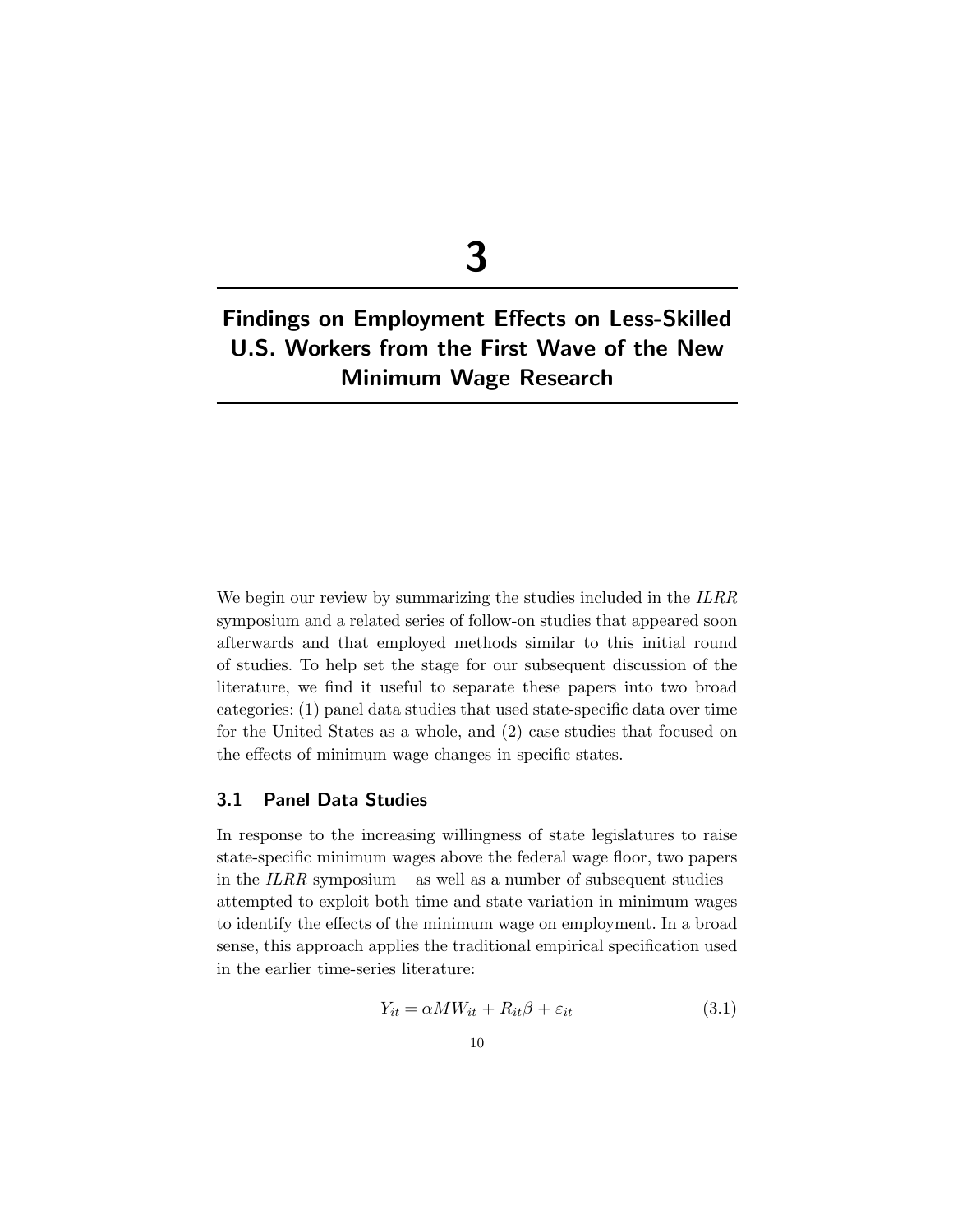# 3

# Findings on Employment Effects on Less-Skilled U.S. Workers from the First Wave of the New Minimum Wage Research

We begin our review by summarizing the studies included in the *ILRR* symposium and a related series of follow-on studies that appeared soon afterwards and that employed methods similar to this initial round of studies. To help set the stage for our subsequent discussion of the literature, we find it useful to separate these papers into two broad categories: (1) panel data studies that used state-specific data over time for the United States as a whole, and (2) case studies that focused on the effects of minimum wage changes in specific states.

## 3.1 Panel Data Studies

In response to the increasing willingness of state legislatures to raise state-specific minimum wages above the federal wage floor, two papers in the *ILRR* symposium – as well as a number of subsequent studies – attempted to exploit both time and state variation in minimum wages to identify the effects of the minimum wage on employment. In a broad sense, this approach applies the traditional empirical specification used in the earlier time-series literature:

$$Y_{it} = \alpha MW_{it} + R_{it}\beta + \varepsilon_{it} \tag{3.1}$$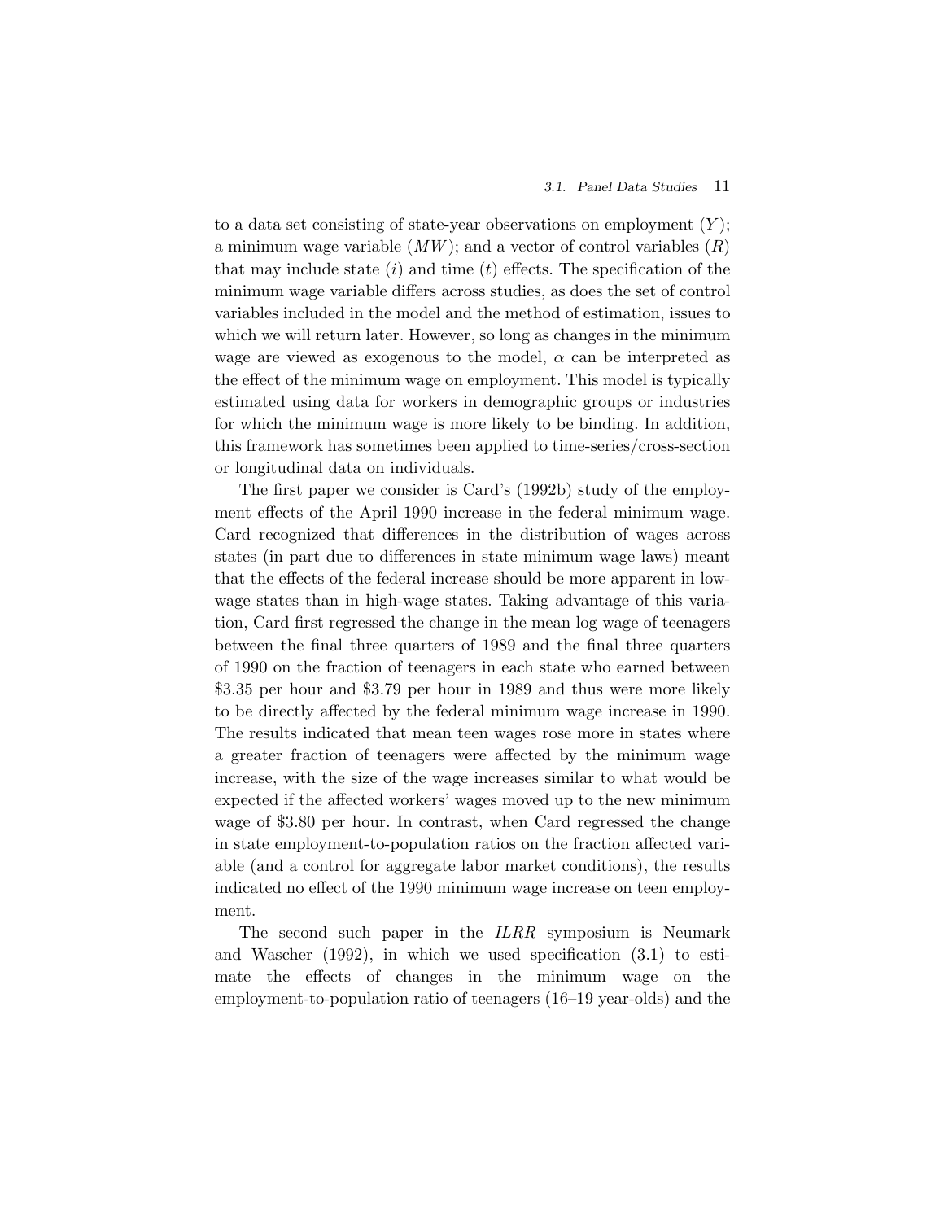to a data set consisting of state-year observations on employment ($Y$); a minimum wage variable ($MW$); and a vector of control variables ($R$) that may include state ($i$) and time ($t$) effects. The specification of the minimum wage variable differs across studies, as does the set of control variables included in the model and the method of estimation, issues to which we will return later. However, so long as changes in the minimum wage are viewed as exogenous to the model, $\alpha$ can be interpreted as the effect of the minimum wage on employment. This model is typically estimated using data for workers in demographic groups or industries for which the minimum wage is more likely to be binding. In addition, this framework has sometimes been applied to time-series/cross-section or longitudinal data on individuals.

The first paper we consider is Card's (1992b) study of the employment effects of the April 1990 increase in the federal minimum wage. Card recognized that differences in the distribution of wages across states (in part due to differences in state minimum wage laws) meant that the effects of the federal increase should be more apparent in low-wage states than in high-wage states. Taking advantage of this variation, Card first regressed the change in the mean log wage of teenagers between the final three quarters of 1989 and the final three quarters of 1990 on the fraction of teenagers in each state who earned between \$3.35 per hour and \$3.79 per hour in 1989 and thus were more likely to be directly affected by the federal minimum wage increase in 1990. The results indicated that mean teen wages rose more in states where a greater fraction of teenagers were affected by the minimum wage increase, with the size of the wage increases similar to what would be expected if the affected workers' wages moved up to the new minimum wage of \$3.80 per hour. In contrast, when Card regressed the change in state employment-to-population ratios on the fraction affected variable (and a control for aggregate labor market conditions), the results indicated no effect of the 1990 minimum wage increase on teen employment.

The second such paper in the *ILRR* symposium is Neumark and Wascher (1992), in which we used specification (3.1) to estimate the effects of changes in the minimum wage on the employment-to-population ratio of teenagers (16–19 year-olds) and the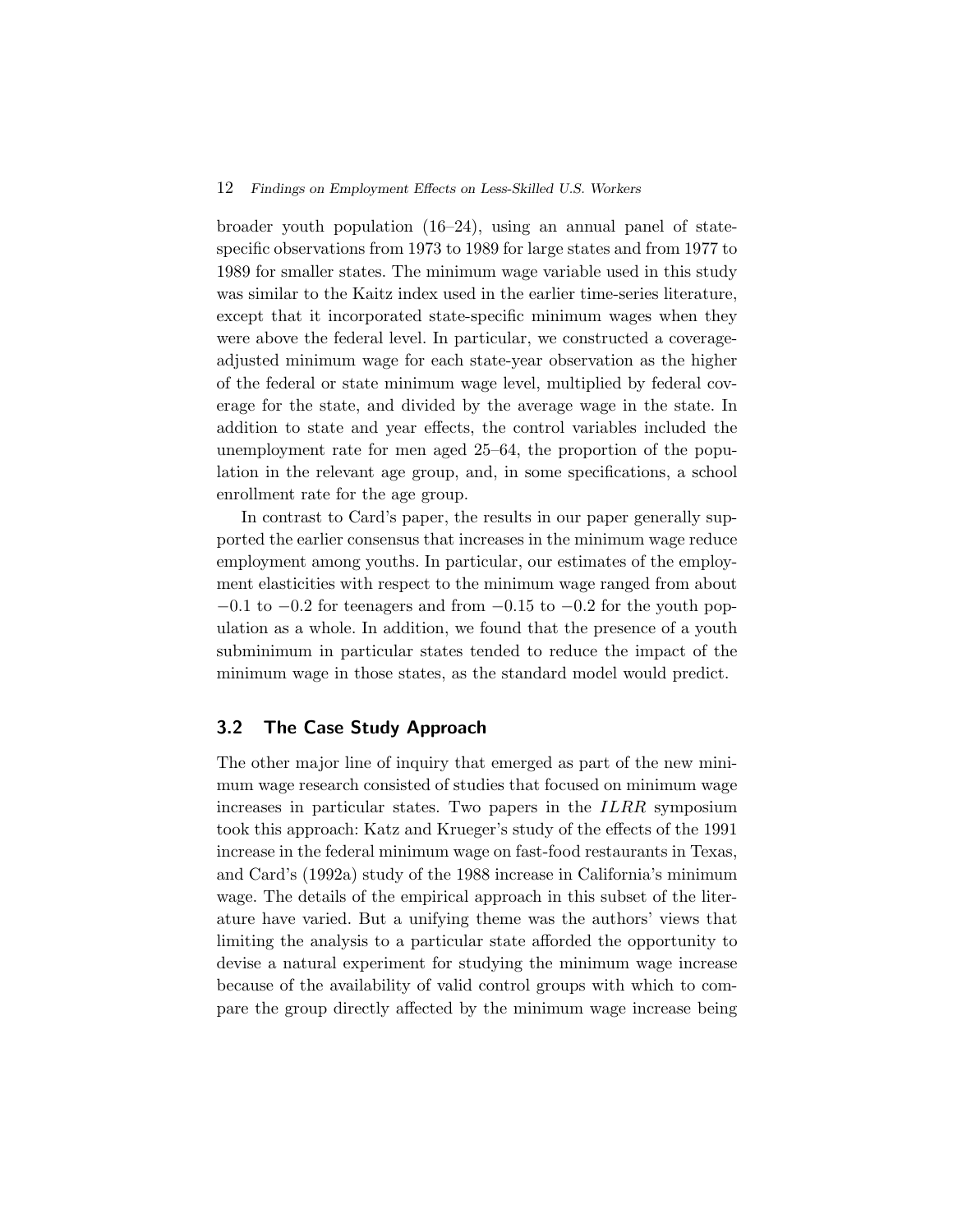broader youth population (16–24), using an annual panel of state-specific observations from 1973 to 1989 for large states and from 1977 to 1989 for smaller states. The minimum wage variable used in this study was similar to the Kaitz index used in the earlier time-series literature, except that it incorporated state-specific minimum wages when they were above the federal level. In particular, we constructed a coverage-adjusted minimum wage for each state-year observation as the higher of the federal or state minimum wage level, multiplied by federal coverage for the state, and divided by the average wage in the state. In addition to state and year effects, the control variables included the unemployment rate for men aged 25–64, the proportion of the population in the relevant age group, and, in some specifications, a school enrollment rate for the age group.

In contrast to Card's paper, the results in our paper generally supported the earlier consensus that increases in the minimum wage reduce employment among youths. In particular, our estimates of the employment elasticities with respect to the minimum wage ranged from about −0.1 to −0.2 for teenagers and from −0.15 to −0.2 for the youth population as a whole. In addition, we found that the presence of a youth subminimum in particular states tended to reduce the impact of the minimum wage in those states, as the standard model would predict.

## 3.2 The Case Study Approach

The other major line of inquiry that emerged as part of the new minimum wage research consisted of studies that focused on minimum wage increases in particular states. Two papers in the *ILRR* symposium took this approach: Katz and Krueger's study of the effects of the 1991 increase in the federal minimum wage on fast-food restaurants in Texas, and Card's (1992a) study of the 1988 increase in California's minimum wage. The details of the empirical approach in this subset of the literature have varied. But a unifying theme was the authors' views that limiting the analysis to a particular state afforded the opportunity to devise a natural experiment for studying the minimum wage increase because of the availability of valid control groups with which to compare the group directly affected by the minimum wage increase being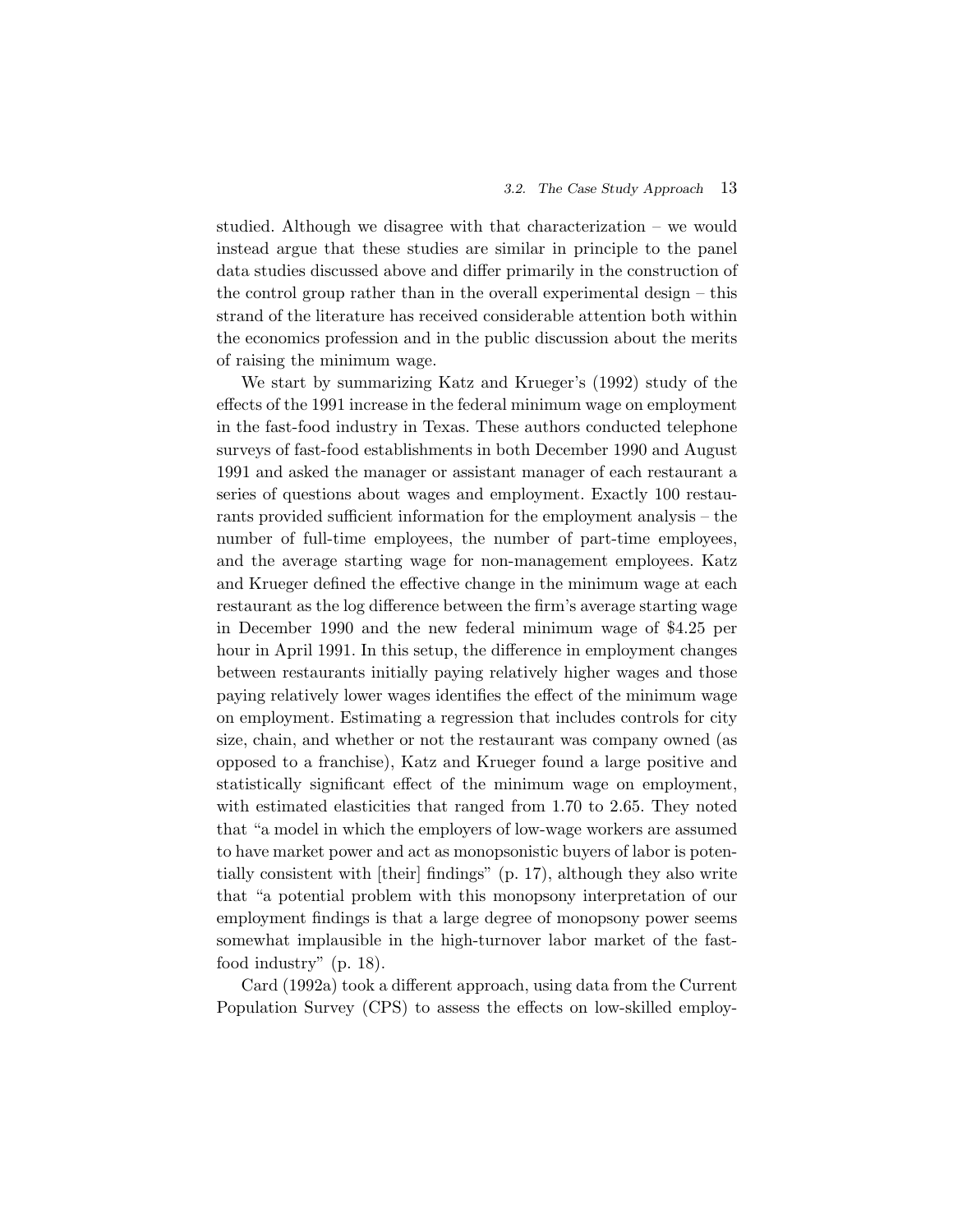studied. Although we disagree with that characterization – we would instead argue that these studies are similar in principle to the panel data studies discussed above and differ primarily in the construction of the control group rather than in the overall experimental design – this strand of the literature has received considerable attention both within the economics profession and in the public discussion about the merits of raising the minimum wage.

We start by summarizing Katz and Krueger's (1992) study of the effects of the 1991 increase in the federal minimum wage on employment in the fast-food industry in Texas. These authors conducted telephone surveys of fast-food establishments in both December 1990 and August 1991 and asked the manager or assistant manager of each restaurant a series of questions about wages and employment. Exactly 100 restaurants provided sufficient information for the employment analysis – the number of full-time employees, the number of part-time employees, and the average starting wage for non-management employees. Katz and Krueger defined the effective change in the minimum wage at each restaurant as the log difference between the firm's average starting wage in December 1990 and the new federal minimum wage of $4.25 per hour in April 1991. In this setup, the difference in employment changes between restaurants initially paying relatively higher wages and those paying relatively lower wages identifies the effect of the minimum wage on employment. Estimating a regression that includes controls for city size, chain, and whether or not the restaurant was company owned (as opposed to a franchise), Katz and Krueger found a large positive and statistically significant effect of the minimum wage on employment, with estimated elasticities that ranged from 1.70 to 2.65. They noted that "a model in which the employers of low-wage workers are assumed to have market power and act as monopsonistic buyers of labor is potentially consistent with [their] findings" (p. 17), although they also write that "a potential problem with this monopsony interpretation of our employment findings is that a large degree of monopsony power seems somewhat implausible in the high-turnover labor market of the fast-food industry" (p. 18).

Card (1992a) took a different approach, using data from the Current Population Survey (CPS) to assess the effects on low-skilled employ-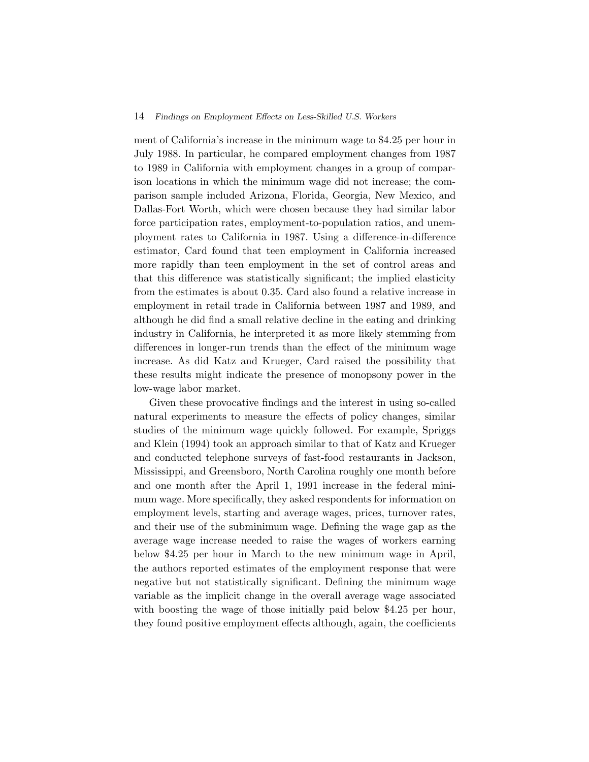ment of California's increase in the minimum wage to \$4.25 per hour in July 1988. In particular, he compared employment changes from 1987 to 1989 in California with employment changes in a group of comparison locations in which the minimum wage did not increase; the comparison sample included Arizona, Florida, Georgia, New Mexico, and Dallas-Fort Worth, which were chosen because they had similar labor force participation rates, employment-to-population ratios, and unemployment rates to California in 1987. Using a difference-in-difference estimator, Card found that teen employment in California increased more rapidly than teen employment in the set of control areas and that this difference was statistically significant; the implied elasticity from the estimates is about 0.35. Card also found a relative increase in employment in retail trade in California between 1987 and 1989, and although he did find a small relative decline in the eating and drinking industry in California, he interpreted it as more likely stemming from differences in longer-run trends than the effect of the minimum wage increase. As did Katz and Krueger, Card raised the possibility that these results might indicate the presence of monopsony power in the low-wage labor market.

Given these provocative findings and the interest in using so-called natural experiments to measure the effects of policy changes, similar studies of the minimum wage quickly followed. For example, Spriggs and Klein (1994) took an approach similar to that of Katz and Krueger and conducted telephone surveys of fast-food restaurants in Jackson, Mississippi, and Greensboro, North Carolina roughly one month before and one month after the April 1, 1991 increase in the federal minimum wage. More specifically, they asked respondents for information on employment levels, starting and average wages, prices, turnover rates, and their use of the subminimum wage. Defining the wage gap as the average wage increase needed to raise the wages of workers earning below \$4.25 per hour in March to the new minimum wage in April, the authors reported estimates of the employment response that were negative but not statistically significant. Defining the minimum wage variable as the implicit change in the overall average wage associated with boosting the wage of those initially paid below \$4.25 per hour, they found positive employment effects although, again, the coefficients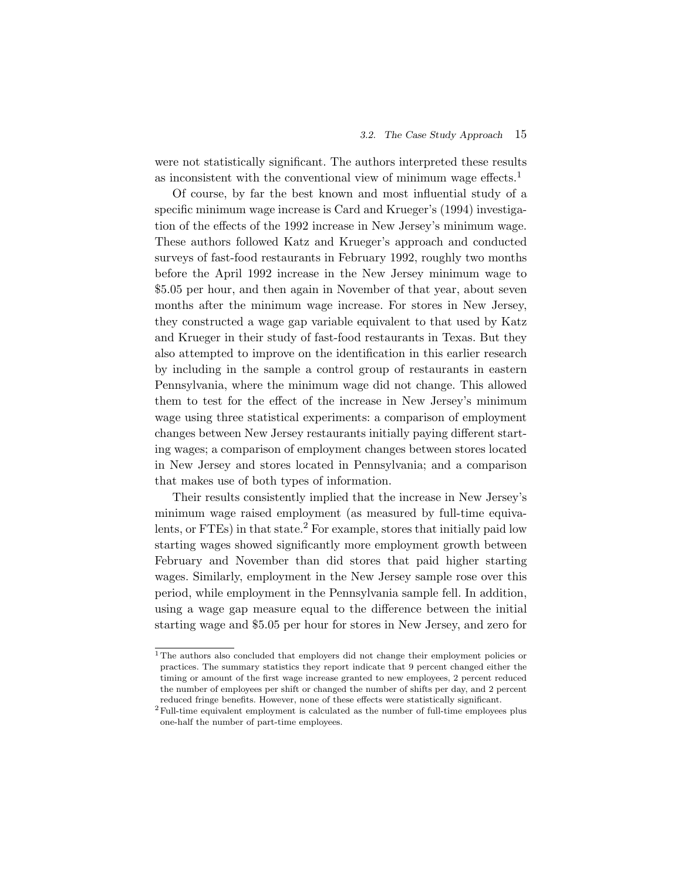were not statistically significant. The authors interpreted these results as inconsistent with the conventional view of minimum wage effects.[1]

Of course, by far the best known and most influential study of a specific minimum wage increase is Card and Krueger's (1994) investigation of the effects of the 1992 increase in New Jersey's minimum wage. These authors followed Katz and Krueger's approach and conducted surveys of fast-food restaurants in February 1992, roughly two months before the April 1992 increase in the New Jersey minimum wage to $5.05 per hour, and then again in November of that year, about seven months after the minimum wage increase. For stores in New Jersey, they constructed a wage gap variable equivalent to that used by Katz and Krueger in their study of fast-food restaurants in Texas. But they also attempted to improve on the identification in this earlier research by including in the sample a control group of restaurants in eastern Pennsylvania, where the minimum wage did not change. This allowed them to test for the effect of the increase in New Jersey's minimum wage using three statistical experiments: a comparison of employment changes between New Jersey restaurants initially paying different starting wages; a comparison of employment changes between stores located in New Jersey and stores located in Pennsylvania; and a comparison that makes use of both types of information.

Their results consistently implied that the increase in New Jersey's minimum wage raised employment (as measured by full-time equivalents, or FTEs) in that state.[2] For example, stores that initially paid low starting wages showed significantly more employment growth between February and November than did stores that paid higher starting wages. Similarly, employment in the New Jersey sample rose over this period, while employment in the Pennsylvania sample fell. In addition, using a wage gap measure equal to the difference between the initial starting wage and $5.05 per hour for stores in New Jersey, and zero for

[1] The authors also concluded that employers did not change their employment policies or practices. The summary statistics they report indicate that 9 percent changed either the timing or amount of the first wage increase granted to new employees, 2 percent reduced the number of employees per shift or changed the number of shifts per day, and 2 percent reduced fringe benefits. However, none of these effects were statistically significant.

[2] Full-time equivalent employment is calculated as the number of full-time employees plus one-half the number of part-time employees.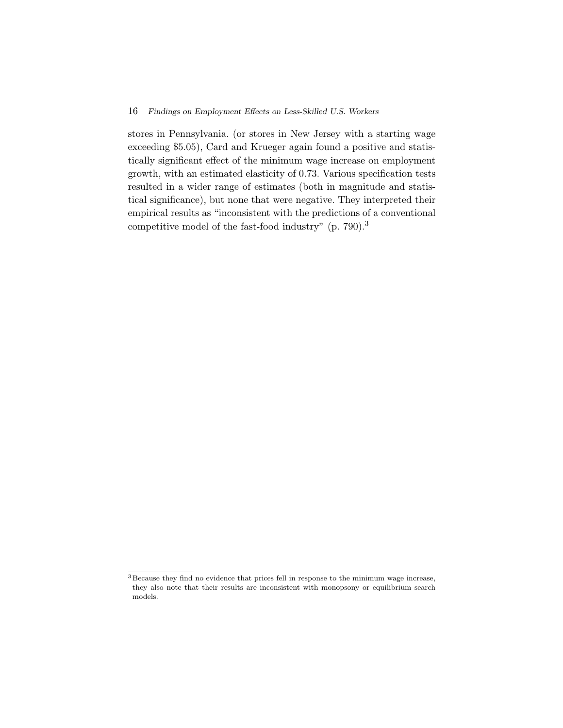stores in Pennsylvania. (or stores in New Jersey with a starting wage exceeding $5.05), Card and Krueger again found a positive and statistically significant effect of the minimum wage increase on employment growth, with an estimated elasticity of 0.73. Various specification tests resulted in a wider range of estimates (both in magnitude and statistical significance), but none that were negative. They interpreted their empirical results as "inconsistent with the predictions of a conventional competitive model of the fast-food industry" (p. 790).[3]

[3] Because they find no evidence that prices fell in response to the minimum wage increase, they also note that their results are inconsistent with monopsony or equilibrium search models.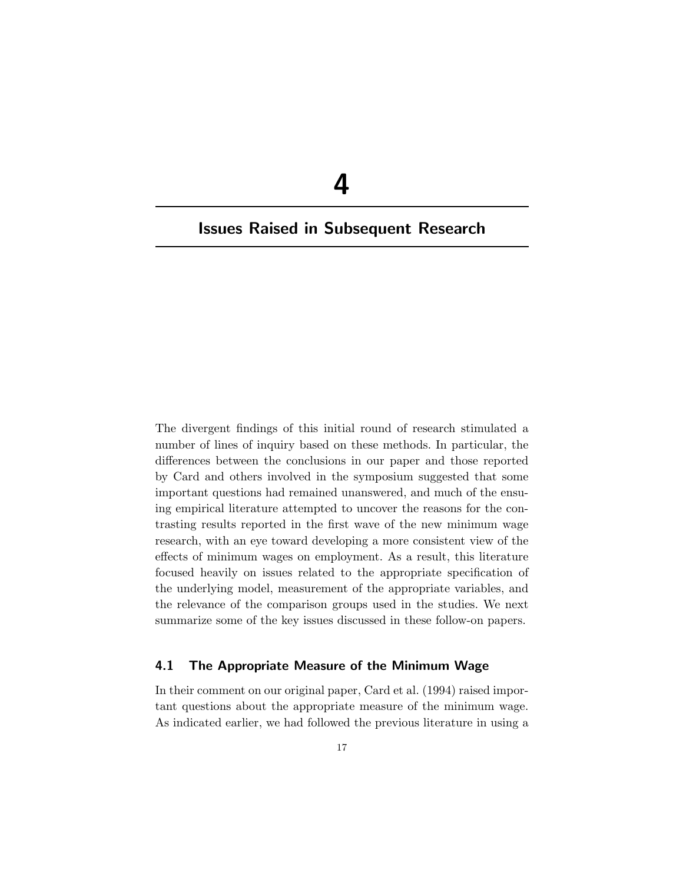# 4

# Issues Raised in Subsequent Research

The divergent findings of this initial round of research stimulated a number of lines of inquiry based on these methods. In particular, the differences between the conclusions in our paper and those reported by Card and others involved in the symposium suggested that some important questions had remained unanswered, and much of the ensuing empirical literature attempted to uncover the reasons for the contrasting results reported in the first wave of the new minimum wage research, with an eye toward developing a more consistent view of the effects of minimum wages on employment. As a result, this literature focused heavily on issues related to the appropriate specification of the underlying model, measurement of the appropriate variables, and the relevance of the comparison groups used in the studies. We next summarize some of the key issues discussed in these follow-on papers.

## 4.1 The Appropriate Measure of the Minimum Wage

In their comment on our original paper, Card et al. (1994) raised important questions about the appropriate measure of the minimum wage. As indicated earlier, we had followed the previous literature in using a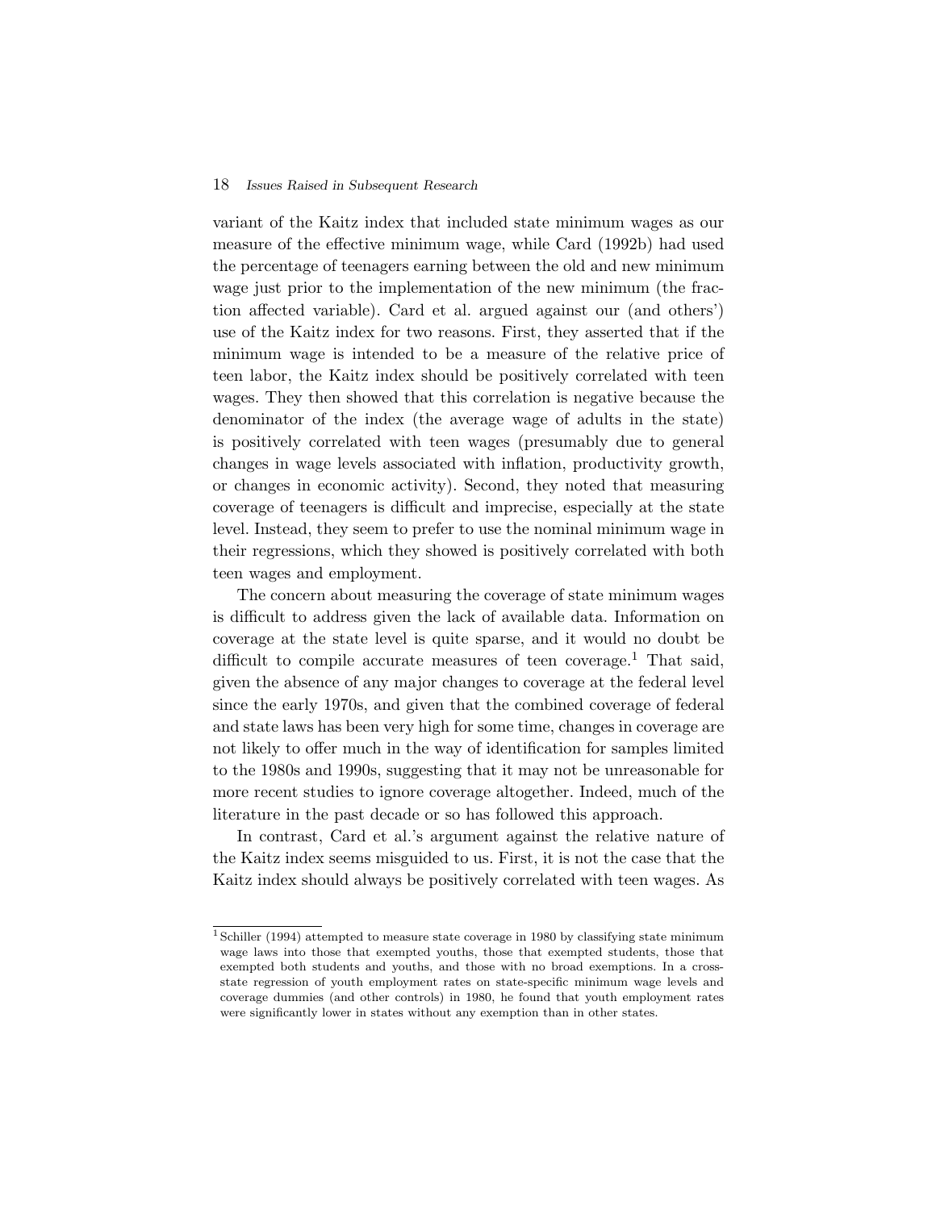variant of the Kaitz index that included state minimum wages as our measure of the effective minimum wage, while Card (1992b) had used the percentage of teenagers earning between the old and new minimum wage just prior to the implementation of the new minimum (the fraction affected variable). Card et al. argued against our (and others') use of the Kaitz index for two reasons. First, they asserted that if the minimum wage is intended to be a measure of the relative price of teen labor, the Kaitz index should be positively correlated with teen wages. They then showed that this correlation is negative because the denominator of the index (the average wage of adults in the state) is positively correlated with teen wages (presumably due to general changes in wage levels associated with inflation, productivity growth, or changes in economic activity). Second, they noted that measuring coverage of teenagers is difficult and imprecise, especially at the state level. Instead, they seem to prefer to use the nominal minimum wage in their regressions, which they showed is positively correlated with both teen wages and employment.

The concern about measuring the coverage of state minimum wages is difficult to address given the lack of available data. Information on coverage at the state level is quite sparse, and it would no doubt be difficult to compile accurate measures of teen coverage.[1] That said, given the absence of any major changes to coverage at the federal level since the early 1970s, and given that the combined coverage of federal and state laws has been very high for some time, changes in coverage are not likely to offer much in the way of identification for samples limited to the 1980s and 1990s, suggesting that it may not be unreasonable for more recent studies to ignore coverage altogether. Indeed, much of the literature in the past decade or so has followed this approach.

In contrast, Card et al.'s argument against the relative nature of the Kaitz index seems misguided to us. First, it is not the case that the Kaitz index should always be positively correlated with teen wages. As

[1] Schiller (1994) attempted to measure state coverage in 1980 by classifying state minimum wage laws into those that exempted youths, those that exempted students, those that exempted both students and youths, and those with no broad exemptions. In a cross-state regression of youth employment rates on state-specific minimum wage levels and coverage dummies (and other controls) in 1980, he found that youth employment rates were significantly lower in states without any exemption than in other states.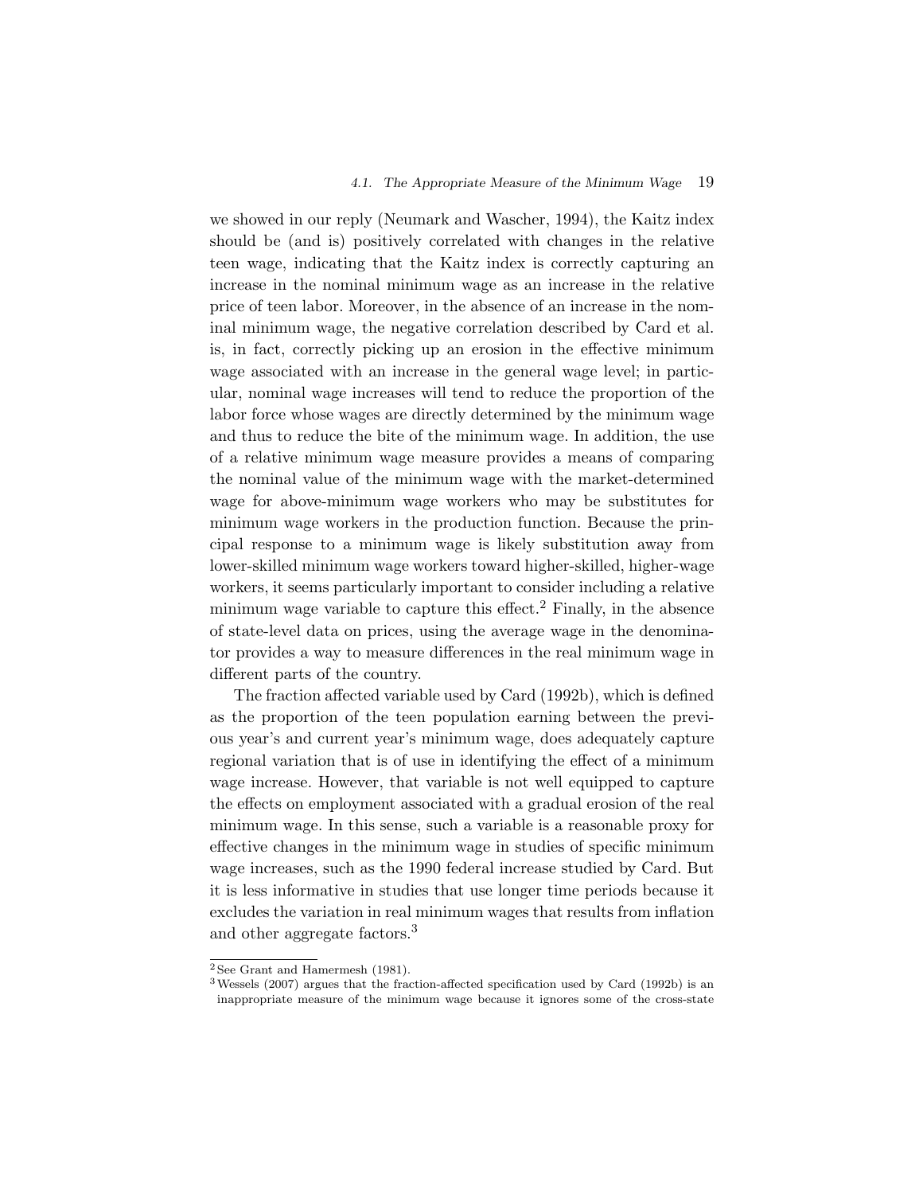we showed in our reply (Neumark and Wascher, 1994), the Kaitz index should be (and is) positively correlated with changes in the relative teen wage, indicating that the Kaitz index is correctly capturing an increase in the nominal minimum wage as an increase in the relative price of teen labor. Moreover, in the absence of an increase in the nominal minimum wage, the negative correlation described by Card et al. is, in fact, correctly picking up an erosion in the effective minimum wage associated with an increase in the general wage level; in particular, nominal wage increases will tend to reduce the proportion of the labor force whose wages are directly determined by the minimum wage and thus to reduce the bite of the minimum wage. In addition, the use of a relative minimum wage measure provides a means of comparing the nominal value of the minimum wage with the market-determined wage for above-minimum wage workers who may be substitutes for minimum wage workers in the production function. Because the principal response to a minimum wage is likely substitution away from lower-skilled minimum wage workers toward higher-skilled, higher-wage workers, it seems particularly important to consider including a relative minimum wage variable to capture this effect.[2] Finally, in the absence of state-level data on prices, using the average wage in the denominator provides a way to measure differences in the real minimum wage in different parts of the country.

The fraction affected variable used by Card (1992b), which is defined as the proportion of the teen population earning between the previous year's and current year's minimum wage, does adequately capture regional variation that is of use in identifying the effect of a minimum wage increase. However, that variable is not well equipped to capture the effects on employment associated with a gradual erosion of the real minimum wage. In this sense, such a variable is a reasonable proxy for effective changes in the minimum wage in studies of specific minimum wage increases, such as the 1990 federal increase studied by Card. But it is less informative in studies that use longer time periods because it excludes the variation in real minimum wages that results from inflation and other aggregate factors.[3]

---

[2] See Grant and Hamermesh (1981).

[3] Wessels (2007) argues that the fraction-affected specification used by Card (1992b) is an inappropriate measure of the minimum wage because it ignores some of the cross-state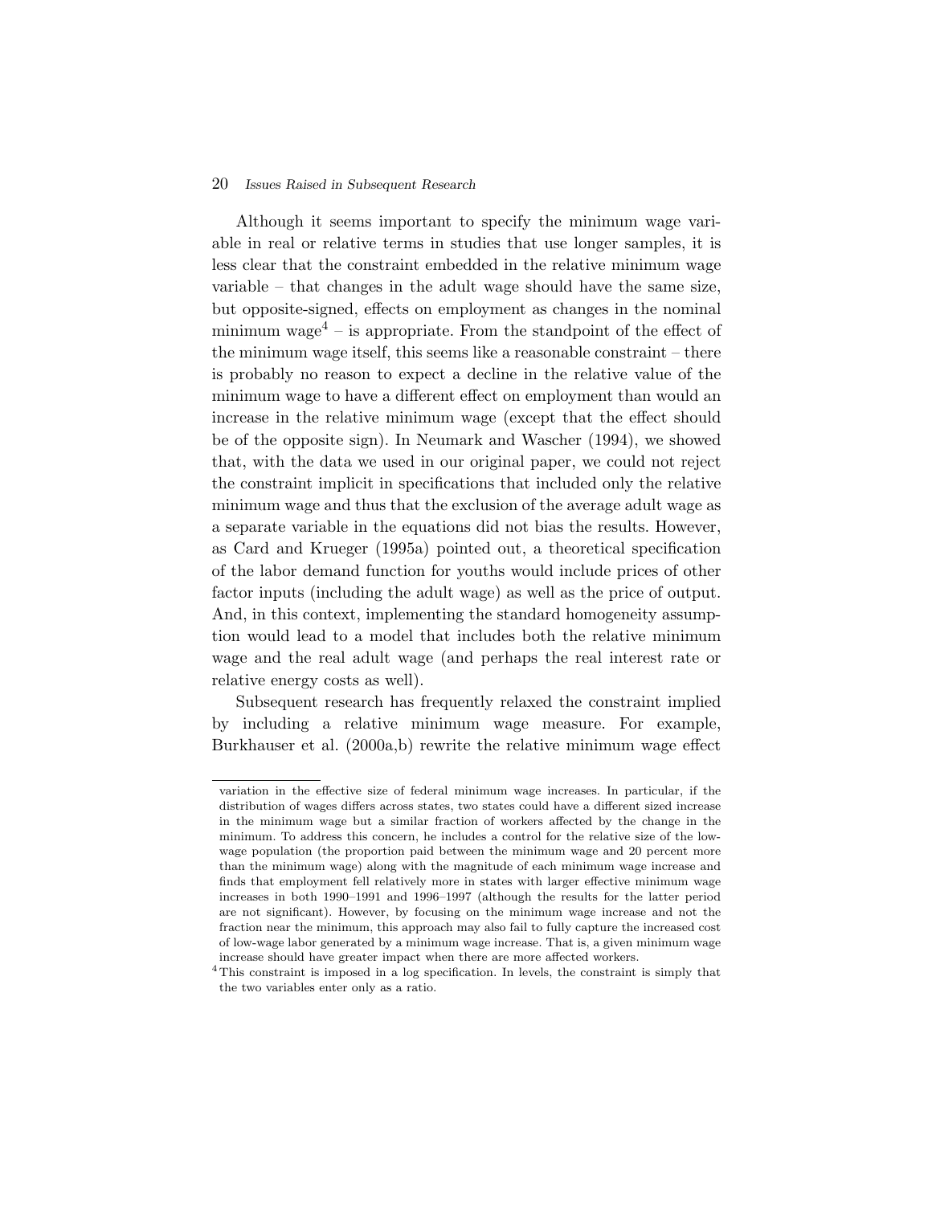Although it seems important to specify the minimum wage variable in real or relative terms in studies that use longer samples, it is less clear that the constraint embedded in the relative minimum wage variable – that changes in the adult wage should have the same size, but opposite-signed, effects on employment as changes in the nominal minimum wage[4] – is appropriate. From the standpoint of the effect of the minimum wage itself, this seems like a reasonable constraint – there is probably no reason to expect a decline in the relative value of the minimum wage to have a different effect on employment than would an increase in the relative minimum wage (except that the effect should be of the opposite sign). In Neumark and Wascher (1994), we showed that, with the data we used in our original paper, we could not reject the constraint implicit in specifications that included only the relative minimum wage and thus that the exclusion of the average adult wage as a separate variable in the equations did not bias the results. However, as Card and Krueger (1995a) pointed out, a theoretical specification of the labor demand function for youths would include prices of other factor inputs (including the adult wage) as well as the price of output. And, in this context, implementing the standard homogeneity assumption would lead to a model that includes both the relative minimum wage and the real adult wage (and perhaps the real interest rate or relative energy costs as well).

Subsequent research has frequently relaxed the constraint implied by including a relative minimum wage measure. For example, Burkhauser et al. (2000a,b) rewrite the relative minimum wage effect

---

variation in the effective size of federal minimum wage increases. In particular, if the distribution of wages differs across states, two states could have a different sized increase in the minimum wage but a similar fraction of workers affected by the change in the minimum. To address this concern, he includes a control for the relative size of the low-wage population (the proportion paid between the minimum wage and 20 percent more than the minimum wage) along with the magnitude of each minimum wage increase and finds that employment fell relatively more in states with larger effective minimum wage increases in both 1990–1991 and 1996–1997 (although the results for the latter period are not significant). However, by focusing on the minimum wage increase and not the fraction near the minimum, this approach may also fail to fully capture the increased cost of low-wage labor generated by a minimum wage increase. That is, a given minimum wage increase should have greater impact when there are more affected workers.

[4] This constraint is imposed in a log specification. In levels, the constraint is simply that the two variables enter only as a ratio.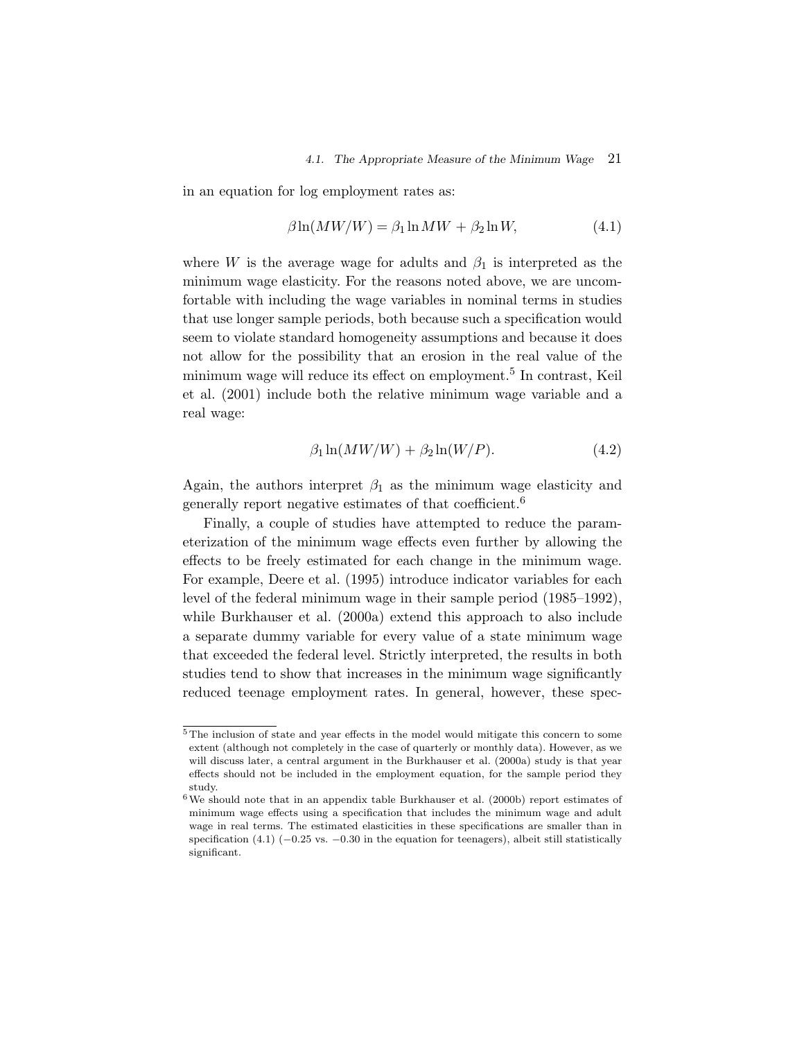in an equation for log employment rates as:

$$\beta \ln(MW/W) = \beta_1 \ln MW + \beta_2 \ln W, \tag{4.1}$$

where $W$ is the average wage for adults and $\beta_1$ is interpreted as the minimum wage elasticity. For the reasons noted above, we are uncomfortable with including the wage variables in nominal terms in studies that use longer sample periods, both because such a specification would seem to violate standard homogeneity assumptions and because it does not allow for the possibility that an erosion in the real value of the minimum wage will reduce its effect on employment.[5] In contrast, Keil et al. (2001) include both the relative minimum wage variable and a real wage:

$$\beta_1 \ln(MW/W) + \beta_2 \ln(W/P). \tag{4.2}$$

Again, the authors interpret $\beta_1$ as the minimum wage elasticity and generally report negative estimates of that coefficient.[6]

Finally, a couple of studies have attempted to reduce the parameterization of the minimum wage effects even further by allowing the effects to be freely estimated for each change in the minimum wage. For example, Deere et al. (1995) introduce indicator variables for each level of the federal minimum wage in their sample period (1985–1992), while Burkhauser et al. (2000a) extend this approach to also include a separate dummy variable for every value of a state minimum wage that exceeded the federal level. Strictly interpreted, the results in both studies tend to show that increases in the minimum wage significantly reduced teenage employment rates. In general, however, these spec-

[5] The inclusion of state and year effects in the model would mitigate this concern to some extent (although not completely in the case of quarterly or monthly data). However, as we will discuss later, a central argument in the Burkhauser et al. (2000a) study is that year effects should not be included in the employment equation, for the sample period they study.

[6] We should note that in an appendix table Burkhauser et al. (2000b) report estimates of minimum wage effects using a specification that includes the minimum wage and adult wage in real terms. The estimated elasticities in these specifications are smaller than in specification (4.1) ($-0.25$ vs. $-0.30$ in the equation for teenagers), albeit still statistically significant.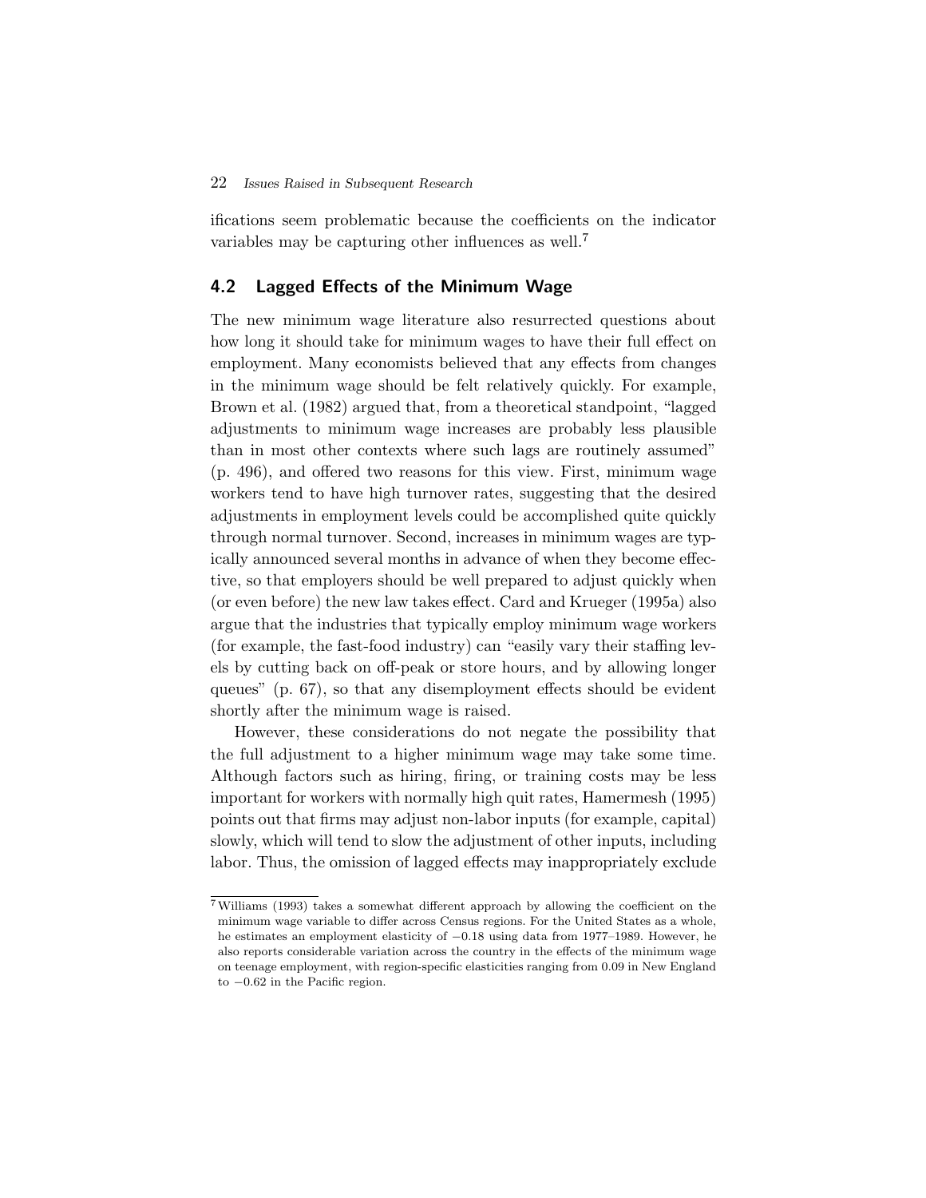ifications seem problematic because the coefficients on the indicator variables may be capturing other influences as well.[7]

## 4.2 Lagged Effects of the Minimum Wage

The new minimum wage literature also resurrected questions about how long it should take for minimum wages to have their full effect on employment. Many economists believed that any effects from changes in the minimum wage should be felt relatively quickly. For example, Brown et al. (1982) argued that, from a theoretical standpoint, "lagged adjustments to minimum wage increases are probably less plausible than in most other contexts where such lags are routinely assumed" (p. 496), and offered two reasons for this view. First, minimum wage workers tend to have high turnover rates, suggesting that the desired adjustments in employment levels could be accomplished quite quickly through normal turnover. Second, increases in minimum wages are typically announced several months in advance of when they become effective, so that employers should be well prepared to adjust quickly when (or even before) the new law takes effect. Card and Krueger (1995a) also argue that the industries that typically employ minimum wage workers (for example, the fast-food industry) can "easily vary their staffing levels by cutting back on off-peak or store hours, and by allowing longer queues" (p. 67), so that any disemployment effects should be evident shortly after the minimum wage is raised.

However, these considerations do not negate the possibility that the full adjustment to a higher minimum wage may take some time. Although factors such as hiring, firing, or training costs may be less important for workers with normally high quit rates, Hamermesh (1995) points out that firms may adjust non-labor inputs (for example, capital) slowly, which will tend to slow the adjustment of other inputs, including labor. Thus, the omission of lagged effects may inappropriately exclude

[7] Williams (1993) takes a somewhat different approach by allowing the coefficient on the minimum wage variable to differ across Census regions. For the United States as a whole, he estimates an employment elasticity of −0.18 using data from 1977–1989. However, he also reports considerable variation across the country in the effects of the minimum wage on teenage employment, with region-specific elasticities ranging from 0.09 in New England to −0.62 in the Pacific region.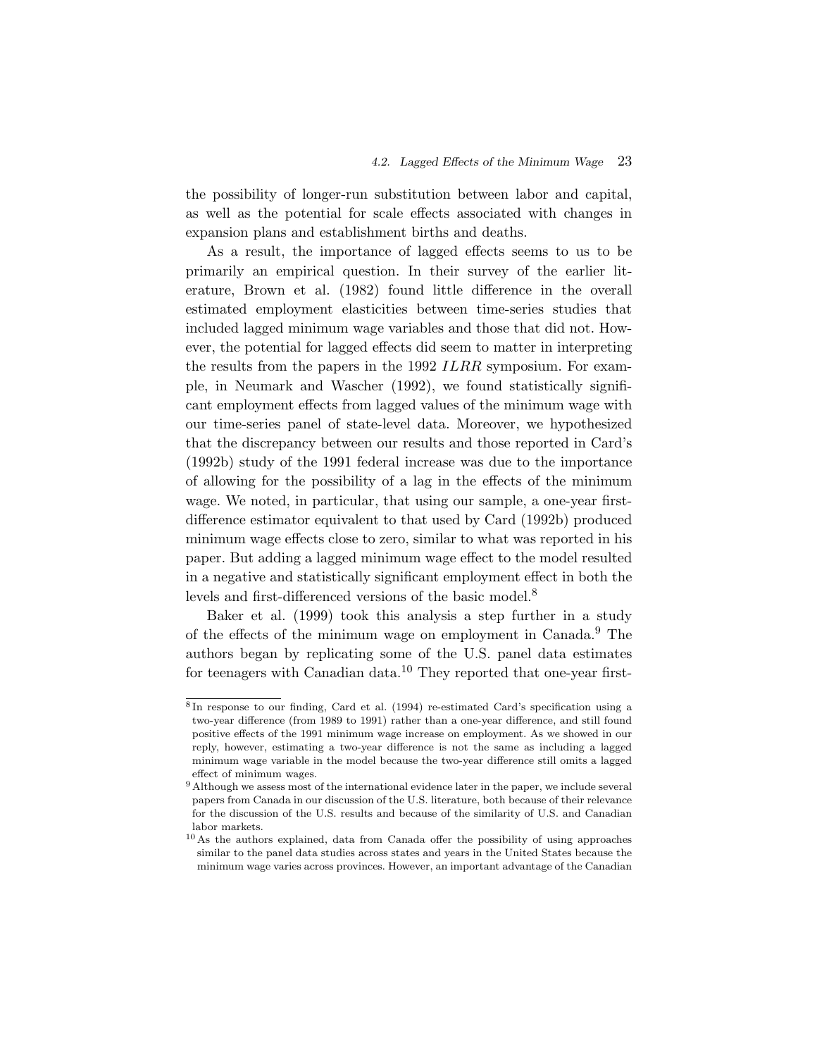the possibility of longer-run substitution between labor and capital, as well as the potential for scale effects associated with changes in expansion plans and establishment births and deaths.

As a result, the importance of lagged effects seems to us to be primarily an empirical question. In their survey of the earlier literature, Brown et al. (1982) found little difference in the overall estimated employment elasticities between time-series studies that included lagged minimum wage variables and those that did not. However, the potential for lagged effects did seem to matter in interpreting the results from the papers in the 1992 *ILRR* symposium. For example, in Neumark and Wascher (1992), we found statistically significant employment effects from lagged values of the minimum wage with our time-series panel of state-level data. Moreover, we hypothesized that the discrepancy between our results and those reported in Card's (1992b) study of the 1991 federal increase was due to the importance of allowing for the possibility of a lag in the effects of the minimum wage. We noted, in particular, that using our sample, a one-year first-difference estimator equivalent to that used by Card (1992b) produced minimum wage effects close to zero, similar to what was reported in his paper. But adding a lagged minimum wage effect to the model resulted in a negative and statistically significant employment effect in both the levels and first-differenced versions of the basic model.[8]

Baker et al. (1999) took this analysis a step further in a study of the effects of the minimum wage on employment in Canada.[9] The authors began by replicating some of the U.S. panel data estimates for teenagers with Canadian data.[10] They reported that one-year first-

[8] In response to our finding, Card et al. (1994) re-estimated Card's specification using a two-year difference (from 1989 to 1991) rather than a one-year difference, and still found positive effects of the 1991 minimum wage increase on employment. As we showed in our reply, however, estimating a two-year difference is not the same as including a lagged minimum wage variable in the model because the two-year difference still omits a lagged effect of minimum wages.

[9] Although we assess most of the international evidence later in the paper, we include several papers from Canada in our discussion of the U.S. literature, both because of their relevance for the discussion of the U.S. results and because of the similarity of U.S. and Canadian labor markets.

[10] As the authors explained, data from Canada offer the possibility of using approaches similar to the panel data studies across states and years in the United States because the minimum wage varies across provinces. However, an important advantage of the Canadian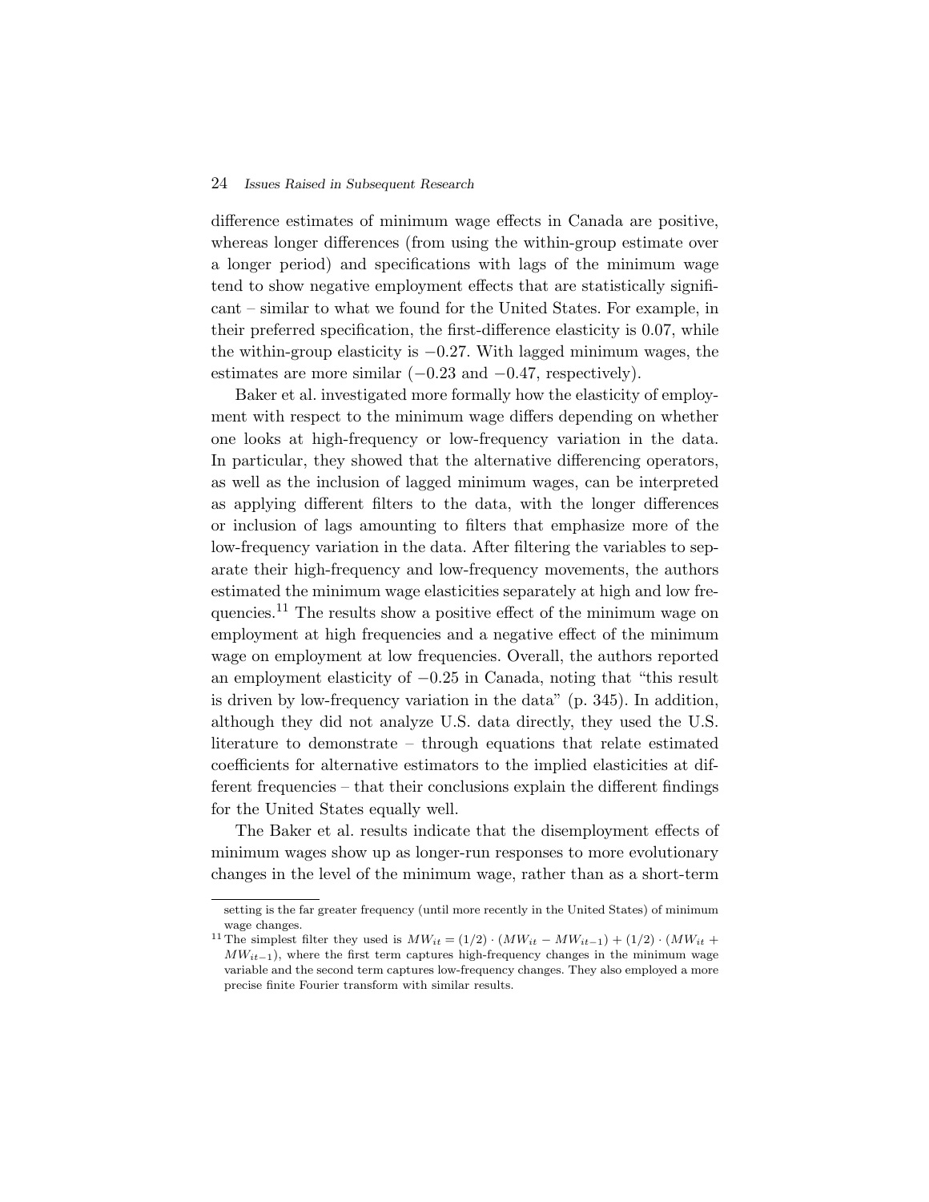difference estimates of minimum wage effects in Canada are positive, whereas longer differences (from using the within-group estimate over a longer period) and specifications with lags of the minimum wage tend to show negative employment effects that are statistically significant – similar to what we found for the United States. For example, in their preferred specification, the first-difference elasticity is 0.07, while the within-group elasticity is −0.27. With lagged minimum wages, the estimates are more similar (−0.23 and −0.47, respectively).

Baker et al. investigated more formally how the elasticity of employment with respect to the minimum wage differs depending on whether one looks at high-frequency or low-frequency variation in the data. In particular, they showed that the alternative differencing operators, as well as the inclusion of lagged minimum wages, can be interpreted as applying different filters to the data, with the longer differences or inclusion of lags amounting to filters that emphasize more of the low-frequency variation in the data. After filtering the variables to separate their high-frequency and low-frequency movements, the authors estimated the minimum wage elasticities separately at high and low frequencies.[11] The results show a positive effect of the minimum wage on employment at high frequencies and a negative effect of the minimum wage on employment at low frequencies. Overall, the authors reported an employment elasticity of −0.25 in Canada, noting that "this result is driven by low-frequency variation in the data" (p. 345). In addition, although they did not analyze U.S. data directly, they used the U.S. literature to demonstrate – through equations that relate estimated coefficients for alternative estimators to the implied elasticities at different frequencies – that their conclusions explain the different findings for the United States equally well.

The Baker et al. results indicate that the disemployment effects of minimum wages show up as longer-run responses to more evolutionary changes in the level of the minimum wage, rather than as a short-term

---

setting is the far greater frequency (until more recently in the United States) of minimum wage changes.

[11] The simplest filter they used is $MW_{it} = (1/2) \cdot (MW_{it} - MW_{it-1}) + (1/2) \cdot (MW_{it} + MW_{it-1})$, where the first term captures high-frequency changes in the minimum wage variable and the second term captures low-frequency changes. They also employed a more precise finite Fourier transform with similar results.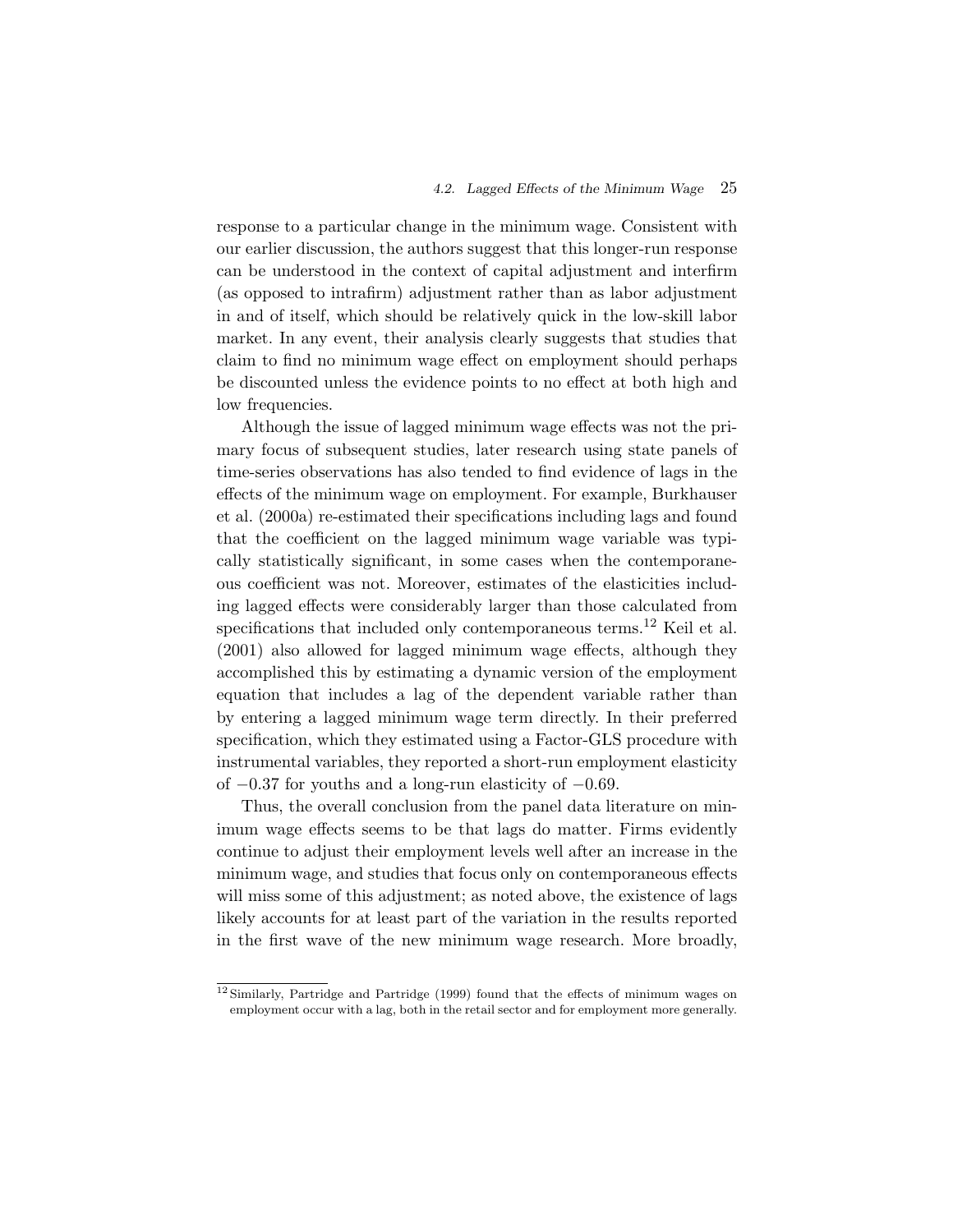response to a particular change in the minimum wage. Consistent with our earlier discussion, the authors suggest that this longer-run response can be understood in the context of capital adjustment and interfirm (as opposed to intrafirm) adjustment rather than as labor adjustment in and of itself, which should be relatively quick in the low-skill labor market. In any event, their analysis clearly suggests that studies that claim to find no minimum wage effect on employment should perhaps be discounted unless the evidence points to no effect at both high and low frequencies.

Although the issue of lagged minimum wage effects was not the primary focus of subsequent studies, later research using state panels of time-series observations has also tended to find evidence of lags in the effects of the minimum wage on employment. For example, Burkhauser et al. (2000a) re-estimated their specifications including lags and found that the coefficient on the lagged minimum wage variable was typically statistically significant, in some cases when the contemporaneous coefficient was not. Moreover, estimates of the elasticities including lagged effects were considerably larger than those calculated from specifications that included only contemporaneous terms.[12] Keil et al. (2001) also allowed for lagged minimum wage effects, although they accomplished this by estimating a dynamic version of the employment equation that includes a lag of the dependent variable rather than by entering a lagged minimum wage term directly. In their preferred specification, which they estimated using a Factor-GLS procedure with instrumental variables, they reported a short-run employment elasticity of $-0.37$ for youths and a long-run elasticity of $-0.69$.

Thus, the overall conclusion from the panel data literature on minimum wage effects seems to be that lags do matter. Firms evidently continue to adjust their employment levels well after an increase in the minimum wage, and studies that focus only on contemporaneous effects will miss some of this adjustment; as noted above, the existence of lags likely accounts for at least part of the variation in the results reported in the first wave of the new minimum wage research. More broadly,

[12] Similarly, Partridge and Partridge (1999) found that the effects of minimum wages on employment occur with a lag, both in the retail sector and for employment more generally.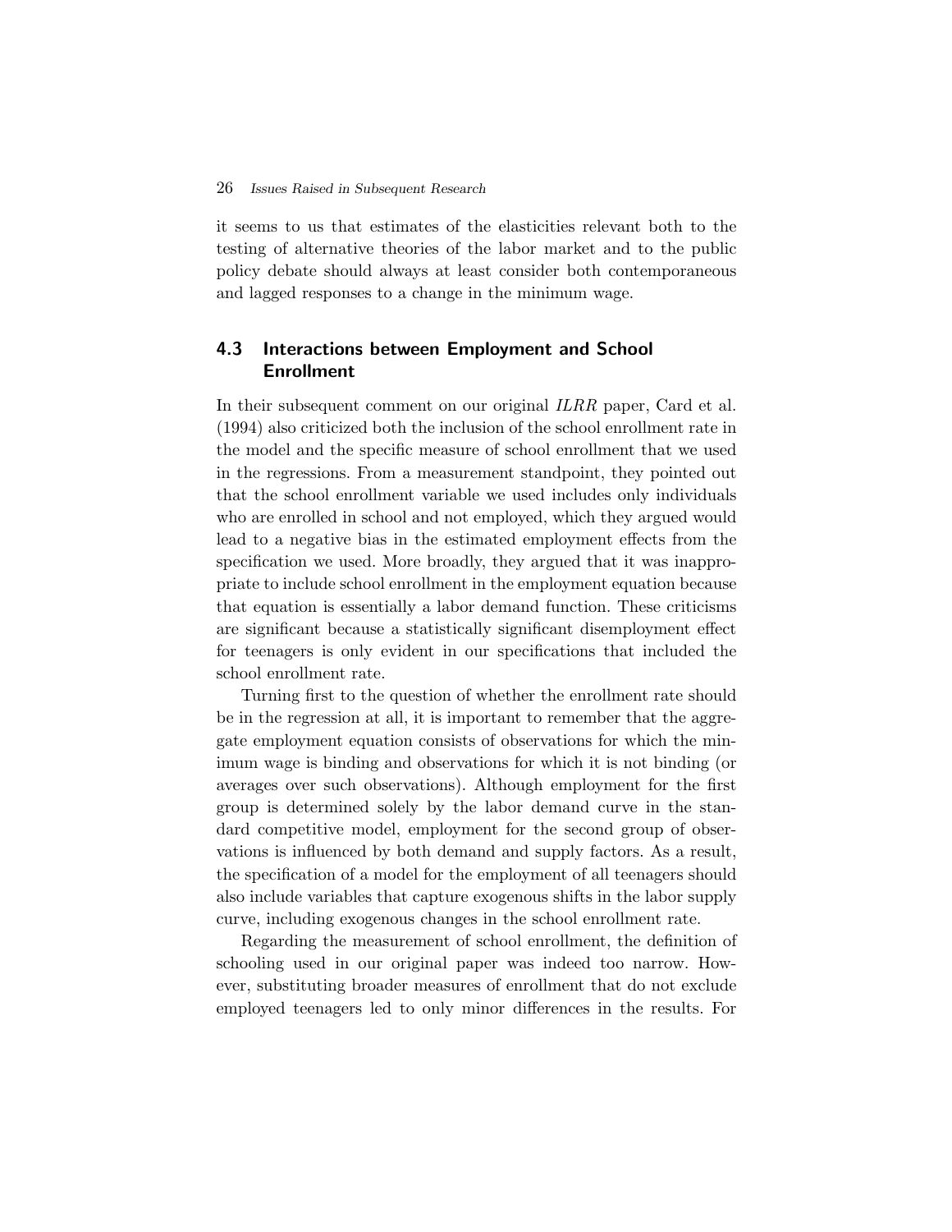it seems to us that estimates of the elasticities relevant both to the testing of alternative theories of the labor market and to the public policy debate should always at least consider both contemporaneous and lagged responses to a change in the minimum wage.

## 4.3 Interactions between Employment and School Enrollment

In their subsequent comment on our original *ILRR* paper, Card et al. (1994) also criticized both the inclusion of the school enrollment rate in the model and the specific measure of school enrollment that we used in the regressions. From a measurement standpoint, they pointed out that the school enrollment variable we used includes only individuals who are enrolled in school and not employed, which they argued would lead to a negative bias in the estimated employment effects from the specification we used. More broadly, they argued that it was inappropriate to include school enrollment in the employment equation because that equation is essentially a labor demand function. These criticisms are significant because a statistically significant disemployment effect for teenagers is only evident in our specifications that included the school enrollment rate.

Turning first to the question of whether the enrollment rate should be in the regression at all, it is important to remember that the aggregate employment equation consists of observations for which the minimum wage is binding and observations for which it is not binding (or averages over such observations). Although employment for the first group is determined solely by the labor demand curve in the standard competitive model, employment for the second group of observations is influenced by both demand and supply factors. As a result, the specification of a model for the employment of all teenagers should also include variables that capture exogenous shifts in the labor supply curve, including exogenous changes in the school enrollment rate.

Regarding the measurement of school enrollment, the definition of schooling used in our original paper was indeed too narrow. However, substituting broader measures of enrollment that do not exclude employed teenagers led to only minor differences in the results. For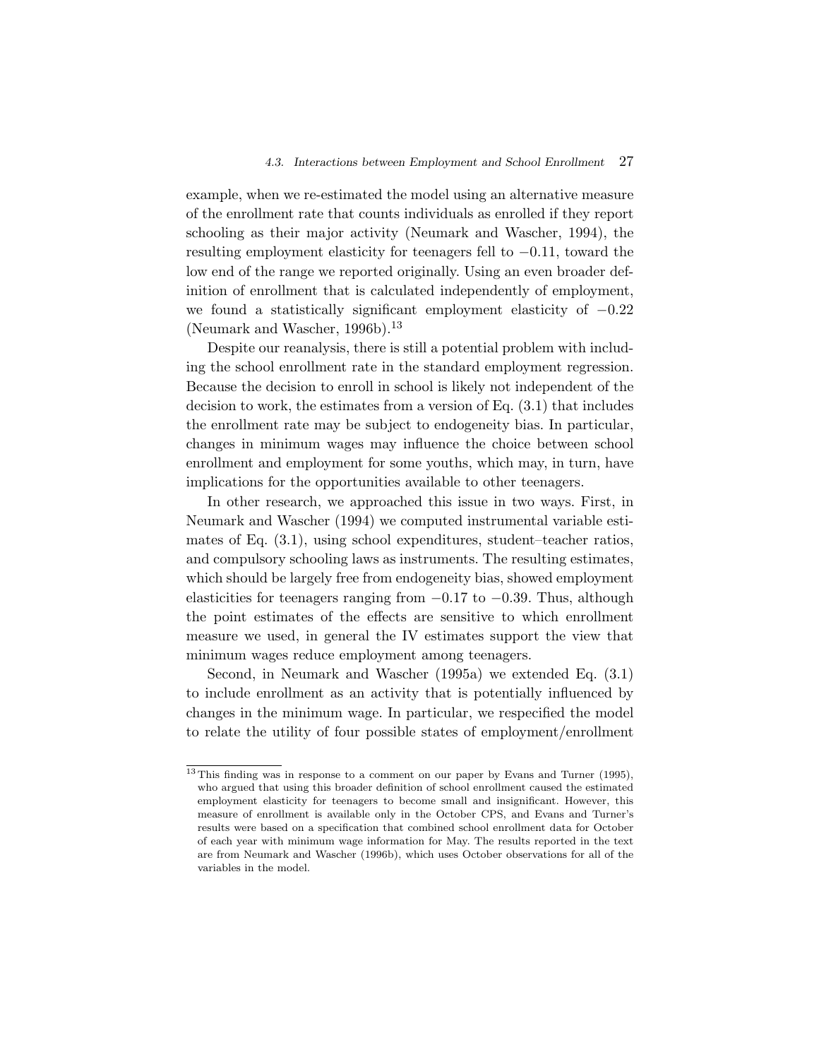example, when we re-estimated the model using an alternative measure of the enrollment rate that counts individuals as enrolled if they report schooling as their major activity (Neumark and Wascher, 1994), the resulting employment elasticity for teenagers fell to $-0.11$, toward the low end of the range we reported originally. Using an even broader definition of enrollment that is calculated independently of employment, we found a statistically significant employment elasticity of $-0.22$ (Neumark and Wascher, 1996b).[13]

Despite our reanalysis, there is still a potential problem with including the school enrollment rate in the standard employment regression. Because the decision to enroll in school is likely not independent of the decision to work, the estimates from a version of Eq. (3.1) that includes the enrollment rate may be subject to endogeneity bias. In particular, changes in minimum wages may influence the choice between school enrollment and employment for some youths, which may, in turn, have implications for the opportunities available to other teenagers.

In other research, we approached this issue in two ways. First, in Neumark and Wascher (1994) we computed instrumental variable estimates of Eq. (3.1), using school expenditures, student–teacher ratios, and compulsory schooling laws as instruments. The resulting estimates, which should be largely free from endogeneity bias, showed employment elasticities for teenagers ranging from $-0.17$ to $-0.39$. Thus, although the point estimates of the effects are sensitive to which enrollment measure we used, in general the IV estimates support the view that minimum wages reduce employment among teenagers.

Second, in Neumark and Wascher (1995a) we extended Eq. (3.1) to include enrollment as an activity that is potentially influenced by changes in the minimum wage. In particular, we respecified the model to relate the utility of four possible states of employment/enrollment

[13] This finding was in response to a comment on our paper by Evans and Turner (1995), who argued that using this broader definition of school enrollment caused the estimated employment elasticity for teenagers to become small and insignificant. However, this measure of enrollment is available only in the October CPS, and Evans and Turner's results were based on a specification that combined school enrollment data for October of each year with minimum wage information for May. The results reported in the text are from Neumark and Wascher (1996b), which uses October observations for all of the variables in the model.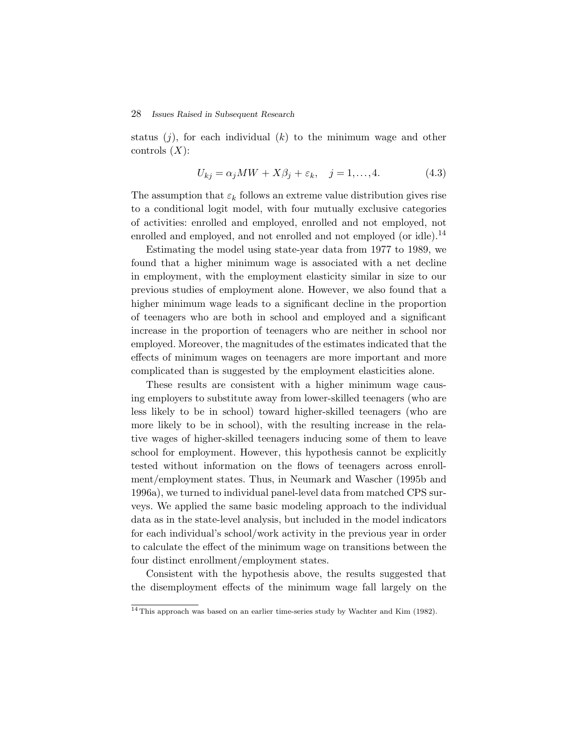status ($j$), for each individual ($k$) to the minimum wage and other controls ($X$):

$$U_{kj} = \alpha_j MW + X\beta_j + \varepsilon_k, \quad j = 1,\ldots,4. \tag{4.3}$$

The assumption that $\varepsilon_k$ follows an extreme value distribution gives rise to a conditional logit model, with four mutually exclusive categories of activities: enrolled and employed, enrolled and not employed, not enrolled and employed, and not enrolled and not employed (or idle).[14]

Estimating the model using state-year data from 1977 to 1989, we found that a higher minimum wage is associated with a net decline in employment, with the employment elasticity similar in size to our previous studies of employment alone. However, we also found that a higher minimum wage leads to a significant decline in the proportion of teenagers who are both in school and employed and a significant increase in the proportion of teenagers who are neither in school nor employed. Moreover, the magnitudes of the estimates indicated that the effects of minimum wages on teenagers are more important and more complicated than is suggested by the employment elasticities alone.

These results are consistent with a higher minimum wage causing employers to substitute away from lower-skilled teenagers (who are less likely to be in school) toward higher-skilled teenagers (who are more likely to be in school), with the resulting increase in the relative wages of higher-skilled teenagers inducing some of them to leave school for employment. However, this hypothesis cannot be explicitly tested without information on the flows of teenagers across enrollment/employment states. Thus, in Neumark and Wascher (1995b and 1996a), we turned to individual panel-level data from matched CPS surveys. We applied the same basic modeling approach to the individual data as in the state-level analysis, but included in the model indicators for each individual's school/work activity in the previous year in order to calculate the effect of the minimum wage on transitions between the four distinct enrollment/employment states.

Consistent with the hypothesis above, the results suggested that the disemployment effects of the minimum wage fall largely on the

[14] This approach was based on an earlier time-series study by Wachter and Kim (1982).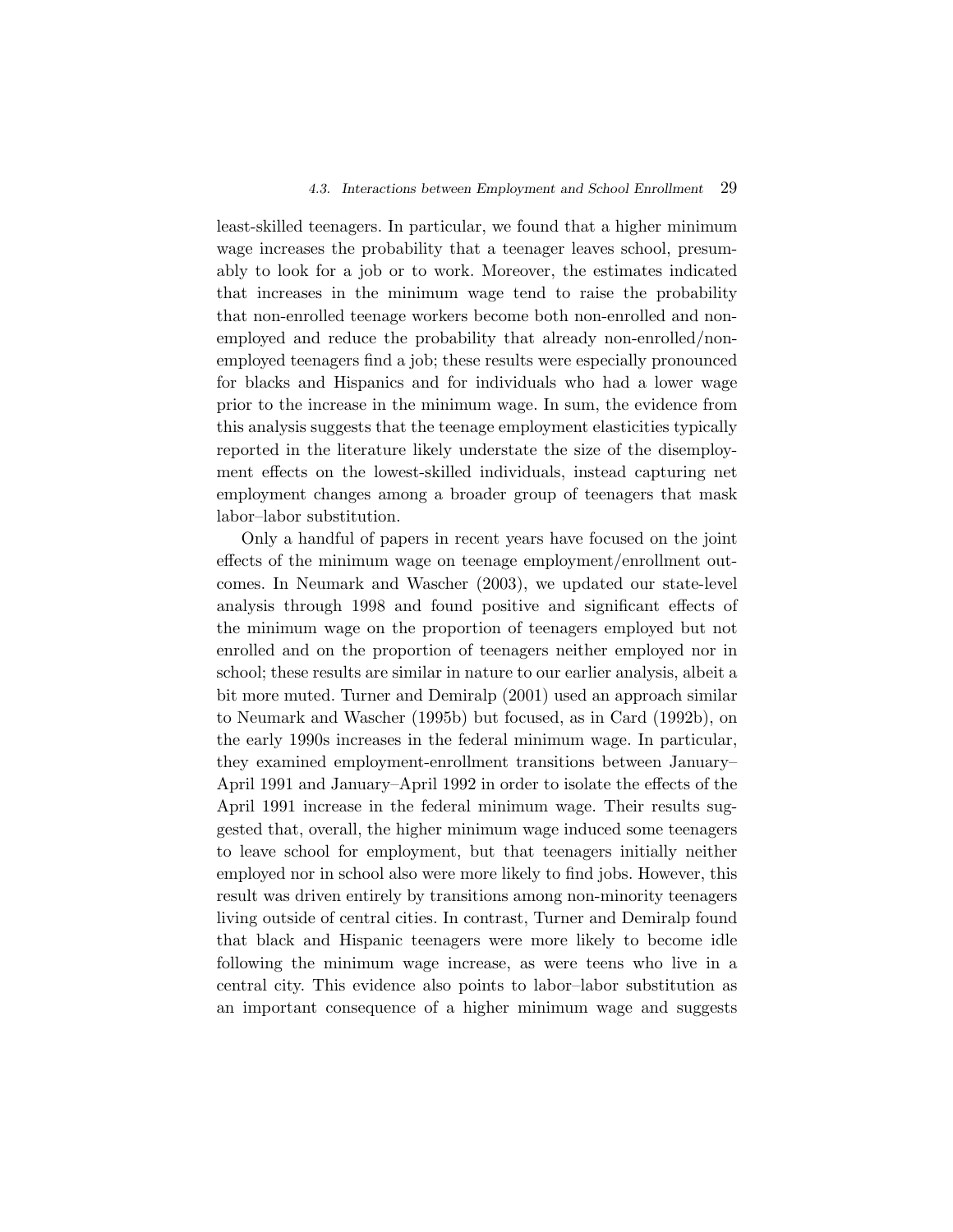least-skilled teenagers. In particular, we found that a higher minimum wage increases the probability that a teenager leaves school, presumably to look for a job or to work. Moreover, the estimates indicated that increases in the minimum wage tend to raise the probability that non-enrolled teenage workers become both non-enrolled and non-employed and reduce the probability that already non-enrolled/non-employed teenagers find a job; these results were especially pronounced for blacks and Hispanics and for individuals who had a lower wage prior to the increase in the minimum wage. In sum, the evidence from this analysis suggests that the teenage employment elasticities typically reported in the literature likely understate the size of the disemployment effects on the lowest-skilled individuals, instead capturing net employment changes among a broader group of teenagers that mask labor–labor substitution.

Only a handful of papers in recent years have focused on the joint effects of the minimum wage on teenage employment/enrollment outcomes. In Neumark and Wascher (2003), we updated our state-level analysis through 1998 and found positive and significant effects of the minimum wage on the proportion of teenagers employed but not enrolled and on the proportion of teenagers neither employed nor in school; these results are similar in nature to our earlier analysis, albeit a bit more muted. Turner and Demiralp (2001) used an approach similar to Neumark and Wascher (1995b) but focused, as in Card (1992b), on the early 1990s increases in the federal minimum wage. In particular, they examined employment-enrollment transitions between January–April 1991 and January–April 1992 in order to isolate the effects of the April 1991 increase in the federal minimum wage. Their results suggested that, overall, the higher minimum wage induced some teenagers to leave school for employment, but that teenagers initially neither employed nor in school also were more likely to find jobs. However, this result was driven entirely by transitions among non-minority teenagers living outside of central cities. In contrast, Turner and Demiralp found that black and Hispanic teenagers were more likely to become idle following the minimum wage increase, as were teens who live in a central city. This evidence also points to labor–labor substitution as an important consequence of a higher minimum wage and suggests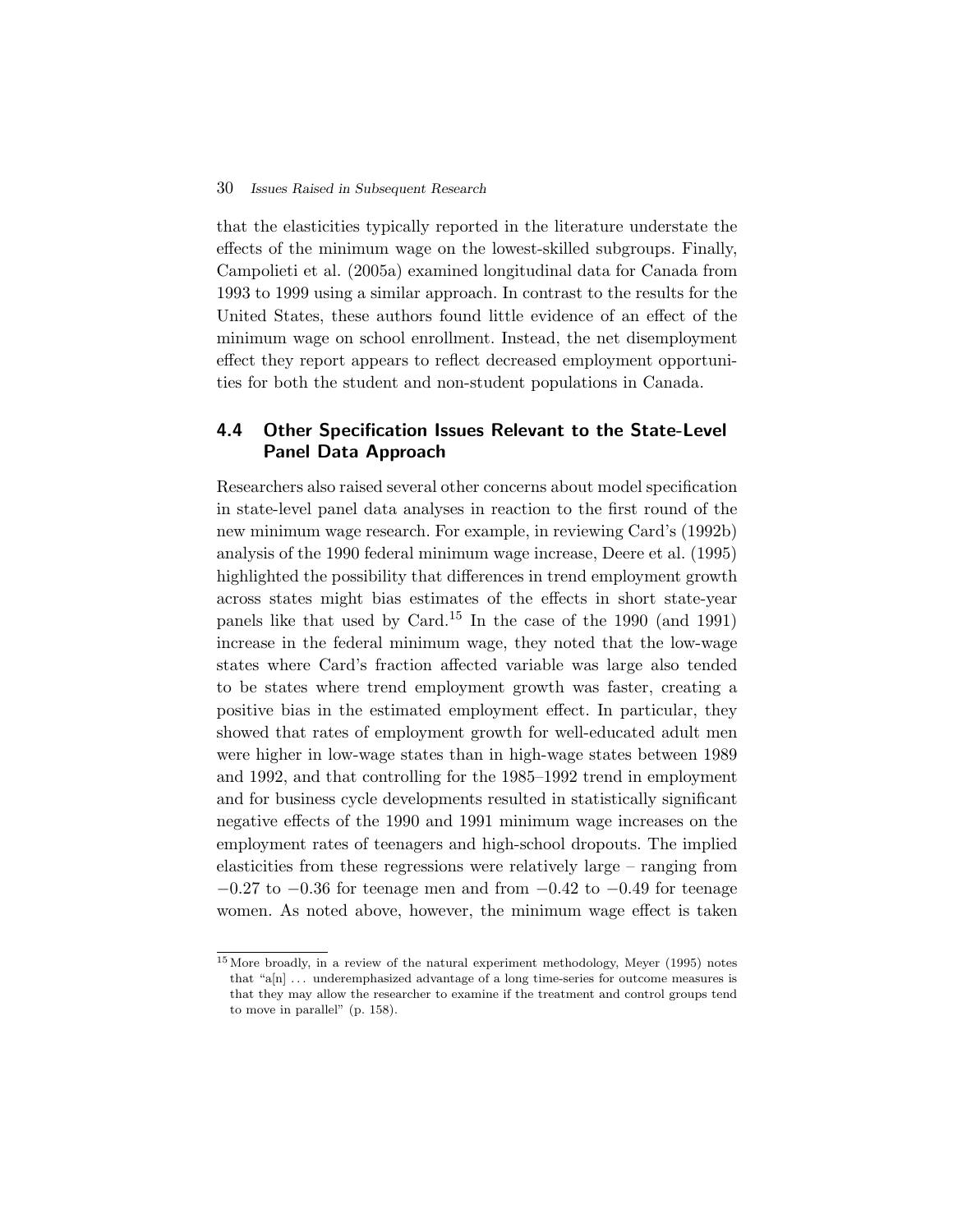that the elasticities typically reported in the literature understate the effects of the minimum wage on the lowest-skilled subgroups. Finally, Campolieti et al. (2005a) examined longitudinal data for Canada from 1993 to 1999 using a similar approach. In contrast to the results for the United States, these authors found little evidence of an effect of the minimum wage on school enrollment. Instead, the net disemployment effect they report appears to reflect decreased employment opportunities for both the student and non-student populations in Canada.

## 4.4 Other Specification Issues Relevant to the State-Level Panel Data Approach

Researchers also raised several other concerns about model specification in state-level panel data analyses in reaction to the first round of the new minimum wage research. For example, in reviewing Card's (1992b) analysis of the 1990 federal minimum wage increase, Deere et al. (1995) highlighted the possibility that differences in trend employment growth across states might bias estimates of the effects in short state-year panels like that used by Card.[15] In the case of the 1990 (and 1991) increase in the federal minimum wage, they noted that the low-wage states where Card's fraction affected variable was large also tended to be states where trend employment growth was faster, creating a positive bias in the estimated employment effect. In particular, they showed that rates of employment growth for well-educated adult men were higher in low-wage states than in high-wage states between 1989 and 1992, and that controlling for the 1985–1992 trend in employment and for business cycle developments resulted in statistically significant negative effects of the 1990 and 1991 minimum wage increases on the employment rates of teenagers and high-school dropouts. The implied elasticities from these regressions were relatively large – ranging from −0.27 to −0.36 for teenage men and from −0.42 to −0.49 for teenage women. As noted above, however, the minimum wage effect is taken

[15] More broadly, in a review of the natural experiment methodology, Meyer (1995) notes that "a[n] ... underemphasized advantage of a long time-series for outcome measures is that they may allow the researcher to examine if the treatment and control groups tend to move in parallel" (p. 158).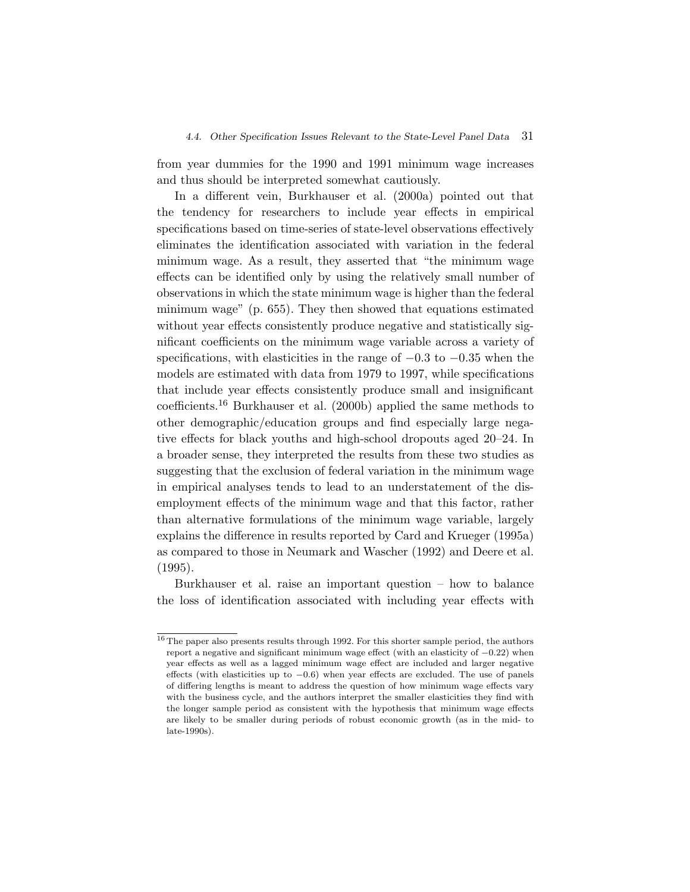from year dummies for the 1990 and 1991 minimum wage increases and thus should be interpreted somewhat cautiously.

In a different vein, Burkhauser et al. (2000a) pointed out that the tendency for researchers to include year effects in empirical specifications based on time-series of state-level observations effectively eliminates the identification associated with variation in the federal minimum wage. As a result, they asserted that "the minimum wage effects can be identified only by using the relatively small number of observations in which the state minimum wage is higher than the federal minimum wage" (p. 655). They then showed that equations estimated without year effects consistently produce negative and statistically significant coefficients on the minimum wage variable across a variety of specifications, with elasticities in the range of $-0.3$ to $-0.35$ when the models are estimated with data from 1979 to 1997, while specifications that include year effects consistently produce small and insignificant coefficients.[16] Burkhauser et al. (2000b) applied the same methods to other demographic/education groups and find especially large negative effects for black youths and high-school dropouts aged 20–24. In a broader sense, they interpreted the results from these two studies as suggesting that the exclusion of federal variation in the minimum wage in empirical analyses tends to lead to an understatement of the disemployment effects of the minimum wage and that this factor, rather than alternative formulations of the minimum wage variable, largely explains the difference in results reported by Card and Krueger (1995a) as compared to those in Neumark and Wascher (1992) and Deere et al. (1995).

Burkhauser et al. raise an important question – how to balance the loss of identification associated with including year effects with

[16] The paper also presents results through 1992. For this shorter sample period, the authors report a negative and significant minimum wage effect (with an elasticity of $-0.22$) when year effects as well as a lagged minimum wage effect are included and larger negative effects (with elasticities up to $-0.6$) when year effects are excluded. The use of panels of differing lengths is meant to address the question of how minimum wage effects vary with the business cycle, and the authors interpret the smaller elasticities they find with the longer sample period as consistent with the hypothesis that minimum wage effects are likely to be smaller during periods of robust economic growth (as in the mid- to late-1990s).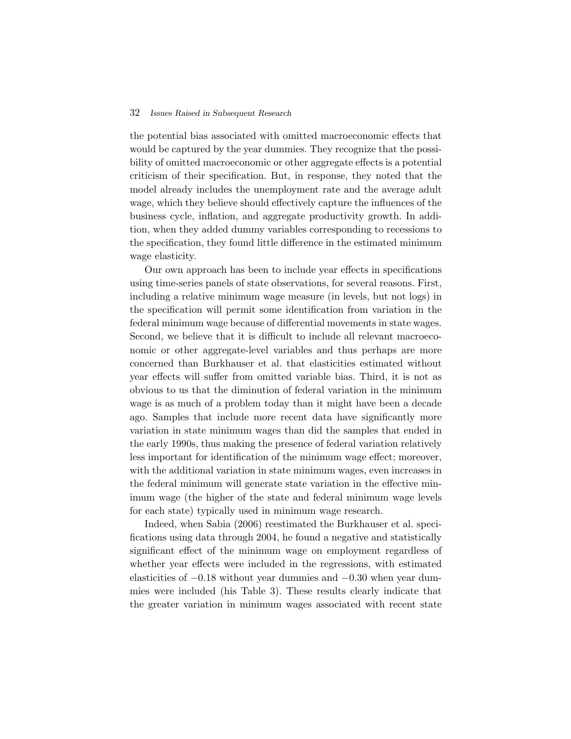the potential bias associated with omitted macroeconomic effects that would be captured by the year dummies. They recognize that the possibility of omitted macroeconomic or other aggregate effects is a potential criticism of their specification. But, in response, they noted that the model already includes the unemployment rate and the average adult wage, which they believe should effectively capture the influences of the business cycle, inflation, and aggregate productivity growth. In addition, when they added dummy variables corresponding to recessions to the specification, they found little difference in the estimated minimum wage elasticity.

Our own approach has been to include year effects in specifications using time-series panels of state observations, for several reasons. First, including a relative minimum wage measure (in levels, but not logs) in the specification will permit some identification from variation in the federal minimum wage because of differential movements in state wages. Second, we believe that it is difficult to include all relevant macroeconomic or other aggregate-level variables and thus perhaps are more concerned than Burkhauser et al. that elasticities estimated without year effects will suffer from omitted variable bias. Third, it is not as obvious to us that the diminution of federal variation in the minimum wage is as much of a problem today than it might have been a decade ago. Samples that include more recent data have significantly more variation in state minimum wages than did the samples that ended in the early 1990s, thus making the presence of federal variation relatively less important for identification of the minimum wage effect; moreover, with the additional variation in state minimum wages, even increases in the federal minimum will generate state variation in the effective minimum wage (the higher of the state and federal minimum wage levels for each state) typically used in minimum wage research.

Indeed, when Sabia (2006) reestimated the Burkhauser et al. specifications using data through 2004, he found a negative and statistically significant effect of the minimum wage on employment regardless of whether year effects were included in the regressions, with estimated elasticities of −0.18 without year dummies and −0.30 when year dummies were included (his Table 3). These results clearly indicate that the greater variation in minimum wages associated with recent state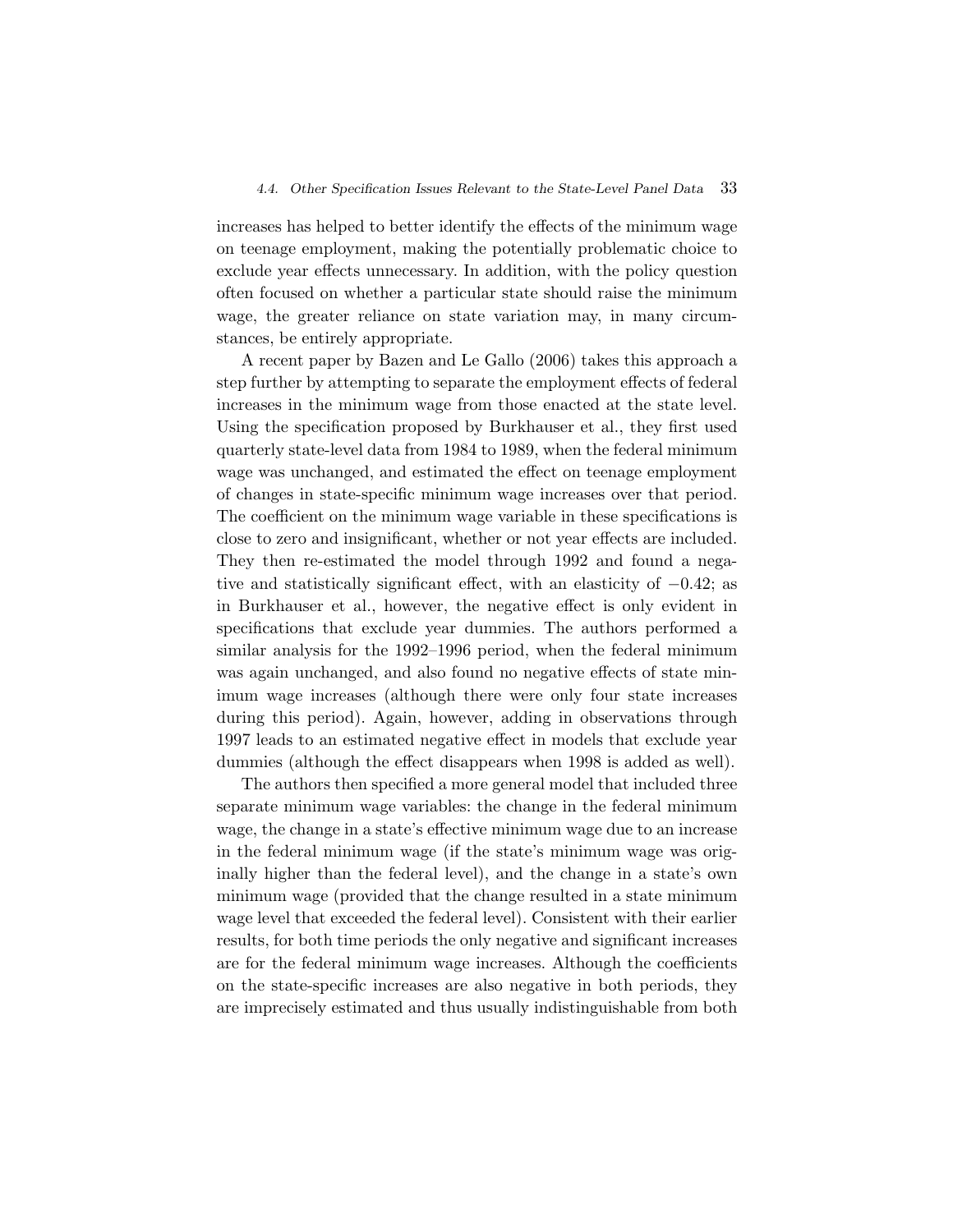increases has helped to better identify the effects of the minimum wage on teenage employment, making the potentially problematic choice to exclude year effects unnecessary. In addition, with the policy question often focused on whether a particular state should raise the minimum wage, the greater reliance on state variation may, in many circumstances, be entirely appropriate.

A recent paper by Bazen and Le Gallo (2006) takes this approach a step further by attempting to separate the employment effects of federal increases in the minimum wage from those enacted at the state level. Using the specification proposed by Burkhauser et al., they first used quarterly state-level data from 1984 to 1989, when the federal minimum wage was unchanged, and estimated the effect on teenage employment of changes in state-specific minimum wage increases over that period. The coefficient on the minimum wage variable in these specifications is close to zero and insignificant, whether or not year effects are included. They then re-estimated the model through 1992 and found a negative and statistically significant effect, with an elasticity of $-0.42$; as in Burkhauser et al., however, the negative effect is only evident in specifications that exclude year dummies. The authors performed a similar analysis for the 1992–1996 period, when the federal minimum was again unchanged, and also found no negative effects of state minimum wage increases (although there were only four state increases during this period). Again, however, adding in observations through 1997 leads to an estimated negative effect in models that exclude year dummies (although the effect disappears when 1998 is added as well).

The authors then specified a more general model that included three separate minimum wage variables: the change in the federal minimum wage, the change in a state's effective minimum wage due to an increase in the federal minimum wage (if the state's minimum wage was originally higher than the federal level), and the change in a state's own minimum wage (provided that the change resulted in a state minimum wage level that exceeded the federal level). Consistent with their earlier results, for both time periods the only negative and significant increases are for the federal minimum wage increases. Although the coefficients on the state-specific increases are also negative in both periods, they are imprecisely estimated and thus usually indistinguishable from both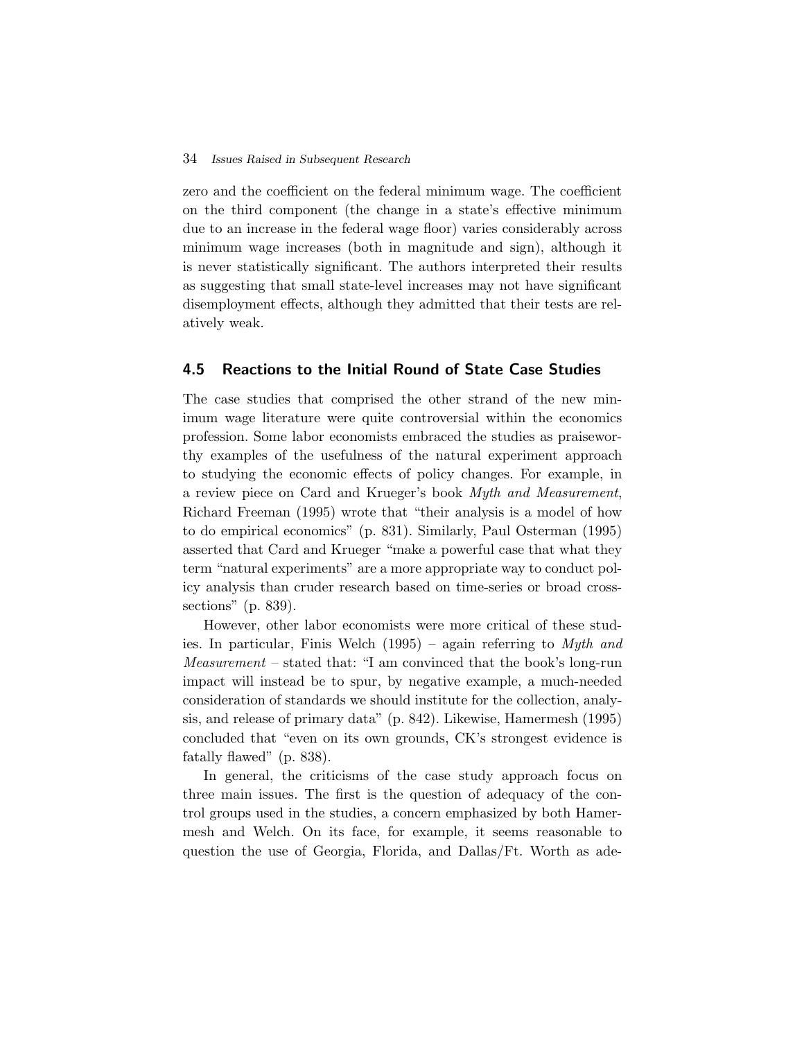zero and the coefficient on the federal minimum wage. The coefficient on the third component (the change in a state's effective minimum due to an increase in the federal wage floor) varies considerably across minimum wage increases (both in magnitude and sign), although it is never statistically significant. The authors interpreted their results as suggesting that small state-level increases may not have significant disemployment effects, although they admitted that their tests are relatively weak.

## 4.5 Reactions to the Initial Round of State Case Studies

The case studies that comprised the other strand of the new minimum wage literature were quite controversial within the economics profession. Some labor economists embraced the studies as praiseworthy examples of the usefulness of the natural experiment approach to studying the economic effects of policy changes. For example, in a review piece on Card and Krueger's book *Myth and Measurement*, Richard Freeman (1995) wrote that "their analysis is a model of how to do empirical economics" (p. 831). Similarly, Paul Osterman (1995) asserted that Card and Krueger "make a powerful case that what they term "natural experiments" are a more appropriate way to conduct policy analysis than cruder research based on time-series or broad cross-sections" (p. 839).

However, other labor economists were more critical of these studies. In particular, Finis Welch (1995) – again referring to *Myth and Measurement* – stated that: "I am convinced that the book's long-run impact will instead be to spur, by negative example, a much-needed consideration of standards we should institute for the collection, analysis, and release of primary data" (p. 842). Likewise, Hamermesh (1995) concluded that "even on its own grounds, CK's strongest evidence is fatally flawed" (p. 838).

In general, the criticisms of the case study approach focus on three main issues. The first is the question of adequacy of the control groups used in the studies, a concern emphasized by both Hamermesh and Welch. On its face, for example, it seems reasonable to question the use of Georgia, Florida, and Dallas/Ft. Worth as ade-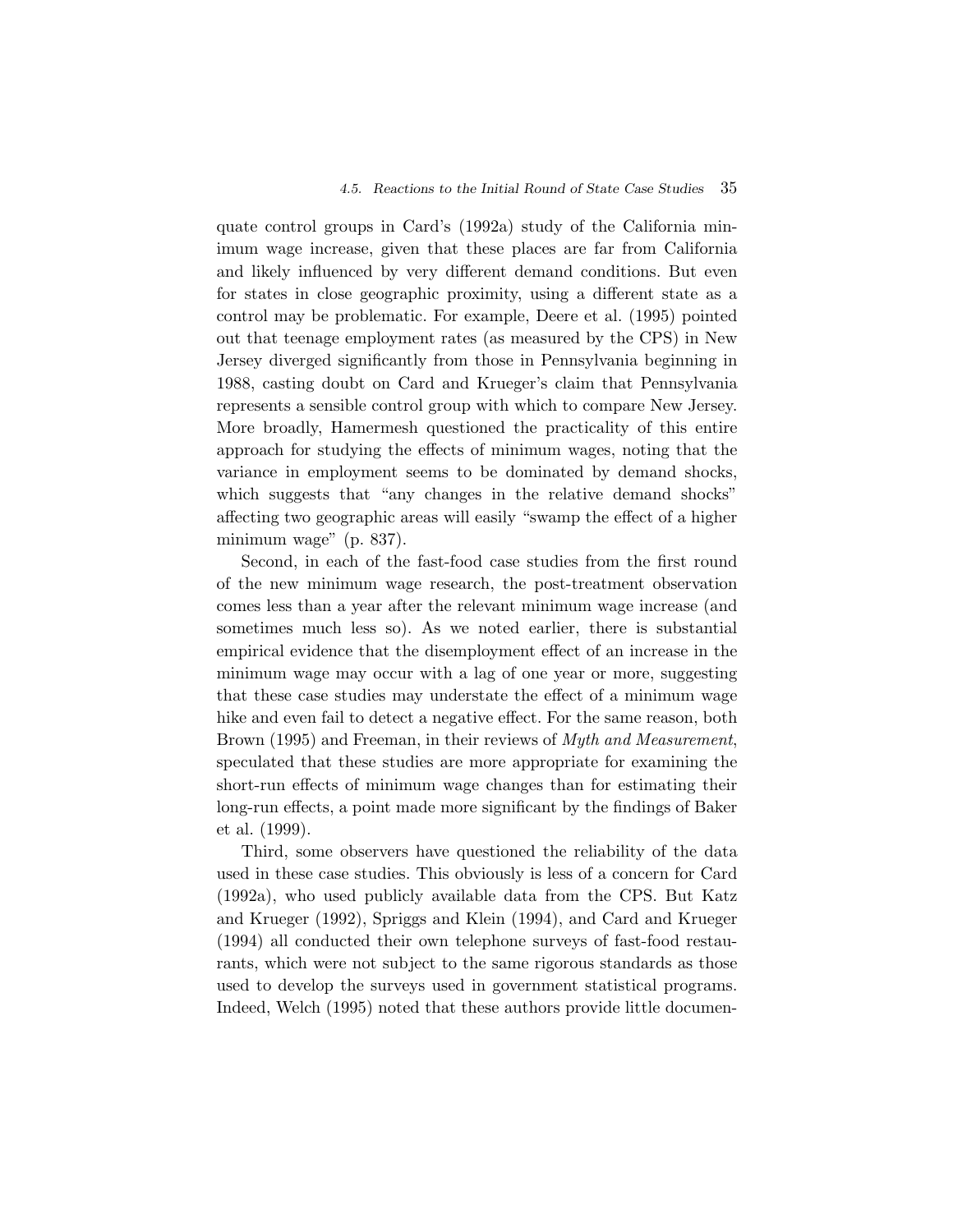quate control groups in Card's (1992a) study of the California minimum wage increase, given that these places are far from California and likely influenced by very different demand conditions. But even for states in close geographic proximity, using a different state as a control may be problematic. For example, Deere et al. (1995) pointed out that teenage employment rates (as measured by the CPS) in New Jersey diverged significantly from those in Pennsylvania beginning in 1988, casting doubt on Card and Krueger's claim that Pennsylvania represents a sensible control group with which to compare New Jersey. More broadly, Hamermesh questioned the practicality of this entire approach for studying the effects of minimum wages, noting that the variance in employment seems to be dominated by demand shocks, which suggests that "any changes in the relative demand shocks" affecting two geographic areas will easily "swamp the effect of a higher minimum wage" (p. 837).

Second, in each of the fast-food case studies from the first round of the new minimum wage research, the post-treatment observation comes less than a year after the relevant minimum wage increase (and sometimes much less so). As we noted earlier, there is substantial empirical evidence that the disemployment effect of an increase in the minimum wage may occur with a lag of one year or more, suggesting that these case studies may understate the effect of a minimum wage hike and even fail to detect a negative effect. For the same reason, both Brown (1995) and Freeman, in their reviews of *Myth and Measurement*, speculated that these studies are more appropriate for examining the short-run effects of minimum wage changes than for estimating their long-run effects, a point made more significant by the findings of Baker et al. (1999).

Third, some observers have questioned the reliability of the data used in these case studies. This obviously is less of a concern for Card (1992a), who used publicly available data from the CPS. But Katz and Krueger (1992), Spriggs and Klein (1994), and Card and Krueger (1994) all conducted their own telephone surveys of fast-food restaurants, which were not subject to the same rigorous standards as those used to develop the surveys used in government statistical programs. Indeed, Welch (1995) noted that these authors provide little documen-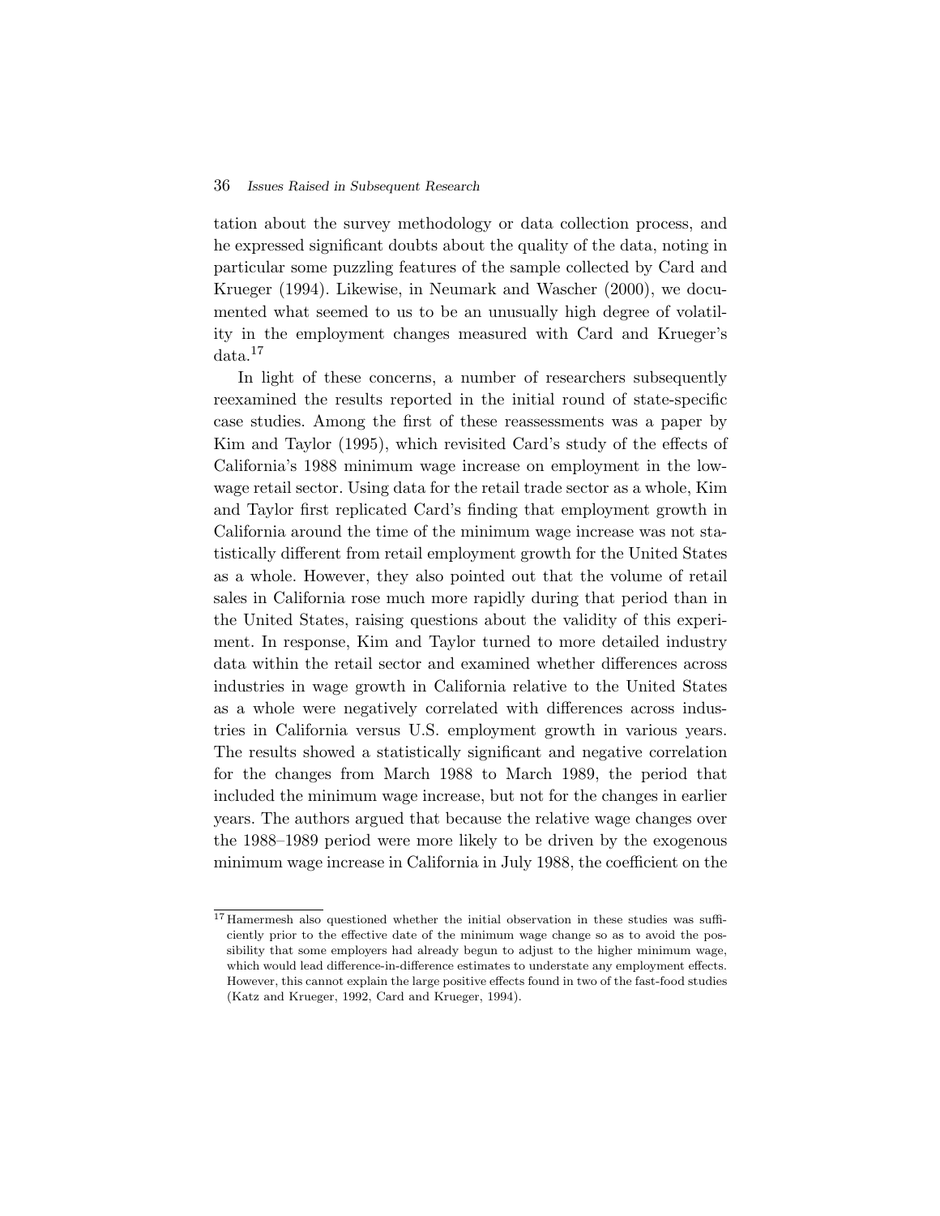tation about the survey methodology or data collection process, and he expressed significant doubts about the quality of the data, noting in particular some puzzling features of the sample collected by Card and Krueger (1994). Likewise, in Neumark and Wascher (2000), we documented what seemed to us to be an unusually high degree of volatility in the employment changes measured with Card and Krueger's data.[17]

In light of these concerns, a number of researchers subsequently reexamined the results reported in the initial round of state-specific case studies. Among the first of these reassessments was a paper by Kim and Taylor (1995), which revisited Card's study of the effects of California's 1988 minimum wage increase on employment in the low-wage retail sector. Using data for the retail trade sector as a whole, Kim and Taylor first replicated Card's finding that employment growth in California around the time of the minimum wage increase was not statistically different from retail employment growth for the United States as a whole. However, they also pointed out that the volume of retail sales in California rose much more rapidly during that period than in the United States, raising questions about the validity of this experiment. In response, Kim and Taylor turned to more detailed industry data within the retail sector and examined whether differences across industries in wage growth in California relative to the United States as a whole were negatively correlated with differences across industries in California versus U.S. employment growth in various years. The results showed a statistically significant and negative correlation for the changes from March 1988 to March 1989, the period that included the minimum wage increase, but not for the changes in earlier years. The authors argued that because the relative wage changes over the 1988–1989 period were more likely to be driven by the exogenous minimum wage increase in California in July 1988, the coefficient on the

[17] Hamermesh also questioned whether the initial observation in these studies was sufficiently prior to the effective date of the minimum wage change so as to avoid the possibility that some employers had already begun to adjust to the higher minimum wage, which would lead difference-in-difference estimates to understate any employment effects. However, this cannot explain the large positive effects found in two of the fast-food studies (Katz and Krueger, 1992, Card and Krueger, 1994).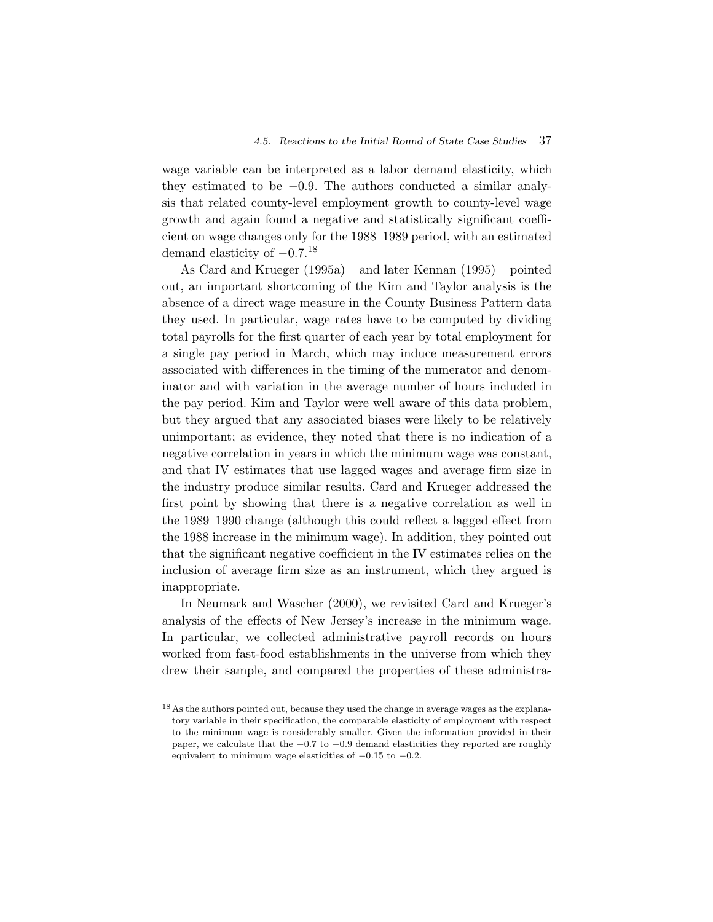wage variable can be interpreted as a labor demand elasticity, which they estimated to be −0.9. The authors conducted a similar analysis that related county-level employment growth to county-level wage growth and again found a negative and statistically significant coefficient on wage changes only for the 1988–1989 period, with an estimated demand elasticity of −0.7.[18]

As Card and Krueger (1995a) – and later Kennan (1995) – pointed out, an important shortcoming of the Kim and Taylor analysis is the absence of a direct wage measure in the County Business Pattern data they used. In particular, wage rates have to be computed by dividing total payrolls for the first quarter of each year by total employment for a single pay period in March, which may induce measurement errors associated with differences in the timing of the numerator and denominator and with variation in the average number of hours included in the pay period. Kim and Taylor were well aware of this data problem, but they argued that any associated biases were likely to be relatively unimportant; as evidence, they noted that there is no indication of a negative correlation in years in which the minimum wage was constant, and that IV estimates that use lagged wages and average firm size in the industry produce similar results. Card and Krueger addressed the first point by showing that there is a negative correlation as well in the 1989–1990 change (although this could reflect a lagged effect from the 1988 increase in the minimum wage). In addition, they pointed out that the significant negative coefficient in the IV estimates relies on the inclusion of average firm size as an instrument, which they argued is inappropriate.

In Neumark and Wascher (2000), we revisited Card and Krueger's analysis of the effects of New Jersey's increase in the minimum wage. In particular, we collected administrative payroll records on hours worked from fast-food establishments in the universe from which they drew their sample, and compared the properties of these administra-

[18] As the authors pointed out, because they used the change in average wages as the explanatory variable in their specification, the comparable elasticity of employment with respect to the minimum wage is considerably smaller. Given the information provided in their paper, we calculate that the −0.7 to −0.9 demand elasticities they reported are roughly equivalent to minimum wage elasticities of −0.15 to −0.2.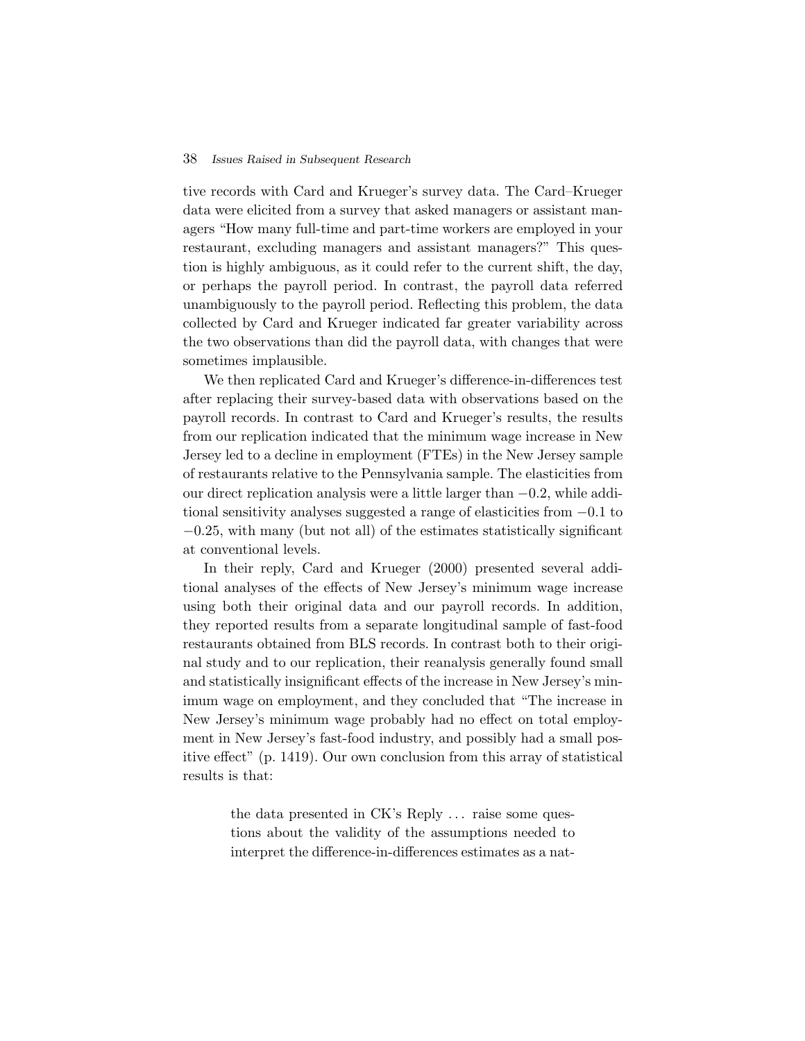tive records with Card and Krueger's survey data. The Card–Krueger data were elicited from a survey that asked managers or assistant managers "How many full-time and part-time workers are employed in your restaurant, excluding managers and assistant managers?" This question is highly ambiguous, as it could refer to the current shift, the day, or perhaps the payroll period. In contrast, the payroll data referred unambiguously to the payroll period. Reflecting this problem, the data collected by Card and Krueger indicated far greater variability across the two observations than did the payroll data, with changes that were sometimes implausible.

We then replicated Card and Krueger's difference-in-differences test after replacing their survey-based data with observations based on the payroll records. In contrast to Card and Krueger's results, the results from our replication indicated that the minimum wage increase in New Jersey led to a decline in employment (FTEs) in the New Jersey sample of restaurants relative to the Pennsylvania sample. The elasticities from our direct replication analysis were a little larger than $-0.2$, while additional sensitivity analyses suggested a range of elasticities from $-0.1$ to $-0.25$, with many (but not all) of the estimates statistically significant at conventional levels.

In their reply, Card and Krueger (2000) presented several additional analyses of the effects of New Jersey's minimum wage increase using both their original data and our payroll records. In addition, they reported results from a separate longitudinal sample of fast-food restaurants obtained from BLS records. In contrast both to their original study and to our replication, their reanalysis generally found small and statistically insignificant effects of the increase in New Jersey's minimum wage on employment, and they concluded that "The increase in New Jersey's minimum wage probably had no effect on total employment in New Jersey's fast-food industry, and possibly had a small positive effect" (p. 1419). Our own conclusion from this array of statistical results is that:

> the data presented in CK's Reply ... raise some questions about the validity of the assumptions needed to interpret the difference-in-differences estimates as a nat-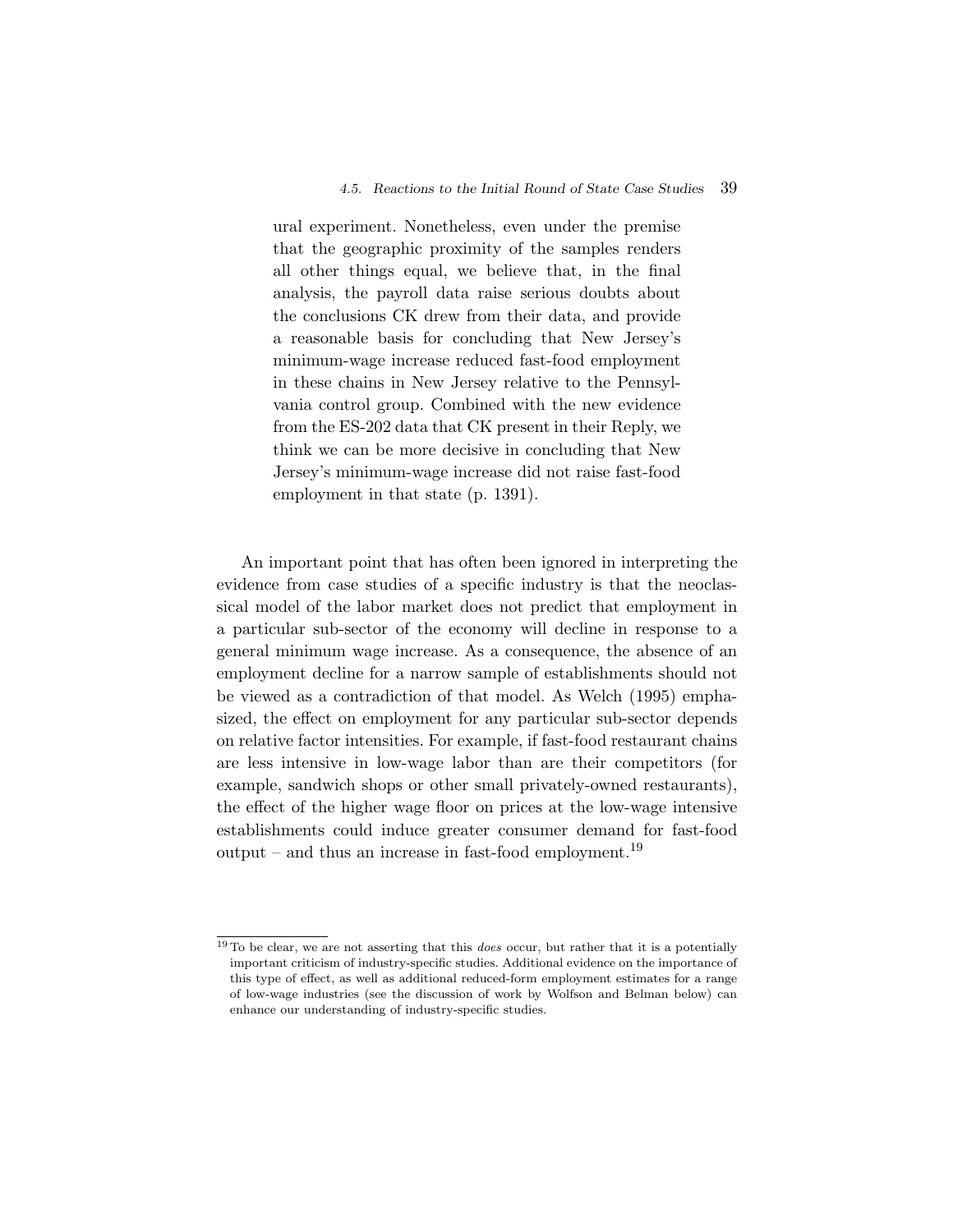> ural experiment. Nonetheless, even under the premise that the geographic proximity of the samples renders all other things equal, we believe that, in the final analysis, the payroll data raise serious doubts about the conclusions CK drew from their data, and provide a reasonable basis for concluding that New Jersey's minimum-wage increase reduced fast-food employment in these chains in New Jersey relative to the Pennsylvania control group. Combined with the new evidence from the ES-202 data that CK present in their Reply, we think we can be more decisive in concluding that New Jersey's minimum-wage increase did not raise fast-food employment in that state (p. 1391).

An important point that has often been ignored in interpreting the evidence from case studies of a specific industry is that the neoclassical model of the labor market does not predict that employment in a particular sub-sector of the economy will decline in response to a general minimum wage increase. As a consequence, the absence of an employment decline for a narrow sample of establishments should not be viewed as a contradiction of that model. As Welch (1995) emphasized, the effect on employment for any particular sub-sector depends on relative factor intensities. For example, if fast-food restaurant chains are less intensive in low-wage labor than are their competitors (for example, sandwich shops or other small privately-owned restaurants), the effect of the higher wage floor on prices at the low-wage intensive establishments could induce greater consumer demand for fast-food output – and thus an increase in fast-food employment.[19]

[19] To be clear, we are not asserting that this *does* occur, but rather that it is a potentially important criticism of industry-specific studies. Additional evidence on the importance of this type of effect, as well as additional reduced-form employment estimates for a range of low-wage industries (see the discussion of work by Wolfson and Belman below) can enhance our understanding of industry-specific studies.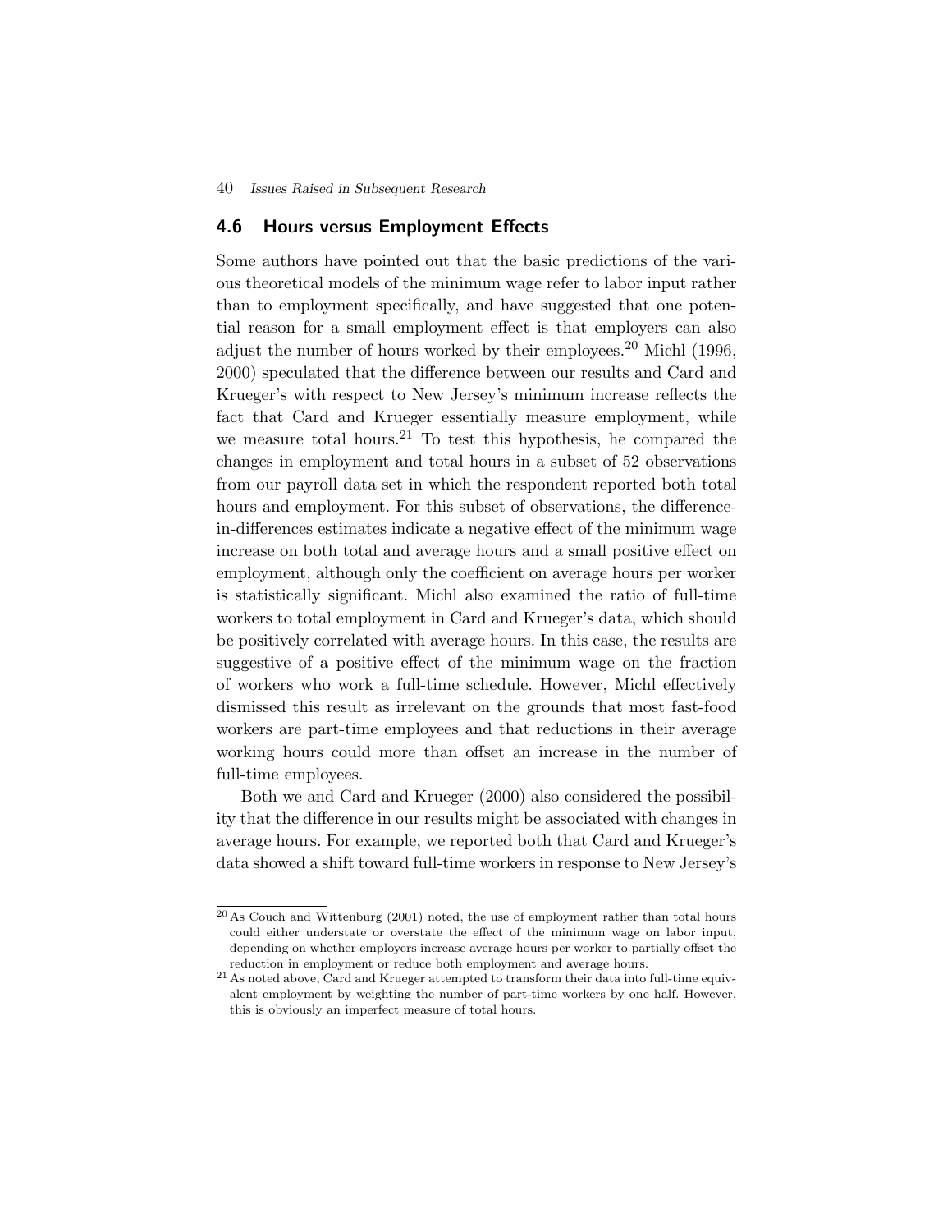## 4.6 Hours versus Employment Effects

Some authors have pointed out that the basic predictions of the various theoretical models of the minimum wage refer to labor input rather than to employment specifically, and have suggested that one potential reason for a small employment effect is that employers can also adjust the number of hours worked by their employees.[20] Michl (1996, 2000) speculated that the difference between our results and Card and Krueger's with respect to New Jersey's minimum increase reflects the fact that Card and Krueger essentially measure employment, while we measure total hours.[21] To test this hypothesis, he compared the changes in employment and total hours in a subset of 52 observations from our payroll data set in which the respondent reported both total hours and employment. For this subset of observations, the difference-in-differences estimates indicate a negative effect of the minimum wage increase on both total and average hours and a small positive effect on employment, although only the coefficient on average hours per worker is statistically significant. Michl also examined the ratio of full-time workers to total employment in Card and Krueger's data, which should be positively correlated with average hours. In this case, the results are suggestive of a positive effect of the minimum wage on the fraction of workers who work a full-time schedule. However, Michl effectively dismissed this result as irrelevant on the grounds that most fast-food workers are part-time employees and that reductions in their average working hours could more than offset an increase in the number of full-time employees.

Both we and Card and Krueger (2000) also considered the possibility that the difference in our results might be associated with changes in average hours. For example, we reported both that Card and Krueger's data showed a shift toward full-time workers in response to New Jersey's

[20] As Couch and Wittenburg (2001) noted, the use of employment rather than total hours could either understate or overstate the effect of the minimum wage on labor input, depending on whether employers increase average hours per worker to partially offset the reduction in employment or reduce both employment and average hours.

[21] As noted above, Card and Krueger attempted to transform their data into full-time equivalent employment by weighting the number of part-time workers by one half. However, this is obviously an imperfect measure of total hours.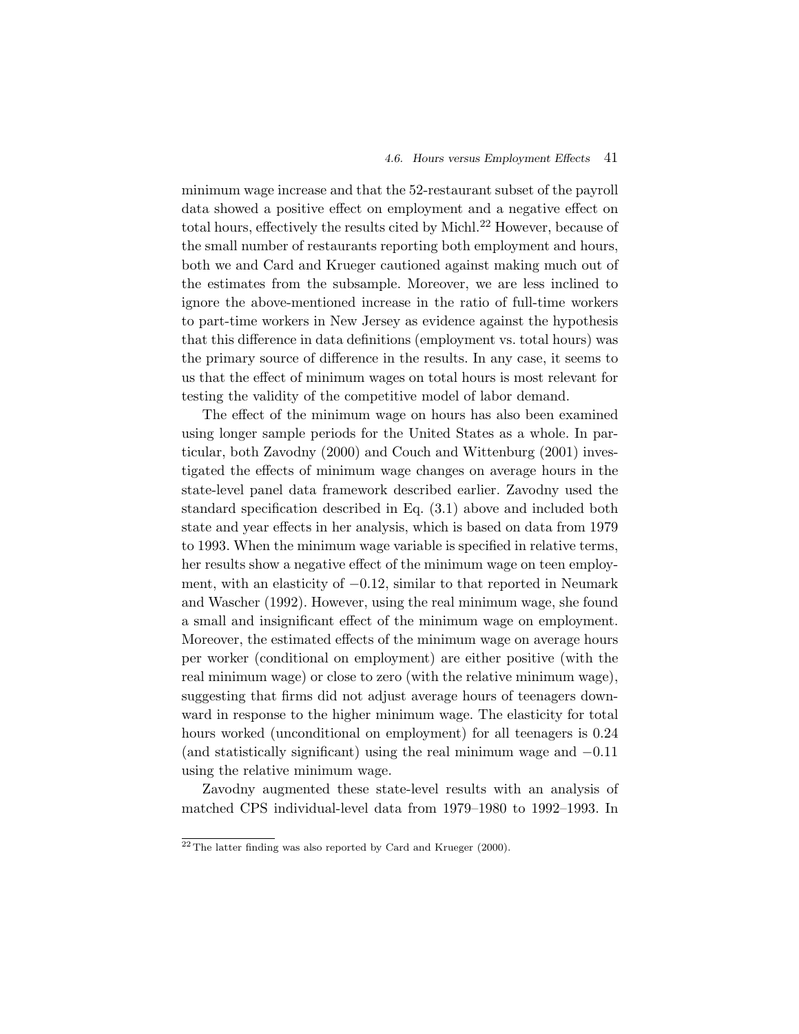minimum wage increase and that the 52-restaurant subset of the payroll data showed a positive effect on employment and a negative effect on total hours, effectively the results cited by Michl.[22] However, because of the small number of restaurants reporting both employment and hours, both we and Card and Krueger cautioned against making much out of the estimates from the subsample. Moreover, we are less inclined to ignore the above-mentioned increase in the ratio of full-time workers to part-time workers in New Jersey as evidence against the hypothesis that this difference in data definitions (employment vs. total hours) was the primary source of difference in the results. In any case, it seems to us that the effect of minimum wages on total hours is most relevant for testing the validity of the competitive model of labor demand.

The effect of the minimum wage on hours has also been examined using longer sample periods for the United States as a whole. In particular, both Zavodny (2000) and Couch and Wittenburg (2001) investigated the effects of minimum wage changes on average hours in the state-level panel data framework described earlier. Zavodny used the standard specification described in Eq. (3.1) above and included both state and year effects in her analysis, which is based on data from 1979 to 1993. When the minimum wage variable is specified in relative terms, her results show a negative effect of the minimum wage on teen employment, with an elasticity of $-0.12$, similar to that reported in Neumark and Wascher (1992). However, using the real minimum wage, she found a small and insignificant effect of the minimum wage on employment. Moreover, the estimated effects of the minimum wage on average hours per worker (conditional on employment) are either positive (with the real minimum wage) or close to zero (with the relative minimum wage), suggesting that firms did not adjust average hours of teenagers downward in response to the higher minimum wage. The elasticity for total hours worked (unconditional on employment) for all teenagers is 0.24 (and statistically significant) using the real minimum wage and $-0.11$ using the relative minimum wage.

Zavodny augmented these state-level results with an analysis of matched CPS individual-level data from 1979–1980 to 1992–1993. In

[22] The latter finding was also reported by Card and Krueger (2000).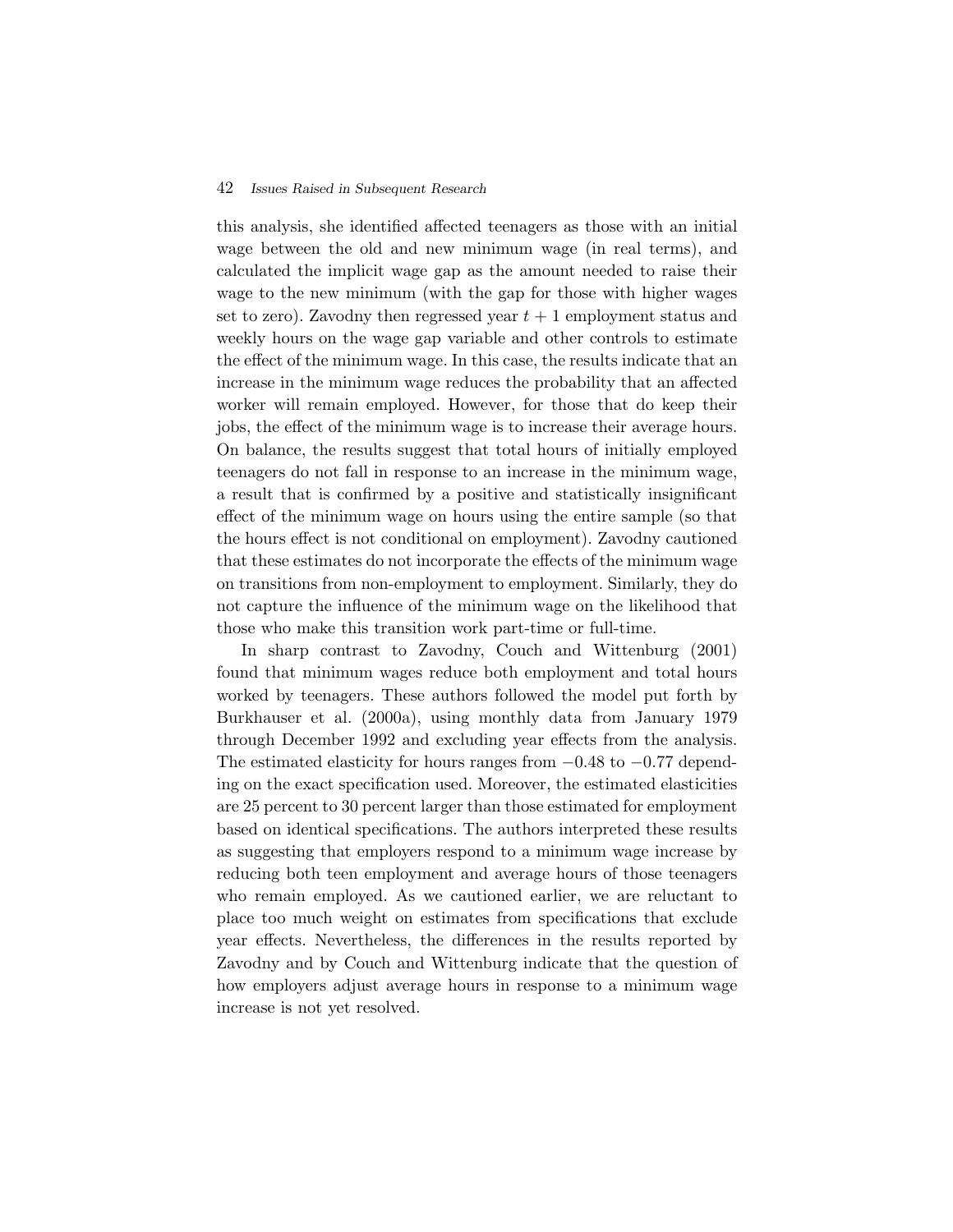this analysis, she identified affected teenagers as those with an initial wage between the old and new minimum wage (in real terms), and calculated the implicit wage gap as the amount needed to raise their wage to the new minimum (with the gap for those with higher wages set to zero). Zavodny then regressed year $t + 1$ employment status and weekly hours on the wage gap variable and other controls to estimate the effect of the minimum wage. In this case, the results indicate that an increase in the minimum wage reduces the probability that an affected worker will remain employed. However, for those that do keep their jobs, the effect of the minimum wage is to increase their average hours. On balance, the results suggest that total hours of initially employed teenagers do not fall in response to an increase in the minimum wage, a result that is confirmed by a positive and statistically insignificant effect of the minimum wage on hours using the entire sample (so that the hours effect is not conditional on employment). Zavodny cautioned that these estimates do not incorporate the effects of the minimum wage on transitions from non-employment to employment. Similarly, they do not capture the influence of the minimum wage on the likelihood that those who make this transition work part-time or full-time.

In sharp contrast to Zavodny, Couch and Wittenburg (2001) found that minimum wages reduce both employment and total hours worked by teenagers. These authors followed the model put forth by Burkhauser et al. (2000a), using monthly data from January 1979 through December 1992 and excluding year effects from the analysis. The estimated elasticity for hours ranges from $-0.48$ to $-0.77$ depending on the exact specification used. Moreover, the estimated elasticities are 25 percent to 30 percent larger than those estimated for employment based on identical specifications. The authors interpreted these results as suggesting that employers respond to a minimum wage increase by reducing both teen employment and average hours of those teenagers who remain employed. As we cautioned earlier, we are reluctant to place too much weight on estimates from specifications that exclude year effects. Nevertheless, the differences in the results reported by Zavodny and by Couch and Wittenburg indicate that the question of how employers adjust average hours in response to a minimum wage increase is not yet resolved.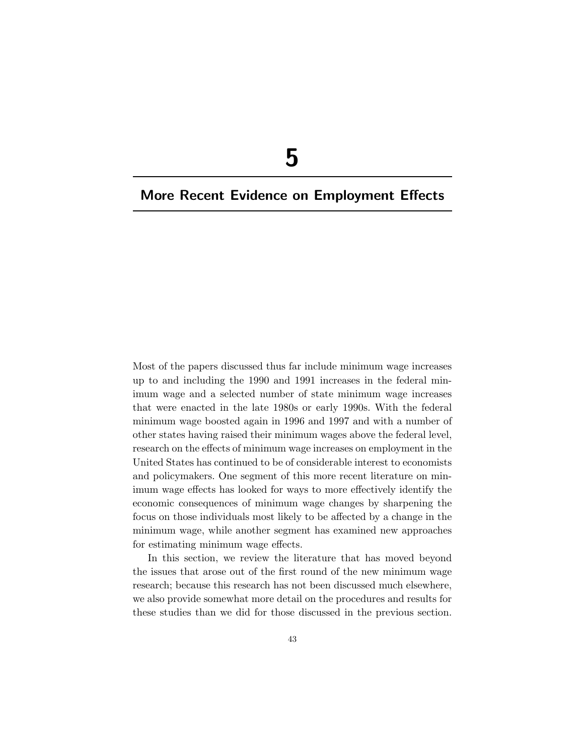# 5

## More Recent Evidence on Employment Effects

Most of the papers discussed thus far include minimum wage increases up to and including the 1990 and 1991 increases in the federal minimum wage and a selected number of state minimum wage increases that were enacted in the late 1980s or early 1990s. With the federal minimum wage boosted again in 1996 and 1997 and with a number of other states having raised their minimum wages above the federal level, research on the effects of minimum wage increases on employment in the United States has continued to be of considerable interest to economists and policymakers. One segment of this more recent literature on minimum wage effects has looked for ways to more effectively identify the economic consequences of minimum wage changes by sharpening the focus on those individuals most likely to be affected by a change in the minimum wage, while another segment has examined new approaches for estimating minimum wage effects.

In this section, we review the literature that has moved beyond the issues that arose out of the first round of the new minimum wage research; because this research has not been discussed much elsewhere, we also provide somewhat more detail on the procedures and results for these studies than we did for those discussed in the previous section.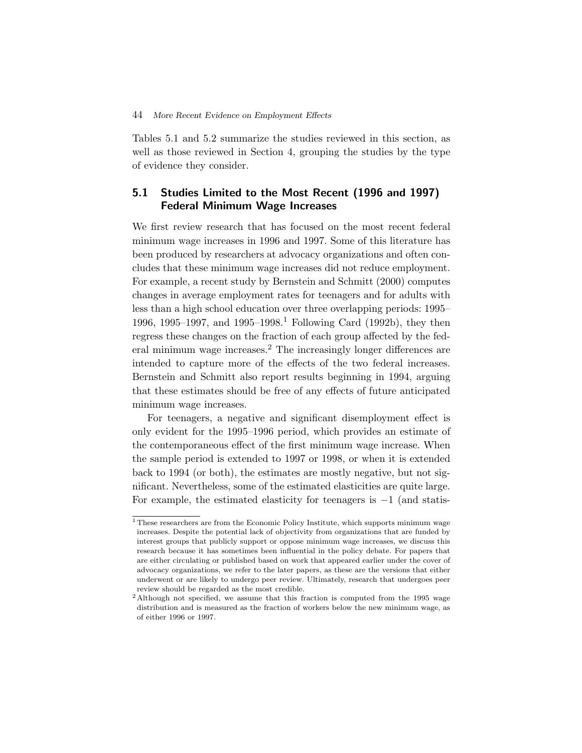Tables 5.1 and 5.2 summarize the studies reviewed in this section, as well as those reviewed in Section 4, grouping the studies by the type of evidence they consider.

## 5.1 Studies Limited to the Most Recent (1996 and 1997) Federal Minimum Wage Increases

We first review research that has focused on the most recent federal minimum wage increases in 1996 and 1997. Some of this literature has been produced by researchers at advocacy organizations and often concludes that these minimum wage increases did not reduce employment. For example, a recent study by Bernstein and Schmitt (2000) computes changes in average employment rates for teenagers and for adults with less than a high school education over three overlapping periods: 1995–1996, 1995–1997, and 1995–1998.[1] Following Card (1992b), they then regress these changes on the fraction of each group affected by the federal minimum wage increases.[2] The increasingly longer differences are intended to capture more of the effects of the two federal increases. Bernstein and Schmitt also report results beginning in 1994, arguing that these estimates should be free of any effects of future anticipated minimum wage increases.

For teenagers, a negative and significant disemployment effect is only evident for the 1995–1996 period, which provides an estimate of the contemporaneous effect of the first minimum wage increase. When the sample period is extended to 1997 or 1998, or when it is extended back to 1994 (or both), the estimates are mostly negative, but not significant. Nevertheless, some of the estimated elasticities are quite large. For example, the estimated elasticity for teenagers is $-1$ (and statis-

[1] These researchers are from the Economic Policy Institute, which supports minimum wage increases. Despite the potential lack of objectivity from organizations that are funded by interest groups that publicly support or oppose minimum wage increases, we discuss this research because it has sometimes been influential in the policy debate. For papers that are either circulating or published based on work that appeared earlier under the cover of advocacy organizations, we refer to the later papers, as these are the versions that either underwent or are likely to undergo peer review. Ultimately, research that undergoes peer review should be regarded as the most credible.

[2] Although not specified, we assume that this fraction is computed from the 1995 wage distribution and is measured as the fraction of workers below the new minimum wage, as of either 1996 or 1997.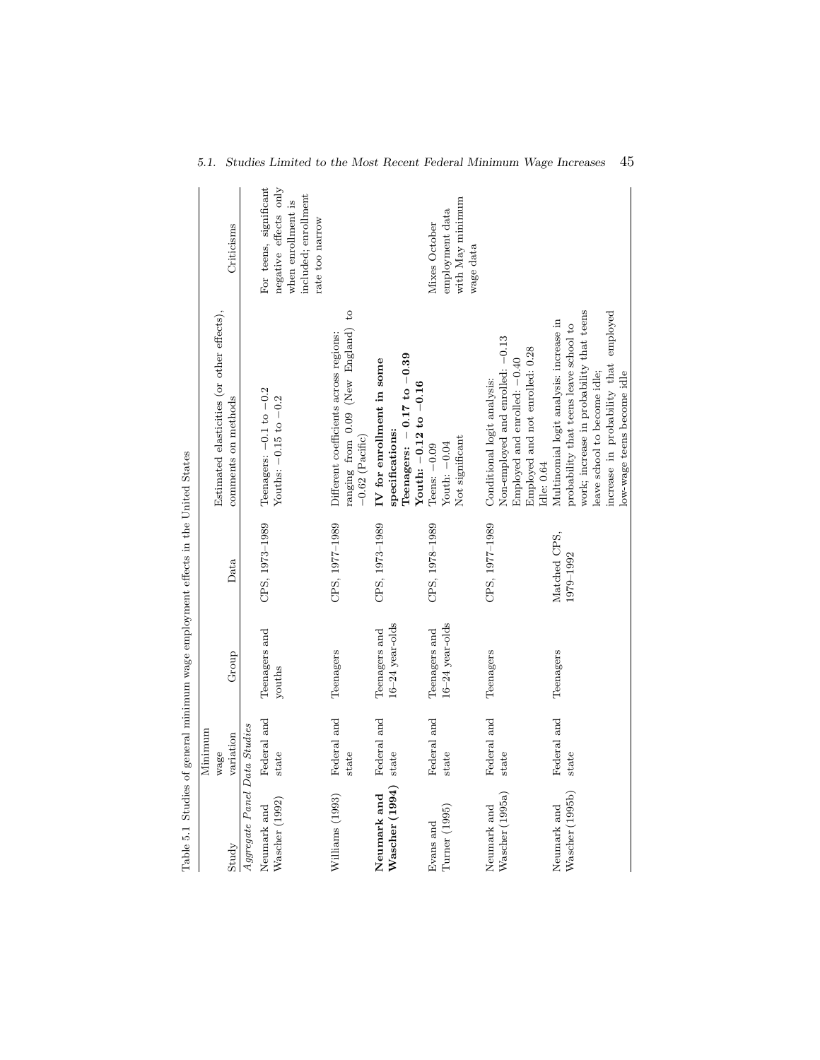Table 5.1 Studies of general minimum wage employment effects in the United States

| Study | Minimum wage variation | Group | Data | Estimated elasticities (or other effects), comments on methods | Criticisms |
|---|---|---|---|---|---|
| *Aggregate Panel Data Studies* | | | | | |
| Neumark and Wascher (1992) | Federal and state | Teenagers and youths | CPS, 1973–1989 | Teenagers: −0.1 to −0.2<br>Youths: −0.15 to −0.2 | For teens, significant negative effects only when enrollment is included; enrollment rate too narrow |
| Williams (1993) | Federal and state | Teenagers | CPS, 1977–1989 | Different coefficients across regions: ranging from 0.09 (New England) to −0.62 (Pacific) | |
| **Neumark and Wascher (1994)** | Federal and state | Teenagers and 16–24 year-olds | CPS, 1973–1989 | **IV for enrollment in some specifications:**<br>**Teenagers: − 0.17 to −0.39**<br>**Youth: −0.12 to −0.16** | |
| Evans and Turner (1995) | Federal and state | Teenagers and 16–24 year-olds | CPS, 1978–1989 | Teens: −0.09<br>Youth: −0.04<br>Not significant | Mixes October employment data with May minimum wage data |
| Neumark and Wascher (1995a) | Federal and state | Teenagers | CPS, 1977–1989 | Conditional logit analysis:<br>Non-employed and enrolled: −0.13<br>Employed and enrolled: −0.40<br>Employed and not enrolled: 0.28<br>Idle: 0.64 | |
| Neumark and Wascher (1995b) | Federal and state | Teenagers | Matched CPS, 1979–1992 | Multinomial logit analysis: increase in probability that teens leave school to work; increase in probability that teens leave school to become idle; increase in probability that employed low-wage teens become idle | |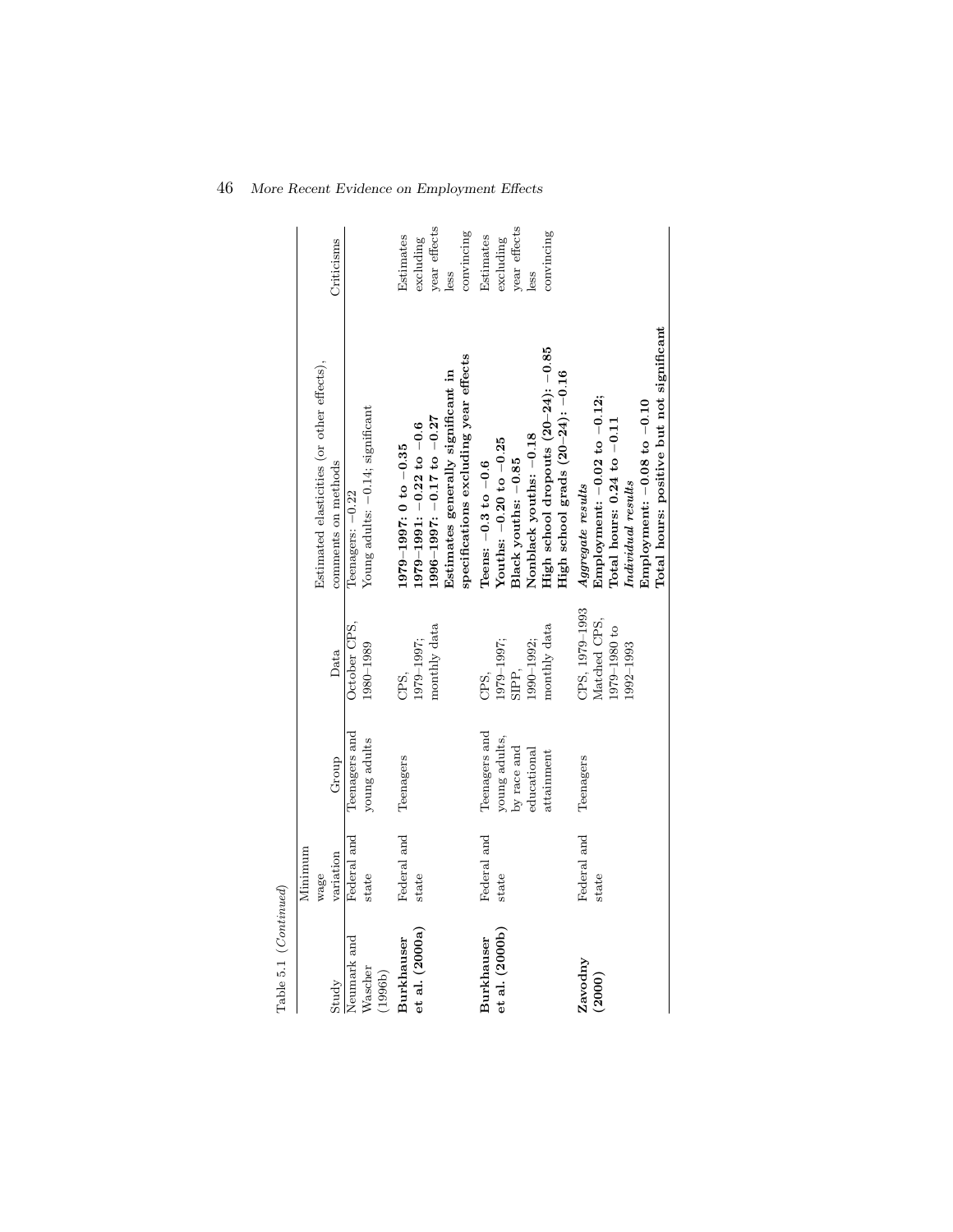Table 5.1 (*Continued*)

| Study | Minimum wage variation | Group | Data | Estimated elasticities (or other effects), comments on methods | Criticisms |
|---|---|---|---|---|---|
| Neumark and Wascher (1996b) | Federal and state | Teenagers and young adults | October CPS, 1980–1989 | Teenagers: −0.22<br>Young adults: −0.14; significant | |
| **Burkhauser et al. (2000a)** | Federal and state | Teenagers | CPS, 1979–1997; monthly data | **1979–1997: 0 to −0.35**<br>**1979–1991: −0.22 to −0.6**<br>**1996–1997: −0.17 to −0.27**<br>**Estimates generally significant in specifications excluding year effects** | Estimates excluding year effects less convincing |
| **Burkhauser et al. (2000b)** | Federal and state | Teenagers and young adults, by race and educational attainment | CPS, 1979–1997; SIPP, 1990–1992; monthly data | **Teens: −0.3 to −0.6**<br>**Youths: −0.20 to −0.25**<br>**Black youths: −0.85**<br>**Nonblack youths: −0.18**<br>**High school dropouts (20–24): −0.85**<br>**High school grads (20–24): −0.16** | Estimates excluding year effects less convincing |
| **Zavodny (2000)** | Federal and state | Teenagers | CPS, 1979–1993<br>Matched CPS, 1979–1980 to 1992–1993 | ***Aggregate results***<br>**Employment: −0.02 to −0.12;**<br>**Total hours: 0.24 to −0.11**<br>***Individual results***<br>**Employment: −0.08 to −0.10**<br>**Total hours: positive but not significant** | |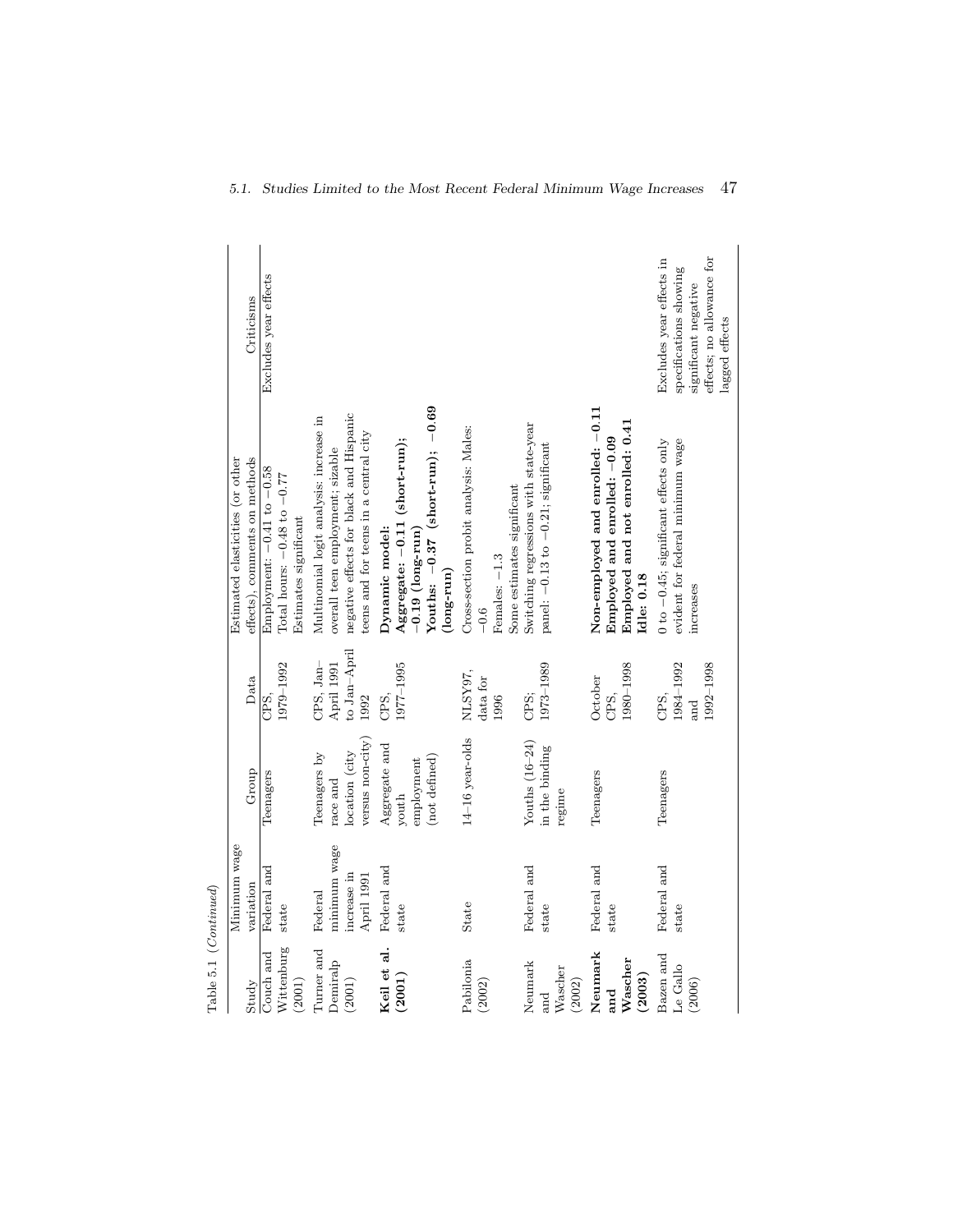Table 5.1 (*Continued*)

| Study | Minimum wage variation | Group | Data | Estimated elasticities (or other effects), comments on methods | Criticisms |
|---|---|---|---|---|---|
| Couch and Wittenburg (2001) | Federal and state | Teenagers | CPS, 1979–1992 | Employment: −0.41 to −0.58<br>Total hours: −0.48 to −0.77<br>Estimates significant | Excludes year effects |
| Turner and Demiralp (2001) | Federal minimum wage increase in April 1991 | Teenagers by race and location (city versus non-city) | CPS, Jan–April 1991 to Jan–April 1992 | Multinomial logit analysis: increase in overall teen employment; sizable negative effects for black and Hispanic teens and for teens in a central city | |
| **Keil et al. (2001)** | Federal and state | Aggregate and youth employment (not defined) | CPS, 1977–1995 | **Dynamic model:**<br>**Aggregate: −0.11 (short-run); −0.19 (long-run)**<br>**Youths: −0.37 (short-run); −0.69 (long-run)** | |
| Pabilonia (2002) | State | 14–16 year-olds | NLSY97, data for 1996 | Cross-section probit analysis: Males: −0.6<br>Females: −1.3<br>Some estimates significant | |
| Neumark and Wascher (2002) | Federal and state | Youths (16–24) in the binding regime | CPS; 1973–1989 | Switching regressions with state-year panel: −0.13 to −0.21; significant | |
| **Neumark and Wascher (2003)** | Federal and state | Teenagers | October CPS, 1980–1998 | **Non-employed and enrolled: −0.11**<br>**Employed and enrolled: −0.09**<br>**Employed and not enrolled: 0.41**<br>**Idle: 0.18** | |
| Bazen and Le Gallo (2006) | Federal and state | Teenagers | CPS, 1984–1992 and 1992–1998 | 0 to −0.45; significant effects only evident for federal minimum wage increases | Excludes year effects in specifications showing significant negative effects; no allowance for lagged effects |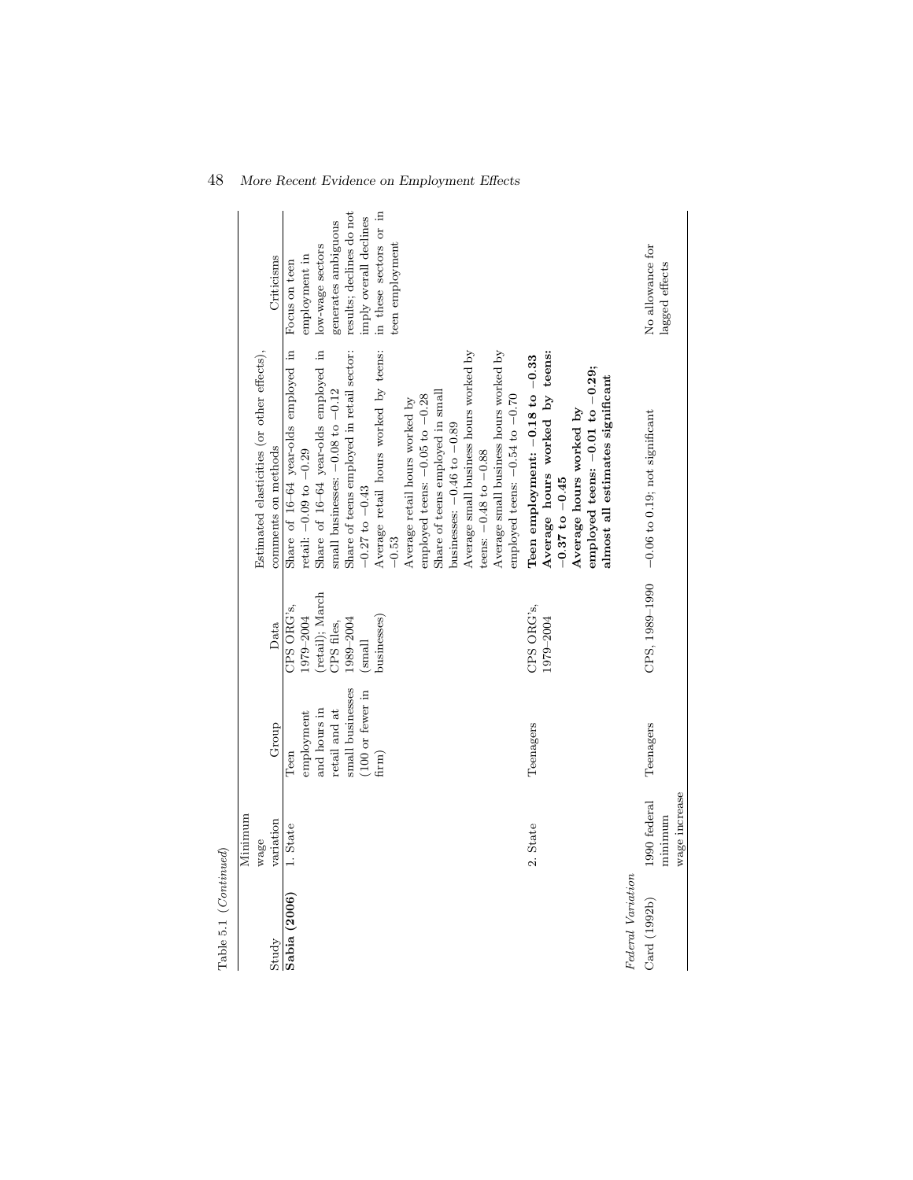Table 5.1 (*Continued*)

| Study | Minimum wage variation | Group | Data | Estimated elasticities (or other effects), comments on methods | Criticisms |
|---|---|---|---|---|---|
| **Sabia (2006)** | 1. State | Teen employment and hours in retail and at small businesses (100 or fewer in firm) | CPS ORG's, 1979–2004 (retail); March CPS files, 1989–2004 (small businesses) | Share of 16–64 year-olds employed in retail: −0.09 to −0.29<br>Share of 16–64 year-olds employed in small businesses: −0.08 to −0.12<br>Share of teens employed in retail sector: −0.27 to −0.43<br>Average retail hours worked by teens: −0.53<br>Average retail hours worked by employed teens: −0.05 to −0.28<br>Share of teens employed in small businesses: −0.46 to −0.89<br>Average small business hours worked by teens: −0.48 to −0.88<br>Average small business hours worked by employed teens: −0.54 to −0.70 | Focus on teen employment in low-wage sectors generates ambiguous results; declines do not imply overall declines in these sectors or in teen employment |
| | 2. State | Teenagers | CPS ORG's, 1979–2004 | **Teen employment: −0.18 to −0.33**<br>**Average hours worked by teens: −0.37 to −0.45**<br>**Average hours worked by employed teens: −0.01 to −0.29; almost all estimates significant** | |
| *Federal Variation* | | | | | |
| Card (1992b) | 1990 federal minimum wage increase | Teenagers | CPS, 1989–1990 | −0.06 to 0.19; not significant | No allowance for lagged effects |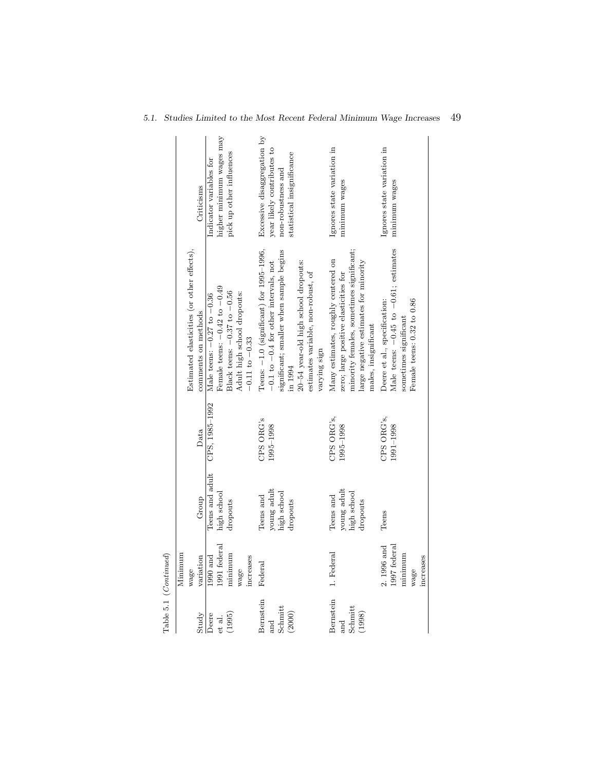Table 5.1 (*Continued*)

| Study | Minimum wage variation | Group | Data | Estimated elasticities (or other effects), comments on methods | Criticisms |
|---|---|---|---|---|---|
| Deere et al. (1995) | 1990 and 1991 federal minimum wage increases | Teens and adult high school dropouts | CPS, 1985–1992 | Male teens: −0.27 to −0.36<br>Female teens: −0.42 to −0.49<br>Black teens: −0.37 to −0.56<br>Adult high school dropouts: −0.11 to −0.33 | Indicator variables for higher minimum wages may pick up other influences |
| Bernstein and Schmitt (2000) | Federal | Teens and young adult high school dropouts | CPS ORG's 1995–1998 | Teens: −1.0 (significant) for 1995–1996, −0.1 to −0.4 for other intervals, not significant; smaller when sample begins in 1994<br>20–54 year-old high school dropouts: estimates variable, non-robust, of varying sign | Excessive disaggregation by year likely contributes to non-robustness and statistical insignificance |
| Bernstein and Schmitt (1998) | 1. Federal | Teens and young adult high school dropouts | CPS ORG's, 1995–1998 | Many estimates, roughly centered on zero; large positive elasticities for minority females, sometimes significant; large negative estimates for minority males, insignificant | Ignores state variation in minimum wages |
| | 2. 1996 and 1997 federal minimum wage increases | Teens | CPS ORG's, 1991–1998 | Deere et al., specification:<br>Male teens: −0.45 to −0.61; estimates sometimes significant<br>Female teens: 0.32 to 0.86 | Ignores state variation in minimum wages |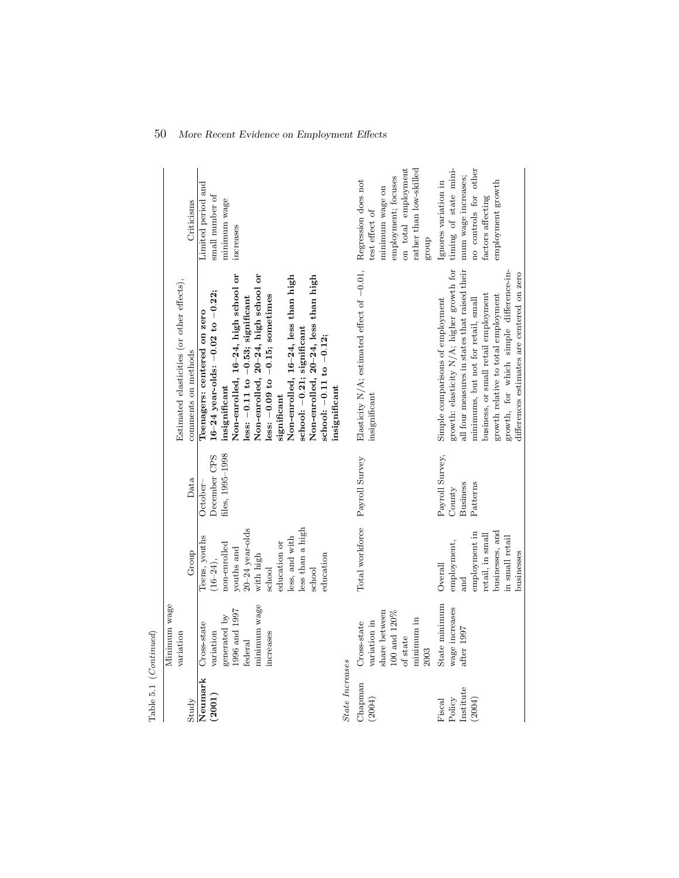Table 5.1 (*Continued*)

| Study | Minimum wage variation | Group | Data | Estimated elasticities (or other effects), comments on methods | Criticisms |
|---|---|---|---|---|---|
| **Neumark (2001)** | Cross-state variation generated by 1996 and 1997 federal minimum wage increases | Teens, youths (16–24), non-enrolled youths and 20–24 year-olds with high school education or less, and with less than a high school education | October–December CPS files, 1995–1998 | **Teenagers: centered on zero** **16–24 year-olds: −0.02 to −0.22; insignificant** **Non-enrolled, 16–24, high school or less: −0.11 to −0.53; significant** **Non-enrolled, 20–24, high school or less: −0.09 to −0.15; sometimes significant** **Non-enrolled, 16–24, less than high school: −0.21; significant** **Non-enrolled, 20–24, less than high school: −0.11 to −0.12; insignificant** | Limited period and small number of minimum wage increases |
| *State Increases* | | | | | |
| Chapman (2004) | Cross-state variation in share between 100 and 120% of state minimum in 2003 | Total workforce | Payroll Survey | Elasticity N/A; estimated effect of −0.01, insignificant | Regression does not test effect of minimum wage on employment; focuses on total employment rather than low-skilled group |
| Fiscal Policy Institute (2004) | State minimum wage increases after 1997 | Overall employment, and employment in retail, in small businesses, and in small retail businesses | Payroll Survey, County Business Patterns | Simple comparisons of employment growth: elasticity N/A; higher growth for all four measures in states that raised their minimums, but not for retail, small business, or small retail employment growth relative to total employment growth, for which simple difference-in-differences estimates are centered on zero | Ignores variation in timing of state minimum wage increases; no controls for other factors affecting employment growth |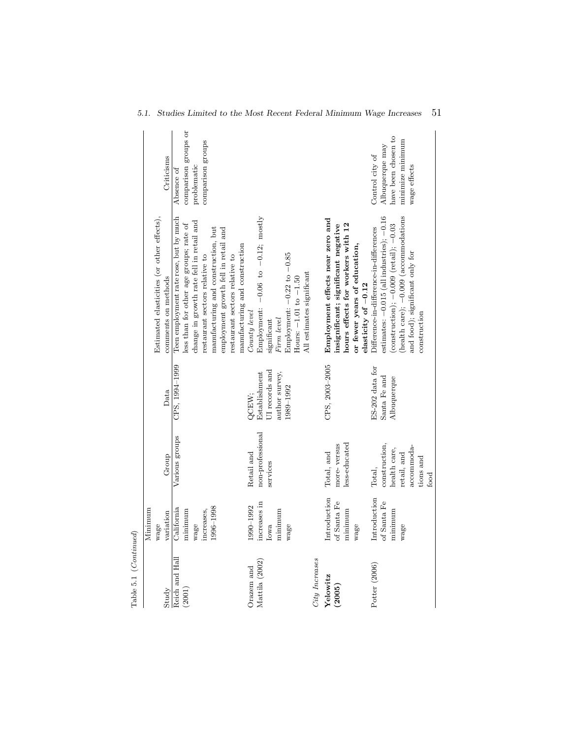Table 5.1 (*Continued*)

| Study | Minimum wage variation | Group | Data | Estimated elasticities (or other effects), comments on methods | Criticisms |
|---|---|---|---|---|---|
| Reich and Hall (2001) | California minimum wage increases, 1996–1998 | Various groups | CPS, 1994–1999 | Teen employment rate rose, but by much less than for other age groups; rate of change in growth rate fell in retail and restaurant sectors relative to manufacturing and construction, but employment growth fell in retail and restaurant sectors relative to manufacturing and construction | Absence of comparison groups or problematic comparison groups |
| Orazem and Mattila (2002) | 1990–1992 increases in Iowa minimum wage | Retail and non-professional services | QCEW; Establishment UI records and author survey, 1989–1992 | *County level* Employment: −0.06 to −0.12; mostly significant *Firm level* Employment: −0.22 to −0.85 Hours: −1.01 to −1.50 All estimates significant | |
| *City Increases* | | | | | |
| **Yelowitz (2005)** | Introduction of Santa Fe minimum wage | Total, and more- versus less-educated | CPS, 2003–2005 | **Employment effects near zero and insignificant; significant negative hours effects for workers with 12 or fewer years of education, elasticity of −0.12** | |
| Potter (2006) | Introduction of Santa Fe minimum wage | Total, construction, health care, retail, and accommodations and food | ES-202 data for Santa Fe and Albuquerque | Difference-in-difference-in-differences estimates: −0.015 (all industries); −0.16 (construction); −0.009 (retail); −0.03 (health care); −0.009 (accommodations and food); significant only for construction | Control city of Albuquerque may have been chosen to minimize minimum wage effects |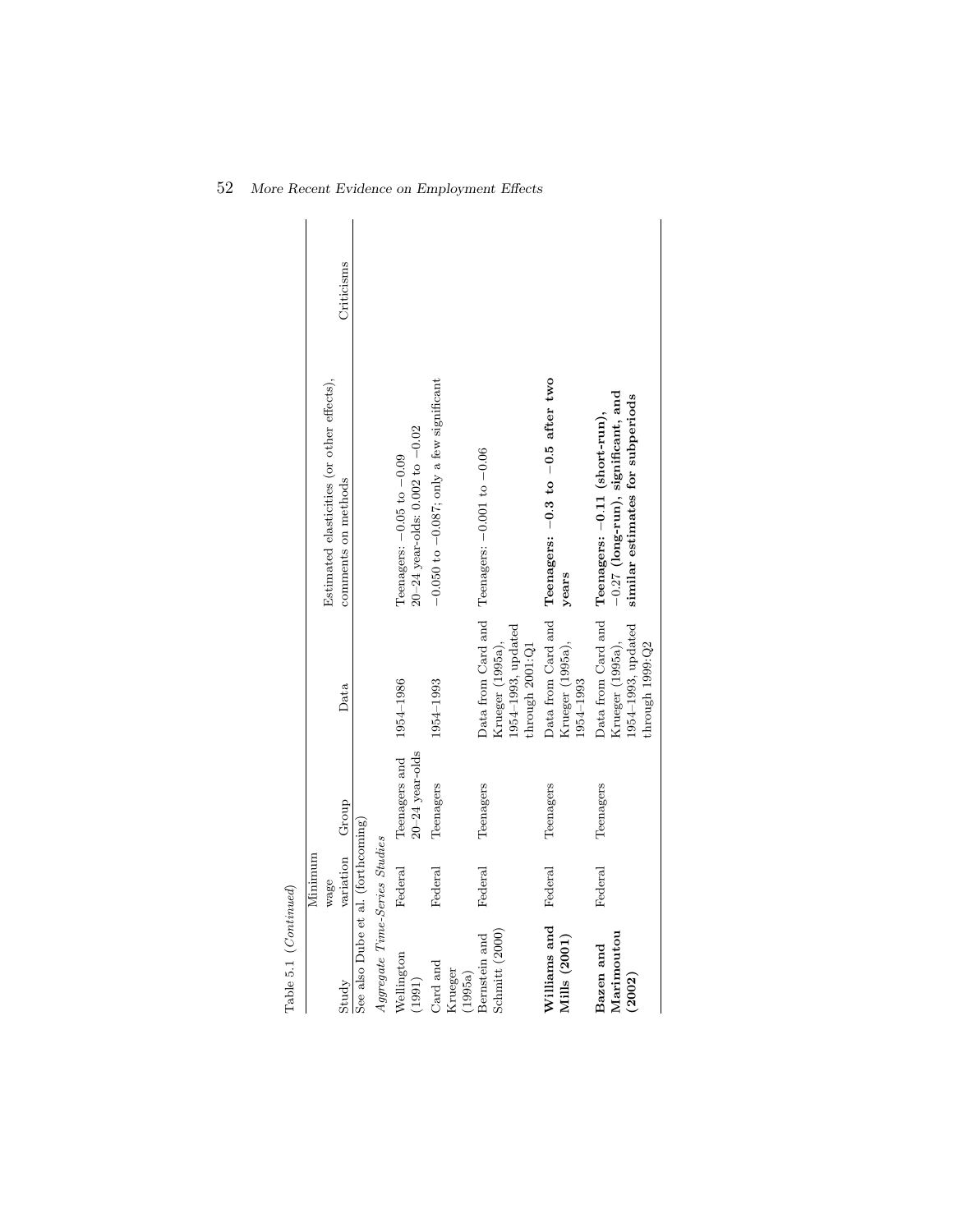Table 5.1 (*Continued*)

| Study | Minimum wage variation | Group | Data | Estimated elasticities (or other effects), comments on methods | Criticisms |
|---|---|---|---|---|---|
| See also Dube et al. (forthcoming) | | | | | |
| *Aggregate Time-Series Studies* | | | | | |
| Wellington (1991) | Federal | Teenagers and 20–24 year-olds | 1954–1986 | Teenagers: −0.05 to −0.09<br>20–24 year-olds: 0.002 to −0.02 | |
| Card and Krueger (1995a) | Federal | Teenagers | 1954–1993 | −0.050 to −0.087; only a few significant | |
| Bernstein and Schmitt (2000) | Federal | Teenagers | Data from Card and Krueger (1995a), 1954–1993, updated through 2001:Q1 | Teenagers: −0.001 to −0.06 | |
| **Williams and Mills (2001)** | Federal | Teenagers | Data from Card and Krueger (1995a), 1954–1993 | **Teenagers: −0.3 to −0.5 after two years** | |
| **Bazen and Marimoutou (2002)** | Federal | Teenagers | Data from Card and Krueger (1995a), 1954–1993, updated through 1999:Q2 | **Teenagers: −0.11 (short-run), −0.27 (long-run), significant, and similar estimates for subperiods** | |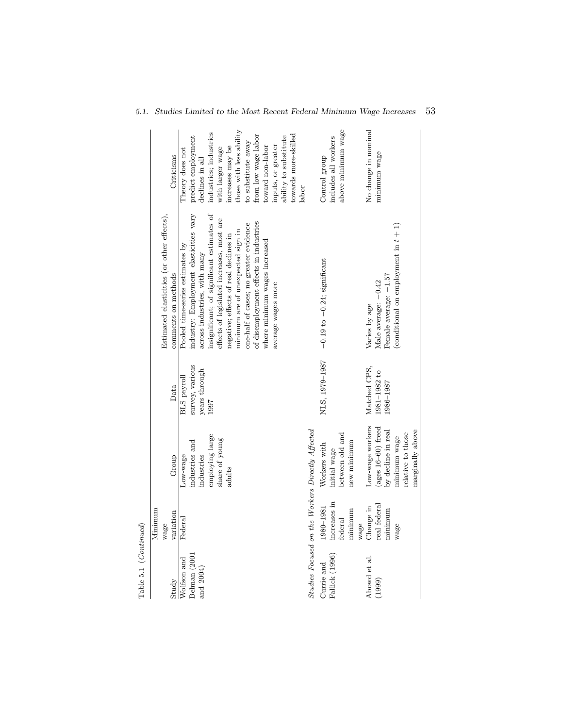Table 5.1 (*Continued*)

| Study | Minimum wage variation | Group | Data | Estimated elasticities (or other effects), comments on methods | Criticisms |
|---|---|---|---|---|---|
| Wolfson and Belman (2001 and 2004) | Federal | Low-wage industries and industries employing large share of young adults | BLS payroll survey, various years through 1997 | Pooled time-series estimates by industry: Employment elasticities vary across industries, with many insignificant; of significant estimates of effects of legislated increases, most are negative; effects of real declines in minimum are of unexpected sign in one-half of cases; no greater evidence of disemployment effects in industries where minimum wages increased average wages more | Theory does not predict employment declines in all industries; industries with larger wage increases may be those with less ability to substitute away from low-wage labor toward non-labor inputs, or greater ability to substitute towards more-skilled labor |
| *Studies Focused on the Workers Directly Affected* | | | | | |
| Currie and Fallick (1996) | 1980–1981 increases in federal minimum wage | Workers with initial wage between old and new minimum | NLS, 1979–1987 | −0.19 to −0.24; significant | Control group includes all workers above minimum wage |
| Abowd et al. (1999) | Change in real federal minimum wage | Low-wage workers (ages 16–60) freed by decline in real minimum wage relative to those marginally above | Matched CPS, 1981–1982 to 1986–1987 | Varies by age<br>Male average: −0.42<br>Female average: −1.57<br>(conditional on employment in $t + 1$) | No change in nominal minimum wage |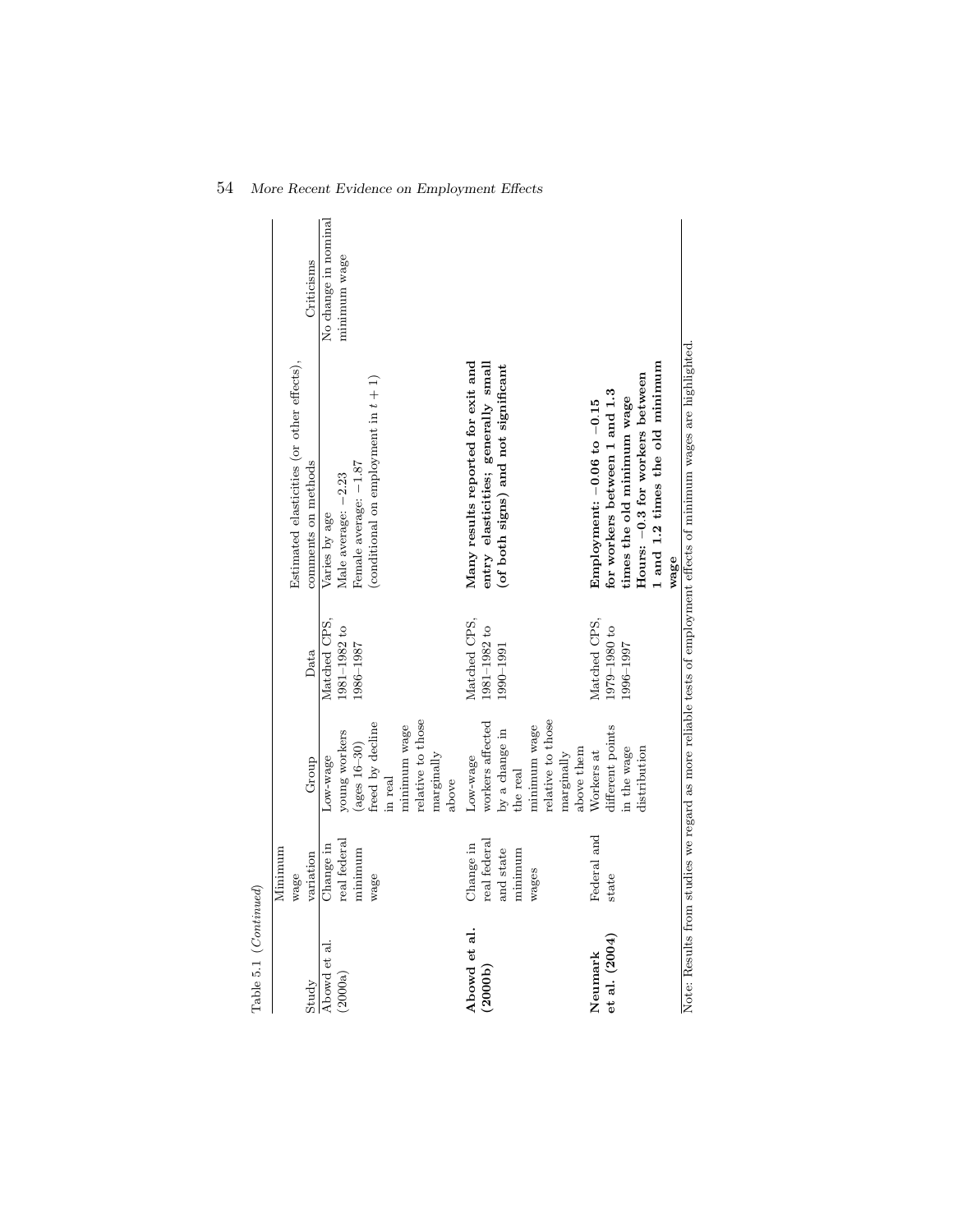Table 5.1 (*Continued*)

| Study | Minimum wage variation | Group | Data | Estimated elasticities (or other effects), comments on methods | Criticisms |
|---|---|---|---|---|---|
| Abowd et al. (2000a) | Change in real federal minimum wage | Low-wage young workers (ages 16–30) freed by decline in real minimum wage relative to those marginally above | Matched CPS, 1981–1982 to 1986–1987 | Varies by age<br>Male average: −2.23<br>Female average: −1.87<br>(conditional on employment in $t + 1$) | No change in nominal minimum wage |
| **Abowd et al. (2000b)** | Change in real federal and state minimum wages | Low-wage workers affected by a change in the real minimum wage relative to those marginally above them | Matched CPS, 1981–1982 to 1990–1991 | **Many results reported for exit and entry elasticities; generally small (of both signs) and not significant** | |
| **Neumark et al. (2004)** | Federal and state | Workers at different points in the wage distribution | Matched CPS, 1979–1980 to 1996–1997 | **Employment: −0.06 to −0.15 for workers between 1 and 1.3 times the old minimum wage**<br>**Hours: −0.3 for workers between 1 and 1.2 times the old minimum wage** | |

Note: Results from studies we regard as more reliable tests of employment effects of minimum wages are highlighted.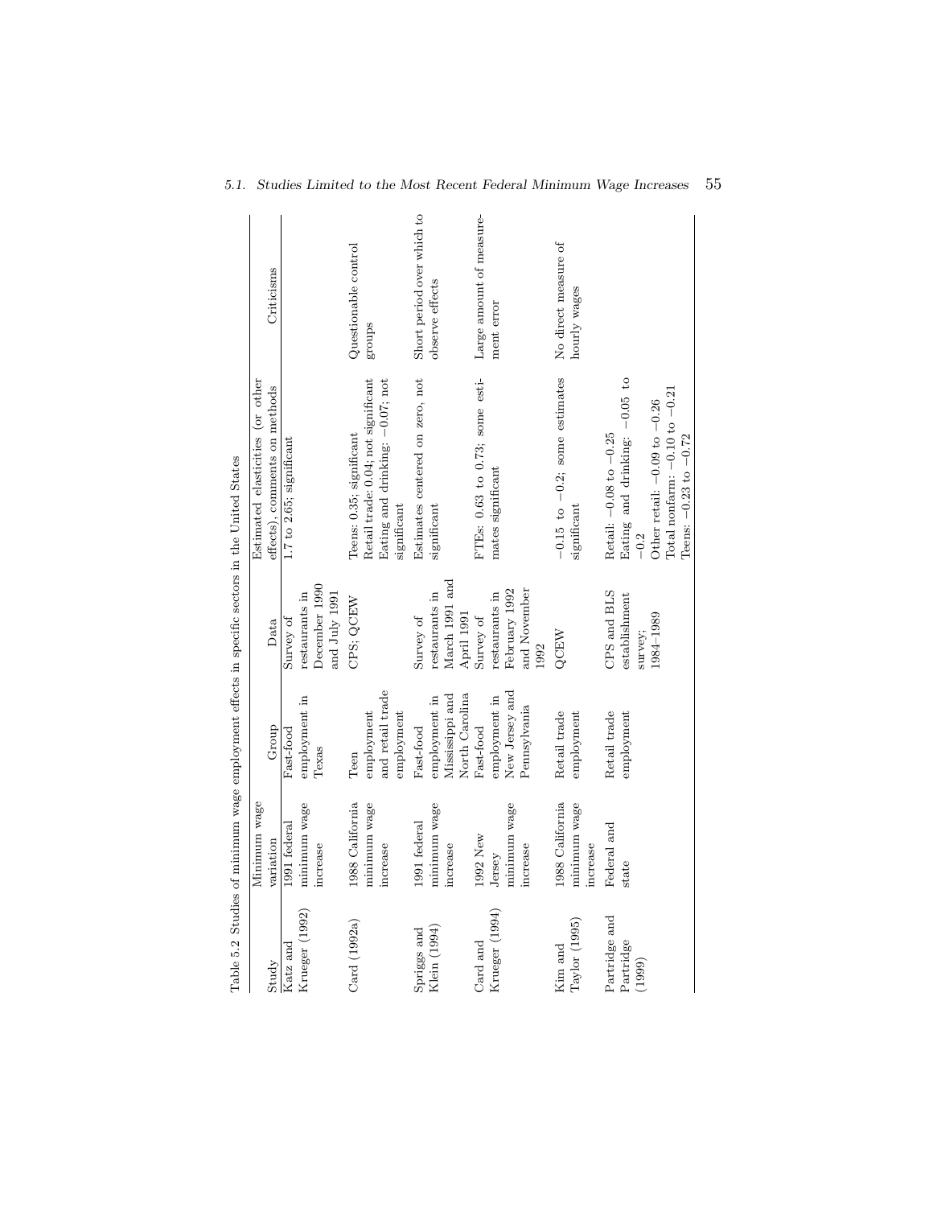Table 5.2 Studies of minimum wage employment effects in specific sectors in the United States

| Study | Minimum wage variation | Group | Data | Estimated elasticities (or other effects), comments on methods | Criticisms |
|---|---|---|---|---|---|
| Katz and Krueger (1992) | 1991 federal minimum wage increase | Fast-food employment in Texas | Survey of restaurants in December 1990 and July 1991 | 1.7 to 2.65; significant | |
| Card (1992a) | 1988 California minimum wage increase | Teen employment and retail trade employment | CPS; QCEW | Teens: 0.35; significant<br>Retail trade: 0.04; not significant<br>Eating and drinking: −0.07; not significant | Questionable control groups |
| Spriggs and Klein (1994) | 1991 federal minimum wage increase | Fast-food employment in Mississippi and North Carolina | Survey of restaurants in March 1991 and April 1991 | Estimates centered on zero, not significant | Short period over which to observe effects |
| Card and Krueger (1994) | 1992 New Jersey minimum wage increase | Fast-food employment in New Jersey and Pennsylvania | Survey of restaurants in February 1992 and November 1992 | FTEs: 0.63 to 0.73; some estimates significant | Large amount of measurement error |
| Kim and Taylor (1995) | 1988 California minimum wage increase | Retail trade employment | QCEW | −0.15 to −0.2; some estimates significant | No direct measure of hourly wages |
| Partridge and Partridge (1999) | Federal and state | Retail trade employment | CPS and BLS establishment survey; 1984–1989 | Retail: −0.08 to −0.25<br>Eating and drinking: −0.05 to −0.2<br>Other retail: −0.09 to −0.26<br>Total nonfarm: −0.10 to −0.21<br>Teens: −0.23 to −0.72 | |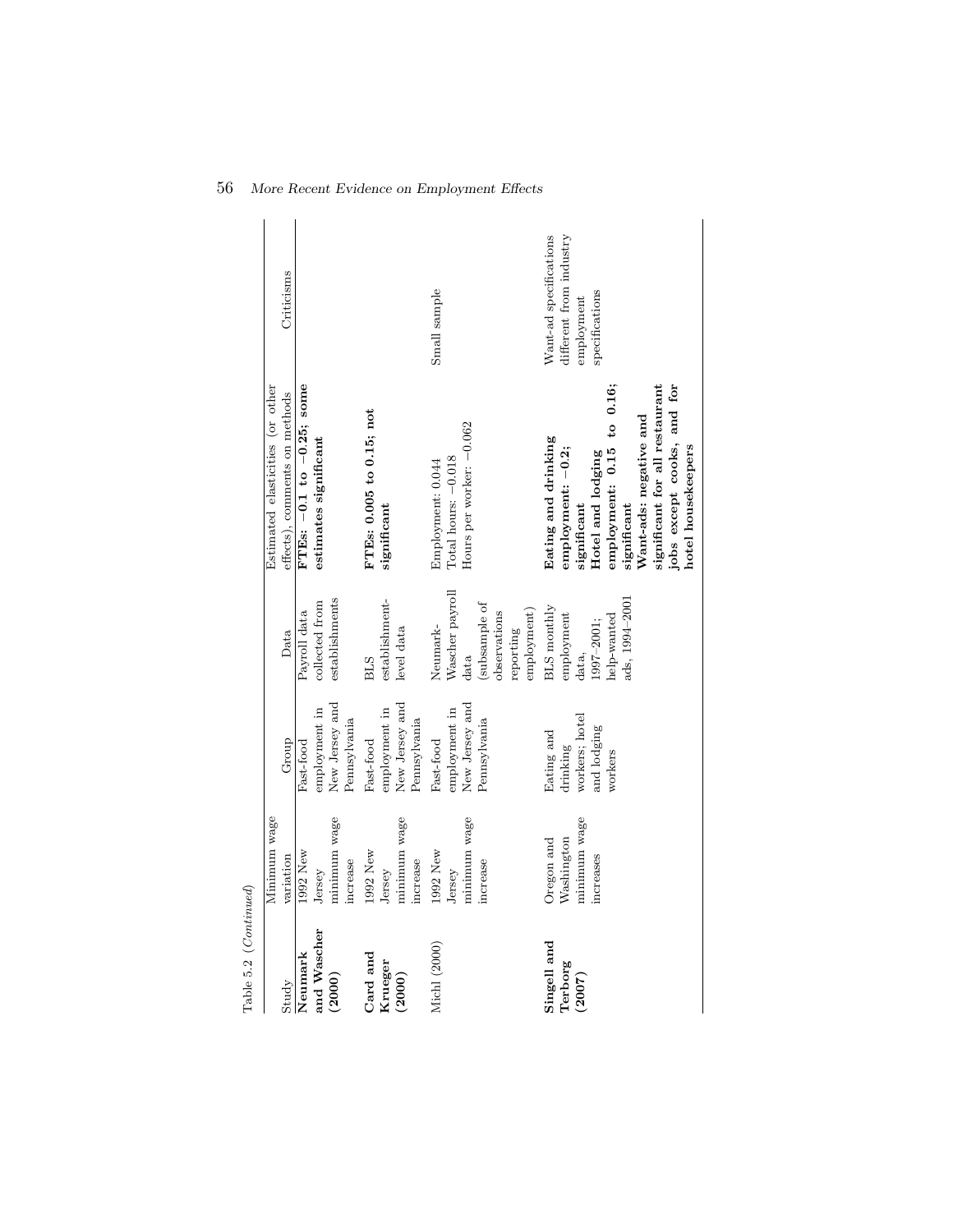Table 5.2 (*Continued*)

| Study | Minimum wage variation | Group | Data | Estimated elasticities (or other effects), comments on methods | Criticisms |
|---|---|---|---|---|---|
| **Neumark and Wascher (2000)** | 1992 New Jersey minimum wage increase | Fast-food employment in New Jersey and Pennsylvania | Payroll data collected from establishments | **FTEs: −0.1 to −0.25; some estimates significant** | |
| **Card and Krueger (2000)** | 1992 New Jersey minimum wage increase | Fast-food employment in New Jersey and Pennsylvania | BLS establishment-level data | **FTEs: 0.005 to 0.15; not significant** | |
| Michl (2000) | 1992 New Jersey minimum wage increase | Fast-food employment in New Jersey and Pennsylvania | Neumark-Wascher payroll data (subsample of observations reporting employment) | Employment: 0.044<br>Total hours: −0.018<br>Hours per worker: −0.062 | Small sample |
| **Singell and Terborg (2007)** | Oregon and Washington minimum wage increases | Eating and drinking workers; hotel and lodging workers | BLS monthly employment data, 1997–2001; help-wanted ads, 1994–2001 | **Eating and drinking employment: −0.2; significant**<br>**Hotel and lodging employment: 0.15 to 0.16; significant**<br>**Want-ads: negative and significant for all restaurant jobs except cooks, and for hotel housekeepers** | Want-ad specifications different from industry employment specifications |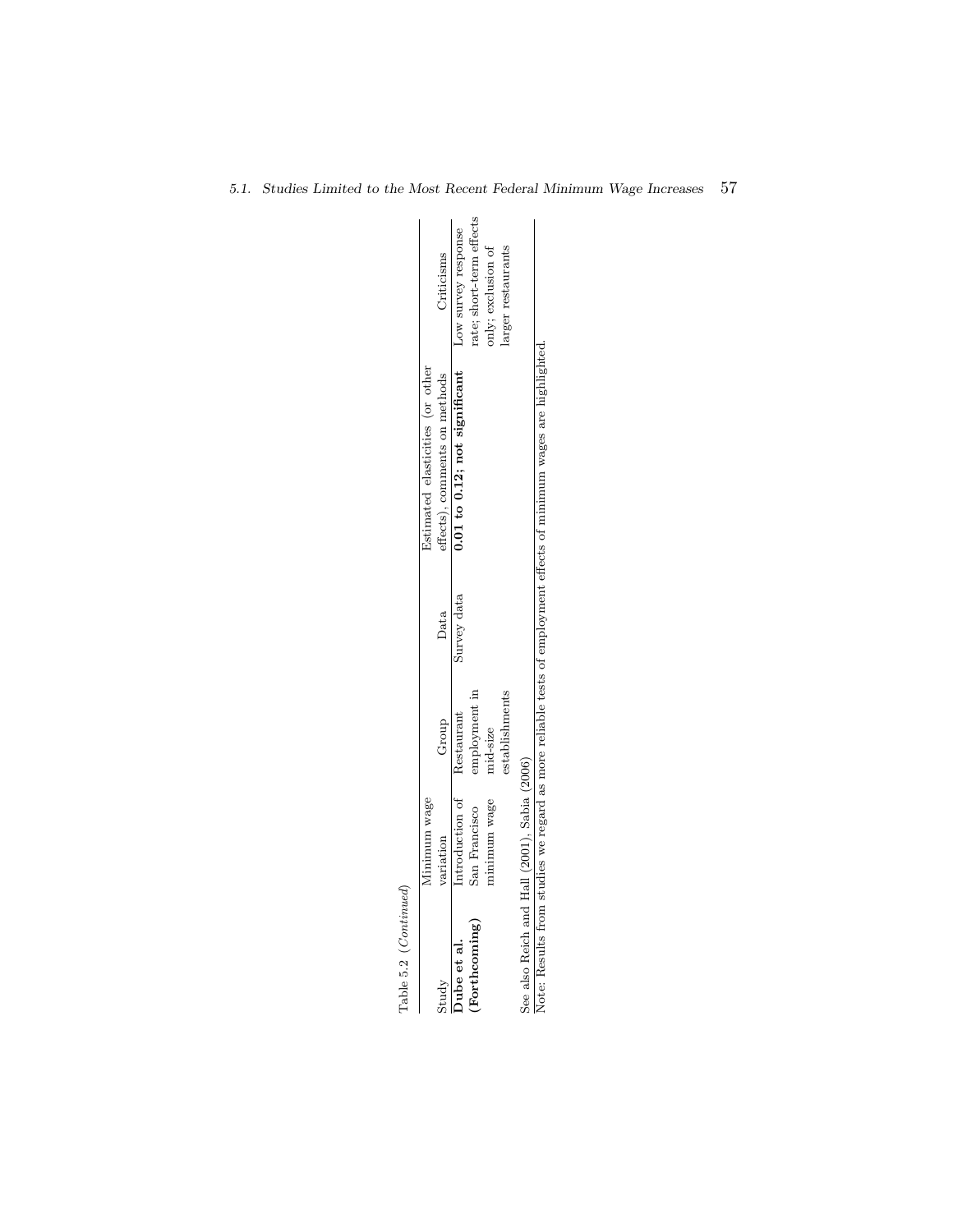Table 5.2 (*Continued*)

| Study | Minimum wage variation | Group | Data | Estimated elasticities (or other effects), comments on methods | Criticisms |
|---|---|---|---|---|---|
| **Dube et al. (Forthcoming)** | Introduction of San Francisco minimum wage | Restaurant employment in mid-size establishments | Survey data | **0.01 to 0.12; not significant** | Low survey response rate; short-term effects only; exclusion of larger restaurants |

See also Reich and Hall (2001), Sabia (2006)

Note: Results from studies we regard as more reliable tests of employment effects of minimum wages are highlighted.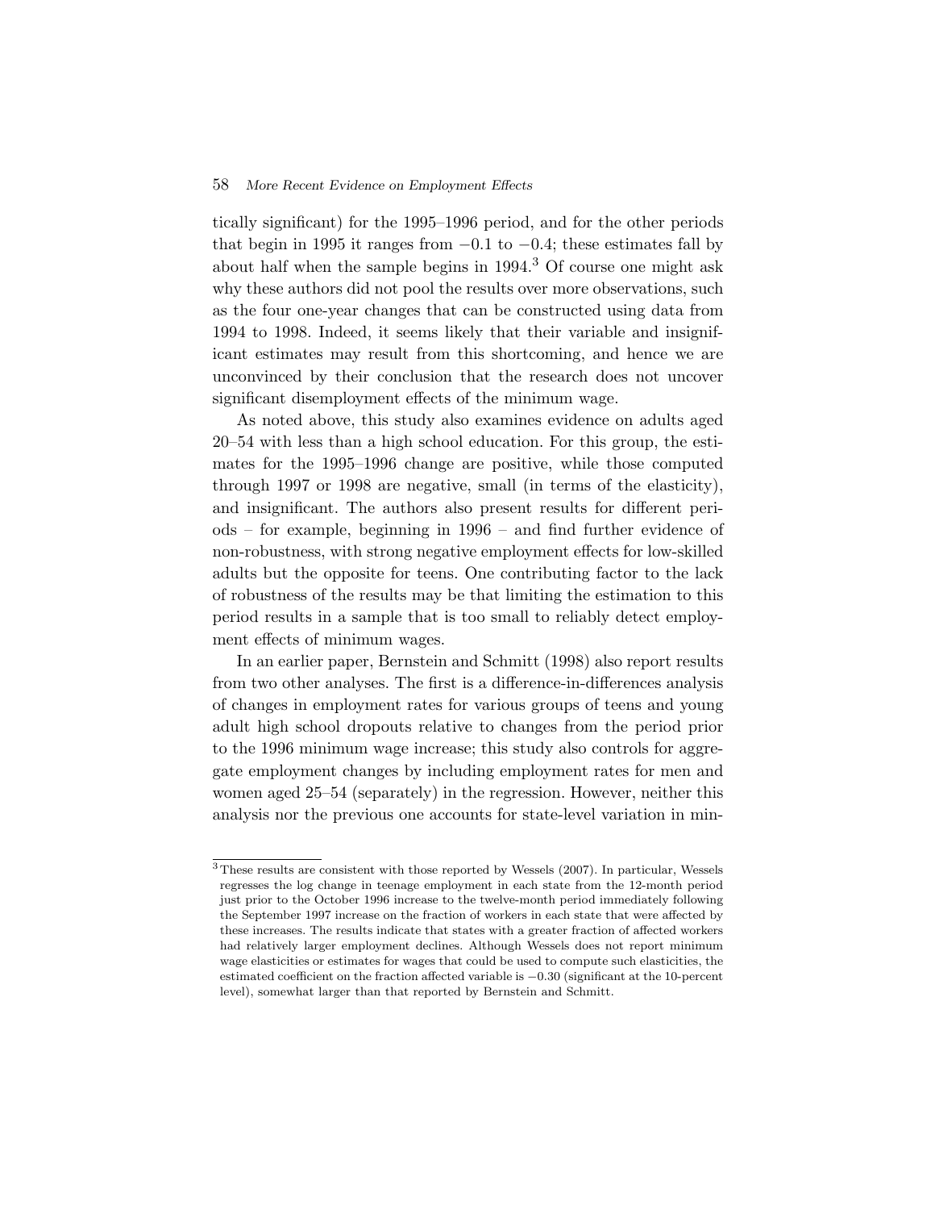tically significant) for the 1995–1996 period, and for the other periods that begin in 1995 it ranges from −0.1 to −0.4; these estimates fall by about half when the sample begins in 1994.[3] Of course one might ask why these authors did not pool the results over more observations, such as the four one-year changes that can be constructed using data from 1994 to 1998. Indeed, it seems likely that their variable and insignificant estimates may result from this shortcoming, and hence we are unconvinced by their conclusion that the research does not uncover significant disemployment effects of the minimum wage.

As noted above, this study also examines evidence on adults aged 20–54 with less than a high school education. For this group, the estimates for the 1995–1996 change are positive, while those computed through 1997 or 1998 are negative, small (in terms of the elasticity), and insignificant. The authors also present results for different periods – for example, beginning in 1996 – and find further evidence of non-robustness, with strong negative employment effects for low-skilled adults but the opposite for teens. One contributing factor to the lack of robustness of the results may be that limiting the estimation to this period results in a sample that is too small to reliably detect employment effects of minimum wages.

In an earlier paper, Bernstein and Schmitt (1998) also report results from two other analyses. The first is a difference-in-differences analysis of changes in employment rates for various groups of teens and young adult high school dropouts relative to changes from the period prior to the 1996 minimum wage increase; this study also controls for aggregate employment changes by including employment rates for men and women aged 25–54 (separately) in the regression. However, neither this analysis nor the previous one accounts for state-level variation in min-

[3] These results are consistent with those reported by Wessels (2007). In particular, Wessels regresses the log change in teenage employment in each state from the 12-month period just prior to the October 1996 increase to the twelve-month period immediately following the September 1997 increase on the fraction of workers in each state that were affected by these increases. The results indicate that states with a greater fraction of affected workers had relatively larger employment declines. Although Wessels does not report minimum wage elasticities or estimates for wages that could be used to compute such elasticities, the estimated coefficient on the fraction affected variable is −0.30 (significant at the 10-percent level), somewhat larger than that reported by Bernstein and Schmitt.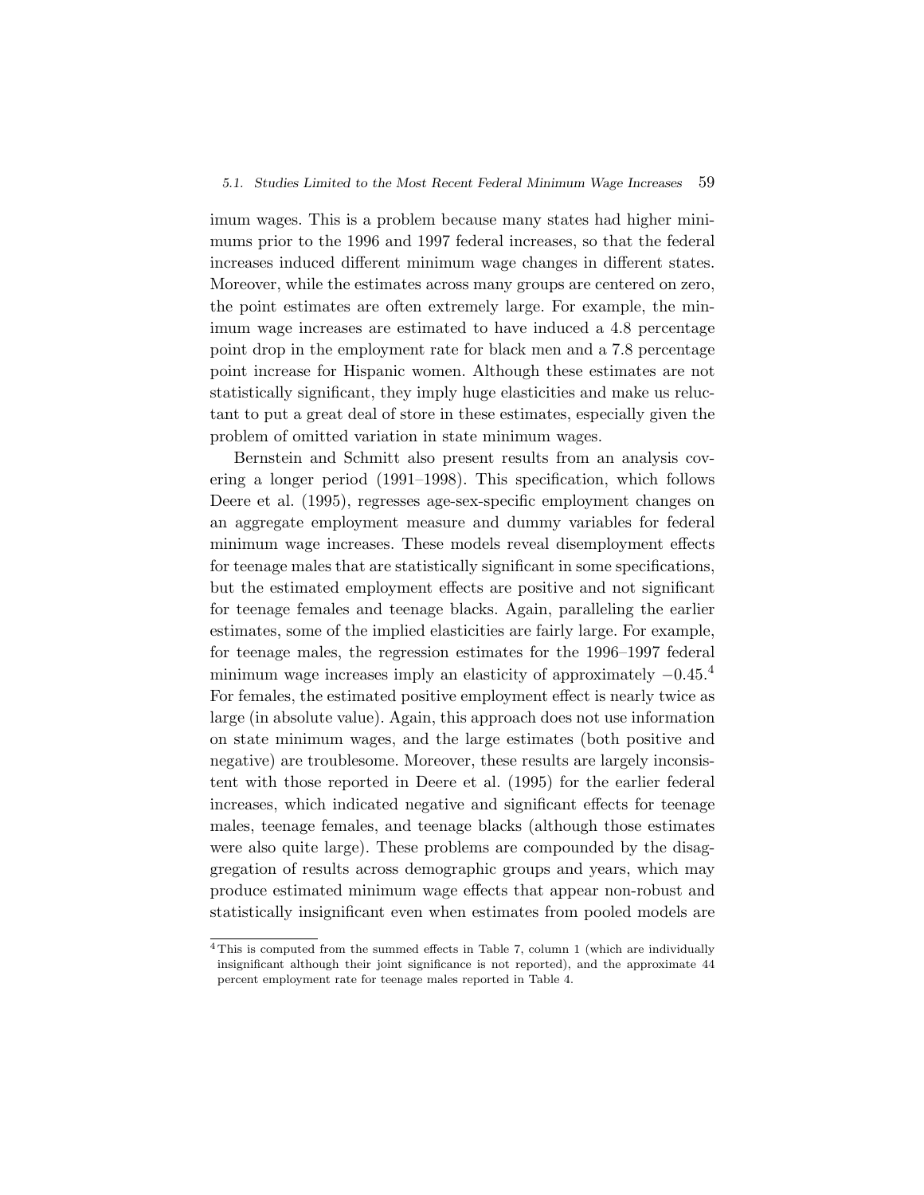imum wages. This is a problem because many states had higher minimums prior to the 1996 and 1997 federal increases, so that the federal increases induced different minimum wage changes in different states. Moreover, while the estimates across many groups are centered on zero, the point estimates are often extremely large. For example, the minimum wage increases are estimated to have induced a 4.8 percentage point drop in the employment rate for black men and a 7.8 percentage point increase for Hispanic women. Although these estimates are not statistically significant, they imply huge elasticities and make us reluctant to put a great deal of store in these estimates, especially given the problem of omitted variation in state minimum wages.

Bernstein and Schmitt also present results from an analysis covering a longer period (1991–1998). This specification, which follows Deere et al. (1995), regresses age-sex-specific employment changes on an aggregate employment measure and dummy variables for federal minimum wage increases. These models reveal disemployment effects for teenage males that are statistically significant in some specifications, but the estimated employment effects are positive and not significant for teenage females and teenage blacks. Again, paralleling the earlier estimates, some of the implied elasticities are fairly large. For example, for teenage males, the regression estimates for the 1996–1997 federal minimum wage increases imply an elasticity of approximately $-0.45$.[4] For females, the estimated positive employment effect is nearly twice as large (in absolute value). Again, this approach does not use information on state minimum wages, and the large estimates (both positive and negative) are troublesome. Moreover, these results are largely inconsistent with those reported in Deere et al. (1995) for the earlier federal increases, which indicated negative and significant effects for teenage males, teenage females, and teenage blacks (although those estimates were also quite large). These problems are compounded by the disaggregation of results across demographic groups and years, which may produce estimated minimum wage effects that appear non-robust and statistically insignificant even when estimates from pooled models are

[4] This is computed from the summed effects in Table 7, column 1 (which are individually insignificant although their joint significance is not reported), and the approximate 44 percent employment rate for teenage males reported in Table 4.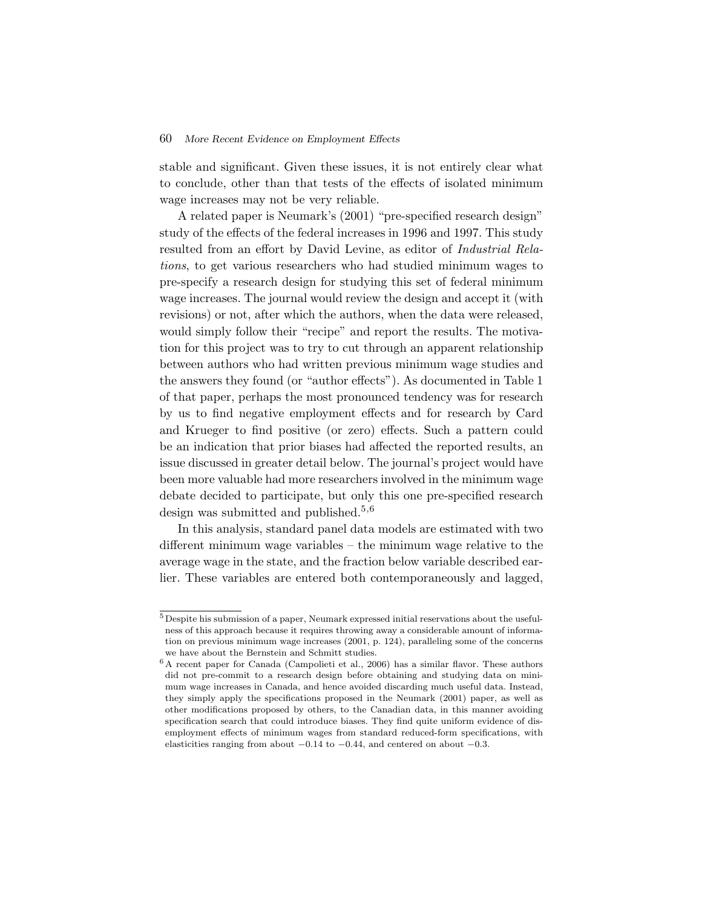stable and significant. Given these issues, it is not entirely clear what to conclude, other than that tests of the effects of isolated minimum wage increases may not be very reliable.

A related paper is Neumark's (2001) "pre-specified research design" study of the effects of the federal increases in 1996 and 1997. This study resulted from an effort by David Levine, as editor of *Industrial Relations*, to get various researchers who had studied minimum wages to pre-specify a research design for studying this set of federal minimum wage increases. The journal would review the design and accept it (with revisions) or not, after which the authors, when the data were released, would simply follow their "recipe" and report the results. The motivation for this project was to try to cut through an apparent relationship between authors who had written previous minimum wage studies and the answers they found (or "author effects"). As documented in Table 1 of that paper, perhaps the most pronounced tendency was for research by us to find negative employment effects and for research by Card and Krueger to find positive (or zero) effects. Such a pattern could be an indication that prior biases had affected the reported results, an issue discussed in greater detail below. The journal's project would have been more valuable had more researchers involved in the minimum wage debate decided to participate, but only this one pre-specified research design was submitted and published.[5,6]

In this analysis, standard panel data models are estimated with two different minimum wage variables – the minimum wage relative to the average wage in the state, and the fraction below variable described earlier. These variables are entered both contemporaneously and lagged,

[5] Despite his submission of a paper, Neumark expressed initial reservations about the usefulness of this approach because it requires throwing away a considerable amount of information on previous minimum wage increases (2001, p. 124), paralleling some of the concerns we have about the Bernstein and Schmitt studies.

[6] A recent paper for Canada (Campolieti et al., 2006) has a similar flavor. These authors did not pre-commit to a research design before obtaining and studying data on minimum wage increases in Canada, and hence avoided discarding much useful data. Instead, they simply apply the specifications proposed in the Neumark (2001) paper, as well as other modifications proposed by others, to the Canadian data, in this manner avoiding specification search that could introduce biases. They find quite uniform evidence of disemployment effects of minimum wages from standard reduced-form specifications, with elasticities ranging from about −0.14 to −0.44, and centered on about −0.3.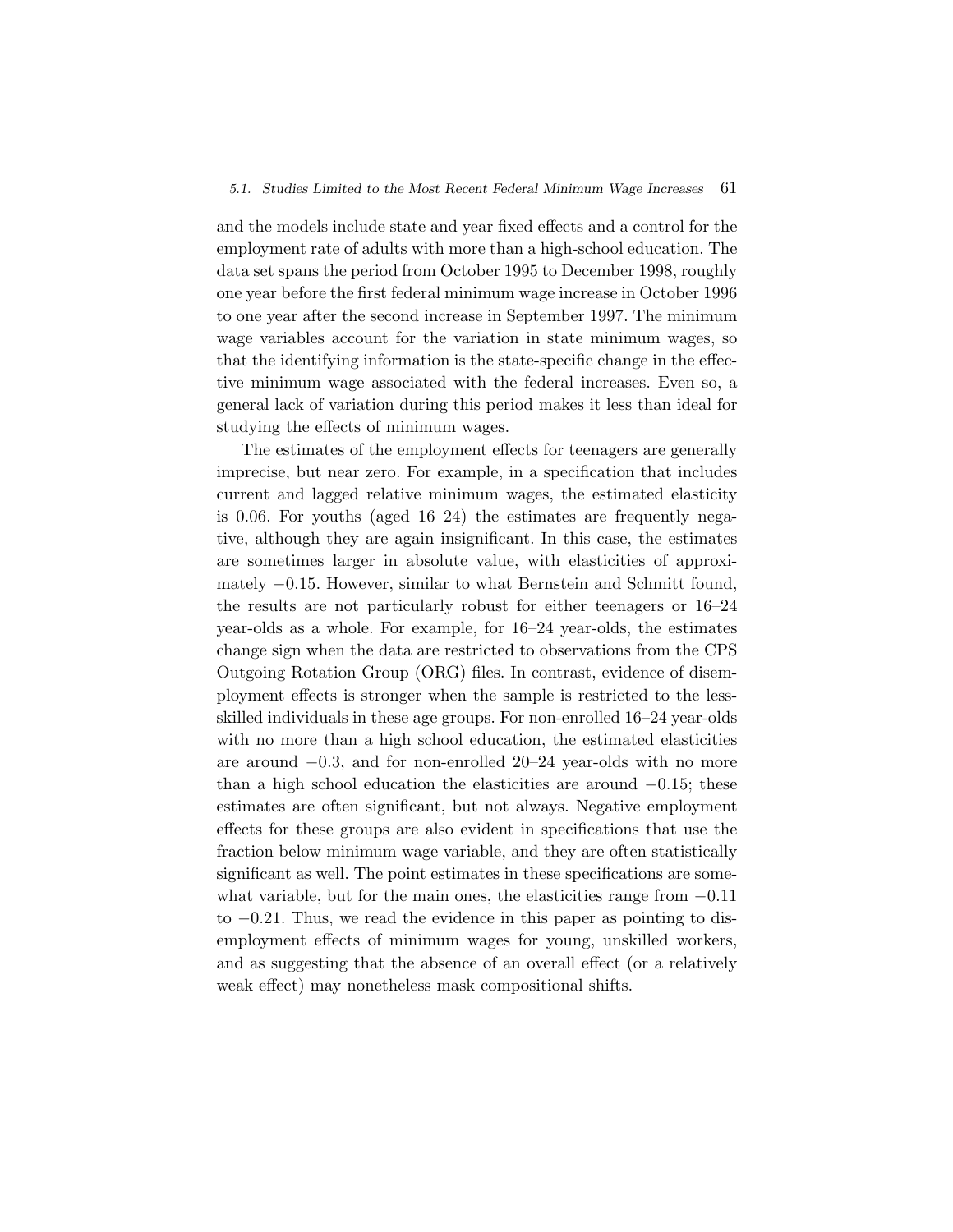and the models include state and year fixed effects and a control for the employment rate of adults with more than a high-school education. The data set spans the period from October 1995 to December 1998, roughly one year before the first federal minimum wage increase in October 1996 to one year after the second increase in September 1997. The minimum wage variables account for the variation in state minimum wages, so that the identifying information is the state-specific change in the effective minimum wage associated with the federal increases. Even so, a general lack of variation during this period makes it less than ideal for studying the effects of minimum wages.

The estimates of the employment effects for teenagers are generally imprecise, but near zero. For example, in a specification that includes current and lagged relative minimum wages, the estimated elasticity is 0.06. For youths (aged 16–24) the estimates are frequently negative, although they are again insignificant. In this case, the estimates are sometimes larger in absolute value, with elasticities of approximately −0.15. However, similar to what Bernstein and Schmitt found, the results are not particularly robust for either teenagers or 16–24 year-olds as a whole. For example, for 16–24 year-olds, the estimates change sign when the data are restricted to observations from the CPS Outgoing Rotation Group (ORG) files. In contrast, evidence of disemployment effects is stronger when the sample is restricted to the less-skilled individuals in these age groups. For non-enrolled 16–24 year-olds with no more than a high school education, the estimated elasticities are around −0.3, and for non-enrolled 20–24 year-olds with no more than a high school education the elasticities are around −0.15; these estimates are often significant, but not always. Negative employment effects for these groups are also evident in specifications that use the fraction below minimum wage variable, and they are often statistically significant as well. The point estimates in these specifications are somewhat variable, but for the main ones, the elasticities range from −0.11 to −0.21. Thus, we read the evidence in this paper as pointing to disemployment effects of minimum wages for young, unskilled workers, and as suggesting that the absence of an overall effect (or a relatively weak effect) may nonetheless mask compositional shifts.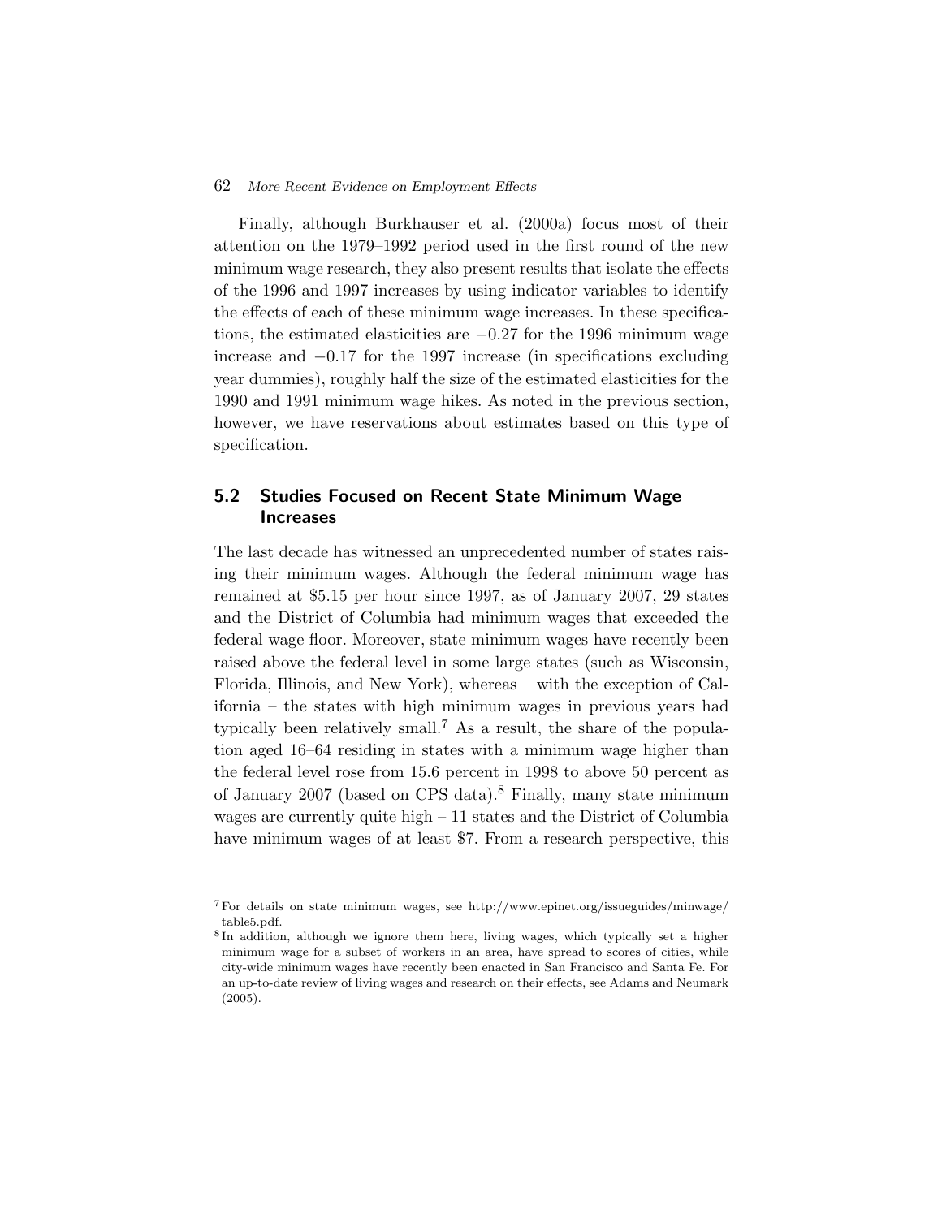Finally, although Burkhauser et al. (2000a) focus most of their attention on the 1979–1992 period used in the first round of the new minimum wage research, they also present results that isolate the effects of the 1996 and 1997 increases by using indicator variables to identify the effects of each of these minimum wage increases. In these specifications, the estimated elasticities are $-0.27$ for the 1996 minimum wage increase and $-0.17$ for the 1997 increase (in specifications excluding year dummies), roughly half the size of the estimated elasticities for the 1990 and 1991 minimum wage hikes. As noted in the previous section, however, we have reservations about estimates based on this type of specification.

## 5.2 Studies Focused on Recent State Minimum Wage Increases

The last decade has witnessed an unprecedented number of states raising their minimum wages. Although the federal minimum wage has remained at \$5.15 per hour since 1997, as of January 2007, 29 states and the District of Columbia had minimum wages that exceeded the federal wage floor. Moreover, state minimum wages have recently been raised above the federal level in some large states (such as Wisconsin, Florida, Illinois, and New York), whereas – with the exception of California – the states with high minimum wages in previous years had typically been relatively small.[7] As a result, the share of the population aged 16–64 residing in states with a minimum wage higher than the federal level rose from 15.6 percent in 1998 to above 50 percent as of January 2007 (based on CPS data).[8] Finally, many state minimum wages are currently quite high – 11 states and the District of Columbia have minimum wages of at least \$7. From a research perspective, this

[7] For details on state minimum wages, see http://www.epinet.org/issueguides/minwage/table5.pdf.

[8] In addition, although we ignore them here, living wages, which typically set a higher minimum wage for a subset of workers in an area, have spread to scores of cities, while city-wide minimum wages have recently been enacted in San Francisco and Santa Fe. For an up-to-date review of living wages and research on their effects, see Adams and Neumark (2005).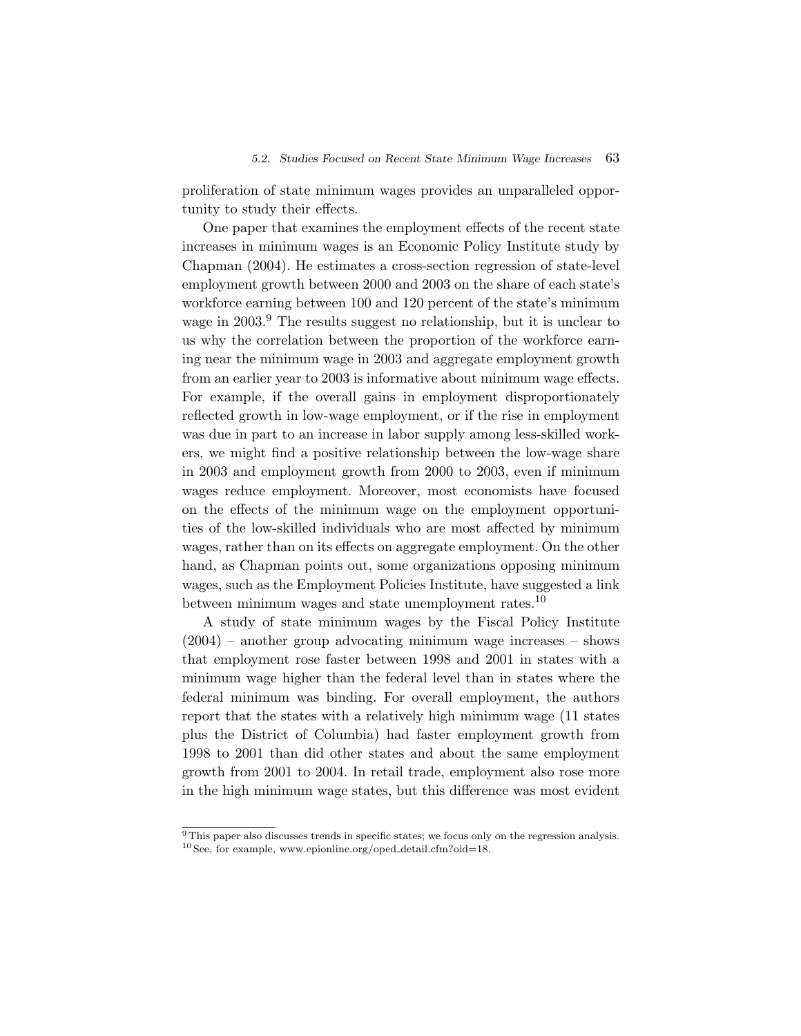proliferation of state minimum wages provides an unparalleled opportunity to study their effects.

One paper that examines the employment effects of the recent state increases in minimum wages is an Economic Policy Institute study by Chapman (2004). He estimates a cross-section regression of state-level employment growth between 2000 and 2003 on the share of each state's workforce earning between 100 and 120 percent of the state's minimum wage in 2003.[9] The results suggest no relationship, but it is unclear to us why the correlation between the proportion of the workforce earning near the minimum wage in 2003 and aggregate employment growth from an earlier year to 2003 is informative about minimum wage effects. For example, if the overall gains in employment disproportionately reflected growth in low-wage employment, or if the rise in employment was due in part to an increase in labor supply among less-skilled workers, we might find a positive relationship between the low-wage share in 2003 and employment growth from 2000 to 2003, even if minimum wages reduce employment. Moreover, most economists have focused on the effects of the minimum wage on the employment opportunities of the low-skilled individuals who are most affected by minimum wages, rather than on its effects on aggregate employment. On the other hand, as Chapman points out, some organizations opposing minimum wages, such as the Employment Policies Institute, have suggested a link between minimum wages and state unemployment rates.[10]

A study of state minimum wages by the Fiscal Policy Institute (2004) – another group advocating minimum wage increases – shows that employment rose faster between 1998 and 2001 in states with a minimum wage higher than the federal level than in states where the federal minimum was binding. For overall employment, the authors report that the states with a relatively high minimum wage (11 states plus the District of Columbia) had faster employment growth from 1998 to 2001 than did other states and about the same employment growth from 2001 to 2004. In retail trade, employment also rose more in the high minimum wage states, but this difference was most evident

[9] This paper also discusses trends in specific states; we focus only on the regression analysis.

[10] See, for example, www.epionline.org/oped_detail.cfm?oid=18.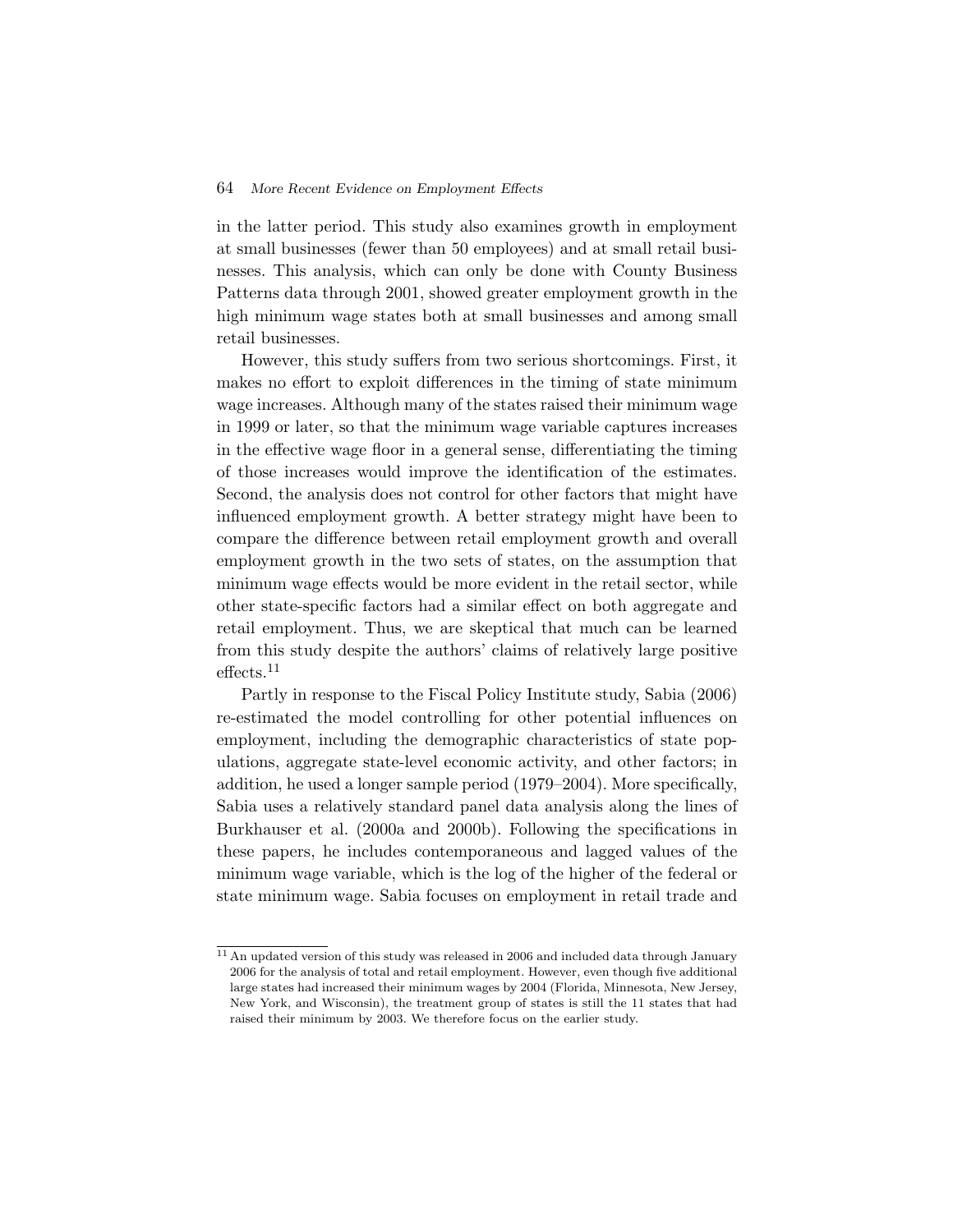in the latter period. This study also examines growth in employment at small businesses (fewer than 50 employees) and at small retail businesses. This analysis, which can only be done with County Business Patterns data through 2001, showed greater employment growth in the high minimum wage states both at small businesses and among small retail businesses.

However, this study suffers from two serious shortcomings. First, it makes no effort to exploit differences in the timing of state minimum wage increases. Although many of the states raised their minimum wage in 1999 or later, so that the minimum wage variable captures increases in the effective wage floor in a general sense, differentiating the timing of those increases would improve the identification of the estimates. Second, the analysis does not control for other factors that might have influenced employment growth. A better strategy might have been to compare the difference between retail employment growth and overall employment growth in the two sets of states, on the assumption that minimum wage effects would be more evident in the retail sector, while other state-specific factors had a similar effect on both aggregate and retail employment. Thus, we are skeptical that much can be learned from this study despite the authors' claims of relatively large positive effects.[11]

Partly in response to the Fiscal Policy Institute study, Sabia (2006) re-estimated the model controlling for other potential influences on employment, including the demographic characteristics of state populations, aggregate state-level economic activity, and other factors; in addition, he used a longer sample period (1979–2004). More specifically, Sabia uses a relatively standard panel data analysis along the lines of Burkhauser et al. (2000a and 2000b). Following the specifications in these papers, he includes contemporaneous and lagged values of the minimum wage variable, which is the log of the higher of the federal or state minimum wage. Sabia focuses on employment in retail trade and

[11] An updated version of this study was released in 2006 and included data through January 2006 for the analysis of total and retail employment. However, even though five additional large states had increased their minimum wages by 2004 (Florida, Minnesota, New Jersey, New York, and Wisconsin), the treatment group of states is still the 11 states that had raised their minimum by 2003. We therefore focus on the earlier study.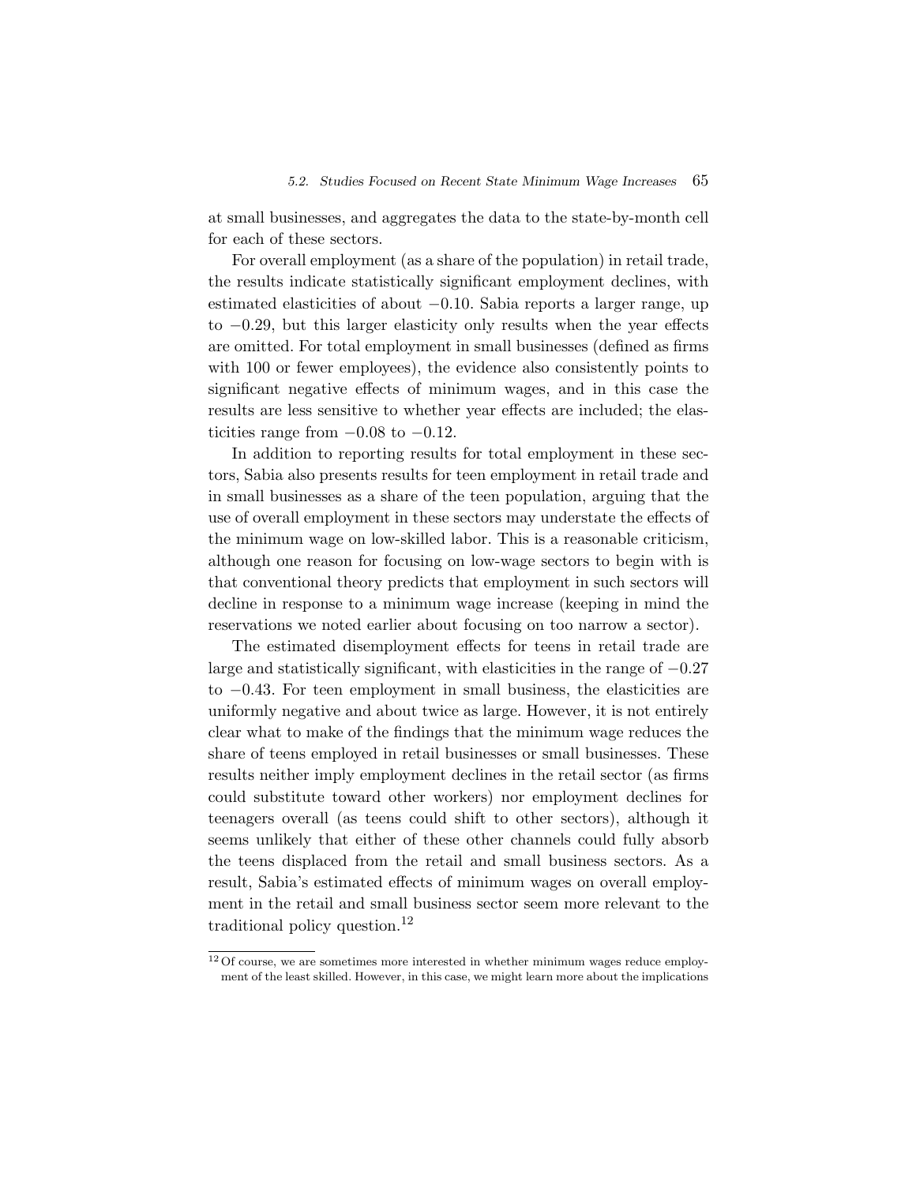at small businesses, and aggregates the data to the state-by-month cell for each of these sectors.

For overall employment (as a share of the population) in retail trade, the results indicate statistically significant employment declines, with estimated elasticities of about $-0.10$. Sabia reports a larger range, up to $-0.29$, but this larger elasticity only results when the year effects are omitted. For total employment in small businesses (defined as firms with 100 or fewer employees), the evidence also consistently points to significant negative effects of minimum wages, and in this case the results are less sensitive to whether year effects are included; the elasticities range from $-0.08$ to $-0.12$.

In addition to reporting results for total employment in these sectors, Sabia also presents results for teen employment in retail trade and in small businesses as a share of the teen population, arguing that the use of overall employment in these sectors may understate the effects of the minimum wage on low-skilled labor. This is a reasonable criticism, although one reason for focusing on low-wage sectors to begin with is that conventional theory predicts that employment in such sectors will decline in response to a minimum wage increase (keeping in mind the reservations we noted earlier about focusing on too narrow a sector).

The estimated disemployment effects for teens in retail trade are large and statistically significant, with elasticities in the range of $-0.27$ to $-0.43$. For teen employment in small business, the elasticities are uniformly negative and about twice as large. However, it is not entirely clear what to make of the findings that the minimum wage reduces the share of teens employed in retail businesses or small businesses. These results neither imply employment declines in the retail sector (as firms could substitute toward other workers) nor employment declines for teenagers overall (as teens could shift to other sectors), although it seems unlikely that either of these other channels could fully absorb the teens displaced from the retail and small business sectors. As a result, Sabia's estimated effects of minimum wages on overall employment in the retail and small business sector seem more relevant to the traditional policy question.[12]

[12] Of course, we are sometimes more interested in whether minimum wages reduce employment of the least skilled. However, in this case, we might learn more about the implications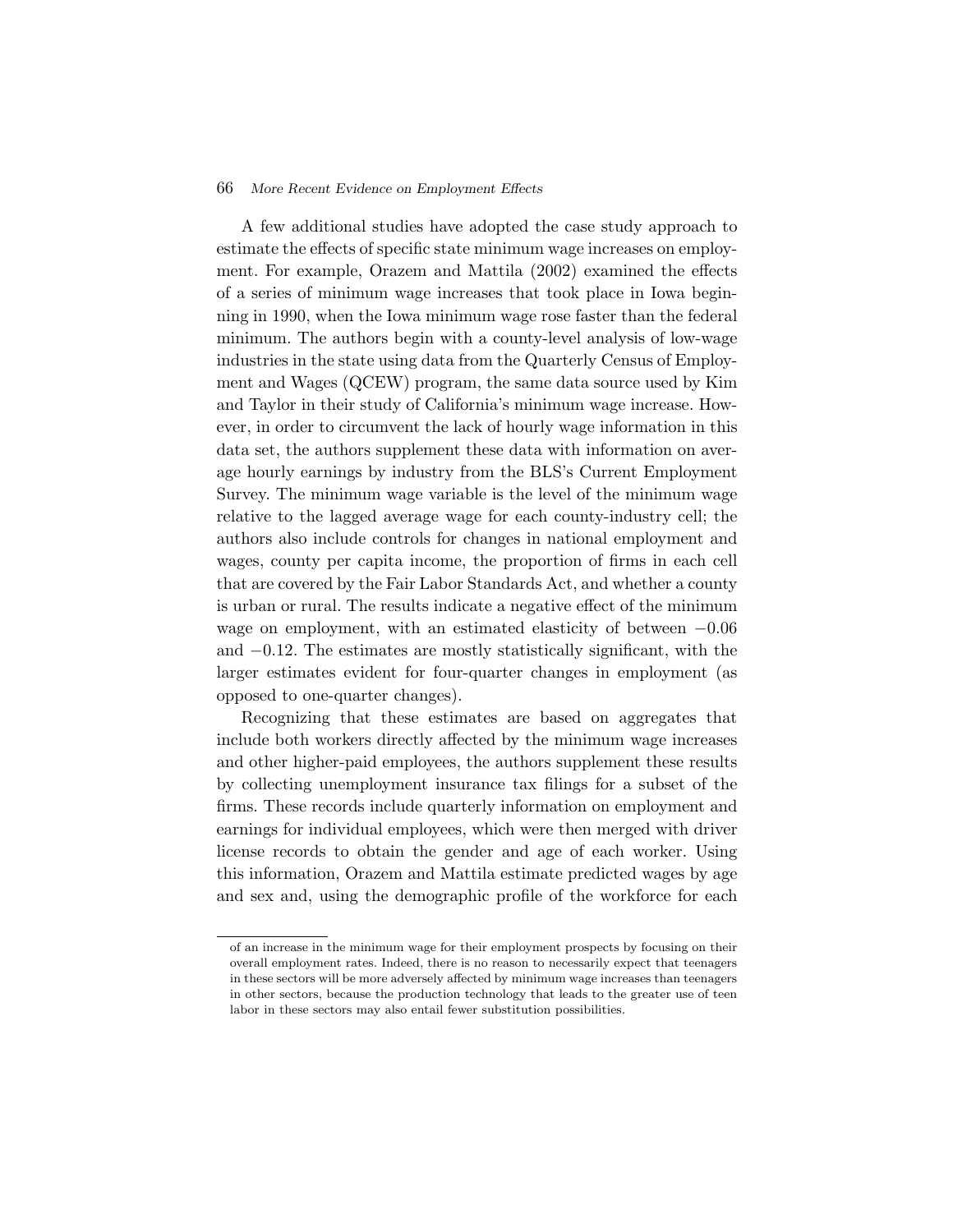A few additional studies have adopted the case study approach to estimate the effects of specific state minimum wage increases on employment. For example, Orazem and Mattila (2002) examined the effects of a series of minimum wage increases that took place in Iowa beginning in 1990, when the Iowa minimum wage rose faster than the federal minimum. The authors begin with a county-level analysis of low-wage industries in the state using data from the Quarterly Census of Employment and Wages (QCEW) program, the same data source used by Kim and Taylor in their study of California's minimum wage increase. However, in order to circumvent the lack of hourly wage information in this data set, the authors supplement these data with information on average hourly earnings by industry from the BLS's Current Employment Survey. The minimum wage variable is the level of the minimum wage relative to the lagged average wage for each county-industry cell; the authors also include controls for changes in national employment and wages, county per capita income, the proportion of firms in each cell that are covered by the Fair Labor Standards Act, and whether a county is urban or rural. The results indicate a negative effect of the minimum wage on employment, with an estimated elasticity of between $-0.06$ and $-0.12$. The estimates are mostly statistically significant, with the larger estimates evident for four-quarter changes in employment (as opposed to one-quarter changes).

Recognizing that these estimates are based on aggregates that include both workers directly affected by the minimum wage increases and other higher-paid employees, the authors supplement these results by collecting unemployment insurance tax filings for a subset of the firms. These records include quarterly information on employment and earnings for individual employees, which were then merged with driver license records to obtain the gender and age of each worker. Using this information, Orazem and Mattila estimate predicted wages by age and sex and, using the demographic profile of the workforce for each

---

of an increase in the minimum wage for their employment prospects by focusing on their overall employment rates. Indeed, there is no reason to necessarily expect that teenagers in these sectors will be more adversely affected by minimum wage increases than teenagers in other sectors, because the production technology that leads to the greater use of teen labor in these sectors may also entail fewer substitution possibilities.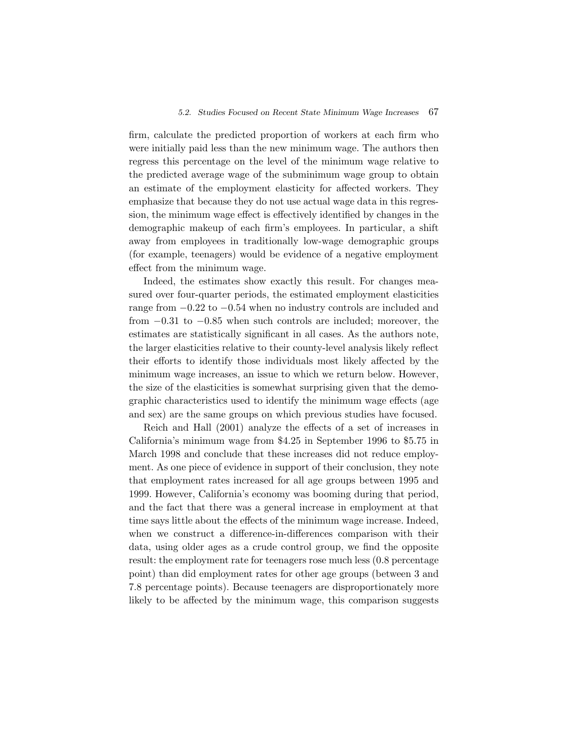firm, calculate the predicted proportion of workers at each firm who were initially paid less than the new minimum wage. The authors then regress this percentage on the level of the minimum wage relative to the predicted average wage of the subminimum wage group to obtain an estimate of the employment elasticity for affected workers. They emphasize that because they do not use actual wage data in this regression, the minimum wage effect is effectively identified by changes in the demographic makeup of each firm's employees. In particular, a shift away from employees in traditionally low-wage demographic groups (for example, teenagers) would be evidence of a negative employment effect from the minimum wage.

Indeed, the estimates show exactly this result. For changes measured over four-quarter periods, the estimated employment elasticities range from $-0.22$ to $-0.54$ when no industry controls are included and from $-0.31$ to $-0.85$ when such controls are included; moreover, the estimates are statistically significant in all cases. As the authors note, the larger elasticities relative to their county-level analysis likely reflect their efforts to identify those individuals most likely affected by the minimum wage increases, an issue to which we return below. However, the size of the elasticities is somewhat surprising given that the demographic characteristics used to identify the minimum wage effects (age and sex) are the same groups on which previous studies have focused.

Reich and Hall (2001) analyze the effects of a set of increases in California's minimum wage from $4.25 in September 1996 to $5.75 in March 1998 and conclude that these increases did not reduce employment. As one piece of evidence in support of their conclusion, they note that employment rates increased for all age groups between 1995 and 1999. However, California's economy was booming during that period, and the fact that there was a general increase in employment at that time says little about the effects of the minimum wage increase. Indeed, when we construct a difference-in-differences comparison with their data, using older ages as a crude control group, we find the opposite result: the employment rate for teenagers rose much less (0.8 percentage point) than did employment rates for other age groups (between 3 and 7.8 percentage points). Because teenagers are disproportionately more likely to be affected by the minimum wage, this comparison suggests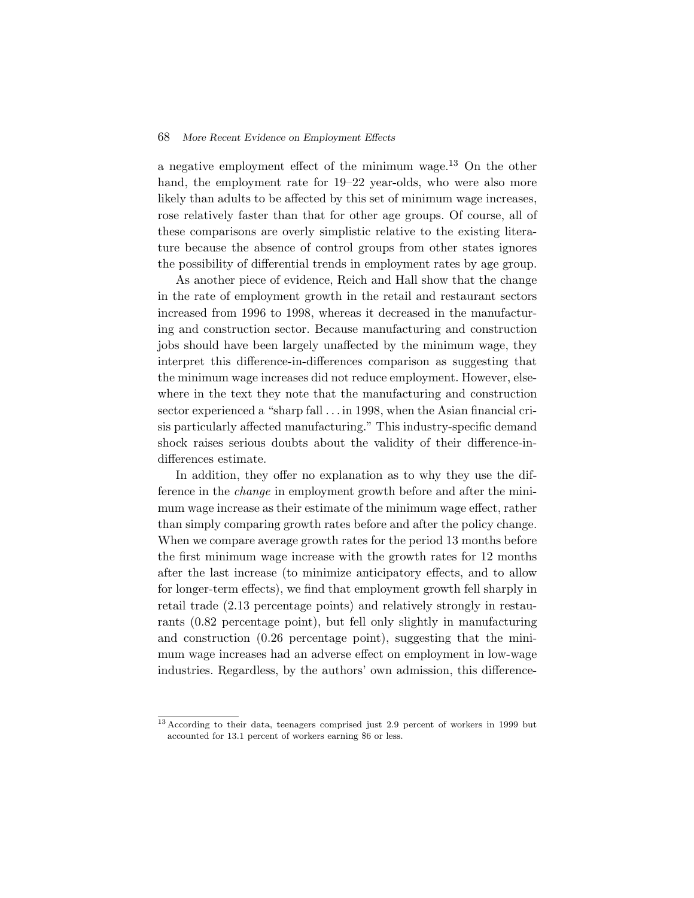a negative employment effect of the minimum wage.[13] On the other hand, the employment rate for 19–22 year-olds, who were also more likely than adults to be affected by this set of minimum wage increases, rose relatively faster than that for other age groups. Of course, all of these comparisons are overly simplistic relative to the existing literature because the absence of control groups from other states ignores the possibility of differential trends in employment rates by age group.

As another piece of evidence, Reich and Hall show that the change in the rate of employment growth in the retail and restaurant sectors increased from 1996 to 1998, whereas it decreased in the manufacturing and construction sector. Because manufacturing and construction jobs should have been largely unaffected by the minimum wage, they interpret this difference-in-differences comparison as suggesting that the minimum wage increases did not reduce employment. However, elsewhere in the text they note that the manufacturing and construction sector experienced a "sharp fall . . . in 1998, when the Asian financial crisis particularly affected manufacturing." This industry-specific demand shock raises serious doubts about the validity of their difference-in-differences estimate.

In addition, they offer no explanation as to why they use the difference in the *change* in employment growth before and after the minimum wage increase as their estimate of the minimum wage effect, rather than simply comparing growth rates before and after the policy change. When we compare average growth rates for the period 13 months before the first minimum wage increase with the growth rates for 12 months after the last increase (to minimize anticipatory effects, and to allow for longer-term effects), we find that employment growth fell sharply in retail trade (2.13 percentage points) and relatively strongly in restaurants (0.82 percentage point), but fell only slightly in manufacturing and construction (0.26 percentage point), suggesting that the minimum wage increases had an adverse effect on employment in low-wage industries. Regardless, by the authors' own admission, this difference-

[13] According to their data, teenagers comprised just 2.9 percent of workers in 1999 but accounted for 13.1 percent of workers earning $6 or less.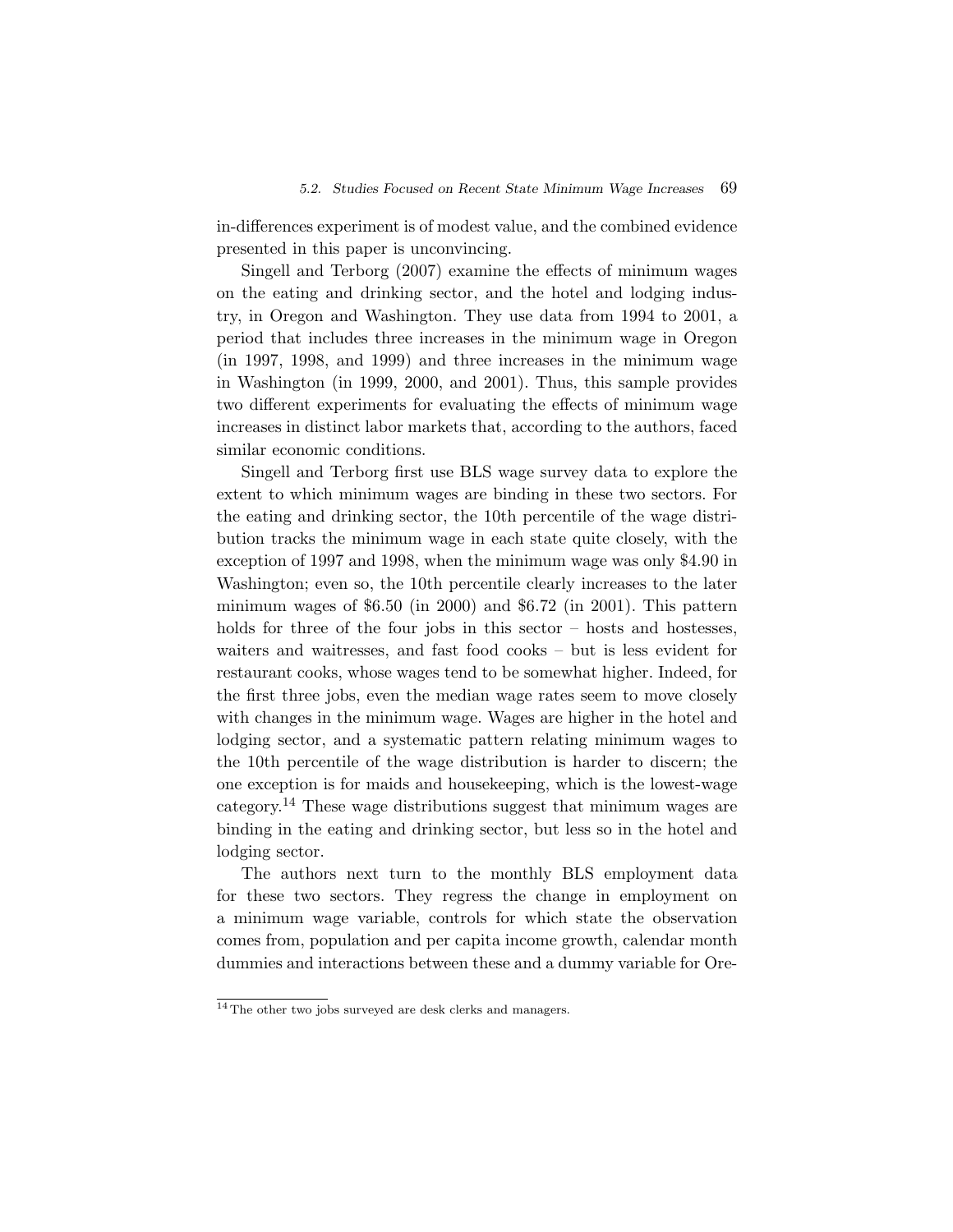in-differences experiment is of modest value, and the combined evidence presented in this paper is unconvincing.

Singell and Terborg (2007) examine the effects of minimum wages on the eating and drinking sector, and the hotel and lodging industry, in Oregon and Washington. They use data from 1994 to 2001, a period that includes three increases in the minimum wage in Oregon (in 1997, 1998, and 1999) and three increases in the minimum wage in Washington (in 1999, 2000, and 2001). Thus, this sample provides two different experiments for evaluating the effects of minimum wage increases in distinct labor markets that, according to the authors, faced similar economic conditions.

Singell and Terborg first use BLS wage survey data to explore the extent to which minimum wages are binding in these two sectors. For the eating and drinking sector, the 10th percentile of the wage distribution tracks the minimum wage in each state quite closely, with the exception of 1997 and 1998, when the minimum wage was only \$4.90 in Washington; even so, the 10th percentile clearly increases to the later minimum wages of \$6.50 (in 2000) and \$6.72 (in 2001). This pattern holds for three of the four jobs in this sector – hosts and hostesses, waiters and waitresses, and fast food cooks – but is less evident for restaurant cooks, whose wages tend to be somewhat higher. Indeed, for the first three jobs, even the median wage rates seem to move closely with changes in the minimum wage. Wages are higher in the hotel and lodging sector, and a systematic pattern relating minimum wages to the 10th percentile of the wage distribution is harder to discern; the one exception is for maids and housekeeping, which is the lowest-wage category.[14] These wage distributions suggest that minimum wages are binding in the eating and drinking sector, but less so in the hotel and lodging sector.

The authors next turn to the monthly BLS employment data for these two sectors. They regress the change in employment on a minimum wage variable, controls for which state the observation comes from, population and per capita income growth, calendar month dummies and interactions between these and a dummy variable for Ore-

[14] The other two jobs surveyed are desk clerks and managers.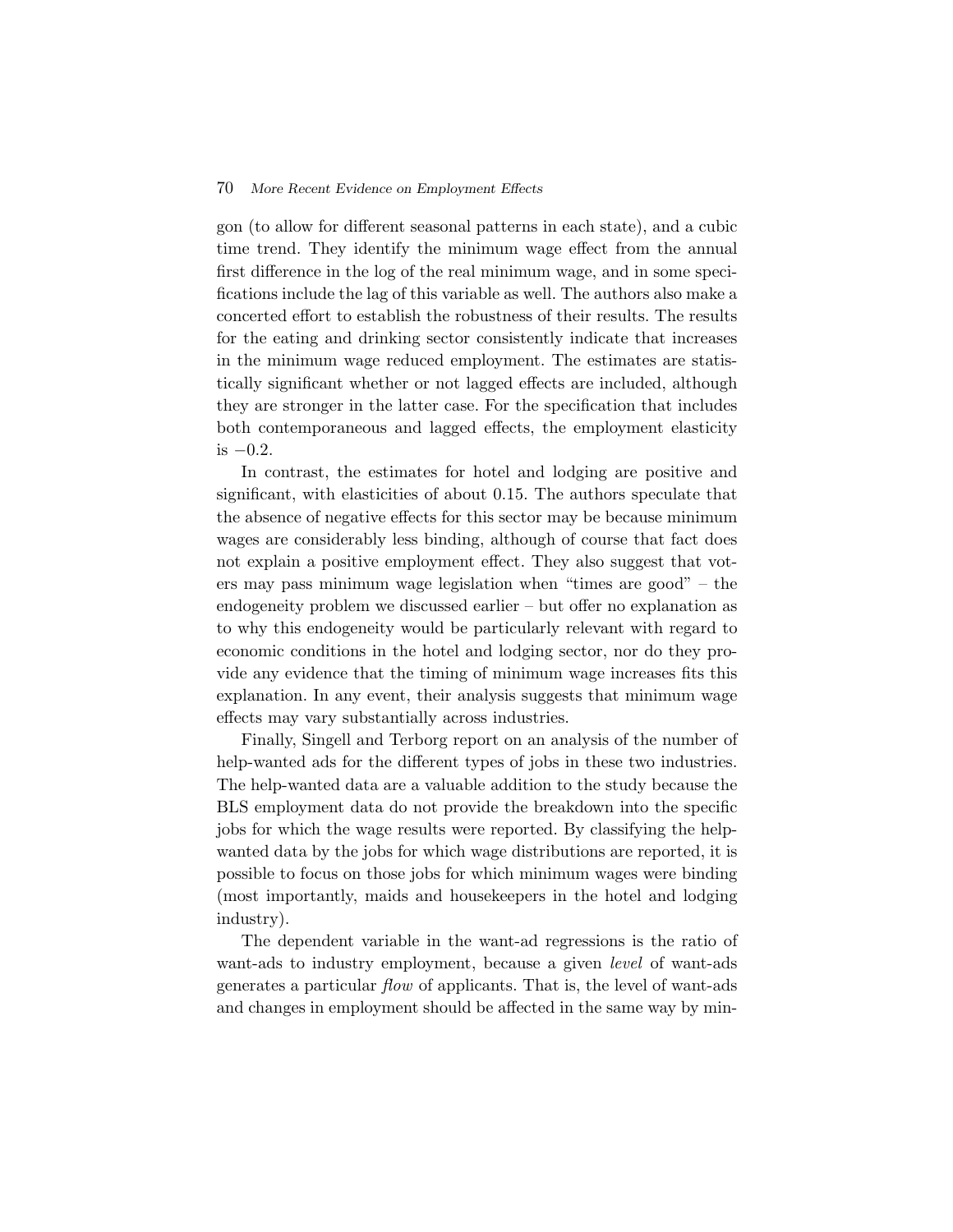gon (to allow for different seasonal patterns in each state), and a cubic time trend. They identify the minimum wage effect from the annual first difference in the log of the real minimum wage, and in some specifications include the lag of this variable as well. The authors also make a concerted effort to establish the robustness of their results. The results for the eating and drinking sector consistently indicate that increases in the minimum wage reduced employment. The estimates are statistically significant whether or not lagged effects are included, although they are stronger in the latter case. For the specification that includes both contemporaneous and lagged effects, the employment elasticity is $-0.2$.

In contrast, the estimates for hotel and lodging are positive and significant, with elasticities of about 0.15. The authors speculate that the absence of negative effects for this sector may be because minimum wages are considerably less binding, although of course that fact does not explain a positive employment effect. They also suggest that voters may pass minimum wage legislation when "times are good" – the endogeneity problem we discussed earlier – but offer no explanation as to why this endogeneity would be particularly relevant with regard to economic conditions in the hotel and lodging sector, nor do they provide any evidence that the timing of minimum wage increases fits this explanation. In any event, their analysis suggests that minimum wage effects may vary substantially across industries.

Finally, Singell and Terborg report on an analysis of the number of help-wanted ads for the different types of jobs in these two industries. The help-wanted data are a valuable addition to the study because the BLS employment data do not provide the breakdown into the specific jobs for which the wage results were reported. By classifying the help-wanted data by the jobs for which wage distributions are reported, it is possible to focus on those jobs for which minimum wages were binding (most importantly, maids and housekeepers in the hotel and lodging industry).

The dependent variable in the want-ad regressions is the ratio of want-ads to industry employment, because a given *level* of want-ads generates a particular *flow* of applicants. That is, the level of want-ads and changes in employment should be affected in the same way by min-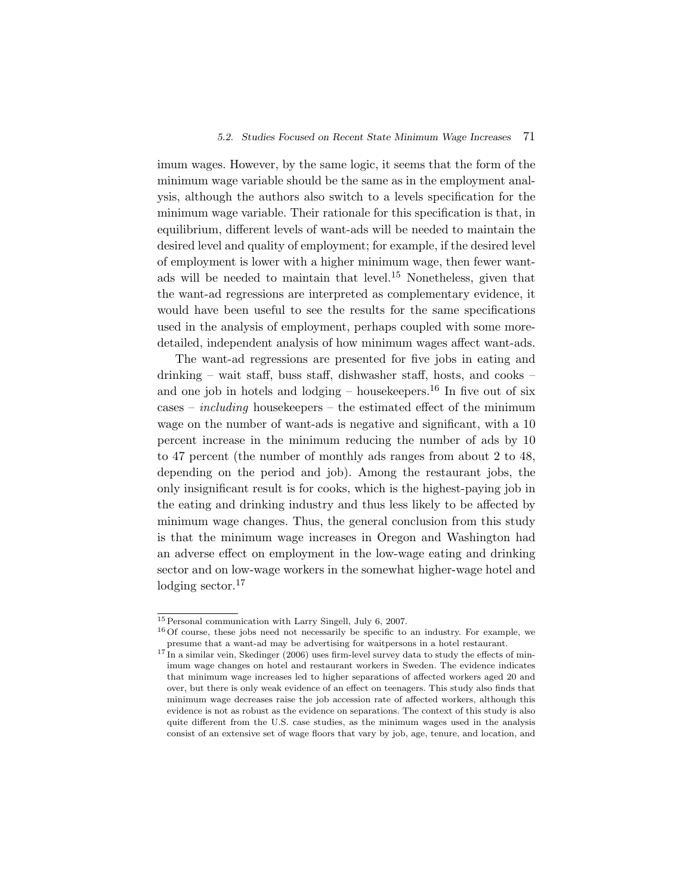imum wages. However, by the same logic, it seems that the form of the minimum wage variable should be the same as in the employment analysis, although the authors also switch to a levels specification for the minimum wage variable. Their rationale for this specification is that, in equilibrium, different levels of want-ads will be needed to maintain the desired level and quality of employment; for example, if the desired level of employment is lower with a higher minimum wage, then fewer want-ads will be needed to maintain that level.[15] Nonetheless, given that the want-ad regressions are interpreted as complementary evidence, it would have been useful to see the results for the same specifications used in the analysis of employment, perhaps coupled with some more-detailed, independent analysis of how minimum wages affect want-ads.

The want-ad regressions are presented for five jobs in eating and drinking – wait staff, buss staff, dishwasher staff, hosts, and cooks – and one job in hotels and lodging – housekeepers.[16] In five out of six cases – *including* housekeepers – the estimated effect of the minimum wage on the number of want-ads is negative and significant, with a 10 percent increase in the minimum reducing the number of ads by 10 to 47 percent (the number of monthly ads ranges from about 2 to 48, depending on the period and job). Among the restaurant jobs, the only insignificant result is for cooks, which is the highest-paying job in the eating and drinking industry and thus less likely to be affected by minimum wage changes. Thus, the general conclusion from this study is that the minimum wage increases in Oregon and Washington had an adverse effect on employment in the low-wage eating and drinking sector and on low-wage workers in the somewhat higher-wage hotel and lodging sector.[17]

---

[15] Personal communication with Larry Singell, July 6, 2007.

[16] Of course, these jobs need not necessarily be specific to an industry. For example, we presume that a want-ad may be advertising for waitpersons in a hotel restaurant.

[17] In a similar vein, Skedinger (2006) uses firm-level survey data to study the effects of minimum wage changes on hotel and restaurant workers in Sweden. The evidence indicates that minimum wage increases led to higher separations of affected workers aged 20 and over, but there is only weak evidence of an effect on teenagers. This study also finds that minimum wage decreases raise the job accession rate of affected workers, although this evidence is not as robust as the evidence on separations. The context of this study is also quite different from the U.S. case studies, as the minimum wages used in the analysis consist of an extensive set of wage floors that vary by job, age, tenure, and location, and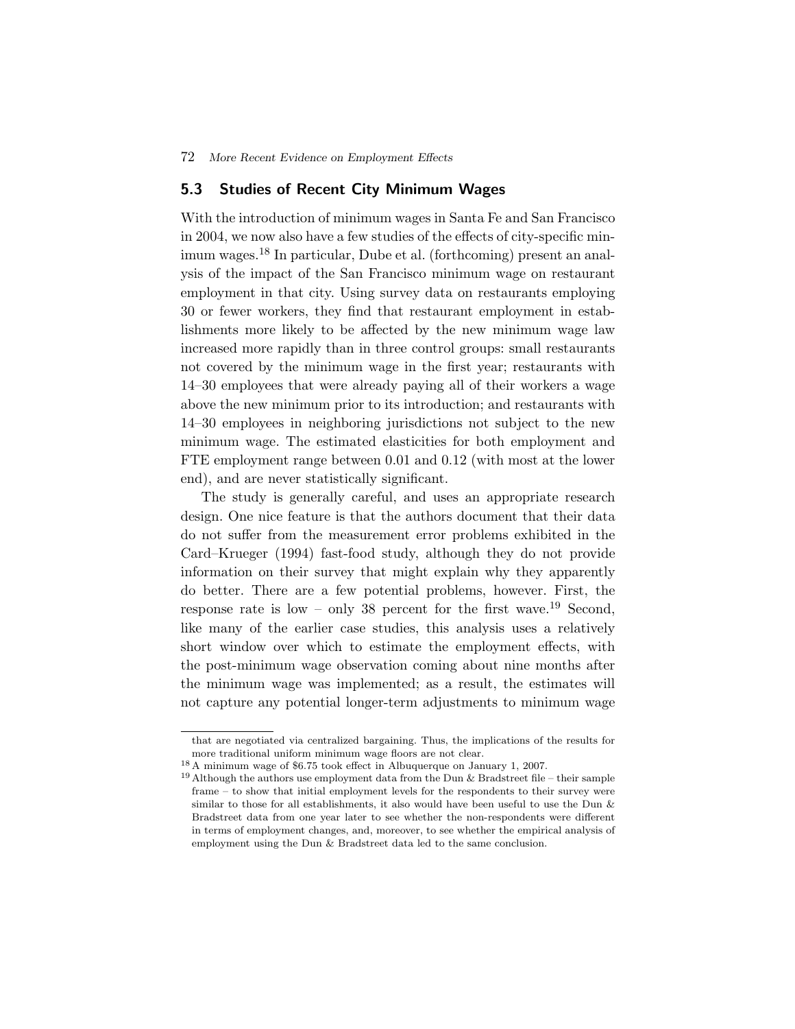## 5.3 Studies of Recent City Minimum Wages

With the introduction of minimum wages in Santa Fe and San Francisco in 2004, we now also have a few studies of the effects of city-specific minimum wages.[18] In particular, Dube et al. (forthcoming) present an analysis of the impact of the San Francisco minimum wage on restaurant employment in that city. Using survey data on restaurants employing 30 or fewer workers, they find that restaurant employment in establishments more likely to be affected by the new minimum wage law increased more rapidly than in three control groups: small restaurants not covered by the minimum wage in the first year; restaurants with 14–30 employees that were already paying all of their workers a wage above the new minimum prior to its introduction; and restaurants with 14–30 employees in neighboring jurisdictions not subject to the new minimum wage. The estimated elasticities for both employment and FTE employment range between 0.01 and 0.12 (with most at the lower end), and are never statistically significant.

The study is generally careful, and uses an appropriate research design. One nice feature is that the authors document that their data do not suffer from the measurement error problems exhibited in the Card–Krueger (1994) fast-food study, although they do not provide information on their survey that might explain why they apparently do better. There are a few potential problems, however. First, the response rate is low – only 38 percent for the first wave.[19] Second, like many of the earlier case studies, this analysis uses a relatively short window over which to estimate the employment effects, with the post-minimum wage observation coming about nine months after the minimum wage was implemented; as a result, the estimates will not capture any potential longer-term adjustments to minimum wage

---

that are negotiated via centralized bargaining. Thus, the implications of the results for more traditional uniform minimum wage floors are not clear.

[18] A minimum wage of $6.75 took effect in Albuquerque on January 1, 2007.

[19] Although the authors use employment data from the Dun & Bradstreet file – their sample frame – to show that initial employment levels for the respondents to their survey were similar to those for all establishments, it also would have been useful to use the Dun & Bradstreet data from one year later to see whether the non-respondents were different in terms of employment changes, and, moreover, to see whether the empirical analysis of employment using the Dun & Bradstreet data led to the same conclusion.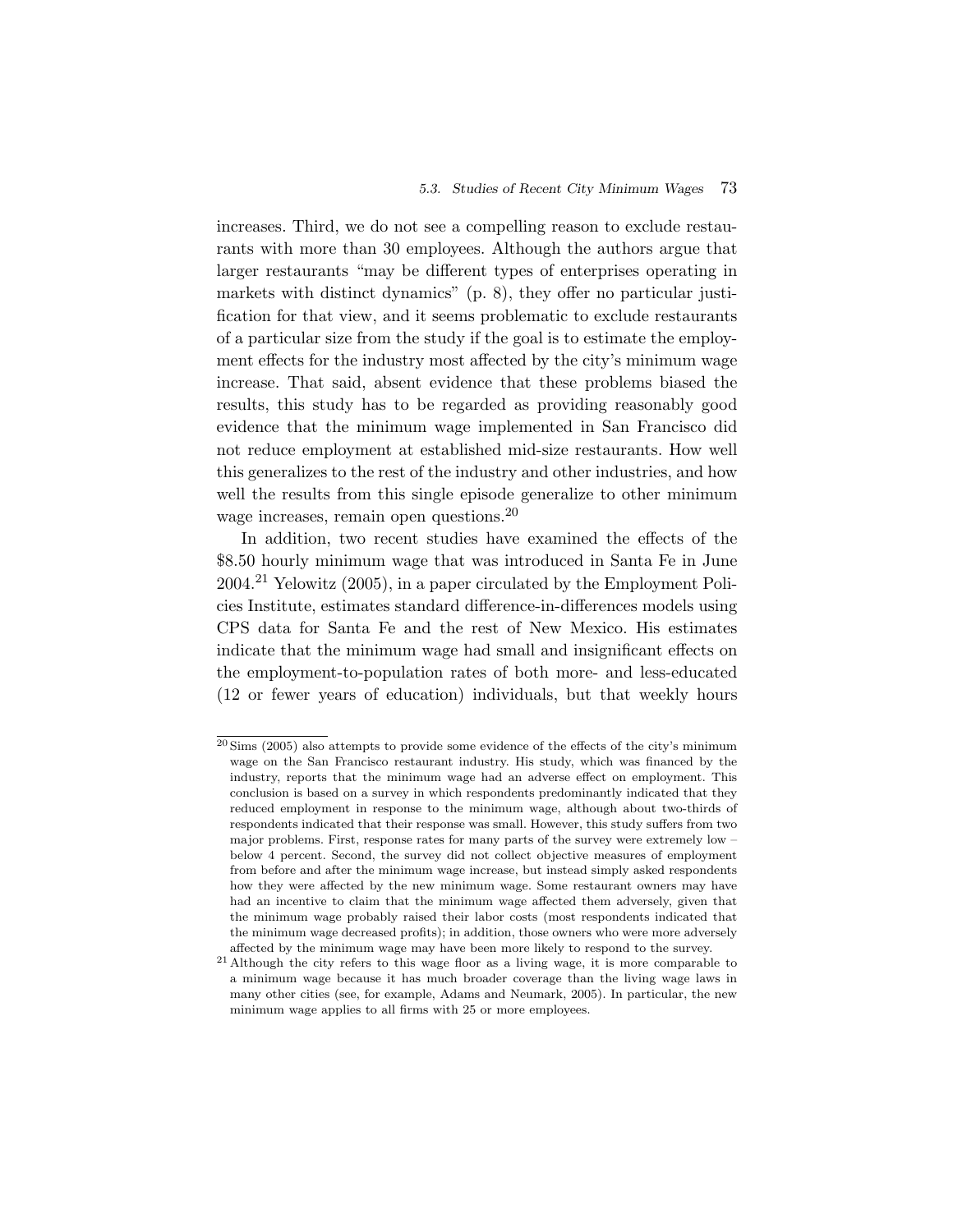increases. Third, we do not see a compelling reason to exclude restaurants with more than 30 employees. Although the authors argue that larger restaurants "may be different types of enterprises operating in markets with distinct dynamics" (p. 8), they offer no particular justification for that view, and it seems problematic to exclude restaurants of a particular size from the study if the goal is to estimate the employment effects for the industry most affected by the city's minimum wage increase. That said, absent evidence that these problems biased the results, this study has to be regarded as providing reasonably good evidence that the minimum wage implemented in San Francisco did not reduce employment at established mid-size restaurants. How well this generalizes to the rest of the industry and other industries, and how well the results from this single episode generalize to other minimum wage increases, remain open questions.[20]

In addition, two recent studies have examined the effects of the \$8.50 hourly minimum wage that was introduced in Santa Fe in June 2004.[21] Yelowitz (2005), in a paper circulated by the Employment Policies Institute, estimates standard difference-in-differences models using CPS data for Santa Fe and the rest of New Mexico. His estimates indicate that the minimum wage had small and insignificant effects on the employment-to-population rates of both more- and less-educated (12 or fewer years of education) individuals, but that weekly hours

[20] Sims (2005) also attempts to provide some evidence of the effects of the city's minimum wage on the San Francisco restaurant industry. His study, which was financed by the industry, reports that the minimum wage had an adverse effect on employment. This conclusion is based on a survey in which respondents predominantly indicated that they reduced employment in response to the minimum wage, although about two-thirds of respondents indicated that their response was small. However, this study suffers from two major problems. First, response rates for many parts of the survey were extremely low – below 4 percent. Second, the survey did not collect objective measures of employment from before and after the minimum wage increase, but instead simply asked respondents how they were affected by the new minimum wage. Some restaurant owners may have had an incentive to claim that the minimum wage affected them adversely, given that the minimum wage probably raised their labor costs (most respondents indicated that the minimum wage decreased profits); in addition, those owners who were more adversely affected by the minimum wage may have been more likely to respond to the survey.

[21] Although the city refers to this wage floor as a living wage, it is more comparable to a minimum wage because it has much broader coverage than the living wage laws in many other cities (see, for example, Adams and Neumark, 2005). In particular, the new minimum wage applies to all firms with 25 or more employees.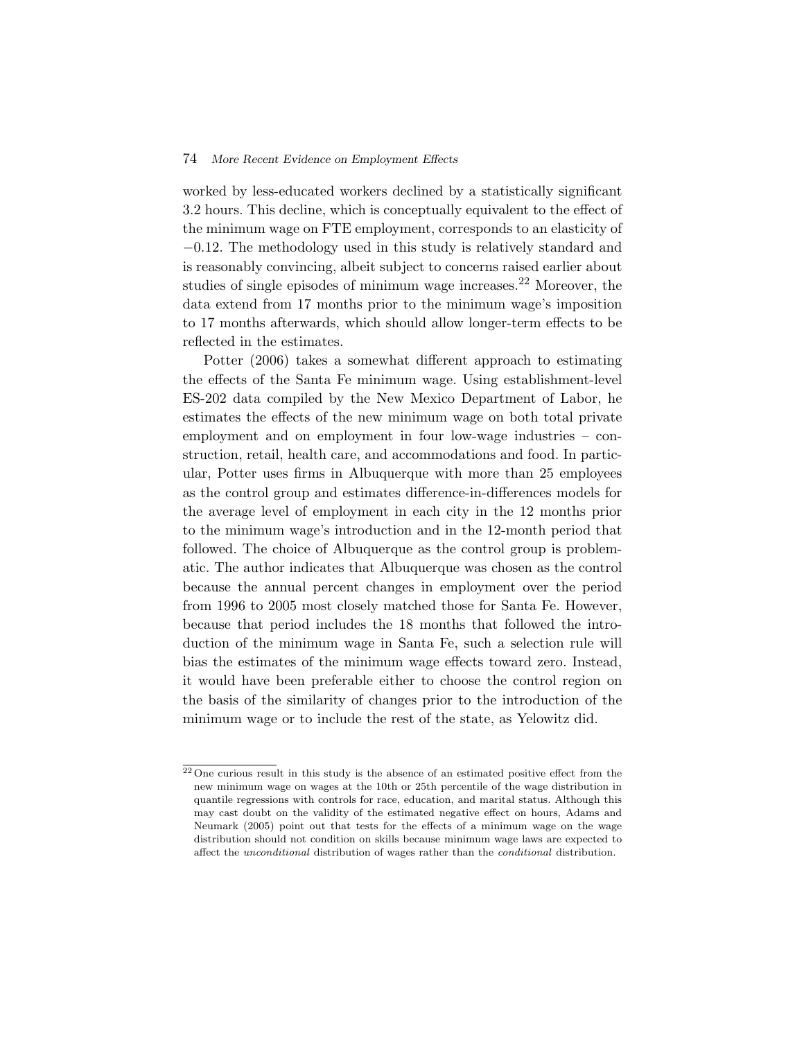worked by less-educated workers declined by a statistically significant 3.2 hours. This decline, which is conceptually equivalent to the effect of the minimum wage on FTE employment, corresponds to an elasticity of −0.12. The methodology used in this study is relatively standard and is reasonably convincing, albeit subject to concerns raised earlier about studies of single episodes of minimum wage increases.[22] Moreover, the data extend from 17 months prior to the minimum wage's imposition to 17 months afterwards, which should allow longer-term effects to be reflected in the estimates.

Potter (2006) takes a somewhat different approach to estimating the effects of the Santa Fe minimum wage. Using establishment-level ES-202 data compiled by the New Mexico Department of Labor, he estimates the effects of the new minimum wage on both total private employment and on employment in four low-wage industries – construction, retail, health care, and accommodations and food. In particular, Potter uses firms in Albuquerque with more than 25 employees as the control group and estimates difference-in-differences models for the average level of employment in each city in the 12 months prior to the minimum wage's introduction and in the 12-month period that followed. The choice of Albuquerque as the control group is problematic. The author indicates that Albuquerque was chosen as the control because the annual percent changes in employment over the period from 1996 to 2005 most closely matched those for Santa Fe. However, because that period includes the 18 months that followed the introduction of the minimum wage in Santa Fe, such a selection rule will bias the estimates of the minimum wage effects toward zero. Instead, it would have been preferable either to choose the control region on the basis of the similarity of changes prior to the introduction of the minimum wage or to include the rest of the state, as Yelowitz did.

[22] One curious result in this study is the absence of an estimated positive effect from the new minimum wage on wages at the 10th or 25th percentile of the wage distribution in quantile regressions with controls for race, education, and marital status. Although this may cast doubt on the validity of the estimated negative effect on hours, Adams and Neumark (2005) point out that tests for the effects of a minimum wage on the wage distribution should not condition on skills because minimum wage laws are expected to affect the *unconditional* distribution of wages rather than the *conditional* distribution.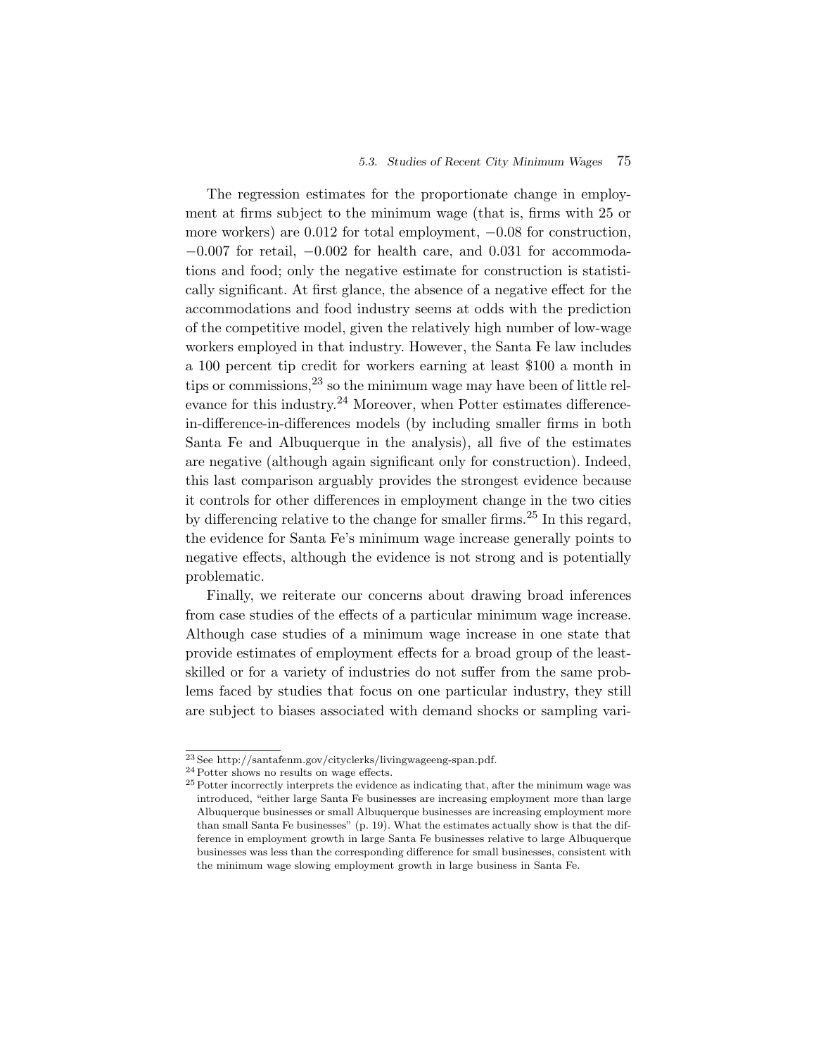The regression estimates for the proportionate change in employment at firms subject to the minimum wage (that is, firms with 25 or more workers) are 0.012 for total employment, −0.08 for construction, −0.007 for retail, −0.002 for health care, and 0.031 for accommodations and food; only the negative estimate for construction is statistically significant. At first glance, the absence of a negative effect for the accommodations and food industry seems at odds with the prediction of the competitive model, given the relatively high number of low-wage workers employed in that industry. However, the Santa Fe law includes a 100 percent tip credit for workers earning at least $100 a month in tips or commissions,[23] so the minimum wage may have been of little relevance for this industry.[24] Moreover, when Potter estimates difference-in-difference-in-differences models (by including smaller firms in both Santa Fe and Albuquerque in the analysis), all five of the estimates are negative (although again significant only for construction). Indeed, this last comparison arguably provides the strongest evidence because it controls for other differences in employment change in the two cities by differencing relative to the change for smaller firms.[25] In this regard, the evidence for Santa Fe's minimum wage increase generally points to negative effects, although the evidence is not strong and is potentially problematic.

Finally, we reiterate our concerns about drawing broad inferences from case studies of the effects of a particular minimum wage increase. Although case studies of a minimum wage increase in one state that provide estimates of employment effects for a broad group of the least-skilled or for a variety of industries do not suffer from the same problems faced by studies that focus on one particular industry, they still are subject to biases associated with demand shocks or sampling vari-

---

[23] See http://santafenm.gov/cityclerks/livingwageeng-span.pdf.

[24] Potter shows no results on wage effects.

[25] Potter incorrectly interprets the evidence as indicating that, after the minimum wage was introduced, "either large Santa Fe businesses are increasing employment more than large Albuquerque businesses or small Albuquerque businesses are increasing employment more than small Santa Fe businesses" (p. 19). What the estimates actually show is that the difference in employment growth in large Santa Fe businesses relative to large Albuquerque businesses was less than the corresponding difference for small businesses, consistent with the minimum wage slowing employment growth in large business in Santa Fe.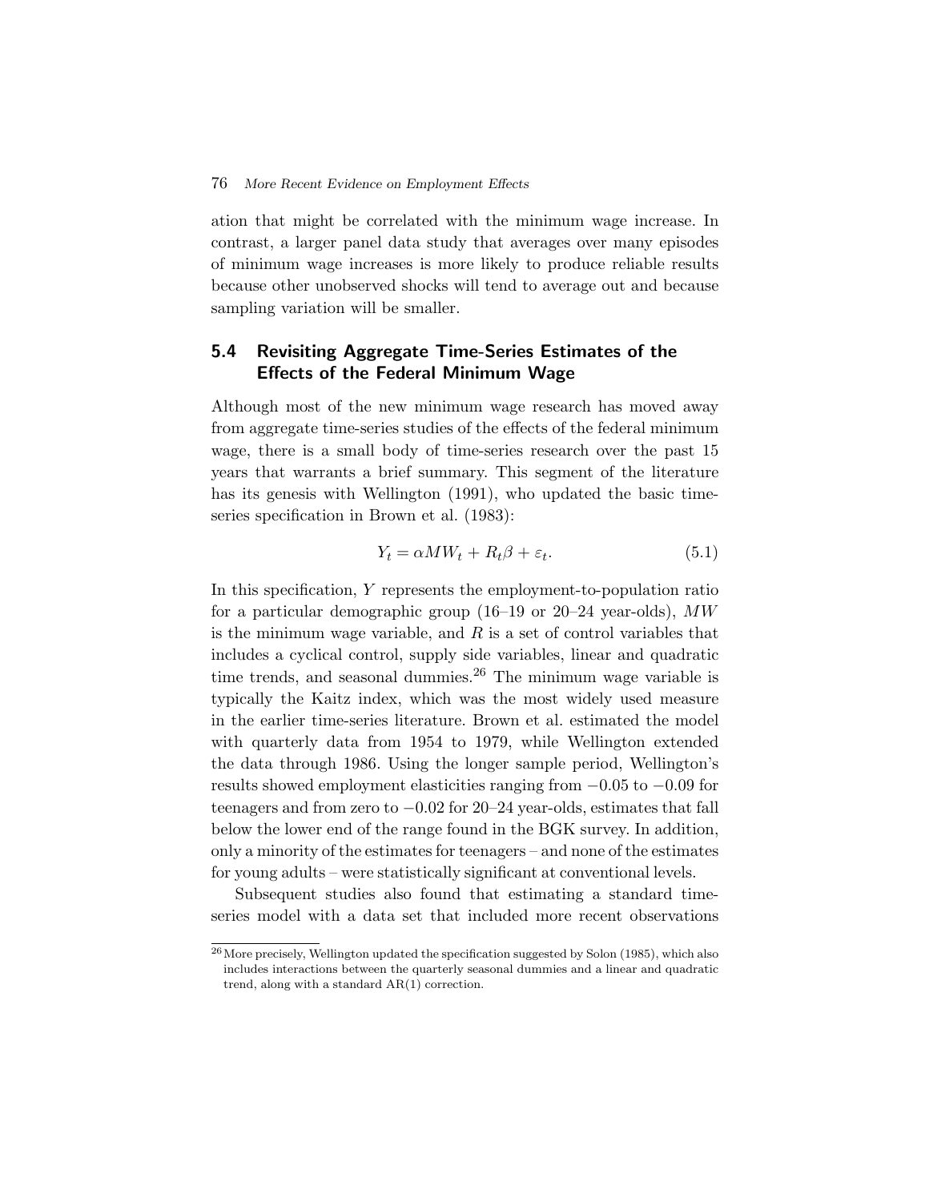ation that might be correlated with the minimum wage increase. In contrast, a larger panel data study that averages over many episodes of minimum wage increases is more likely to produce reliable results because other unobserved shocks will tend to average out and because sampling variation will be smaller.

## 5.4 Revisiting Aggregate Time-Series Estimates of the Effects of the Federal Minimum Wage

Although most of the new minimum wage research has moved away from aggregate time-series studies of the effects of the federal minimum wage, there is a small body of time-series research over the past 15 years that warrants a brief summary. This segment of the literature has its genesis with Wellington (1991), who updated the basic time-series specification in Brown et al. (1983):

$$Y_t = \alpha MW_t + R_t\beta + \varepsilon_t. \tag{5.1}$$

In this specification, $Y$ represents the employment-to-population ratio for a particular demographic group (16–19 or 20–24 year-olds), $MW$ is the minimum wage variable, and $R$ is a set of control variables that includes a cyclical control, supply side variables, linear and quadratic time trends, and seasonal dummies.[26] The minimum wage variable is typically the Kaitz index, which was the most widely used measure in the earlier time-series literature. Brown et al. estimated the model with quarterly data from 1954 to 1979, while Wellington extended the data through 1986. Using the longer sample period, Wellington's results showed employment elasticities ranging from −0.05 to −0.09 for teenagers and from zero to −0.02 for 20–24 year-olds, estimates that fall below the lower end of the range found in the BGK survey. In addition, only a minority of the estimates for teenagers – and none of the estimates for young adults – were statistically significant at conventional levels.

Subsequent studies also found that estimating a standard time-series model with a data set that included more recent observations

[26] More precisely, Wellington updated the specification suggested by Solon (1985), which also includes interactions between the quarterly seasonal dummies and a linear and quadratic trend, along with a standard AR(1) correction.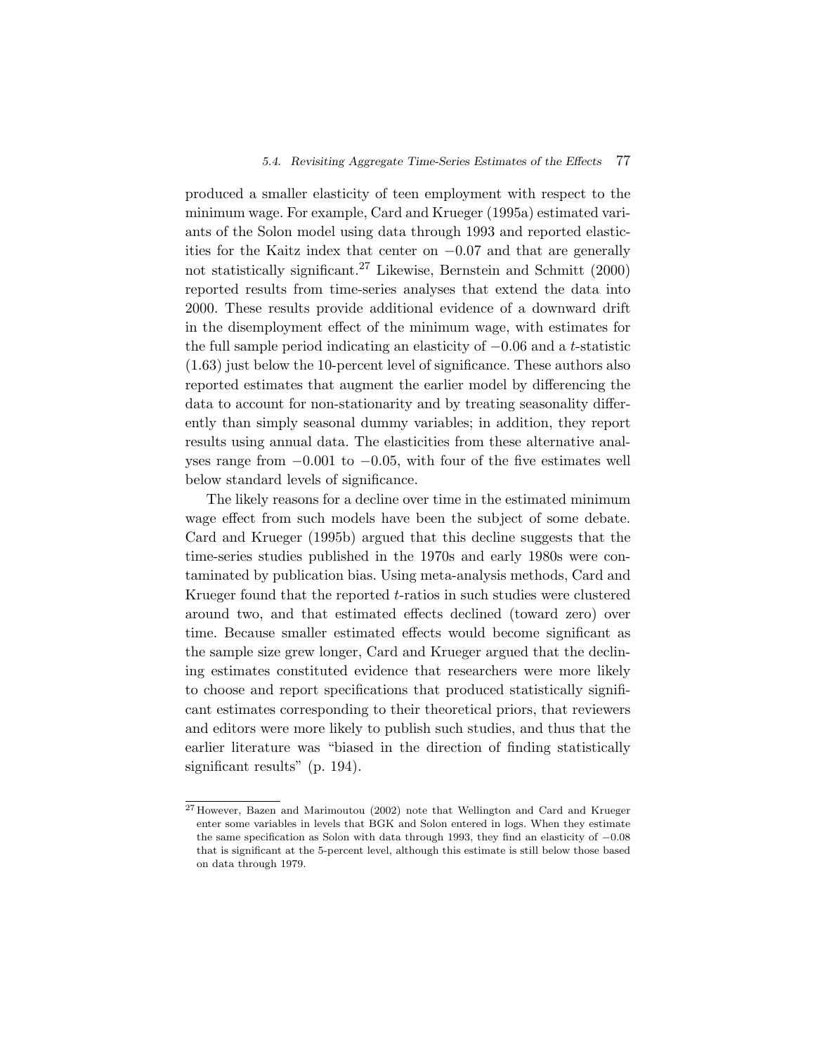produced a smaller elasticity of teen employment with respect to the minimum wage. For example, Card and Krueger (1995a) estimated variants of the Solon model using data through 1993 and reported elasticities for the Kaitz index that center on $-0.07$ and that are generally not statistically significant.[27] Likewise, Bernstein and Schmitt (2000) reported results from time-series analyses that extend the data into 2000. These results provide additional evidence of a downward drift in the disemployment effect of the minimum wage, with estimates for the full sample period indicating an elasticity of $-0.06$ and a $t$-statistic (1.63) just below the 10-percent level of significance. These authors also reported estimates that augment the earlier model by differencing the data to account for non-stationarity and by treating seasonality differently than simply seasonal dummy variables; in addition, they report results using annual data. The elasticities from these alternative analyses range from $-0.001$ to $-0.05$, with four of the five estimates well below standard levels of significance.

The likely reasons for a decline over time in the estimated minimum wage effect from such models have been the subject of some debate. Card and Krueger (1995b) argued that this decline suggests that the time-series studies published in the 1970s and early 1980s were contaminated by publication bias. Using meta-analysis methods, Card and Krueger found that the reported $t$-ratios in such studies were clustered around two, and that estimated effects declined (toward zero) over time. Because smaller estimated effects would become significant as the sample size grew longer, Card and Krueger argued that the declining estimates constituted evidence that researchers were more likely to choose and report specifications that produced statistically significant estimates corresponding to their theoretical priors, that reviewers and editors were more likely to publish such studies, and thus that the earlier literature was "biased in the direction of finding statistically significant results" (p. 194).

[27] However, Bazen and Marimoutou (2002) note that Wellington and Card and Krueger enter some variables in levels that BGK and Solon entered in logs. When they estimate the same specification as Solon with data through 1993, they find an elasticity of $-0.08$ that is significant at the 5-percent level, although this estimate is still below those based on data through 1979.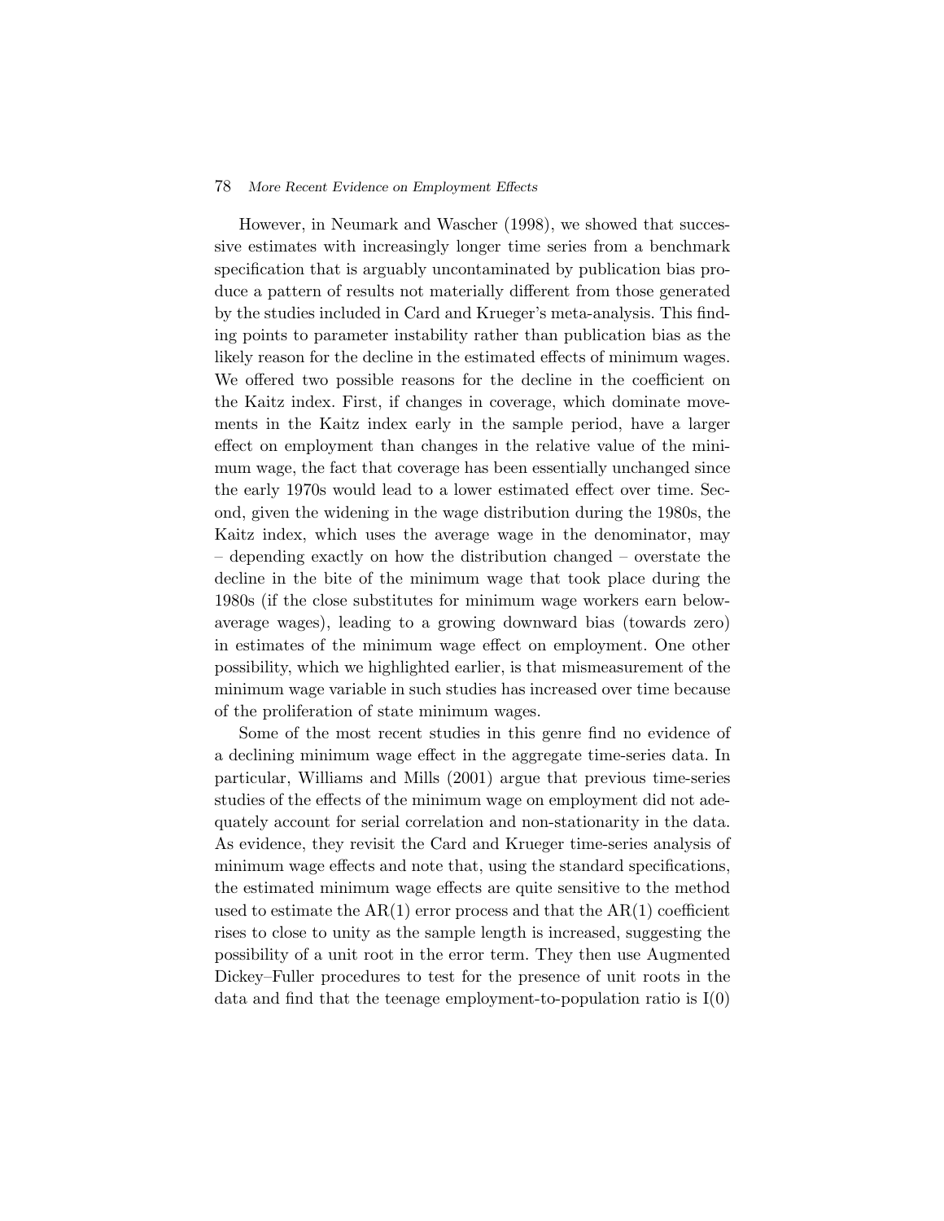However, in Neumark and Wascher (1998), we showed that successive estimates with increasingly longer time series from a benchmark specification that is arguably uncontaminated by publication bias produce a pattern of results not materially different from those generated by the studies included in Card and Krueger's meta-analysis. This finding points to parameter instability rather than publication bias as the likely reason for the decline in the estimated effects of minimum wages. We offered two possible reasons for the decline in the coefficient on the Kaitz index. First, if changes in coverage, which dominate movements in the Kaitz index early in the sample period, have a larger effect on employment than changes in the relative value of the minimum wage, the fact that coverage has been essentially unchanged since the early 1970s would lead to a lower estimated effect over time. Second, given the widening in the wage distribution during the 1980s, the Kaitz index, which uses the average wage in the denominator, may – depending exactly on how the distribution changed – overstate the decline in the bite of the minimum wage that took place during the 1980s (if the close substitutes for minimum wage workers earn below-average wages), leading to a growing downward bias (towards zero) in estimates of the minimum wage effect on employment. One other possibility, which we highlighted earlier, is that mismeasurement of the minimum wage variable in such studies has increased over time because of the proliferation of state minimum wages.

Some of the most recent studies in this genre find no evidence of a declining minimum wage effect in the aggregate time-series data. In particular, Williams and Mills (2001) argue that previous time-series studies of the effects of the minimum wage on employment did not adequately account for serial correlation and non-stationarity in the data. As evidence, they revisit the Card and Krueger time-series analysis of minimum wage effects and note that, using the standard specifications, the estimated minimum wage effects are quite sensitive to the method used to estimate the AR(1) error process and that the AR(1) coefficient rises to close to unity as the sample length is increased, suggesting the possibility of a unit root in the error term. They then use Augmented Dickey–Fuller procedures to test for the presence of unit roots in the data and find that the teenage employment-to-population ratio is I(0)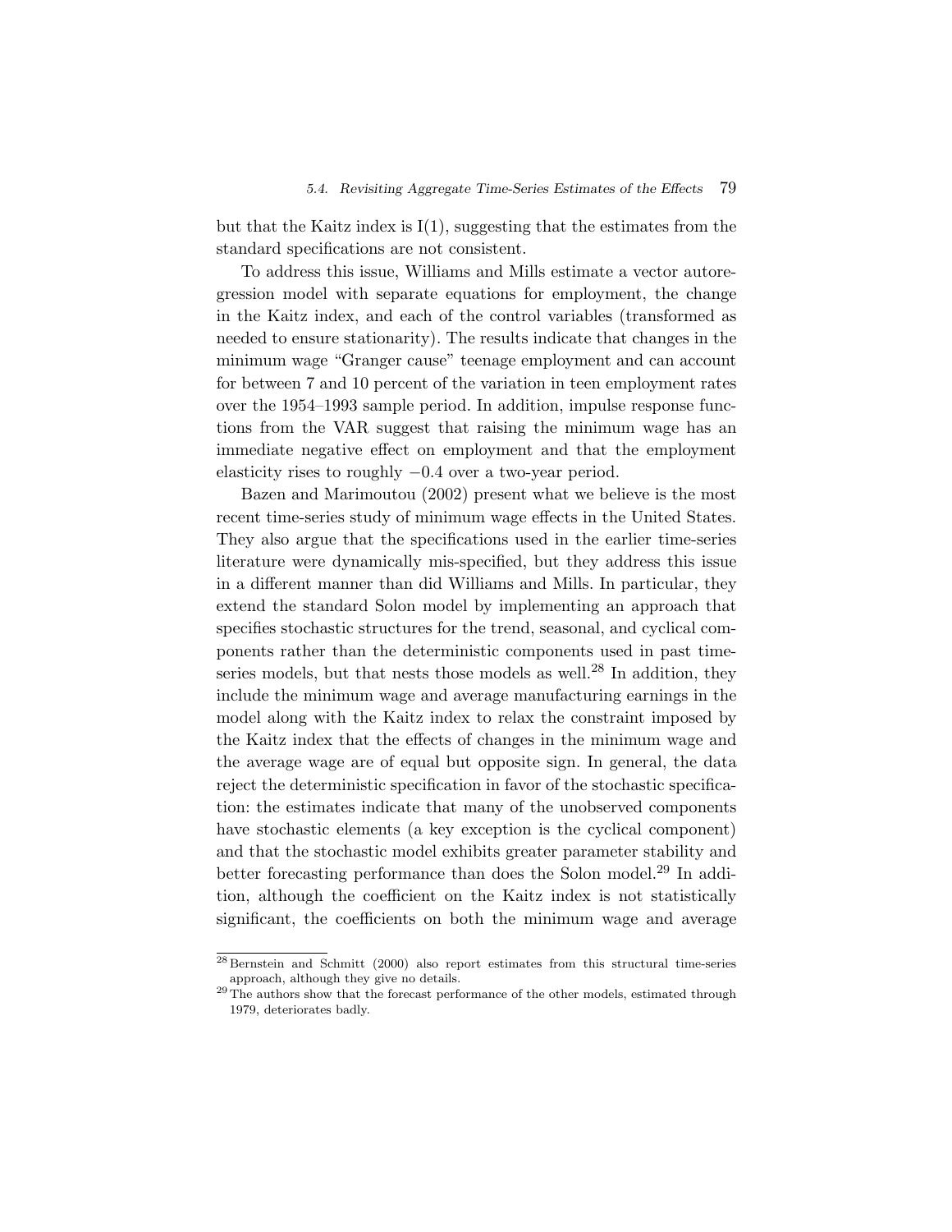but that the Kaitz index is I(1), suggesting that the estimates from the standard specifications are not consistent.

To address this issue, Williams and Mills estimate a vector autoregression model with separate equations for employment, the change in the Kaitz index, and each of the control variables (transformed as needed to ensure stationarity). The results indicate that changes in the minimum wage "Granger cause" teenage employment and can account for between 7 and 10 percent of the variation in teen employment rates over the 1954–1993 sample period. In addition, impulse response functions from the VAR suggest that raising the minimum wage has an immediate negative effect on employment and that the employment elasticity rises to roughly $-0.4$ over a two-year period.

Bazen and Marimoutou (2002) present what we believe is the most recent time-series study of minimum wage effects in the United States. They also argue that the specifications used in the earlier time-series literature were dynamically mis-specified, but they address this issue in a different manner than did Williams and Mills. In particular, they extend the standard Solon model by implementing an approach that specifies stochastic structures for the trend, seasonal, and cyclical components rather than the deterministic components used in past time-series models, but that nests those models as well.[28] In addition, they include the minimum wage and average manufacturing earnings in the model along with the Kaitz index to relax the constraint imposed by the Kaitz index that the effects of changes in the minimum wage and the average wage are of equal but opposite sign. In general, the data reject the deterministic specification in favor of the stochastic specification: the estimates indicate that many of the unobserved components have stochastic elements (a key exception is the cyclical component) and that the stochastic model exhibits greater parameter stability and better forecasting performance than does the Solon model.[29] In addition, although the coefficient on the Kaitz index is not statistically significant, the coefficients on both the minimum wage and average

[28] Bernstein and Schmitt (2000) also report estimates from this structural time-series approach, although they give no details.

[29] The authors show that the forecast performance of the other models, estimated through 1979, deteriorates badly.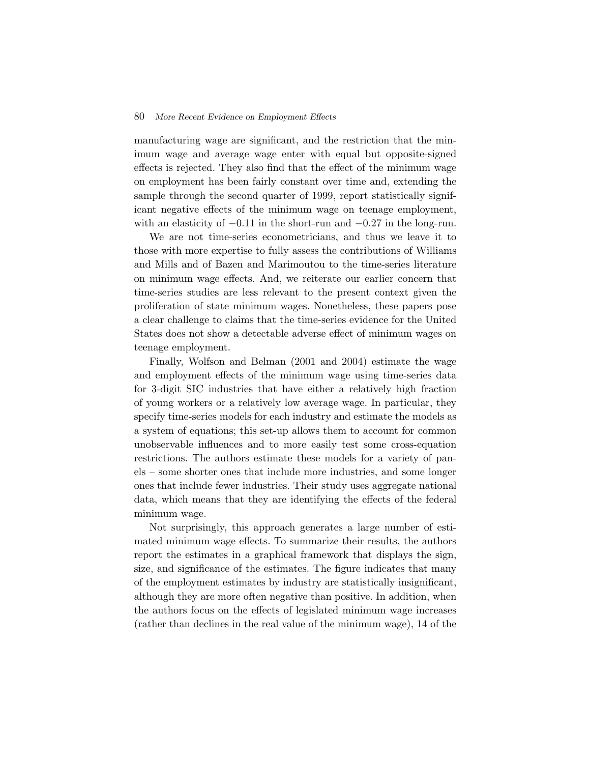manufacturing wage are significant, and the restriction that the minimum wage and average wage enter with equal but opposite-signed effects is rejected. They also find that the effect of the minimum wage on employment has been fairly constant over time and, extending the sample through the second quarter of 1999, report statistically significant negative effects of the minimum wage on teenage employment, with an elasticity of $-0.11$ in the short-run and $-0.27$ in the long-run.

We are not time-series econometricians, and thus we leave it to those with more expertise to fully assess the contributions of Williams and Mills and of Bazen and Marimoutou to the time-series literature on minimum wage effects. And, we reiterate our earlier concern that time-series studies are less relevant to the present context given the proliferation of state minimum wages. Nonetheless, these papers pose a clear challenge to claims that the time-series evidence for the United States does not show a detectable adverse effect of minimum wages on teenage employment.

Finally, Wolfson and Belman (2001 and 2004) estimate the wage and employment effects of the minimum wage using time-series data for 3-digit SIC industries that have either a relatively high fraction of young workers or a relatively low average wage. In particular, they specify time-series models for each industry and estimate the models as a system of equations; this set-up allows them to account for common unobservable influences and to more easily test some cross-equation restrictions. The authors estimate these models for a variety of panels – some shorter ones that include more industries, and some longer ones that include fewer industries. Their study uses aggregate national data, which means that they are identifying the effects of the federal minimum wage.

Not surprisingly, this approach generates a large number of estimated minimum wage effects. To summarize their results, the authors report the estimates in a graphical framework that displays the sign, size, and significance of the estimates. The figure indicates that many of the employment estimates by industry are statistically insignificant, although they are more often negative than positive. In addition, when the authors focus on the effects of legislated minimum wage increases (rather than declines in the real value of the minimum wage), 14 of the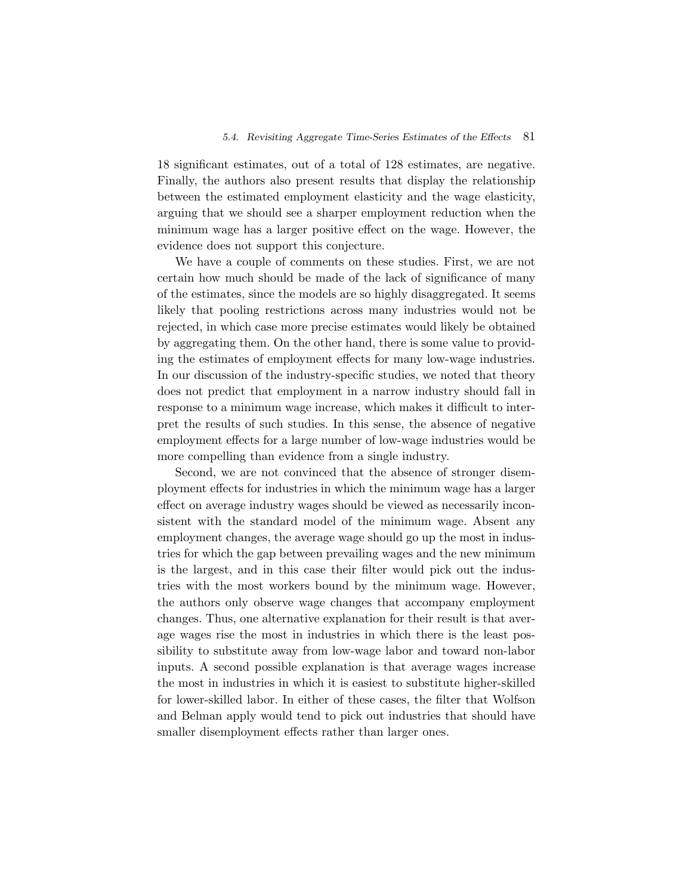18 significant estimates, out of a total of 128 estimates, are negative. Finally, the authors also present results that display the relationship between the estimated employment elasticity and the wage elasticity, arguing that we should see a sharper employment reduction when the minimum wage has a larger positive effect on the wage. However, the evidence does not support this conjecture.

We have a couple of comments on these studies. First, we are not certain how much should be made of the lack of significance of many of the estimates, since the models are so highly disaggregated. It seems likely that pooling restrictions across many industries would not be rejected, in which case more precise estimates would likely be obtained by aggregating them. On the other hand, there is some value to providing the estimates of employment effects for many low-wage industries. In our discussion of the industry-specific studies, we noted that theory does not predict that employment in a narrow industry should fall in response to a minimum wage increase, which makes it difficult to interpret the results of such studies. In this sense, the absence of negative employment effects for a large number of low-wage industries would be more compelling than evidence from a single industry.

Second, we are not convinced that the absence of stronger disemployment effects for industries in which the minimum wage has a larger effect on average industry wages should be viewed as necessarily inconsistent with the standard model of the minimum wage. Absent any employment changes, the average wage should go up the most in industries for which the gap between prevailing wages and the new minimum is the largest, and in this case their filter would pick out the industries with the most workers bound by the minimum wage. However, the authors only observe wage changes that accompany employment changes. Thus, one alternative explanation for their result is that average wages rise the most in industries in which there is the least possibility to substitute away from low-wage labor and toward non-labor inputs. A second possible explanation is that average wages increase the most in industries in which it is easiest to substitute higher-skilled for lower-skilled labor. In either of these cases, the filter that Wolfson and Belman apply would tend to pick out industries that should have smaller disemployment effects rather than larger ones.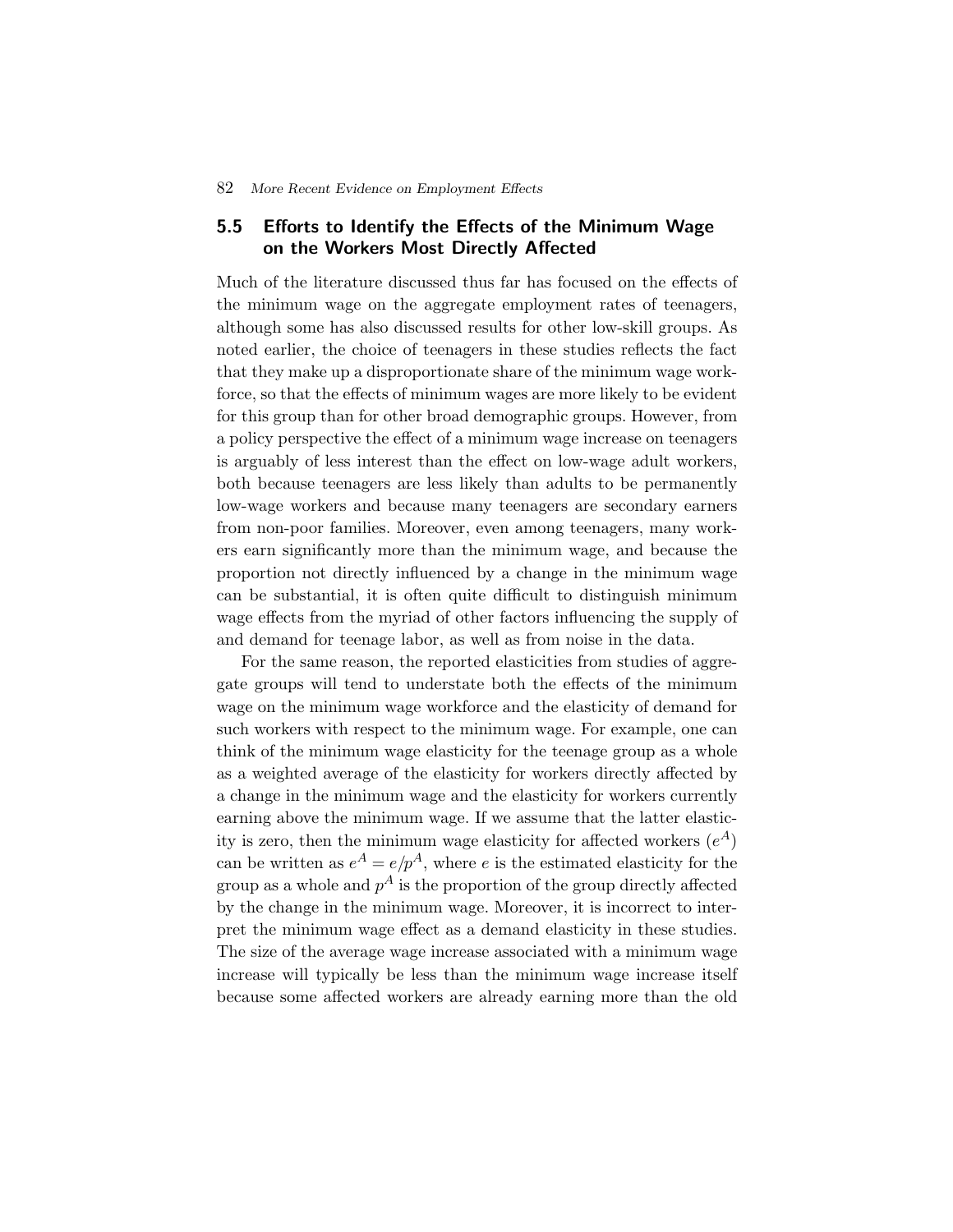## 5.5 Efforts to Identify the Effects of the Minimum Wage on the Workers Most Directly Affected

Much of the literature discussed thus far has focused on the effects of the minimum wage on the aggregate employment rates of teenagers, although some has also discussed results for other low-skill groups. As noted earlier, the choice of teenagers in these studies reflects the fact that they make up a disproportionate share of the minimum wage workforce, so that the effects of minimum wages are more likely to be evident for this group than for other broad demographic groups. However, from a policy perspective the effect of a minimum wage increase on teenagers is arguably of less interest than the effect on low-wage adult workers, both because teenagers are less likely than adults to be permanently low-wage workers and because many teenagers are secondary earners from non-poor families. Moreover, even among teenagers, many workers earn significantly more than the minimum wage, and because the proportion not directly influenced by a change in the minimum wage can be substantial, it is often quite difficult to distinguish minimum wage effects from the myriad of other factors influencing the supply of and demand for teenage labor, as well as from noise in the data.

For the same reason, the reported elasticities from studies of aggregate groups will tend to understate both the effects of the minimum wage on the minimum wage workforce and the elasticity of demand for such workers with respect to the minimum wage. For example, one can think of the minimum wage elasticity for the teenage group as a whole as a weighted average of the elasticity for workers directly affected by a change in the minimum wage and the elasticity for workers currently earning above the minimum wage. If we assume that the latter elasticity is zero, then the minimum wage elasticity for affected workers ($e^A$) can be written as $e^A = e/p^A$, where $e$ is the estimated elasticity for the group as a whole and $p^A$ is the proportion of the group directly affected by the change in the minimum wage. Moreover, it is incorrect to interpret the minimum wage effect as a demand elasticity in these studies. The size of the average wage increase associated with a minimum wage increase will typically be less than the minimum wage increase itself because some affected workers are already earning more than the old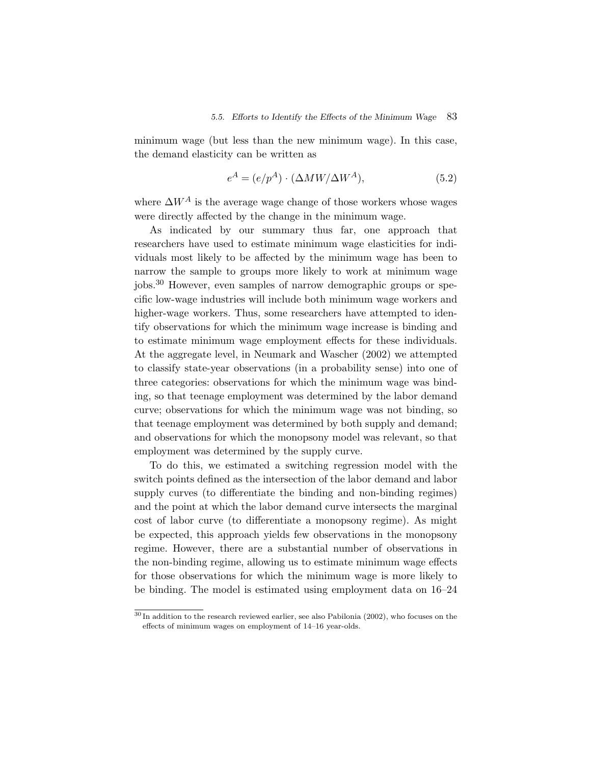minimum wage (but less than the new minimum wage). In this case, the demand elasticity can be written as

$$e^A = (e/p^A) \cdot (\Delta MW/\Delta W^A), \tag{5.2}$$

where $\Delta W^A$ is the average wage change of those workers whose wages were directly affected by the change in the minimum wage.

As indicated by our summary thus far, one approach that researchers have used to estimate minimum wage elasticities for individuals most likely to be affected by the minimum wage has been to narrow the sample to groups more likely to work at minimum wage jobs.[30] However, even samples of narrow demographic groups or specific low-wage industries will include both minimum wage workers and higher-wage workers. Thus, some researchers have attempted to identify observations for which the minimum wage increase is binding and to estimate minimum wage employment effects for these individuals. At the aggregate level, in Neumark and Wascher (2002) we attempted to classify state-year observations (in a probability sense) into one of three categories: observations for which the minimum wage was binding, so that teenage employment was determined by the labor demand curve; observations for which the minimum wage was not binding, so that teenage employment was determined by both supply and demand; and observations for which the monopsony model was relevant, so that employment was determined by the supply curve.

To do this, we estimated a switching regression model with the switch points defined as the intersection of the labor demand and labor supply curves (to differentiate the binding and non-binding regimes) and the point at which the labor demand curve intersects the marginal cost of labor curve (to differentiate a monopsony regime). As might be expected, this approach yields few observations in the monopsony regime. However, there are a substantial number of observations in the non-binding regime, allowing us to estimate minimum wage effects for those observations for which the minimum wage is more likely to be binding. The model is estimated using employment data on 16–24

[30] In addition to the research reviewed earlier, see also Pabilonia (2002), who focuses on the effects of minimum wages on employment of 14–16 year-olds.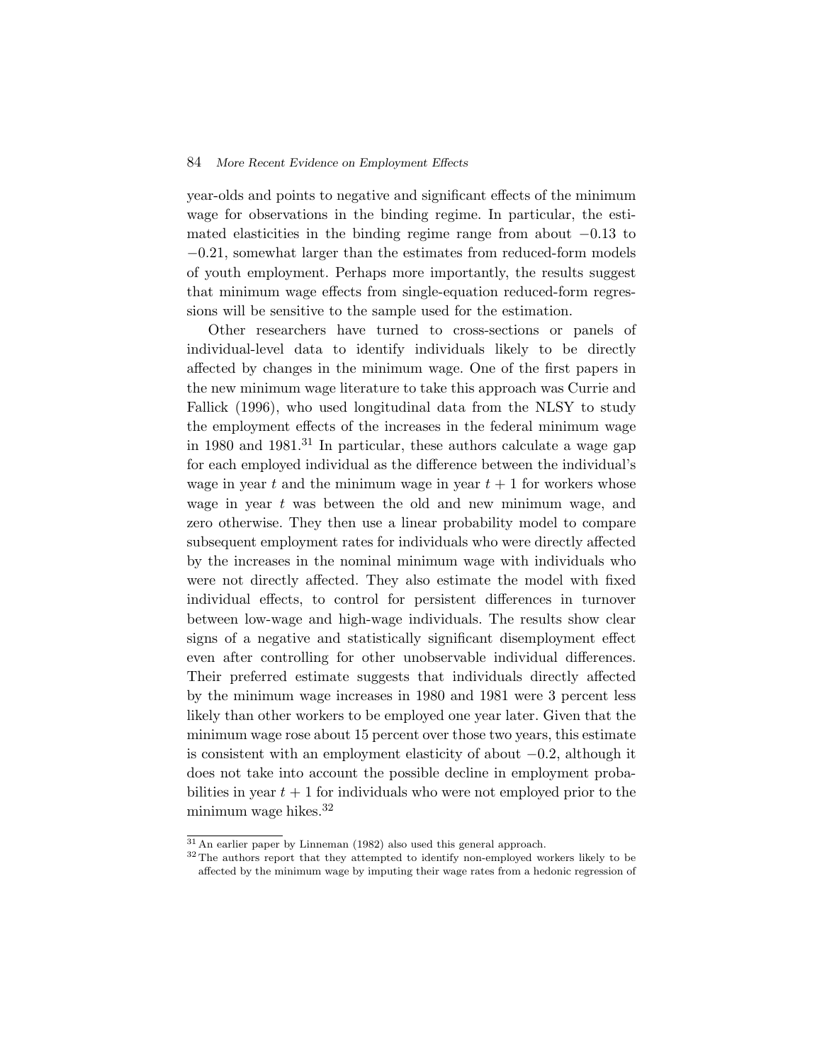year-olds and points to negative and significant effects of the minimum wage for observations in the binding regime. In particular, the estimated elasticities in the binding regime range from about $-0.13$ to $-0.21$, somewhat larger than the estimates from reduced-form models of youth employment. Perhaps more importantly, the results suggest that minimum wage effects from single-equation reduced-form regressions will be sensitive to the sample used for the estimation.

Other researchers have turned to cross-sections or panels of individual-level data to identify individuals likely to be directly affected by changes in the minimum wage. One of the first papers in the new minimum wage literature to take this approach was Currie and Fallick (1996), who used longitudinal data from the NLSY to study the employment effects of the increases in the federal minimum wage in 1980 and 1981.[31] In particular, these authors calculate a wage gap for each employed individual as the difference between the individual's wage in year $t$ and the minimum wage in year $t + 1$ for workers whose wage in year $t$ was between the old and new minimum wage, and zero otherwise. They then use a linear probability model to compare subsequent employment rates for individuals who were directly affected by the increases in the nominal minimum wage with individuals who were not directly affected. They also estimate the model with fixed individual effects, to control for persistent differences in turnover between low-wage and high-wage individuals. The results show clear signs of a negative and statistically significant disemployment effect even after controlling for other unobservable individual differences. Their preferred estimate suggests that individuals directly affected by the minimum wage increases in 1980 and 1981 were 3 percent less likely than other workers to be employed one year later. Given that the minimum wage rose about 15 percent over those two years, this estimate is consistent with an employment elasticity of about $-0.2$, although it does not take into account the possible decline in employment probabilities in year $t + 1$ for individuals who were not employed prior to the minimum wage hikes.[32]

[31] An earlier paper by Linneman (1982) also used this general approach.

[32] The authors report that they attempted to identify non-employed workers likely to be affected by the minimum wage by imputing their wage rates from a hedonic regression of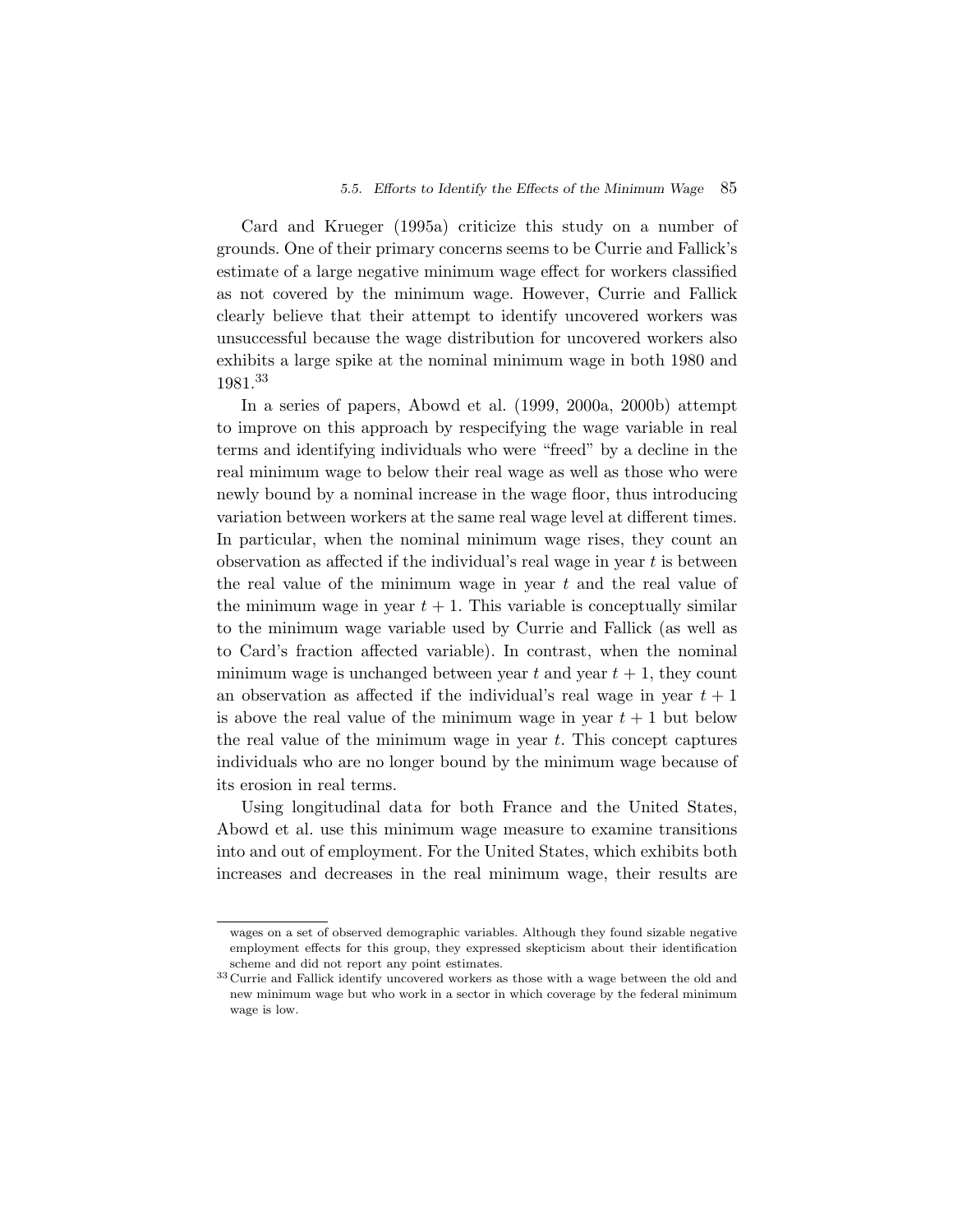Card and Krueger (1995a) criticize this study on a number of grounds. One of their primary concerns seems to be Currie and Fallick's estimate of a large negative minimum wage effect for workers classified as not covered by the minimum wage. However, Currie and Fallick clearly believe that their attempt to identify uncovered workers was unsuccessful because the wage distribution for uncovered workers also exhibits a large spike at the nominal minimum wage in both 1980 and 1981.[33]

In a series of papers, Abowd et al. (1999, 2000a, 2000b) attempt to improve on this approach by respecifying the wage variable in real terms and identifying individuals who were "freed" by a decline in the real minimum wage to below their real wage as well as those who were newly bound by a nominal increase in the wage floor, thus introducing variation between workers at the same real wage level at different times. In particular, when the nominal minimum wage rises, they count an observation as affected if the individual's real wage in year $t$ is between the real value of the minimum wage in year $t$ and the real value of the minimum wage in year $t+1$. This variable is conceptually similar to the minimum wage variable used by Currie and Fallick (as well as to Card's fraction affected variable). In contrast, when the nominal minimum wage is unchanged between year $t$ and year $t+1$, they count an observation as affected if the individual's real wage in year $t+1$ is above the real value of the minimum wage in year $t+1$ but below the real value of the minimum wage in year $t$. This concept captures individuals who are no longer bound by the minimum wage because of its erosion in real terms.

Using longitudinal data for both France and the United States, Abowd et al. use this minimum wage measure to examine transitions into and out of employment. For the United States, which exhibits both increases and decreases in the real minimum wage, their results are

wages on a set of observed demographic variables. Although they found sizable negative employment effects for this group, they expressed skepticism about their identification scheme and did not report any point estimates.

[33] Currie and Fallick identify uncovered workers as those with a wage between the old and new minimum wage but who work in a sector in which coverage by the federal minimum wage is low.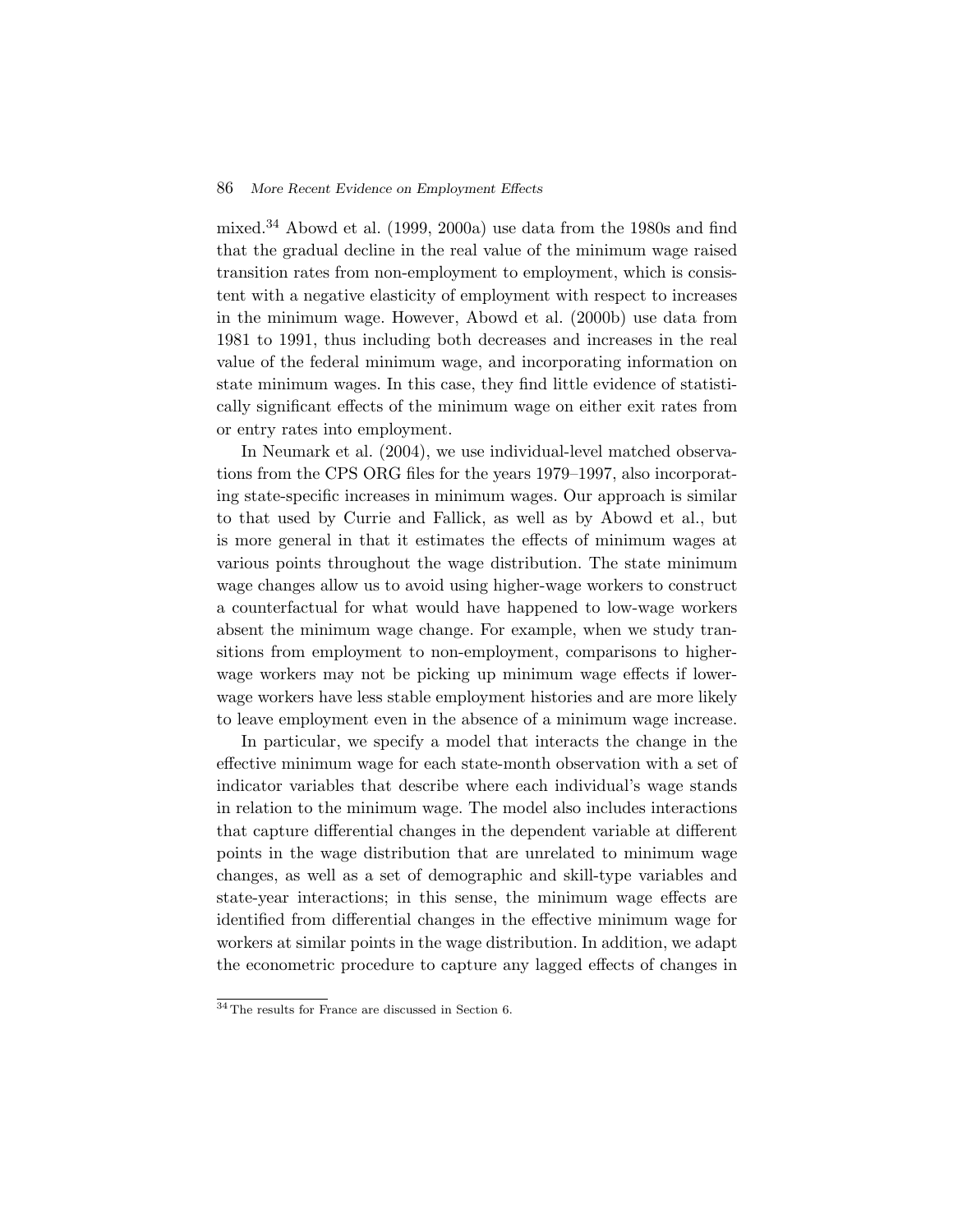mixed.[34] Abowd et al. (1999, 2000a) use data from the 1980s and find that the gradual decline in the real value of the minimum wage raised transition rates from non-employment to employment, which is consistent with a negative elasticity of employment with respect to increases in the minimum wage. However, Abowd et al. (2000b) use data from 1981 to 1991, thus including both decreases and increases in the real value of the federal minimum wage, and incorporating information on state minimum wages. In this case, they find little evidence of statistically significant effects of the minimum wage on either exit rates from or entry rates into employment.

In Neumark et al. (2004), we use individual-level matched observations from the CPS ORG files for the years 1979–1997, also incorporating state-specific increases in minimum wages. Our approach is similar to that used by Currie and Fallick, as well as by Abowd et al., but is more general in that it estimates the effects of minimum wages at various points throughout the wage distribution. The state minimum wage changes allow us to avoid using higher-wage workers to construct a counterfactual for what would have happened to low-wage workers absent the minimum wage change. For example, when we study transitions from employment to non-employment, comparisons to higher-wage workers may not be picking up minimum wage effects if lower-wage workers have less stable employment histories and are more likely to leave employment even in the absence of a minimum wage increase.

In particular, we specify a model that interacts the change in the effective minimum wage for each state-month observation with a set of indicator variables that describe where each individual's wage stands in relation to the minimum wage. The model also includes interactions that capture differential changes in the dependent variable at different points in the wage distribution that are unrelated to minimum wage changes, as well as a set of demographic and skill-type variables and state-year interactions; in this sense, the minimum wage effects are identified from differential changes in the effective minimum wage for workers at similar points in the wage distribution. In addition, we adapt the econometric procedure to capture any lagged effects of changes in

[34] The results for France are discussed in Section 6.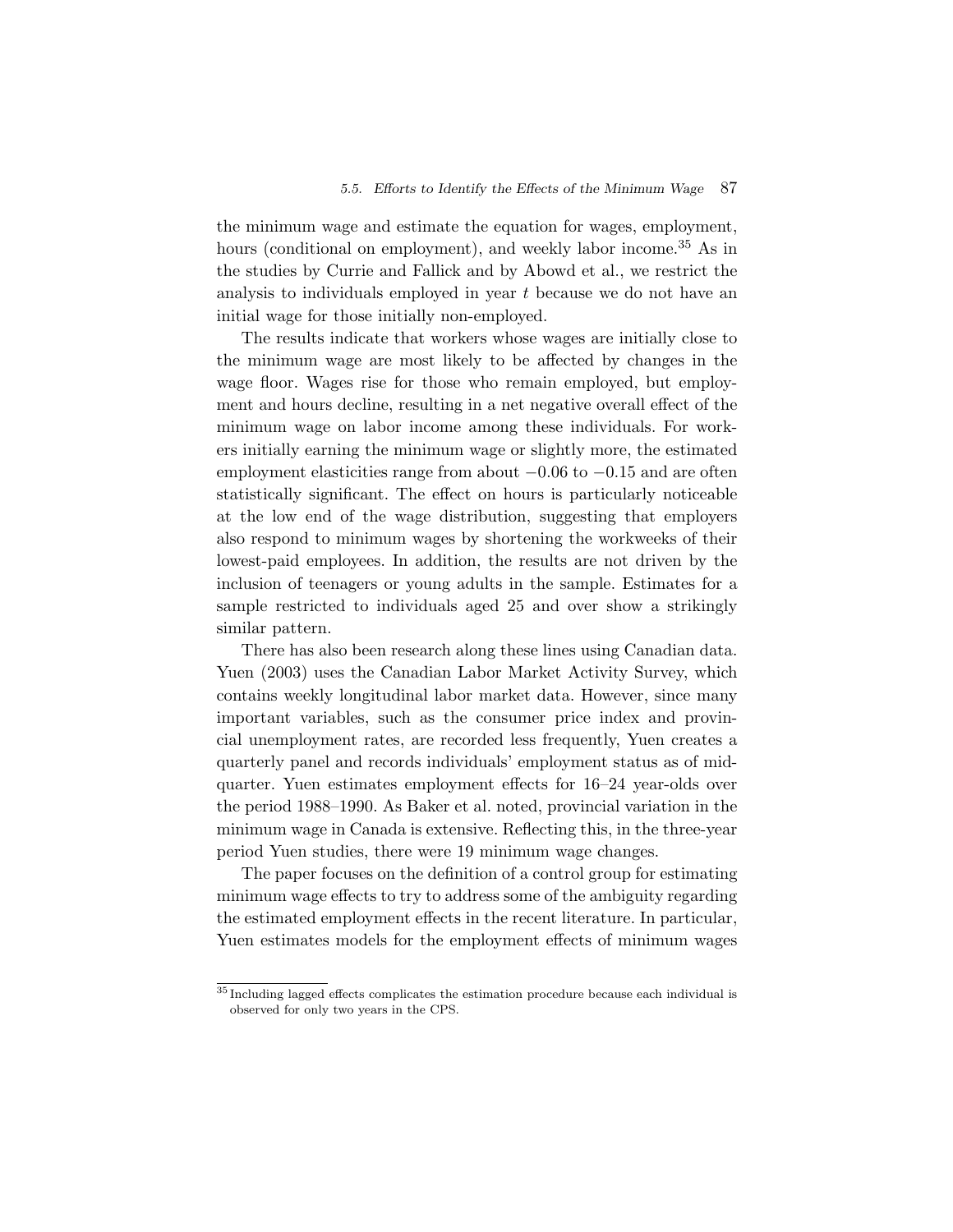the minimum wage and estimate the equation for wages, employment, hours (conditional on employment), and weekly labor income.[35] As in the studies by Currie and Fallick and by Abowd et al., we restrict the analysis to individuals employed in year $t$ because we do not have an initial wage for those initially non-employed.

The results indicate that workers whose wages are initially close to the minimum wage are most likely to be affected by changes in the wage floor. Wages rise for those who remain employed, but employment and hours decline, resulting in a net negative overall effect of the minimum wage on labor income among these individuals. For workers initially earning the minimum wage or slightly more, the estimated employment elasticities range from about $-0.06$ to $-0.15$ and are often statistically significant. The effect on hours is particularly noticeable at the low end of the wage distribution, suggesting that employers also respond to minimum wages by shortening the workweeks of their lowest-paid employees. In addition, the results are not driven by the inclusion of teenagers or young adults in the sample. Estimates for a sample restricted to individuals aged 25 and over show a strikingly similar pattern.

There has also been research along these lines using Canadian data. Yuen (2003) uses the Canadian Labor Market Activity Survey, which contains weekly longitudinal labor market data. However, since many important variables, such as the consumer price index and provincial unemployment rates, are recorded less frequently, Yuen creates a quarterly panel and records individuals' employment status as of mid-quarter. Yuen estimates employment effects for 16–24 year-olds over the period 1988–1990. As Baker et al. noted, provincial variation in the minimum wage in Canada is extensive. Reflecting this, in the three-year period Yuen studies, there were 19 minimum wage changes.

The paper focuses on the definition of a control group for estimating minimum wage effects to try to address some of the ambiguity regarding the estimated employment effects in the recent literature. In particular, Yuen estimates models for the employment effects of minimum wages

[35] Including lagged effects complicates the estimation procedure because each individual is observed for only two years in the CPS.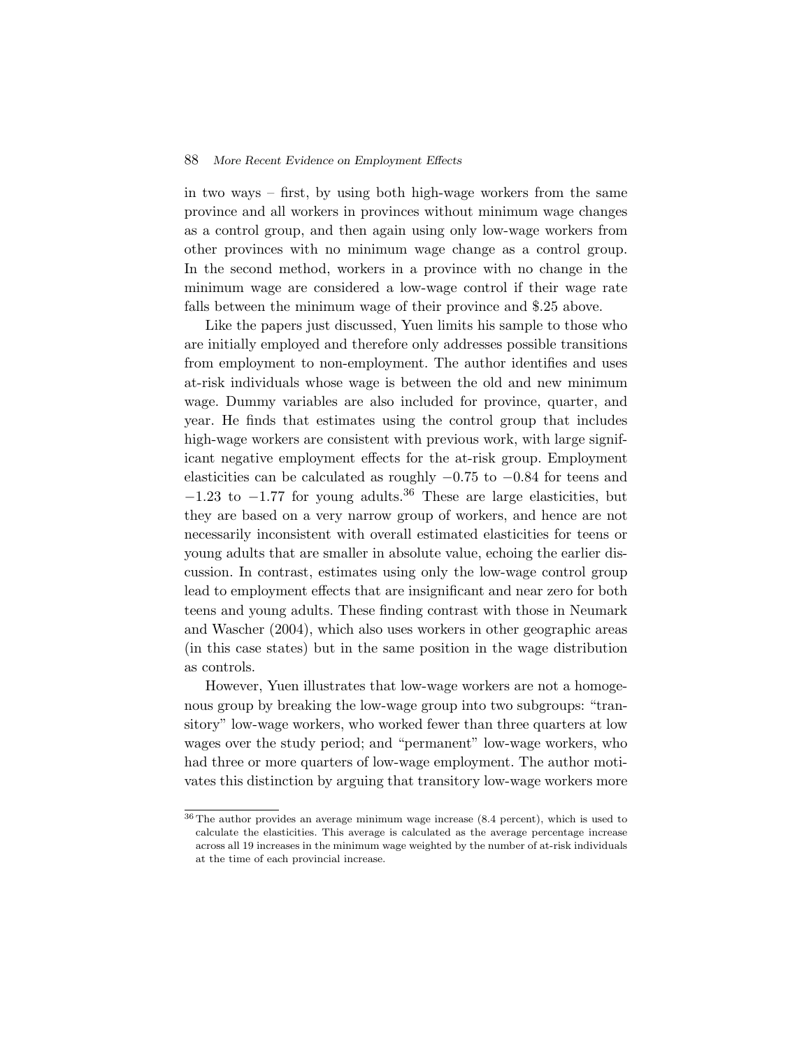in two ways – first, by using both high-wage workers from the same province and all workers in provinces without minimum wage changes as a control group, and then again using only low-wage workers from other provinces with no minimum wage change as a control group. In the second method, workers in a province with no change in the minimum wage are considered a low-wage control if their wage rate falls between the minimum wage of their province and $.25 above.

Like the papers just discussed, Yuen limits his sample to those who are initially employed and therefore only addresses possible transitions from employment to non-employment. The author identifies and uses at-risk individuals whose wage is between the old and new minimum wage. Dummy variables are also included for province, quarter, and year. He finds that estimates using the control group that includes high-wage workers are consistent with previous work, with large significant negative employment effects for the at-risk group. Employment elasticities can be calculated as roughly $-0.75$ to $-0.84$ for teens and $-1.23$ to $-1.77$ for young adults.[36] These are large elasticities, but they are based on a very narrow group of workers, and hence are not necessarily inconsistent with overall estimated elasticities for teens or young adults that are smaller in absolute value, echoing the earlier discussion. In contrast, estimates using only the low-wage control group lead to employment effects that are insignificant and near zero for both teens and young adults. These finding contrast with those in Neumark and Wascher (2004), which also uses workers in other geographic areas (in this case states) but in the same position in the wage distribution as controls.

However, Yuen illustrates that low-wage workers are not a homogenous group by breaking the low-wage group into two subgroups: "transitory" low-wage workers, who worked fewer than three quarters at low wages over the study period; and "permanent" low-wage workers, who had three or more quarters of low-wage employment. The author motivates this distinction by arguing that transitory low-wage workers more

[36] The author provides an average minimum wage increase (8.4 percent), which is used to calculate the elasticities. This average is calculated as the average percentage increase across all 19 increases in the minimum wage weighted by the number of at-risk individuals at the time of each provincial increase.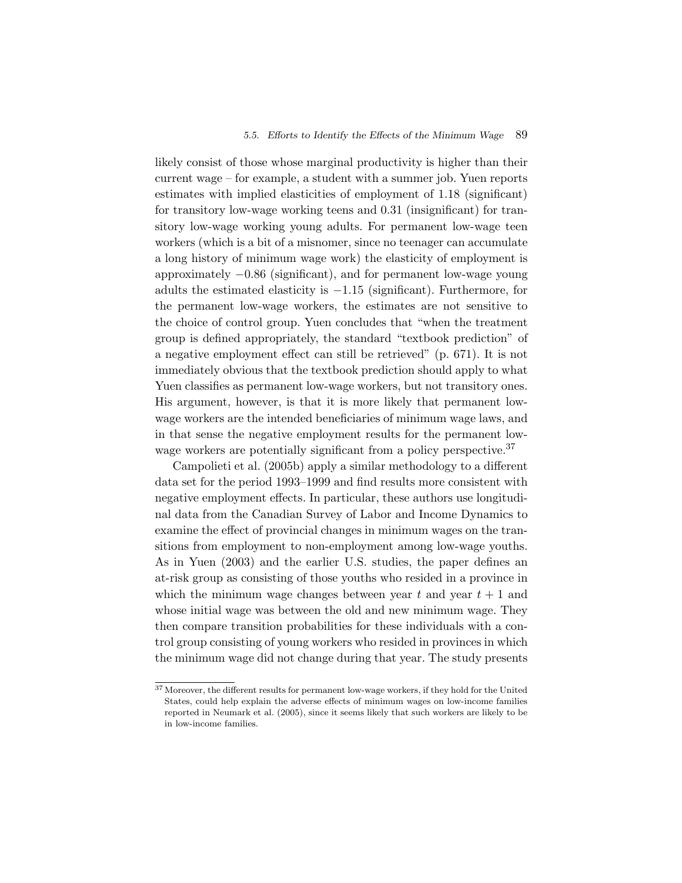likely consist of those whose marginal productivity is higher than their current wage – for example, a student with a summer job. Yuen reports estimates with implied elasticities of employment of 1.18 (significant) for transitory low-wage working teens and 0.31 (insignificant) for transitory low-wage working young adults. For permanent low-wage teen workers (which is a bit of a misnomer, since no teenager can accumulate a long history of minimum wage work) the elasticity of employment is approximately $-0.86$ (significant), and for permanent low-wage young adults the estimated elasticity is $-1.15$ (significant). Furthermore, for the permanent low-wage workers, the estimates are not sensitive to the choice of control group. Yuen concludes that "when the treatment group is defined appropriately, the standard "textbook prediction" of a negative employment effect can still be retrieved" (p. 671). It is not immediately obvious that the textbook prediction should apply to what Yuen classifies as permanent low-wage workers, but not transitory ones. His argument, however, is that it is more likely that permanent low-wage workers are the intended beneficiaries of minimum wage laws, and in that sense the negative employment results for the permanent low-wage workers are potentially significant from a policy perspective.[37]

Campolieti et al. (2005b) apply a similar methodology to a different data set for the period 1993–1999 and find results more consistent with negative employment effects. In particular, these authors use longitudinal data from the Canadian Survey of Labor and Income Dynamics to examine the effect of provincial changes in minimum wages on the transitions from employment to non-employment among low-wage youths. As in Yuen (2003) and the earlier U.S. studies, the paper defines an at-risk group as consisting of those youths who resided in a province in which the minimum wage changes between year $t$ and year $t + 1$ and whose initial wage was between the old and new minimum wage. They then compare transition probabilities for these individuals with a control group consisting of young workers who resided in provinces in which the minimum wage did not change during that year. The study presents

[37] Moreover, the different results for permanent low-wage workers, if they hold for the United States, could help explain the adverse effects of minimum wages on low-income families reported in Neumark et al. (2005), since it seems likely that such workers are likely to be in low-income families.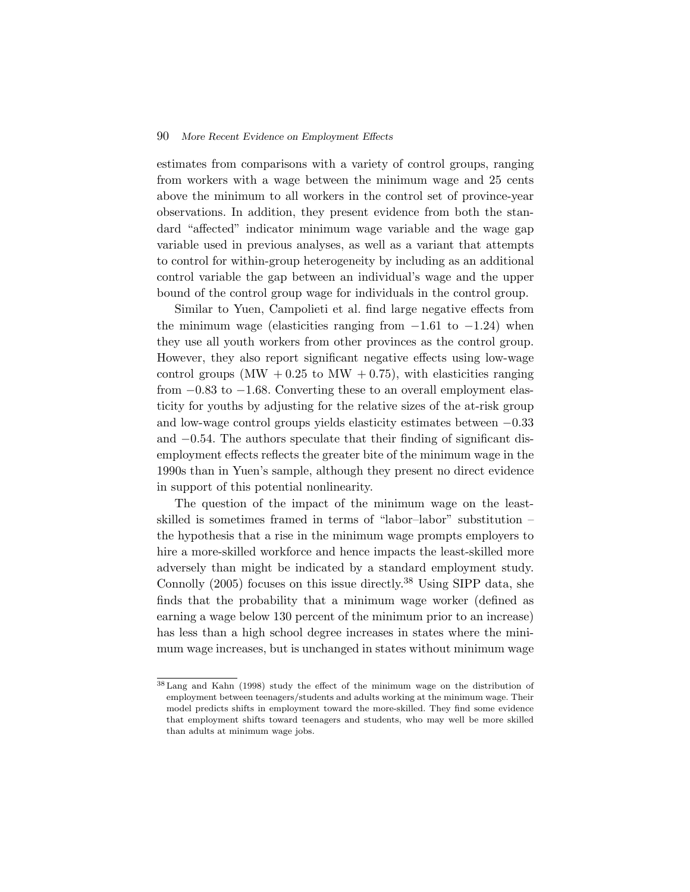estimates from comparisons with a variety of control groups, ranging from workers with a wage between the minimum wage and 25 cents above the minimum to all workers in the control set of province-year observations. In addition, they present evidence from both the standard "affected" indicator minimum wage variable and the wage gap variable used in previous analyses, as well as a variant that attempts to control for within-group heterogeneity by including as an additional control variable the gap between an individual's wage and the upper bound of the control group wage for individuals in the control group.

Similar to Yuen, Campolieti et al. find large negative effects from the minimum wage (elasticities ranging from −1.61 to −1.24) when they use all youth workers from other provinces as the control group. However, they also report significant negative effects using low-wage control groups (MW + 0.25 to MW + 0.75), with elasticities ranging from −0.83 to −1.68. Converting these to an overall employment elasticity for youths by adjusting for the relative sizes of the at-risk group and low-wage control groups yields elasticity estimates between −0.33 and −0.54. The authors speculate that their finding of significant disemployment effects reflects the greater bite of the minimum wage in the 1990s than in Yuen's sample, although they present no direct evidence in support of this potential nonlinearity.

The question of the impact of the minimum wage on the least-skilled is sometimes framed in terms of "labor–labor" substitution – the hypothesis that a rise in the minimum wage prompts employers to hire a more-skilled workforce and hence impacts the least-skilled more adversely than might be indicated by a standard employment study. Connolly (2005) focuses on this issue directly.[38] Using SIPP data, she finds that the probability that a minimum wage worker (defined as earning a wage below 130 percent of the minimum prior to an increase) has less than a high school degree increases in states where the minimum wage increases, but is unchanged in states without minimum wage

[38] Lang and Kahn (1998) study the effect of the minimum wage on the distribution of employment between teenagers/students and adults working at the minimum wage. Their model predicts shifts in employment toward the more-skilled. They find some evidence that employment shifts toward teenagers and students, who may well be more skilled than adults at minimum wage jobs.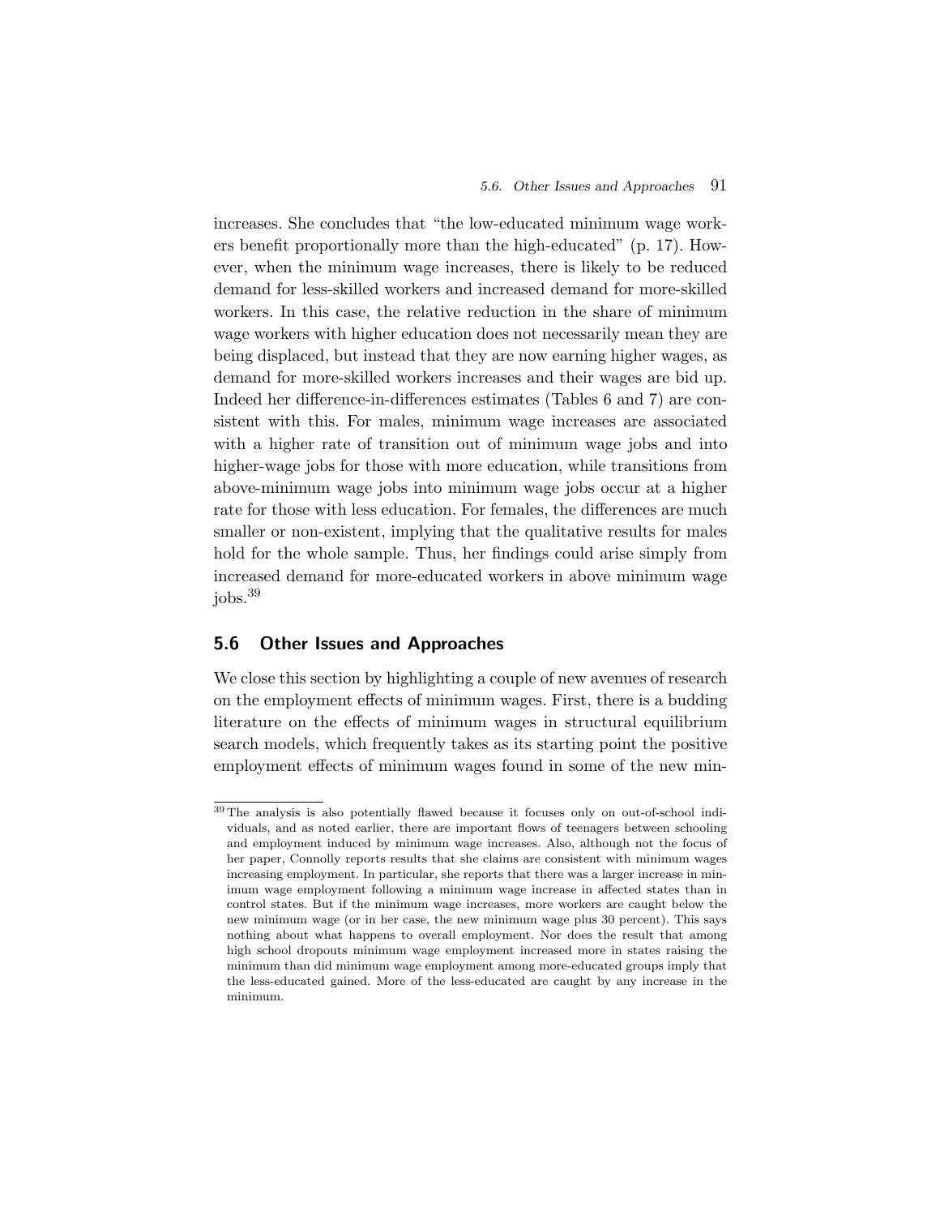increases. She concludes that "the low-educated minimum wage workers benefit proportionally more than the high-educated" (p. 17). However, when the minimum wage increases, there is likely to be reduced demand for less-skilled workers and increased demand for more-skilled workers. In this case, the relative reduction in the share of minimum wage workers with higher education does not necessarily mean they are being displaced, but instead that they are now earning higher wages, as demand for more-skilled workers increases and their wages are bid up. Indeed her difference-in-differences estimates (Tables 6 and 7) are consistent with this. For males, minimum wage increases are associated with a higher rate of transition out of minimum wage jobs and into higher-wage jobs for those with more education, while transitions from above-minimum wage jobs into minimum wage jobs occur at a higher rate for those with less education. For females, the differences are much smaller or non-existent, implying that the qualitative results for males hold for the whole sample. Thus, her findings could arise simply from increased demand for more-educated workers in above minimum wage jobs.[39]

## 5.6 Other Issues and Approaches

We close this section by highlighting a couple of new avenues of research on the employment effects of minimum wages. First, there is a budding literature on the effects of minimum wages in structural equilibrium search models, which frequently takes as its starting point the positive employment effects of minimum wages found in some of the new min-

[39] The analysis is also potentially flawed because it focuses only on out-of-school individuals, and as noted earlier, there are important flows of teenagers between schooling and employment induced by minimum wage increases. Also, although not the focus of her paper, Connolly reports results that she claims are consistent with minimum wages increasing employment. In particular, she reports that there was a larger increase in minimum wage employment following a minimum wage increase in affected states than in control states. But if the minimum wage increases, more workers are caught below the new minimum wage (or in her case, the new minimum wage plus 30 percent). This says nothing about what happens to overall employment. Nor does the result that among high school dropouts minimum wage employment increased more in states raising the minimum than did minimum wage employment among more-educated groups imply that the less-educated gained. More of the less-educated are caught by any increase in the minimum.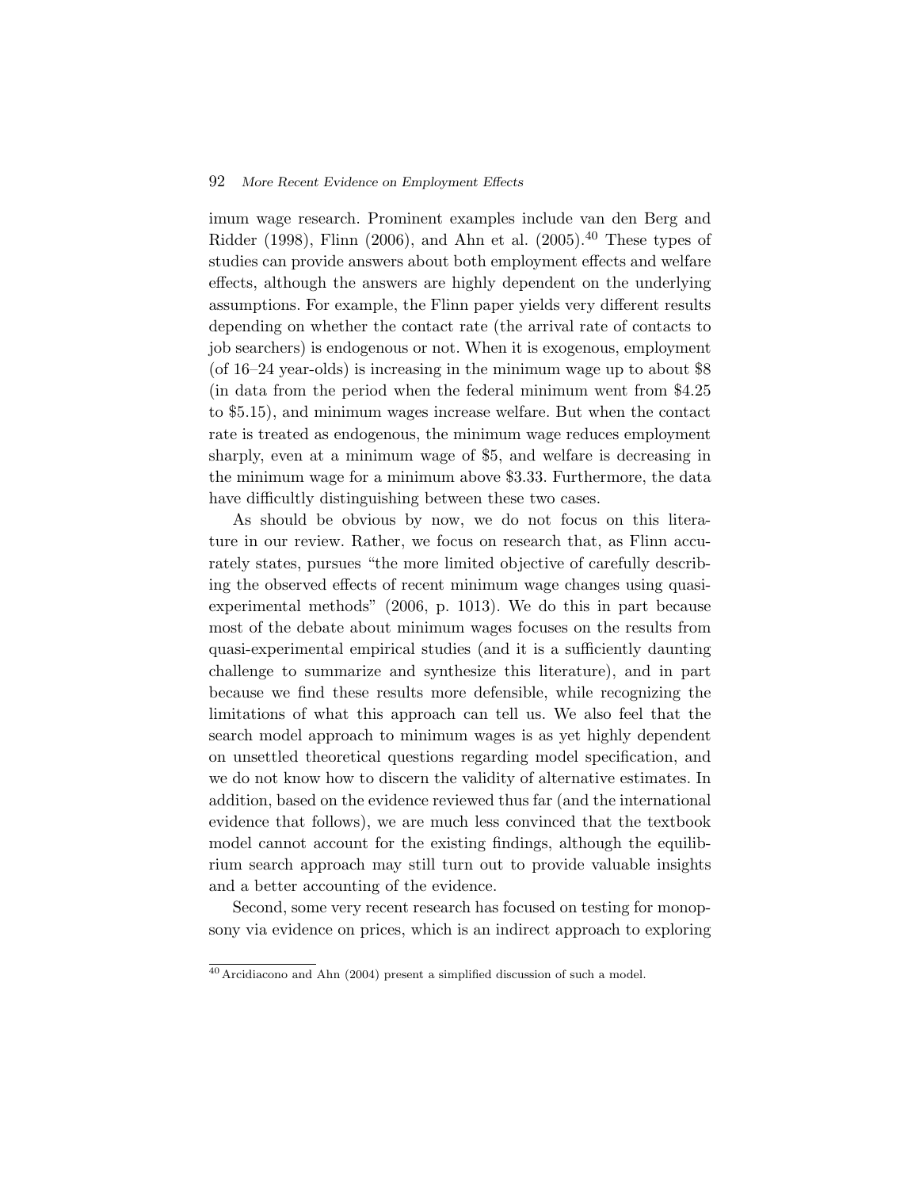imum wage research. Prominent examples include van den Berg and Ridder (1998), Flinn (2006), and Ahn et al. (2005).[40] These types of studies can provide answers about both employment effects and welfare effects, although the answers are highly dependent on the underlying assumptions. For example, the Flinn paper yields very different results depending on whether the contact rate (the arrival rate of contacts to job searchers) is endogenous or not. When it is exogenous, employment (of 16–24 year-olds) is increasing in the minimum wage up to about $8 (in data from the period when the federal minimum went from $4.25 to $5.15), and minimum wages increase welfare. But when the contact rate is treated as endogenous, the minimum wage reduces employment sharply, even at a minimum wage of $5, and welfare is decreasing in the minimum wage for a minimum above $3.33. Furthermore, the data have difficultly distinguishing between these two cases.

As should be obvious by now, we do not focus on this literature in our review. Rather, we focus on research that, as Flinn accurately states, pursues "the more limited objective of carefully describing the observed effects of recent minimum wage changes using quasi-experimental methods" (2006, p. 1013). We do this in part because most of the debate about minimum wages focuses on the results from quasi-experimental empirical studies (and it is a sufficiently daunting challenge to summarize and synthesize this literature), and in part because we find these results more defensible, while recognizing the limitations of what this approach can tell us. We also feel that the search model approach to minimum wages is as yet highly dependent on unsettled theoretical questions regarding model specification, and we do not know how to discern the validity of alternative estimates. In addition, based on the evidence reviewed thus far (and the international evidence that follows), we are much less convinced that the textbook model cannot account for the existing findings, although the equilibrium search approach may still turn out to provide valuable insights and a better accounting of the evidence.

Second, some very recent research has focused on testing for monopsony via evidence on prices, which is an indirect approach to exploring

[40] Arcidiacono and Ahn (2004) present a simplified discussion of such a model.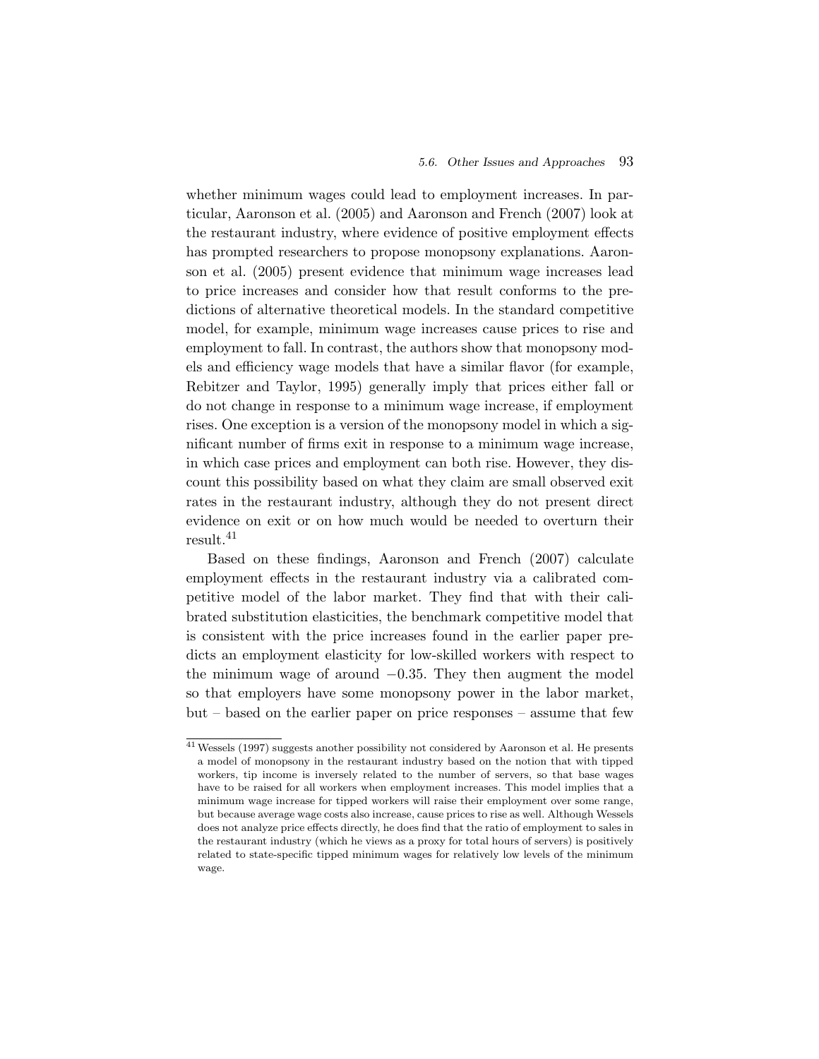whether minimum wages could lead to employment increases. In particular, Aaronson et al. (2005) and Aaronson and French (2007) look at the restaurant industry, where evidence of positive employment effects has prompted researchers to propose monopsony explanations. Aaronson et al. (2005) present evidence that minimum wage increases lead to price increases and consider how that result conforms to the predictions of alternative theoretical models. In the standard competitive model, for example, minimum wage increases cause prices to rise and employment to fall. In contrast, the authors show that monopsony models and efficiency wage models that have a similar flavor (for example, Rebitzer and Taylor, 1995) generally imply that prices either fall or do not change in response to a minimum wage increase, if employment rises. One exception is a version of the monopsony model in which a significant number of firms exit in response to a minimum wage increase, in which case prices and employment can both rise. However, they discount this possibility based on what they claim are small observed exit rates in the restaurant industry, although they do not present direct evidence on exit or on how much would be needed to overturn their result.[41]

Based on these findings, Aaronson and French (2007) calculate employment effects in the restaurant industry via a calibrated competitive model of the labor market. They find that with their calibrated substitution elasticities, the benchmark competitive model that is consistent with the price increases found in the earlier paper predicts an employment elasticity for low-skilled workers with respect to the minimum wage of around $-0.35$. They then augment the model so that employers have some monopsony power in the labor market, but – based on the earlier paper on price responses – assume that few

[41] Wessels (1997) suggests another possibility not considered by Aaronson et al. He presents a model of monopsony in the restaurant industry based on the notion that with tipped workers, tip income is inversely related to the number of servers, so that base wages have to be raised for all workers when employment increases. This model implies that a minimum wage increase for tipped workers will raise their employment over some range, but because average wage costs also increase, cause prices to rise as well. Although Wessels does not analyze price effects directly, he does find that the ratio of employment to sales in the restaurant industry (which he views as a proxy for total hours of servers) is positively related to state-specific tipped minimum wages for relatively low levels of the minimum wage.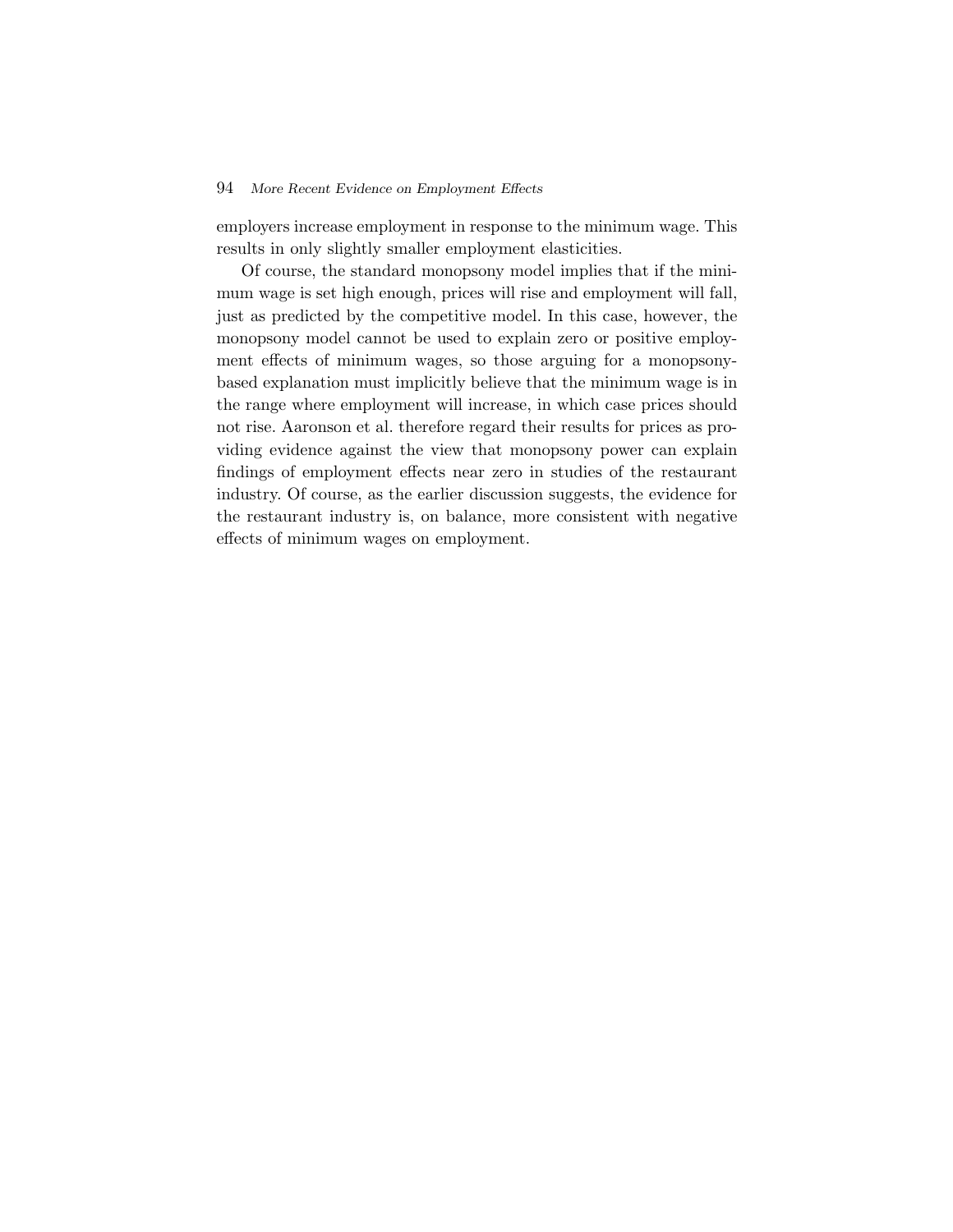employers increase employment in response to the minimum wage. This results in only slightly smaller employment elasticities.

Of course, the standard monopsony model implies that if the minimum wage is set high enough, prices will rise and employment will fall, just as predicted by the competitive model. In this case, however, the monopsony model cannot be used to explain zero or positive employment effects of minimum wages, so those arguing for a monopsony-based explanation must implicitly believe that the minimum wage is in the range where employment will increase, in which case prices should not rise. Aaronson et al. therefore regard their results for prices as providing evidence against the view that monopsony power can explain findings of employment effects near zero in studies of the restaurant industry. Of course, as the earlier discussion suggests, the evidence for the restaurant industry is, on balance, more consistent with negative effects of minimum wages on employment.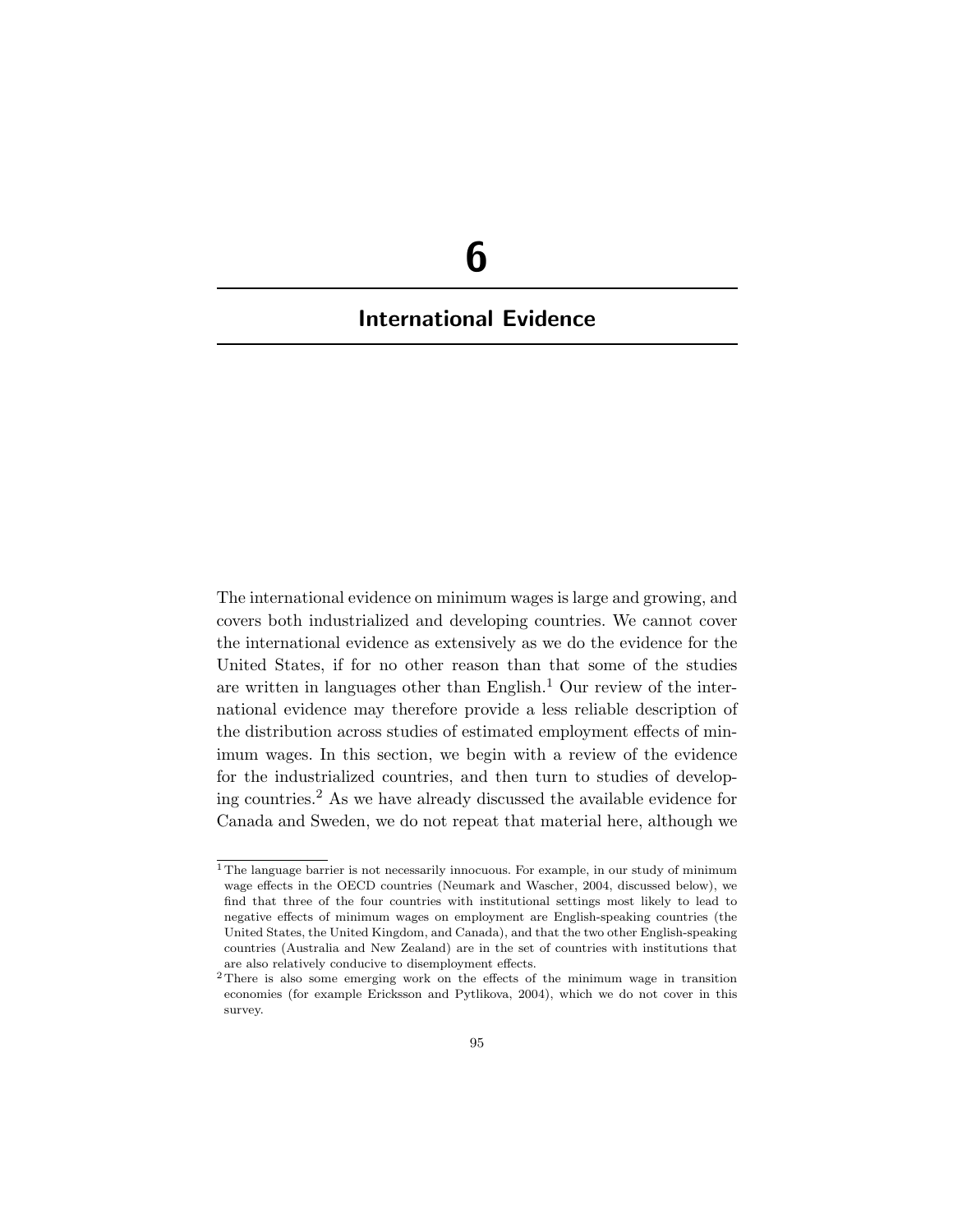# 6

## International Evidence

The international evidence on minimum wages is large and growing, and covers both industrialized and developing countries. We cannot cover the international evidence as extensively as we do the evidence for the United States, if for no other reason than that some of the studies are written in languages other than English.[1] Our review of the international evidence may therefore provide a less reliable description of the distribution across studies of estimated employment effects of minimum wages. In this section, we begin with a review of the evidence for the industrialized countries, and then turn to studies of developing countries.[2] As we have already discussed the available evidence for Canada and Sweden, we do not repeat that material here, although we

[1] The language barrier is not necessarily innocuous. For example, in our study of minimum wage effects in the OECD countries (Neumark and Wascher, 2004, discussed below), we find that three of the four countries with institutional settings most likely to lead to negative effects of minimum wages on employment are English-speaking countries (the United States, the United Kingdom, and Canada), and that the two other English-speaking countries (Australia and New Zealand) are in the set of countries with institutions that are also relatively conducive to disemployment effects.

[2] There is also some emerging work on the effects of the minimum wage in transition economies (for example Ericksson and Pytlikova, 2004), which we do not cover in this survey.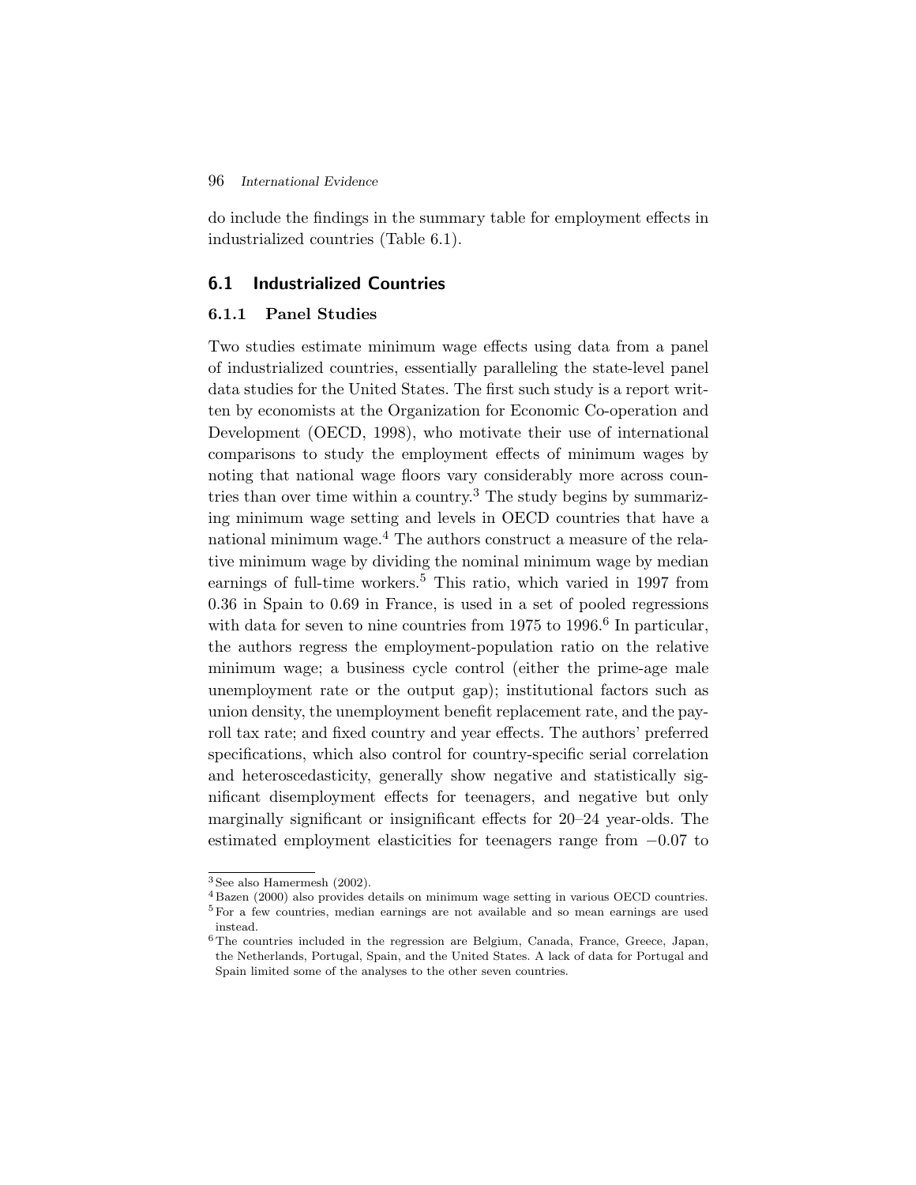do include the findings in the summary table for employment effects in industrialized countries (Table 6.1).

## 6.1 Industrialized Countries

### 6.1.1 Panel Studies

Two studies estimate minimum wage effects using data from a panel of industrialized countries, essentially paralleling the state-level panel data studies for the United States. The first such study is a report written by economists at the Organization for Economic Co-operation and Development (OECD, 1998), who motivate their use of international comparisons to study the employment effects of minimum wages by noting that national wage floors vary considerably more across countries than over time within a country.[3] The study begins by summarizing minimum wage setting and levels in OECD countries that have a national minimum wage.[4] The authors construct a measure of the relative minimum wage by dividing the nominal minimum wage by median earnings of full-time workers.[5] This ratio, which varied in 1997 from 0.36 in Spain to 0.69 in France, is used in a set of pooled regressions with data for seven to nine countries from 1975 to 1996.[6] In particular, the authors regress the employment-population ratio on the relative minimum wage; a business cycle control (either the prime-age male unemployment rate or the output gap); institutional factors such as union density, the unemployment benefit replacement rate, and the payroll tax rate; and fixed country and year effects. The authors' preferred specifications, which also control for country-specific serial correlation and heteroscedasticity, generally show negative and statistically significant disemployment effects for teenagers, and negative but only marginally significant or insignificant effects for 20–24 year-olds. The estimated employment elasticities for teenagers range from −0.07 to

---

[3] See also Hamermesh (2002).

[4] Bazen (2000) also provides details on minimum wage setting in various OECD countries.

[5] For a few countries, median earnings are not available and so mean earnings are used instead.

[6] The countries included in the regression are Belgium, Canada, France, Greece, Japan, the Netherlands, Portugal, Spain, and the United States. A lack of data for Portugal and Spain limited some of the analyses to the other seven countries.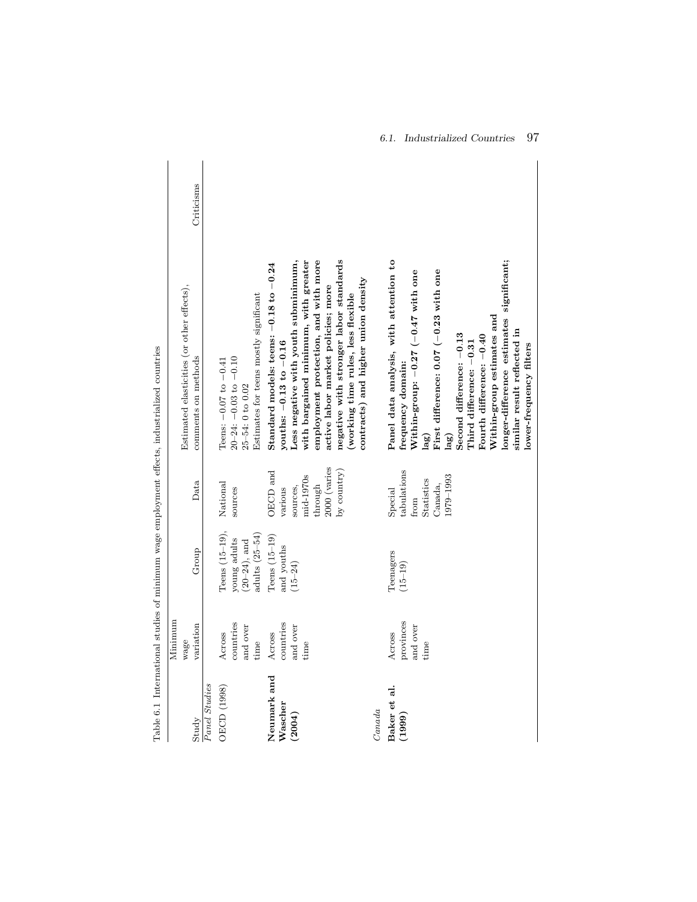Table 6.1 International studies of minimum wage employment effects, industrialized countries

| Study | Minimum wage variation | Group | Data | Estimated elasticities (or other effects), comments on methods | Criticisms |
|---|---|---|---|---|---|
| *Panel Studies* | | | | | |
| OECD (1998) | Across countries and over time | Teens (15–19), young adults (20–24), and adults (25–54) | National sources | Teens: −0.07 to −0.41<br>20–24: −0.03 to −0.10<br>25–54: 0 to 0.02<br>Estimates for teens mostly significant | |
| **Neumark and Wascher (2004)** | Across countries and over time | Teens (15–19) and youths (15–24) | OECD and various sources, mid-1970s through 2000 (varies by country) | **Standard models: teens: −0.18 to −0.24 youths: −0.13 to −0.16**<br>**Less negative with youth subminimum, with bargained minimum, with greater employment protection, and with more active labor market policies; more negative with stronger labor standards (working time rules, less flexible contracts) and higher union density** | |
| *Canada* | | | | | |
| **Baker et al. (1999)** | Across provinces and over time | Teenagers (15–19) | Special tabulations from Statistics Canada, 1979–1993 | **Panel data analysis, with attention to frequency domain:**<br>**Within-group: −0.27 (−0.47 with one lag)**<br>**First difference: 0.07 (−0.23 with one lag)**<br>**Second difference: −0.13**<br>**Third difference: −0.31**<br>**Fourth difference: −0.40**<br>**Within-group estimates and longer-difference estimates significant; similar result reflected in lower-frequency filters** | |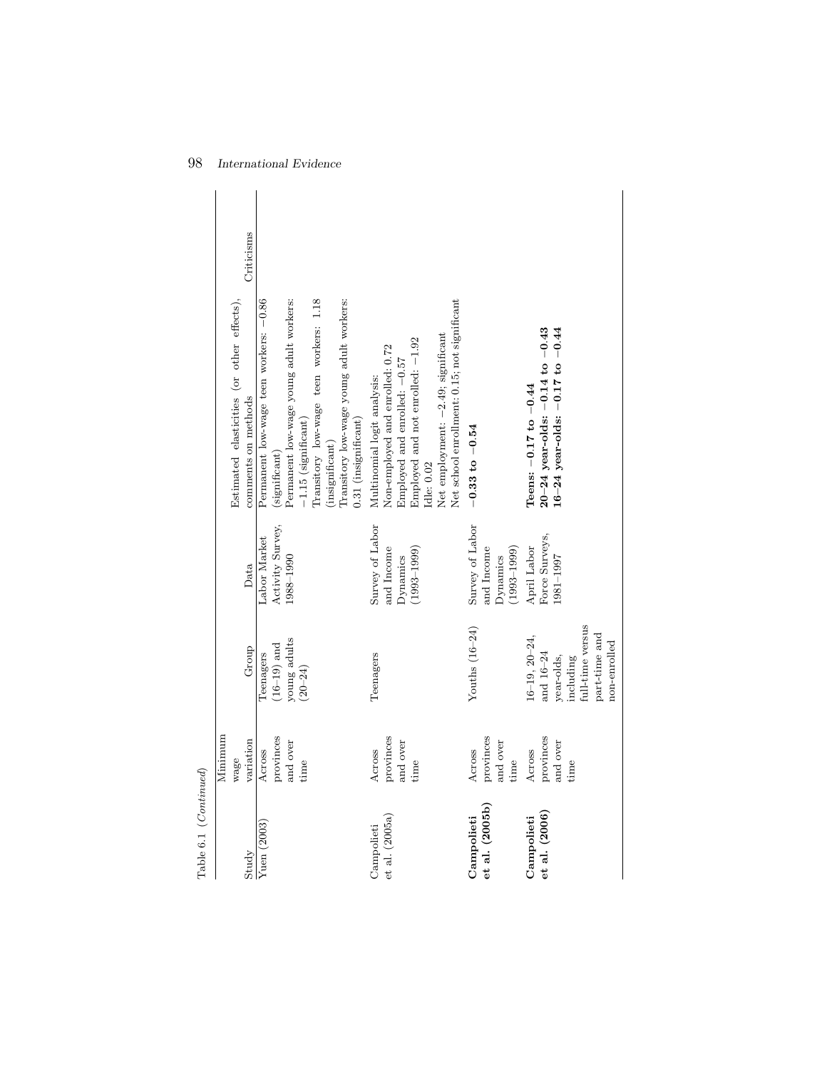Table 6.1 (*Continued*)

| Study | Minimum wage variation | Group | Data | Estimated elasticities (or other effects), comments on methods | Criticisms |
|---|---|---|---|---|---|
| Yuen (2003) | Across provinces and over time | Teenagers (16–19) and young adults (20–24) | Labor Market Activity Survey, 1988–1990 | Permanent low-wage teen workers: −0.86 (significant)<br>Permanent low-wage young adult workers: −1.15 (significant)<br>Transitory low-wage teen workers: 1.18 (insignificant)<br>Transitory low-wage young adult workers: 0.31 (insignificant) | |
| Campolieti et al. (2005a) | Across provinces and over time | Teenagers | Survey of Labor and Income Dynamics (1993–1999) | Multinomial logit analysis:<br>Non-employed and enrolled: 0.72<br>Employed and enrolled: −0.57<br>Employed and not enrolled: −1.92<br>Idle: 0.02<br>Net employment: −2.49; significant<br>Net school enrollment: 0.15; not significant | |
| **Campolieti et al. (2005b)** | Across provinces and over time | Youths (16–24) | Survey of Labor and Income Dynamics (1993–1999) | **−0.33 to −0.54** | |
| **Campolieti et al. (2006)** | Across provinces and over time | 16–19, 20–24, and 16–24 year-olds, including full-time versus part-time and non-enrolled | April Labor Force Surveys, 1981–1997 | **Teens: −0.17 to −0.44**<br>**20–24 year-olds: −0.14 to −0.43**<br>**16–24 year-olds: −0.17 to −0.44** | |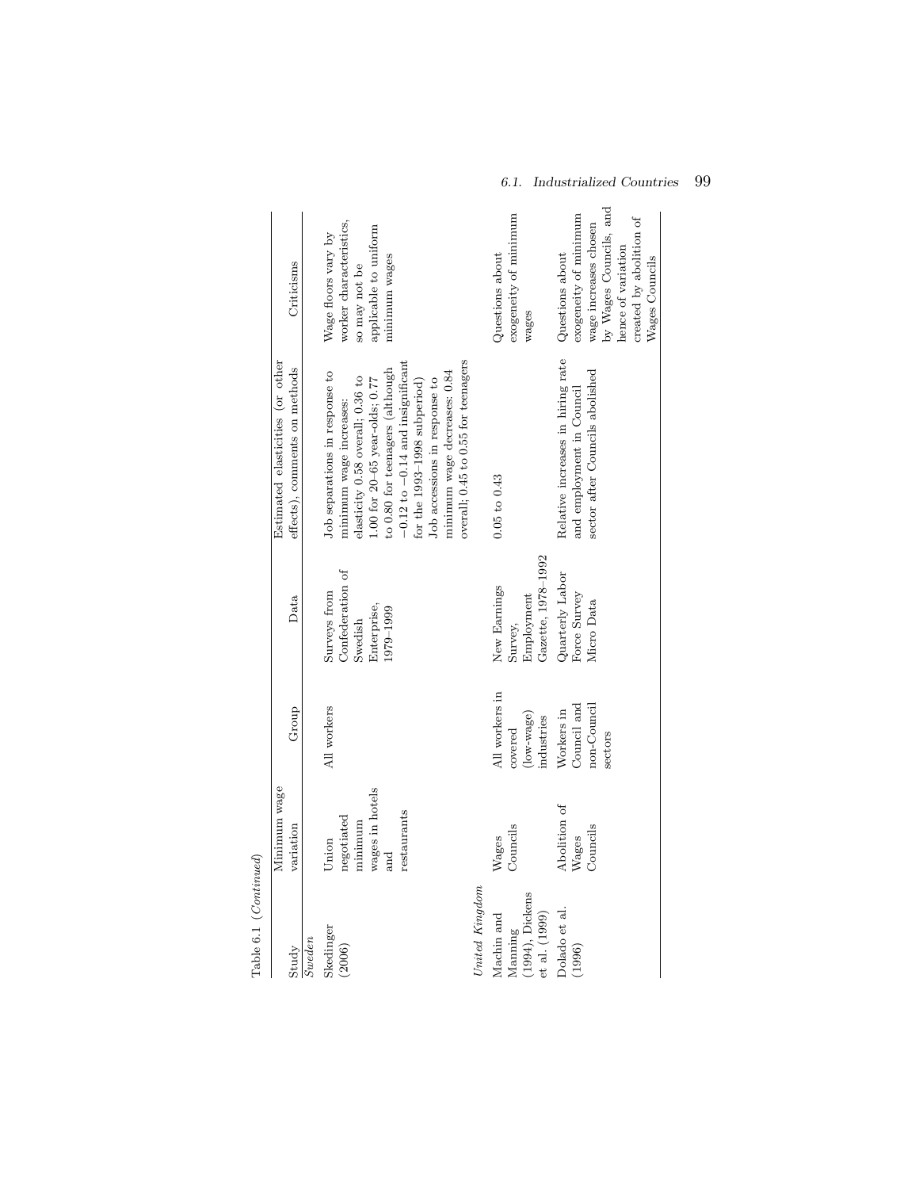Table 6.1 (*Continued*)

| Study | Minimum wage variation | Group | Data | Estimated elasticities (or other effects), comments on methods | Criticisms |
|---|---|---|---|---|---|
| *Sweden* | | | | | |
| Skedinger (2006) | Union negotiated minimum wages in hotels and restaurants | All workers | Surveys from Confederation of Swedish Enterprise, 1979–1999 | Job separations in response to minimum wage increases: elasticity 0.58 overall; 0.36 to 1.00 for 20–65 year-olds; 0.77 to 0.80 for teenagers (although −0.12 to −0.14 and insignificant for the 1993–1998 subperiod) Job accessions in response to minimum wage decreases: 0.84 overall; 0.45 to 0.55 for teenagers | Wage floors vary by worker characteristics, so may not be applicable to uniform minimum wages |
| *United Kingdom* | | | | | |
| Machin and Manning (1994), Dickens et al. (1999) | Wages Councils | All workers in covered (low-wage) industries | New Earnings Survey, Employment Gazette, 1978–1992 | 0.05 to 0.43 | Questions about exogeneity of minimum wages |
| Dolado et al. (1996) | Abolition of Wages Councils | Workers in Council and non-Council sectors | Quarterly Labor Force Survey Micro Data | Relative increases in hiring rate and employment in Council sector after Councils abolished | Questions about exogeneity of minimum wage increases chosen by Wages Councils, and hence of variation created by abolition of Wages Councils |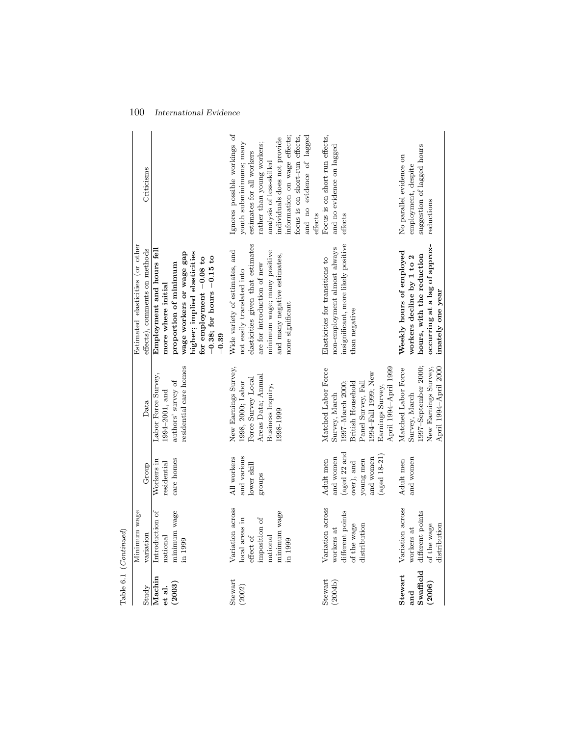Table 6.1 (*Continued*)

| Study | Minimum wage variation | Group | Data | Estimated elasticities (or other effects), comments on methods | Criticisms |
|---|---|---|---|---|---|
| **Machin et al. (2003)** | Introduction of national minimum wage in 1999 | Workers in residential care homes | Labor Force Survey, 1994–2001, and authors' survey of residential care homes | **Employment and hours fell more where initial proportion of minimum wage workers or wage gap higher; implied elasticities for employment −0.08 to −0.38; for hours −0.15 to −0.39** | |
| Stewart (2002) | Variation across local areas in effect of imposition of national minimum wage in 1999 | All workers and various lower skill groups | New Earnings Survey, 1998, 2000; Labor Force Survey Local Areas Data; Annual Business Inquiry, 1998-1999 | Wide variety of estimates, and not easily translated into elasticities given that estimates are for introduction of new minimum wage; many positive and many negative estimates, none significant | Ignores possible workings of youth subminimums; many estimates for all workers rather than young workers; analysis of less-skilled individuals does not provide information on wage effects; focus is on short-run effects, and no evidence of lagged effects |
| Stewart (2004b) | Variation across workers at different points of the wage distribution | Adult men and women (aged 22 and over), and young men and women (aged 18–21) | Matched Labor Force Survey, March 1997–March 2000; British Household Panel Survey, Fall 1994–Fall 1999; New Earnings Survey, April 1994–April 1999 | Elasticities for transitions to non-employment almost always insignificant, more likely positive than negative | Focus is on short-run effects, and no evidence on lagged effects |
| **Stewart and Swaffield (2006)** | Variation across workers at different points of the wage distribution | Adult men and women | Matched Labor Force Survey, March 1997–September 2000; New Earnings Survey, April 1994–April 2000 | **Weekly hours of employed workers decline by 1 to 2 hours, with the reduction occurring at a lag of approximately one year** | No parallel evidence on employment, despite suggestion of lagged hours reductions |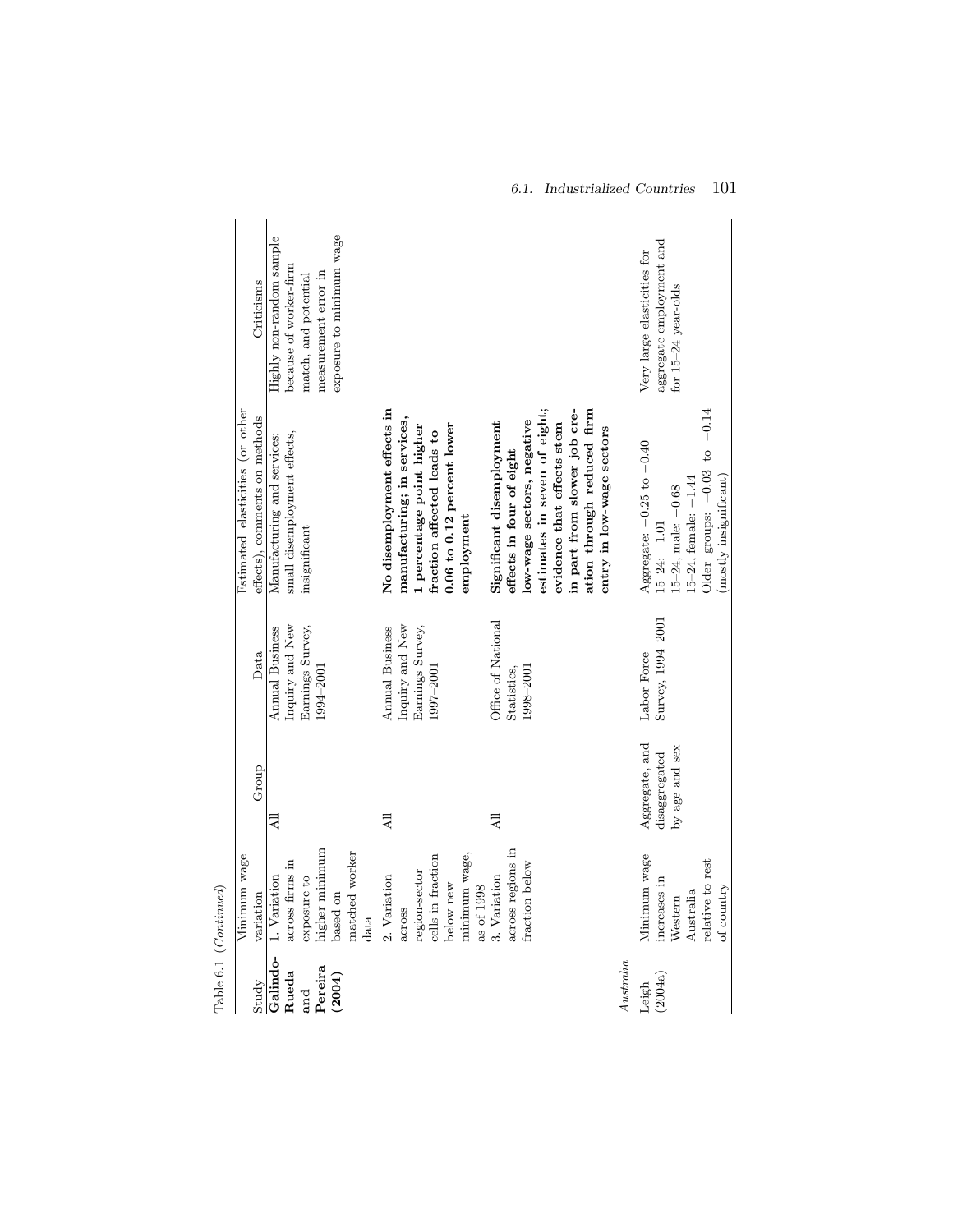Table 6.1 (*Continued*)

| Study | Minimum wage variation | Group | Data | Estimated elasticities (or other effects), comments on methods | Criticisms |
|---|---|---|---|---|---|
| **Galindo-Rueda and Pereira (2004)** | 1. Variation across firms in exposure to higher minimum based on matched worker data | All | Annual Business Inquiry and New Earnings Survey, 1994–2001 | Manufacturing and services: small disemployment effects, insignificant | Highly non-random sample because of worker-firm match, and potential measurement error in exposure to minimum wage |
| | 2. Variation across region-sector cells in fraction below new minimum wage, as of 1998 | All | Annual Business Inquiry and New Earnings Survey, 1997–2001 | **No disemployment effects in manufacturing; in services, 1 percentage point higher fraction affected leads to 0.06 to 0.12 percent lower employment** | |
| | 3. Variation across regions in fraction below | All | Office of National Statistics, 1998–2001 | **Significant disemployment effects in four of eight low-wage sectors, negative estimates in seven of eight; evidence that effects stem in part from slower job creation through reduced firm entry in low-wage sectors** | |
| *Australia* | | | | | |
| Leigh (2004a) | Minimum wage increases in Western Australia relative to rest of country | Aggregate, and disaggregated by age and sex | Labor Force Survey, 1994–2001 | Aggregate: −0.25 to −0.40<br>15–24: −1.01<br>15–24, male: −0.68<br>15–24, female: −1.44<br>Older groups: −0.03 to −0.14 (mostly insignificant) | Very large elasticities for aggregate employment and for 15–24 year-olds |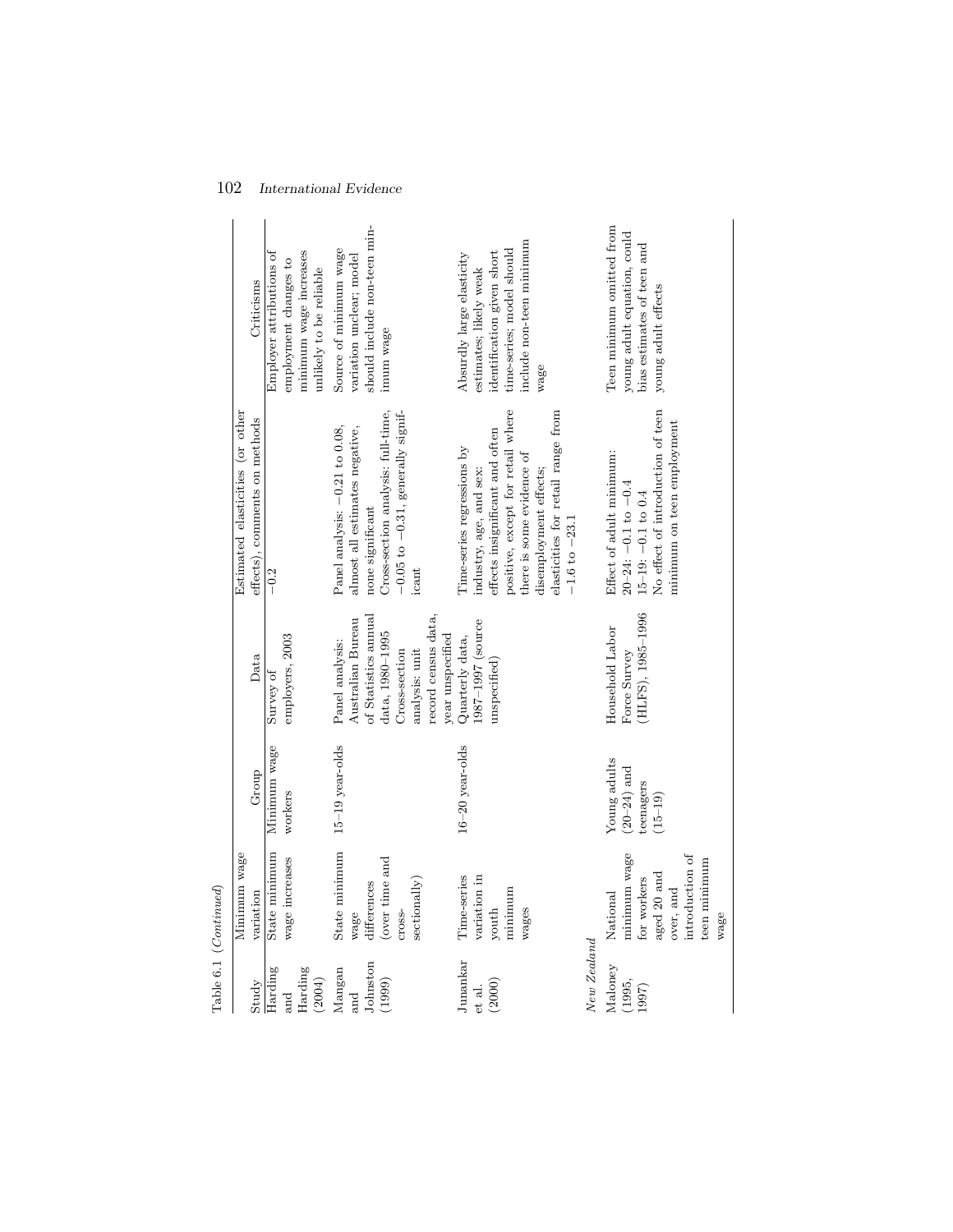Table 6.1 (*Continued*)

| Study | Minimum wage variation | Group | Data | Estimated elasticities (or other effects), comments on methods | Criticisms |
|---|---|---|---|---|---|
| Harding and Harding (2004) | State minimum wage increases | Minimum wage workers | Survey of employers, 2003 | −0.2 | Employer attributions of employment changes to minimum wage increases unlikely to be reliable |
| Mangan and Johnston (1999) | State minimum wage differences (over time and cross-sectionally) | 15–19 year-olds | Panel analysis: Australian Bureau of Statistics annual data, 1980–1995<br>Cross-section analysis: unit record census data, year unspecified | Panel analysis: −0.21 to 0.08, almost all estimates negative, none significant<br>Cross-section analysis: full-time, −0.05 to −0.31, generally significant | Source of minimum wage variation unclear; model should include non-teen minimum wage |
| Junankar et al. (2000) | Time-series variation in youth minimum wages | 16–20 year-olds | Quarterly data, 1987–1997 (source unspecified) | Time-series regressions by industry, age, and sex: effects insignificant and often positive, except for retail where there is some evidence of disemployment effects; elasticities for retail range from −1.6 to −23.1 | Absurdly large elasticity estimates; likely weak identification given short time-series; model should include non-teen minimum wage |
| *New Zealand* | | | | | |
| Maloney (1995, 1997) | National minimum wage for workers aged 20 and over, and introduction of teen minimum wage | Young adults (20–24) and teenagers (15–19) | Household Labor Force Survey (HLFS), 1985–1996 | Effect of adult minimum:<br>20–24: −0.1 to −0.4<br>15–19: −0.1 to 0.4<br>No effect of introduction of teen minimum on teen employment | Teen minimum omitted from young adult equation, could bias estimates of teen and young adult effects |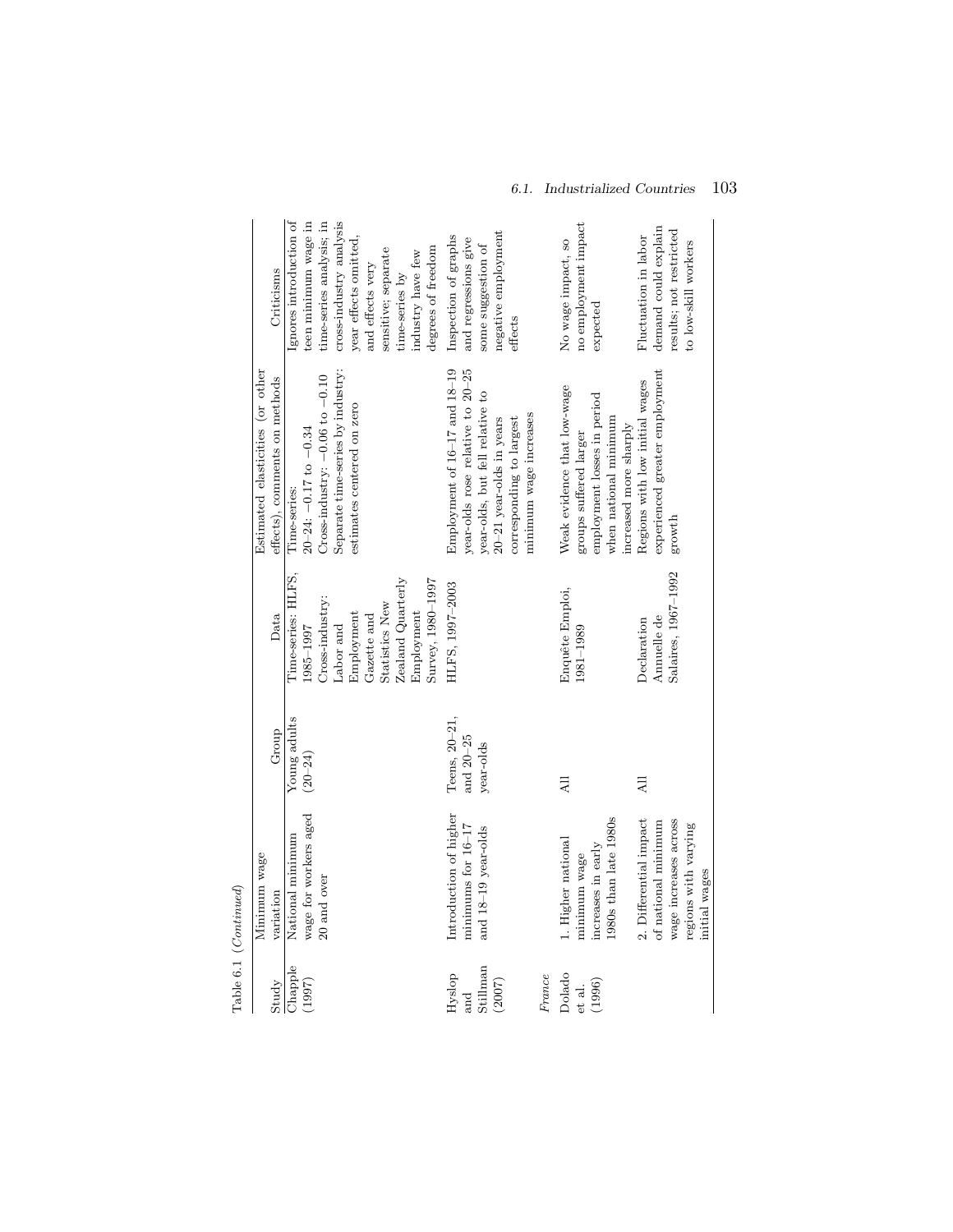Table 6.1 (*Continued*)

| Study | Minimum wage variation | Group | Data | Estimated elasticities (or other effects), comments on methods | Criticisms |
|---|---|---|---|---|---|
| Chapple (1997) | National minimum wage for workers aged 20 and over | Young adults (20–24) | Time-series: HLFS, 1985–1997 Cross-industry: Labor and Employment Gazette and Statistics New Zealand Quarterly Employment Survey, 1980–1997 | Time-series: 20–24: −0.17 to −0.34 Cross-industry: −0.06 to −0.10 Separate time-series by industry: estimates centered on zero | Ignores introduction of teen minimum wage in time-series analysis; in cross-industry analysis year effects omitted, and effects very sensitive; separate time-series by industry have few degrees of freedom |
| Hyslop and Stillman (2007) | Introduction of higher minimums for 16–17 and 18–19 year-olds | Teens, 20–21, and 20–25 year-olds | HLFS, 1997–2003 | Employment of 16–17 and 18–19 year-olds rose relative to 20–25 year-olds, but fell relative to 20–21 year-olds in years corresponding to largest minimum wage increases | Inspection of graphs and regressions give some suggestion of negative employment effects |
| *France* | | | | | |
| Dolado et al. (1996) | 1. Higher national minimum wage increases in early 1980s than late 1980s | All | Enquête Emploi, 1981–1989 | Weak evidence that low-wage groups suffered larger employment losses in period when national minimum increased more sharply | No wage impact, so no employment impact expected |
| | 2. Differential impact of national minimum wage increases across regions with varying initial wages | All | Declaration Annuelle de Salaires, 1967–1992 | Regions with low initial wages experienced greater employment growth | Fluctuation in labor demand could explain results; not restricted to low-skill workers |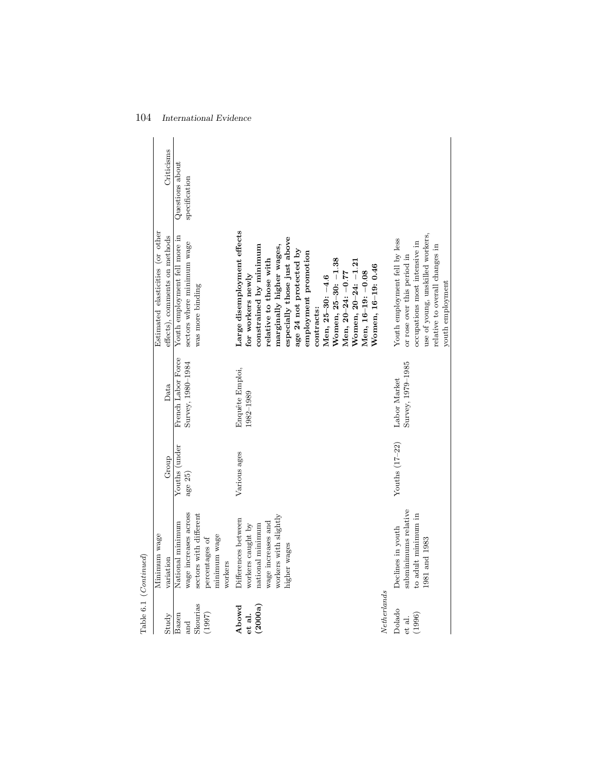Table 6.1 (*Continued*)

| Study | Minimum wage variation | Group | Data | Estimated elasticities (or other effects), comments on methods | Criticisms |
|---|---|---|---|---|---|
| Bazen and Skourias (1997) | National minimum wage increases across sectors with different percentages of minimum wage workers | Youths (under age 25) | French Labor Force Survey, 1980–1984 | Youth employment fell more in sectors where minimum wage was more binding | Questions about specification |
| **Abowd et al. (2000a)** | Differences between workers caught by national minimum wage increases and workers with slightly higher wages | Various ages | Enquête Emploi, 1982–1989 | **Large disemployment effects for workers newly constrained by minimum relative to those with marginally higher wages, especially those just above age 24 not protected by employment promotion contracts: Men, 25–30: −4.6 Women, 25–30: −1.38 Men, 20–24: −0.77 Women, 20–24: −1.21 Men, 16–19: −0.08 Women, 16–19: 0.46** | |
| *Netherlands* | | | | | |
| Dolado et al. (1996) | Declines in youth subminimums relative to adult minimum in 1981 and 1983 | Youths (17–22) | Labor Market Survey, 1979–1985 | Youth employment fell by less or rose over this period in occupations most intensive in use of young, unskilled workers, relative to overall changes in youth employment | |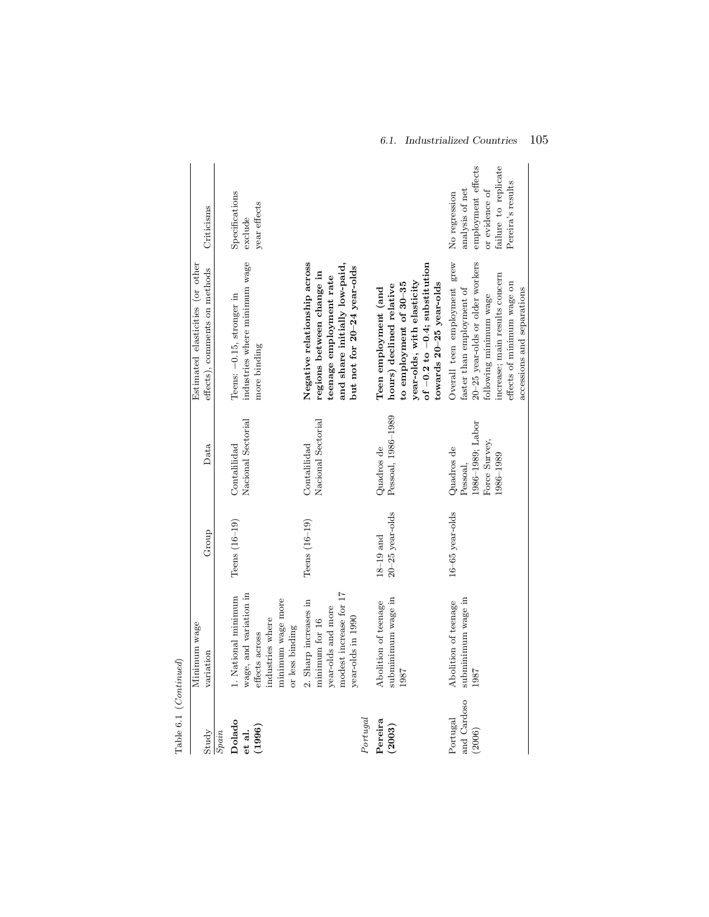Table 6.1 (*Continued*)

| Study | Minimum wage variation | Group | Data | Estimated elasticities (or other effects), comments on methods | Criticisms |
|---|---|---|---|---|---|
| *Spain* | | | | | |
| **Dolado et al. (1996)** | 1. National minimum wage, and variation in effects across industries where minimum wage more or less binding | Teens (16–19) | Contalilidad Nacional Sectorial | Teens: −0.15, stronger in industries where minimum wage more binding | Specifications exclude year effects |
| | 2. Sharp increases in minimum for 16 year-olds and more modest increase for 17 year-olds in 1990 | Teens (16–19) | Contalilidad Nacional Sectorial | **Negative relationship across regions between change in teenage employment rate and share initially low-paid, but not for 20–24 year-olds** | |
| *Portugal* | | | | | |
| **Pereira (2003)** | Abolition of teenage subminimum wage in 1987 | 18–19 and 20–25 year-olds | Quadros de Pessoal, 1986–1989 | **Teen employment (and hours) declined relative to employment of 30–35 year-olds, with elasticity of −0.2 to −0.4; substitution towards 20–25 year-olds** | |
| Portugal and Cardoso (2006) | Abolition of teenage subminimum wage in 1987 | 16–65 year-olds | Quadros de Pessoal, 1986–1989; Labor Force Survey, 1986–1989 | Overall teen employment grew faster than employment of 20–25 year-olds or older workers following minimum wage increase; main results concern effects of minimum wage on accessions and separations | No regression analysis of net employment effects or evidence of failure to replicate Pereira's results |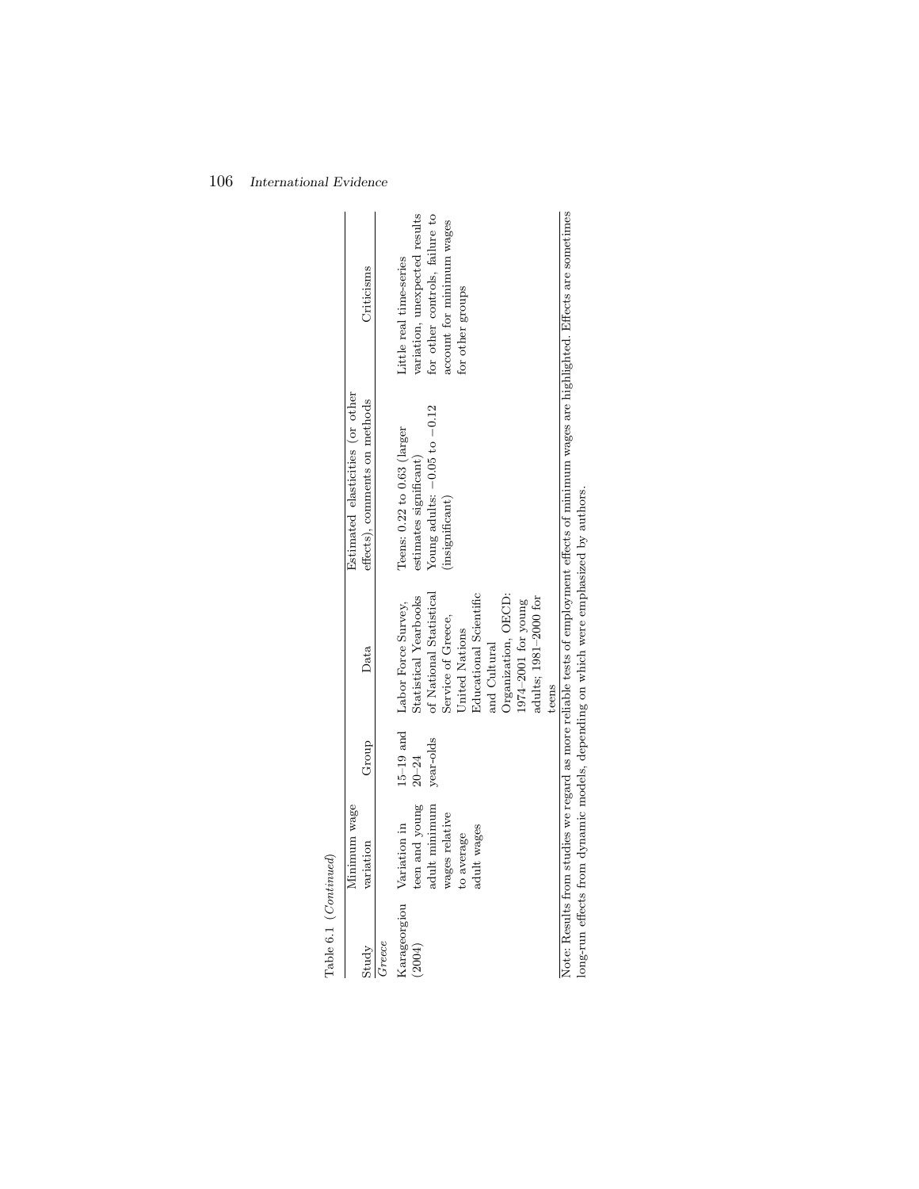Table 6.1 (*Continued*)

| Study | Minimum wage variation | Group | Data | Estimated elasticities (or other effects), comments on methods | Criticisms |
|---|---|---|---|---|---|
| *Greece* | | | | | |
| Karageorgiou (2004) | Variation in teen and young adult minimum wages relative to average adult wages | 15–19 and 20–24 year-olds | Labor Force Survey, Statistical Yearbooks of National Statistical Service of Greece, United Nations Educational Scientific and Cultural Organization, OECD: 1974–2001 for young adults; 1981–2000 for teens | Teens: 0.22 to 0.63 (larger estimates significant) Young adults: −0.05 to −0.12 (insignificant) | Little real time-series variation, unexpected results for other controls, failure to account for minimum wages for other groups |

Note: Results from studies we regard as more reliable tests of employment effects of minimum wages are highlighted. Effects are sometimes long-run effects from dynamic models, depending on which were emphasized by authors.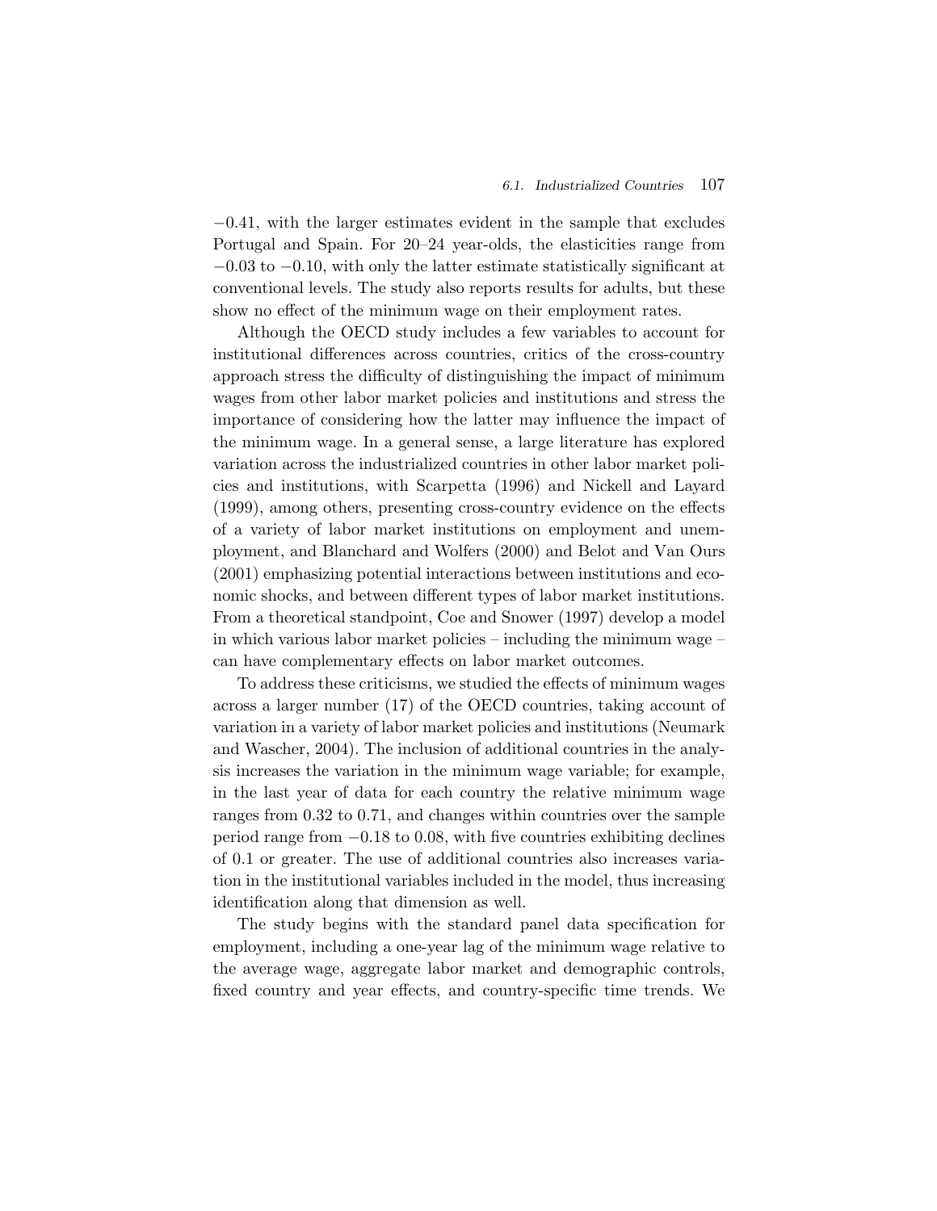−0.41, with the larger estimates evident in the sample that excludes Portugal and Spain. For 20–24 year-olds, the elasticities range from −0.03 to −0.10, with only the latter estimate statistically significant at conventional levels. The study also reports results for adults, but these show no effect of the minimum wage on their employment rates.

Although the OECD study includes a few variables to account for institutional differences across countries, critics of the cross-country approach stress the difficulty of distinguishing the impact of minimum wages from other labor market policies and institutions and stress the importance of considering how the latter may influence the impact of the minimum wage. In a general sense, a large literature has explored variation across the industrialized countries in other labor market policies and institutions, with Scarpetta (1996) and Nickell and Layard (1999), among others, presenting cross-country evidence on the effects of a variety of labor market institutions on employment and unemployment, and Blanchard and Wolfers (2000) and Belot and Van Ours (2001) emphasizing potential interactions between institutions and economic shocks, and between different types of labor market institutions. From a theoretical standpoint, Coe and Snower (1997) develop a model in which various labor market policies – including the minimum wage – can have complementary effects on labor market outcomes.

To address these criticisms, we studied the effects of minimum wages across a larger number (17) of the OECD countries, taking account of variation in a variety of labor market policies and institutions (Neumark and Wascher, 2004). The inclusion of additional countries in the analysis increases the variation in the minimum wage variable; for example, in the last year of data for each country the relative minimum wage ranges from 0.32 to 0.71, and changes within countries over the sample period range from −0.18 to 0.08, with five countries exhibiting declines of 0.1 or greater. The use of additional countries also increases variation in the institutional variables included in the model, thus increasing identification along that dimension as well.

The study begins with the standard panel data specification for employment, including a one-year lag of the minimum wage relative to the average wage, aggregate labor market and demographic controls, fixed country and year effects, and country-specific time trends. We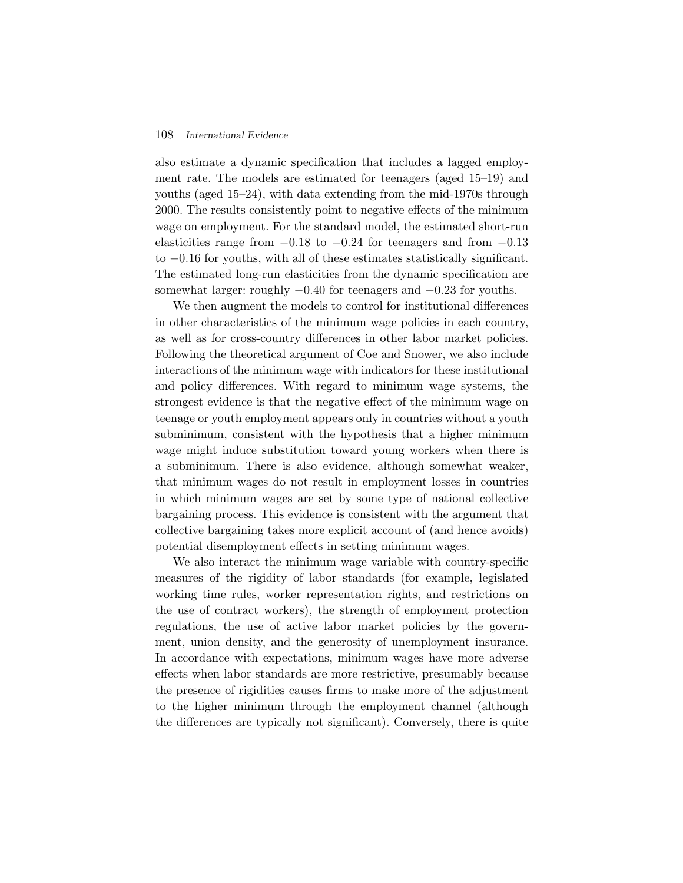also estimate a dynamic specification that includes a lagged employment rate. The models are estimated for teenagers (aged 15–19) and youths (aged 15–24), with data extending from the mid-1970s through 2000. The results consistently point to negative effects of the minimum wage on employment. For the standard model, the estimated short-run elasticities range from −0.18 to −0.24 for teenagers and from −0.13 to −0.16 for youths, with all of these estimates statistically significant. The estimated long-run elasticities from the dynamic specification are somewhat larger: roughly −0.40 for teenagers and −0.23 for youths.

We then augment the models to control for institutional differences in other characteristics of the minimum wage policies in each country, as well as for cross-country differences in other labor market policies. Following the theoretical argument of Coe and Snower, we also include interactions of the minimum wage with indicators for these institutional and policy differences. With regard to minimum wage systems, the strongest evidence is that the negative effect of the minimum wage on teenage or youth employment appears only in countries without a youth subminimum, consistent with the hypothesis that a higher minimum wage might induce substitution toward young workers when there is a subminimum. There is also evidence, although somewhat weaker, that minimum wages do not result in employment losses in countries in which minimum wages are set by some type of national collective bargaining process. This evidence is consistent with the argument that collective bargaining takes more explicit account of (and hence avoids) potential disemployment effects in setting minimum wages.

We also interact the minimum wage variable with country-specific measures of the rigidity of labor standards (for example, legislated working time rules, worker representation rights, and restrictions on the use of contract workers), the strength of employment protection regulations, the use of active labor market policies by the government, union density, and the generosity of unemployment insurance. In accordance with expectations, minimum wages have more adverse effects when labor standards are more restrictive, presumably because the presence of rigidities causes firms to make more of the adjustment to the higher minimum through the employment channel (although the differences are typically not significant). Conversely, there is quite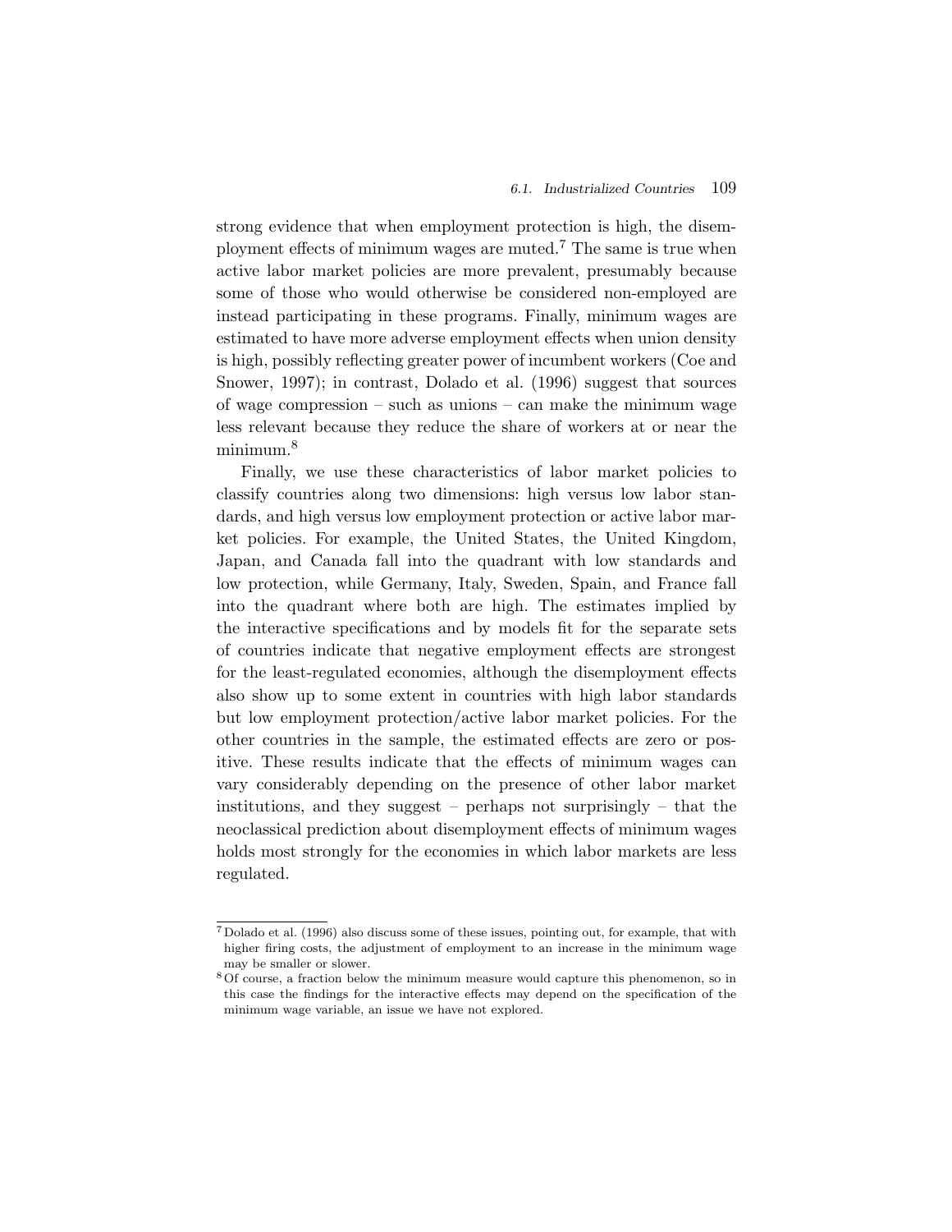strong evidence that when employment protection is high, the disemployment effects of minimum wages are muted.[7] The same is true when active labor market policies are more prevalent, presumably because some of those who would otherwise be considered non-employed are instead participating in these programs. Finally, minimum wages are estimated to have more adverse employment effects when union density is high, possibly reflecting greater power of incumbent workers (Coe and Snower, 1997); in contrast, Dolado et al. (1996) suggest that sources of wage compression – such as unions – can make the minimum wage less relevant because they reduce the share of workers at or near the minimum.[8]

Finally, we use these characteristics of labor market policies to classify countries along two dimensions: high versus low labor standards, and high versus low employment protection or active labor market policies. For example, the United States, the United Kingdom, Japan, and Canada fall into the quadrant with low standards and low protection, while Germany, Italy, Sweden, Spain, and France fall into the quadrant where both are high. The estimates implied by the interactive specifications and by models fit for the separate sets of countries indicate that negative employment effects are strongest for the least-regulated economies, although the disemployment effects also show up to some extent in countries with high labor standards but low employment protection/active labor market policies. For the other countries in the sample, the estimated effects are zero or positive. These results indicate that the effects of minimum wages can vary considerably depending on the presence of other labor market institutions, and they suggest – perhaps not surprisingly – that the neoclassical prediction about disemployment effects of minimum wages holds most strongly for the economies in which labor markets are less regulated.

---

[7] Dolado et al. (1996) also discuss some of these issues, pointing out, for example, that with higher firing costs, the adjustment of employment to an increase in the minimum wage may be smaller or slower.

[8] Of course, a fraction below the minimum measure would capture this phenomenon, so in this case the findings for the interactive effects may depend on the specification of the minimum wage variable, an issue we have not explored.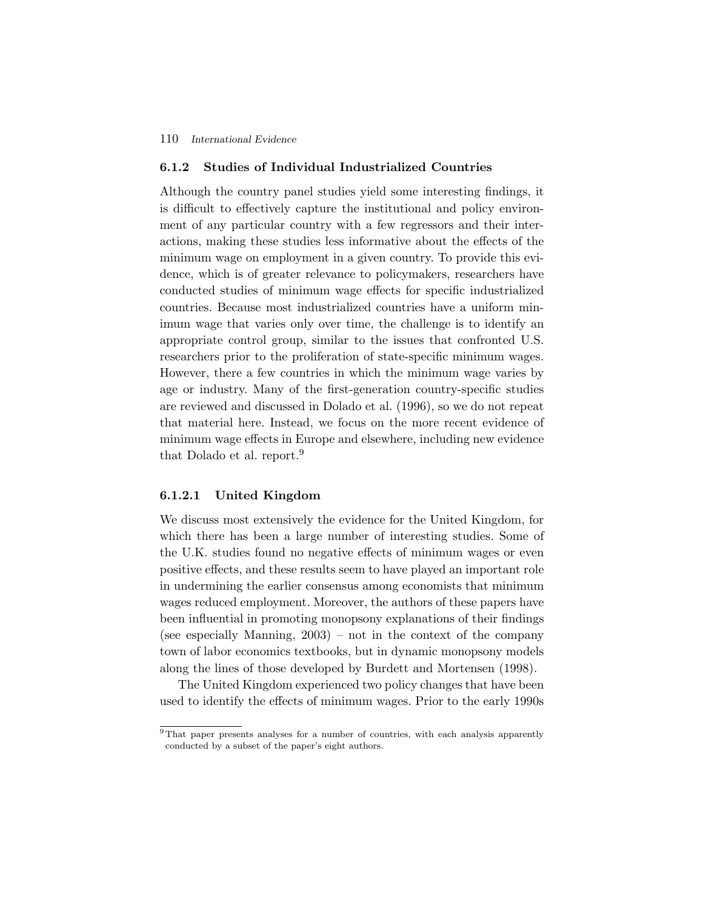### 6.1.2 Studies of Individual Industrialized Countries

Although the country panel studies yield some interesting findings, it is difficult to effectively capture the institutional and policy environment of any particular country with a few regressors and their interactions, making these studies less informative about the effects of the minimum wage on employment in a given country. To provide this evidence, which is of greater relevance to policymakers, researchers have conducted studies of minimum wage effects for specific industrialized countries. Because most industrialized countries have a uniform minimum wage that varies only over time, the challenge is to identify an appropriate control group, similar to the issues that confronted U.S. researchers prior to the proliferation of state-specific minimum wages. However, there a few countries in which the minimum wage varies by age or industry. Many of the first-generation country-specific studies are reviewed and discussed in Dolado et al. (1996), so we do not repeat that material here. Instead, we focus on the more recent evidence of minimum wage effects in Europe and elsewhere, including new evidence that Dolado et al. report.[9]

#### 6.1.2.1 United Kingdom

We discuss most extensively the evidence for the United Kingdom, for which there has been a large number of interesting studies. Some of the U.K. studies found no negative effects of minimum wages or even positive effects, and these results seem to have played an important role in undermining the earlier consensus among economists that minimum wages reduced employment. Moreover, the authors of these papers have been influential in promoting monopsony explanations of their findings (see especially Manning, 2003) – not in the context of the company town of labor economics textbooks, but in dynamic monopsony models along the lines of those developed by Burdett and Mortensen (1998).

The United Kingdom experienced two policy changes that have been used to identify the effects of minimum wages. Prior to the early 1990s

[9] That paper presents analyses for a number of countries, with each analysis apparently conducted by a subset of the paper's eight authors.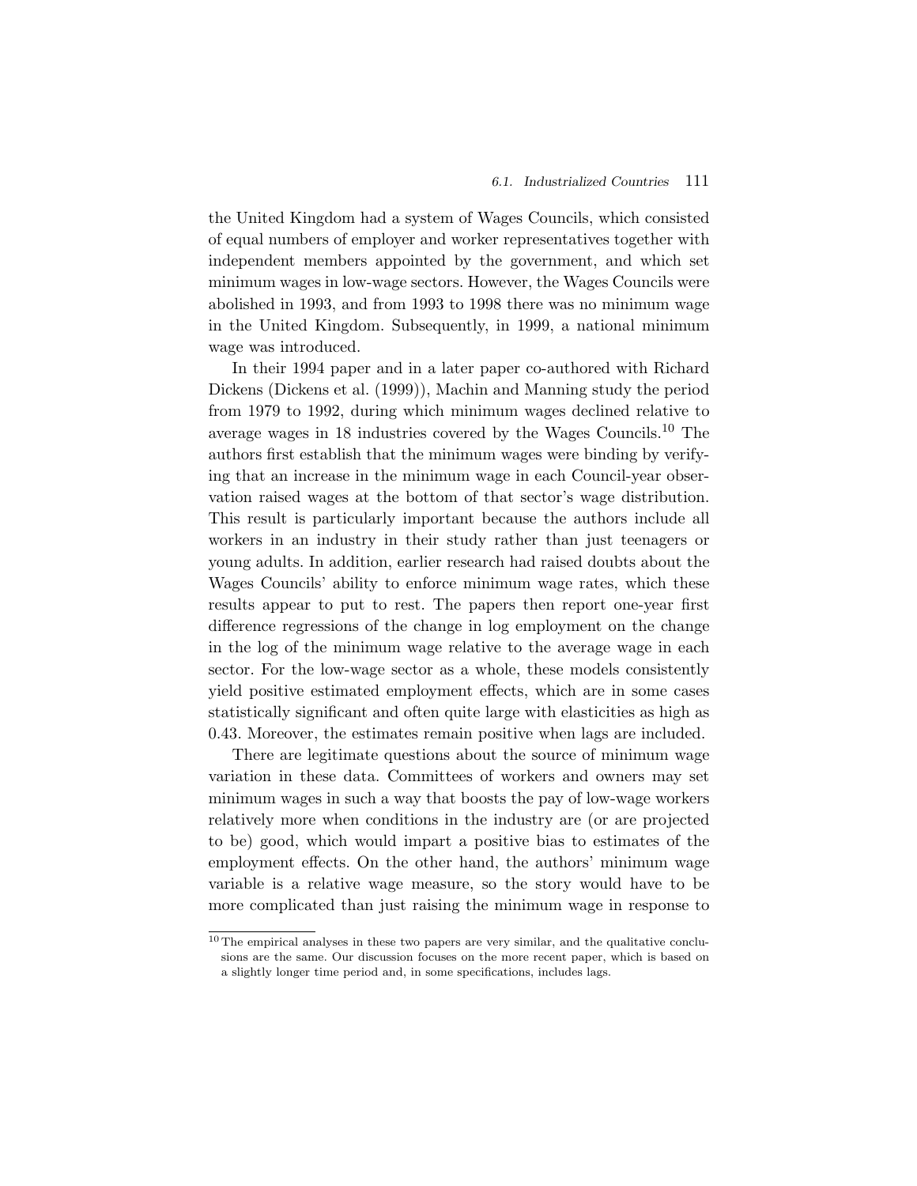the United Kingdom had a system of Wages Councils, which consisted of equal numbers of employer and worker representatives together with independent members appointed by the government, and which set minimum wages in low-wage sectors. However, the Wages Councils were abolished in 1993, and from 1993 to 1998 there was no minimum wage in the United Kingdom. Subsequently, in 1999, a national minimum wage was introduced.

In their 1994 paper and in a later paper co-authored with Richard Dickens (Dickens et al. (1999)), Machin and Manning study the period from 1979 to 1992, during which minimum wages declined relative to average wages in 18 industries covered by the Wages Councils.[10] The authors first establish that the minimum wages were binding by verifying that an increase in the minimum wage in each Council-year observation raised wages at the bottom of that sector's wage distribution. This result is particularly important because the authors include all workers in an industry in their study rather than just teenagers or young adults. In addition, earlier research had raised doubts about the Wages Councils' ability to enforce minimum wage rates, which these results appear to put to rest. The papers then report one-year first difference regressions of the change in log employment on the change in the log of the minimum wage relative to the average wage in each sector. For the low-wage sector as a whole, these models consistently yield positive estimated employment effects, which are in some cases statistically significant and often quite large with elasticities as high as 0.43. Moreover, the estimates remain positive when lags are included.

There are legitimate questions about the source of minimum wage variation in these data. Committees of workers and owners may set minimum wages in such a way that boosts the pay of low-wage workers relatively more when conditions in the industry are (or are projected to be) good, which would impart a positive bias to estimates of the employment effects. On the other hand, the authors' minimum wage variable is a relative wage measure, so the story would have to be more complicated than just raising the minimum wage in response to

[10] The empirical analyses in these two papers are very similar, and the qualitative conclusions are the same. Our discussion focuses on the more recent paper, which is based on a slightly longer time period and, in some specifications, includes lags.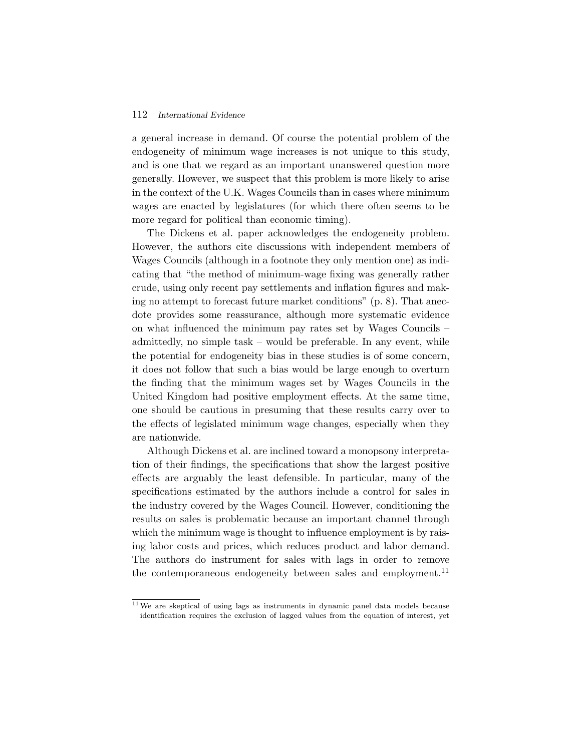a general increase in demand. Of course the potential problem of the endogeneity of minimum wage increases is not unique to this study, and is one that we regard as an important unanswered question more generally. However, we suspect that this problem is more likely to arise in the context of the U.K. Wages Councils than in cases where minimum wages are enacted by legislatures (for which there often seems to be more regard for political than economic timing).

The Dickens et al. paper acknowledges the endogeneity problem. However, the authors cite discussions with independent members of Wages Councils (although in a footnote they only mention one) as indicating that "the method of minimum-wage fixing was generally rather crude, using only recent pay settlements and inflation figures and making no attempt to forecast future market conditions" (p. 8). That anecdote provides some reassurance, although more systematic evidence on what influenced the minimum pay rates set by Wages Councils – admittedly, no simple task – would be preferable. In any event, while the potential for endogeneity bias in these studies is of some concern, it does not follow that such a bias would be large enough to overturn the finding that the minimum wages set by Wages Councils in the United Kingdom had positive employment effects. At the same time, one should be cautious in presuming that these results carry over to the effects of legislated minimum wage changes, especially when they are nationwide.

Although Dickens et al. are inclined toward a monopsony interpretation of their findings, the specifications that show the largest positive effects are arguably the least defensible. In particular, many of the specifications estimated by the authors include a control for sales in the industry covered by the Wages Council. However, conditioning the results on sales is problematic because an important channel through which the minimum wage is thought to influence employment is by raising labor costs and prices, which reduces product and labor demand. The authors do instrument for sales with lags in order to remove the contemporaneous endogeneity between sales and employment.[11]

[11] We are skeptical of using lags as instruments in dynamic panel data models because identification requires the exclusion of lagged values from the equation of interest, yet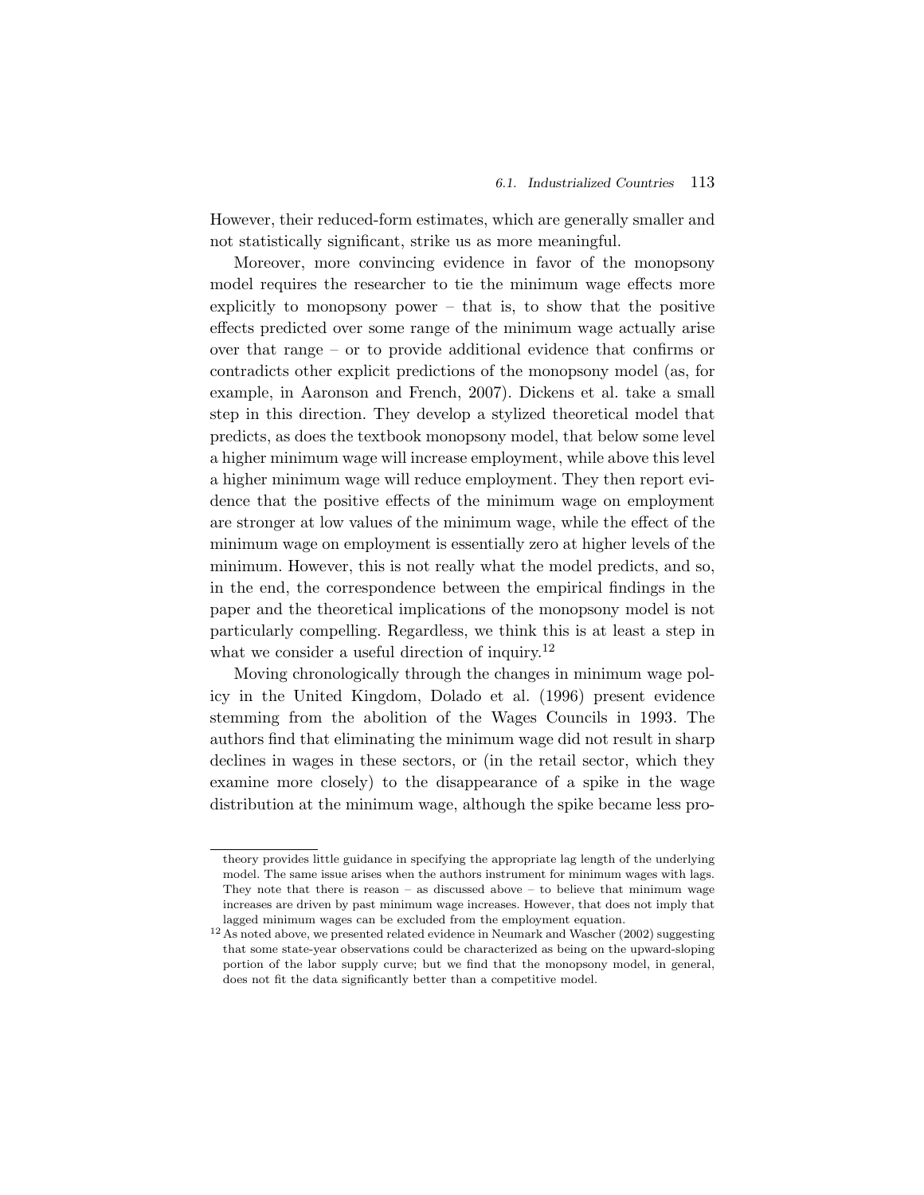However, their reduced-form estimates, which are generally smaller and not statistically significant, strike us as more meaningful.

Moreover, more convincing evidence in favor of the monopsony model requires the researcher to tie the minimum wage effects more explicitly to monopsony power – that is, to show that the positive effects predicted over some range of the minimum wage actually arise over that range – or to provide additional evidence that confirms or contradicts other explicit predictions of the monopsony model (as, for example, in Aaronson and French, 2007). Dickens et al. take a small step in this direction. They develop a stylized theoretical model that predicts, as does the textbook monopsony model, that below some level a higher minimum wage will increase employment, while above this level a higher minimum wage will reduce employment. They then report evidence that the positive effects of the minimum wage on employment are stronger at low values of the minimum wage, while the effect of the minimum wage on employment is essentially zero at higher levels of the minimum. However, this is not really what the model predicts, and so, in the end, the correspondence between the empirical findings in the paper and the theoretical implications of the monopsony model is not particularly compelling. Regardless, we think this is at least a step in what we consider a useful direction of inquiry.[12]

Moving chronologically through the changes in minimum wage policy in the United Kingdom, Dolado et al. (1996) present evidence stemming from the abolition of the Wages Councils in 1993. The authors find that eliminating the minimum wage did not result in sharp declines in wages in these sectors, or (in the retail sector, which they examine more closely) to the disappearance of a spike in the wage distribution at the minimum wage, although the spike became less pro-

---

theory provides little guidance in specifying the appropriate lag length of the underlying model. The same issue arises when the authors instrument for minimum wages with lags. They note that there is reason – as discussed above – to believe that minimum wage increases are driven by past minimum wage increases. However, that does not imply that lagged minimum wages can be excluded from the employment equation.

[12] As noted above, we presented related evidence in Neumark and Wascher (2002) suggesting that some state-year observations could be characterized as being on the upward-sloping portion of the labor supply curve; but we find that the monopsony model, in general, does not fit the data significantly better than a competitive model.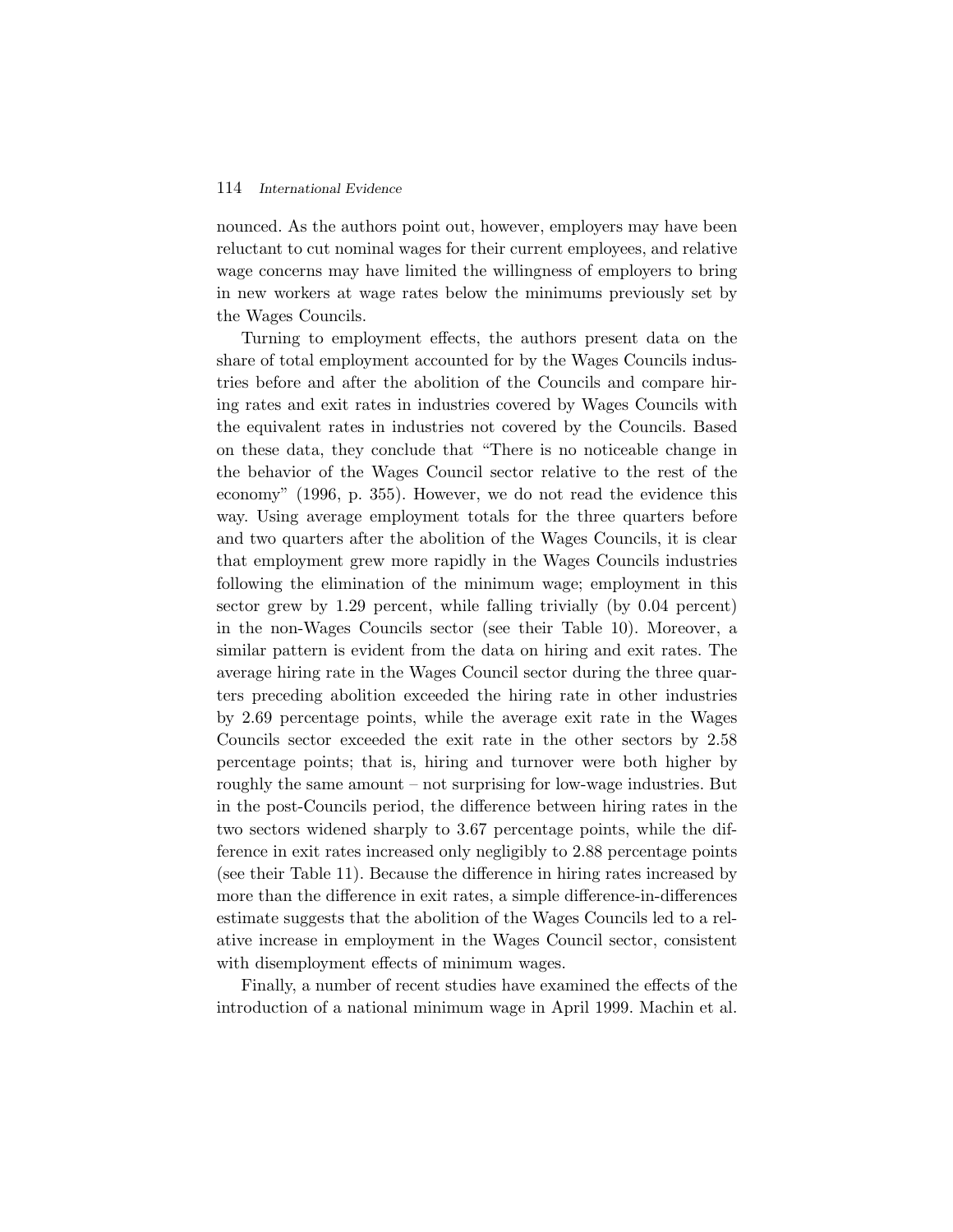nounced. As the authors point out, however, employers may have been reluctant to cut nominal wages for their current employees, and relative wage concerns may have limited the willingness of employers to bring in new workers at wage rates below the minimums previously set by the Wages Councils.

Turning to employment effects, the authors present data on the share of total employment accounted for by the Wages Councils industries before and after the abolition of the Councils and compare hiring rates and exit rates in industries covered by Wages Councils with the equivalent rates in industries not covered by the Councils. Based on these data, they conclude that "There is no noticeable change in the behavior of the Wages Council sector relative to the rest of the economy" (1996, p. 355). However, we do not read the evidence this way. Using average employment totals for the three quarters before and two quarters after the abolition of the Wages Councils, it is clear that employment grew more rapidly in the Wages Councils industries following the elimination of the minimum wage; employment in this sector grew by 1.29 percent, while falling trivially (by 0.04 percent) in the non-Wages Councils sector (see their Table 10). Moreover, a similar pattern is evident from the data on hiring and exit rates. The average hiring rate in the Wages Council sector during the three quarters preceding abolition exceeded the hiring rate in other industries by 2.69 percentage points, while the average exit rate in the Wages Councils sector exceeded the exit rate in the other sectors by 2.58 percentage points; that is, hiring and turnover were both higher by roughly the same amount – not surprising for low-wage industries. But in the post-Councils period, the difference between hiring rates in the two sectors widened sharply to 3.67 percentage points, while the difference in exit rates increased only negligibly to 2.88 percentage points (see their Table 11). Because the difference in hiring rates increased by more than the difference in exit rates, a simple difference-in-differences estimate suggests that the abolition of the Wages Councils led to a relative increase in employment in the Wages Council sector, consistent with disemployment effects of minimum wages.

Finally, a number of recent studies have examined the effects of the introduction of a national minimum wage in April 1999. Machin et al.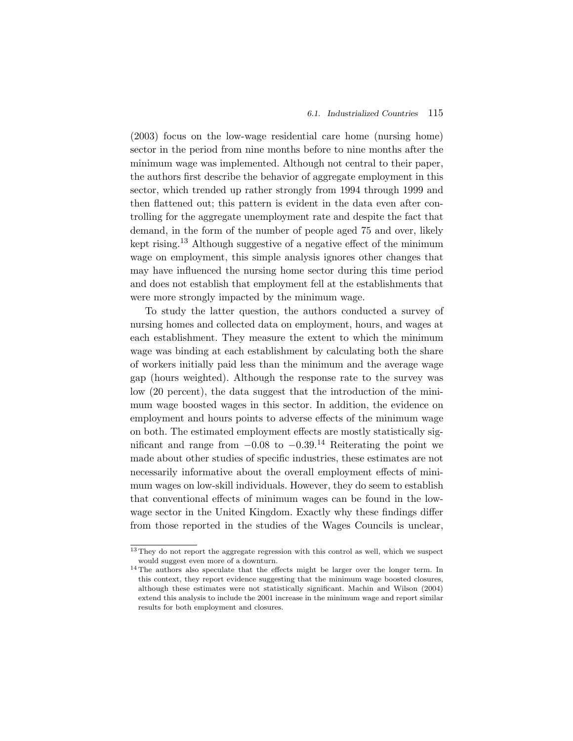(2003) focus on the low-wage residential care home (nursing home) sector in the period from nine months before to nine months after the minimum wage was implemented. Although not central to their paper, the authors first describe the behavior of aggregate employment in this sector, which trended up rather strongly from 1994 through 1999 and then flattened out; this pattern is evident in the data even after controlling for the aggregate unemployment rate and despite the fact that demand, in the form of the number of people aged 75 and over, likely kept rising.[13] Although suggestive of a negative effect of the minimum wage on employment, this simple analysis ignores other changes that may have influenced the nursing home sector during this time period and does not establish that employment fell at the establishments that were more strongly impacted by the minimum wage.

To study the latter question, the authors conducted a survey of nursing homes and collected data on employment, hours, and wages at each establishment. They measure the extent to which the minimum wage was binding at each establishment by calculating both the share of workers initially paid less than the minimum and the average wage gap (hours weighted). Although the response rate to the survey was low (20 percent), the data suggest that the introduction of the minimum wage boosted wages in this sector. In addition, the evidence on employment and hours points to adverse effects of the minimum wage on both. The estimated employment effects are mostly statistically significant and range from $-0.08$ to $-0.39$.[14] Reiterating the point we made about other studies of specific industries, these estimates are not necessarily informative about the overall employment effects of minimum wages on low-skill individuals. However, they do seem to establish that conventional effects of minimum wages can be found in the low-wage sector in the United Kingdom. Exactly why these findings differ from those reported in the studies of the Wages Councils is unclear,

[13] They do not report the aggregate regression with this control as well, which we suspect would suggest even more of a downturn.

[14] The authors also speculate that the effects might be larger over the longer term. In this context, they report evidence suggesting that the minimum wage boosted closures, although these estimates were not statistically significant. Machin and Wilson (2004) extend this analysis to include the 2001 increase in the minimum wage and report similar results for both employment and closures.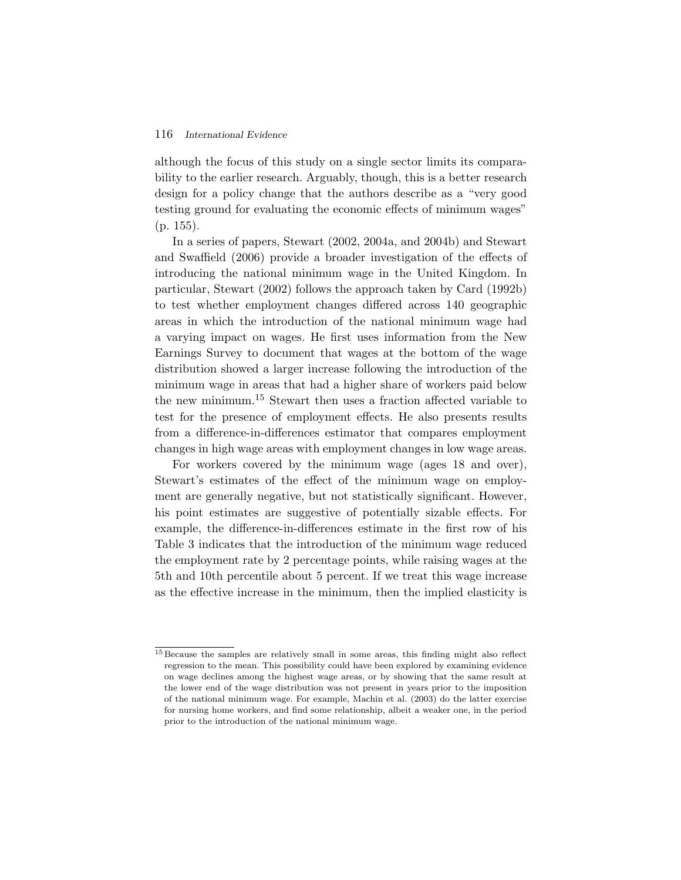although the focus of this study on a single sector limits its comparability to the earlier research. Arguably, though, this is a better research design for a policy change that the authors describe as a "very good testing ground for evaluating the economic effects of minimum wages" (p. 155).

In a series of papers, Stewart (2002, 2004a, and 2004b) and Stewart and Swaffield (2006) provide a broader investigation of the effects of introducing the national minimum wage in the United Kingdom. In particular, Stewart (2002) follows the approach taken by Card (1992b) to test whether employment changes differed across 140 geographic areas in which the introduction of the national minimum wage had a varying impact on wages. He first uses information from the New Earnings Survey to document that wages at the bottom of the wage distribution showed a larger increase following the introduction of the minimum wage in areas that had a higher share of workers paid below the new minimum.[15] Stewart then uses a fraction affected variable to test for the presence of employment effects. He also presents results from a difference-in-differences estimator that compares employment changes in high wage areas with employment changes in low wage areas.

For workers covered by the minimum wage (ages 18 and over), Stewart's estimates of the effect of the minimum wage on employment are generally negative, but not statistically significant. However, his point estimates are suggestive of potentially sizable effects. For example, the difference-in-differences estimate in the first row of his Table 3 indicates that the introduction of the minimum wage reduced the employment rate by 2 percentage points, while raising wages at the 5th and 10th percentile about 5 percent. If we treat this wage increase as the effective increase in the minimum, then the implied elasticity is

[15] Because the samples are relatively small in some areas, this finding might also reflect regression to the mean. This possibility could have been explored by examining evidence on wage declines among the highest wage areas, or by showing that the same result at the lower end of the wage distribution was not present in years prior to the imposition of the national minimum wage. For example, Machin et al. (2003) do the latter exercise for nursing home workers, and find some relationship, albeit a weaker one, in the period prior to the introduction of the national minimum wage.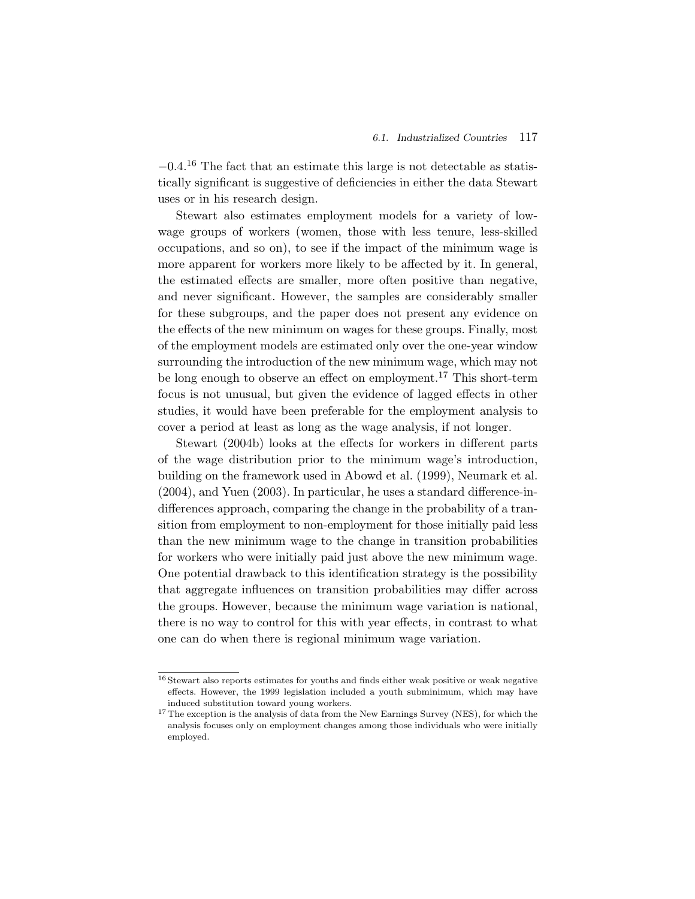$-0.4$.[16] The fact that an estimate this large is not detectable as statistically significant is suggestive of deficiencies in either the data Stewart uses or in his research design.

Stewart also estimates employment models for a variety of low-wage groups of workers (women, those with less tenure, less-skilled occupations, and so on), to see if the impact of the minimum wage is more apparent for workers more likely to be affected by it. In general, the estimated effects are smaller, more often positive than negative, and never significant. However, the samples are considerably smaller for these subgroups, and the paper does not present any evidence on the effects of the new minimum on wages for these groups. Finally, most of the employment models are estimated only over the one-year window surrounding the introduction of the new minimum wage, which may not be long enough to observe an effect on employment.[17] This short-term focus is not unusual, but given the evidence of lagged effects in other studies, it would have been preferable for the employment analysis to cover a period at least as long as the wage analysis, if not longer.

Stewart (2004b) looks at the effects for workers in different parts of the wage distribution prior to the minimum wage's introduction, building on the framework used in Abowd et al. (1999), Neumark et al. (2004), and Yuen (2003). In particular, he uses a standard difference-in-differences approach, comparing the change in the probability of a transition from employment to non-employment for those initially paid less than the new minimum wage to the change in transition probabilities for workers who were initially paid just above the new minimum wage. One potential drawback to this identification strategy is the possibility that aggregate influences on transition probabilities may differ across the groups. However, because the minimum wage variation is national, there is no way to control for this with year effects, in contrast to what one can do when there is regional minimum wage variation.

---

[16] Stewart also reports estimates for youths and finds either weak positive or weak negative effects. However, the 1999 legislation included a youth subminimum, which may have induced substitution toward young workers.

[17] The exception is the analysis of data from the New Earnings Survey (NES), for which the analysis focuses only on employment changes among those individuals who were initially employed.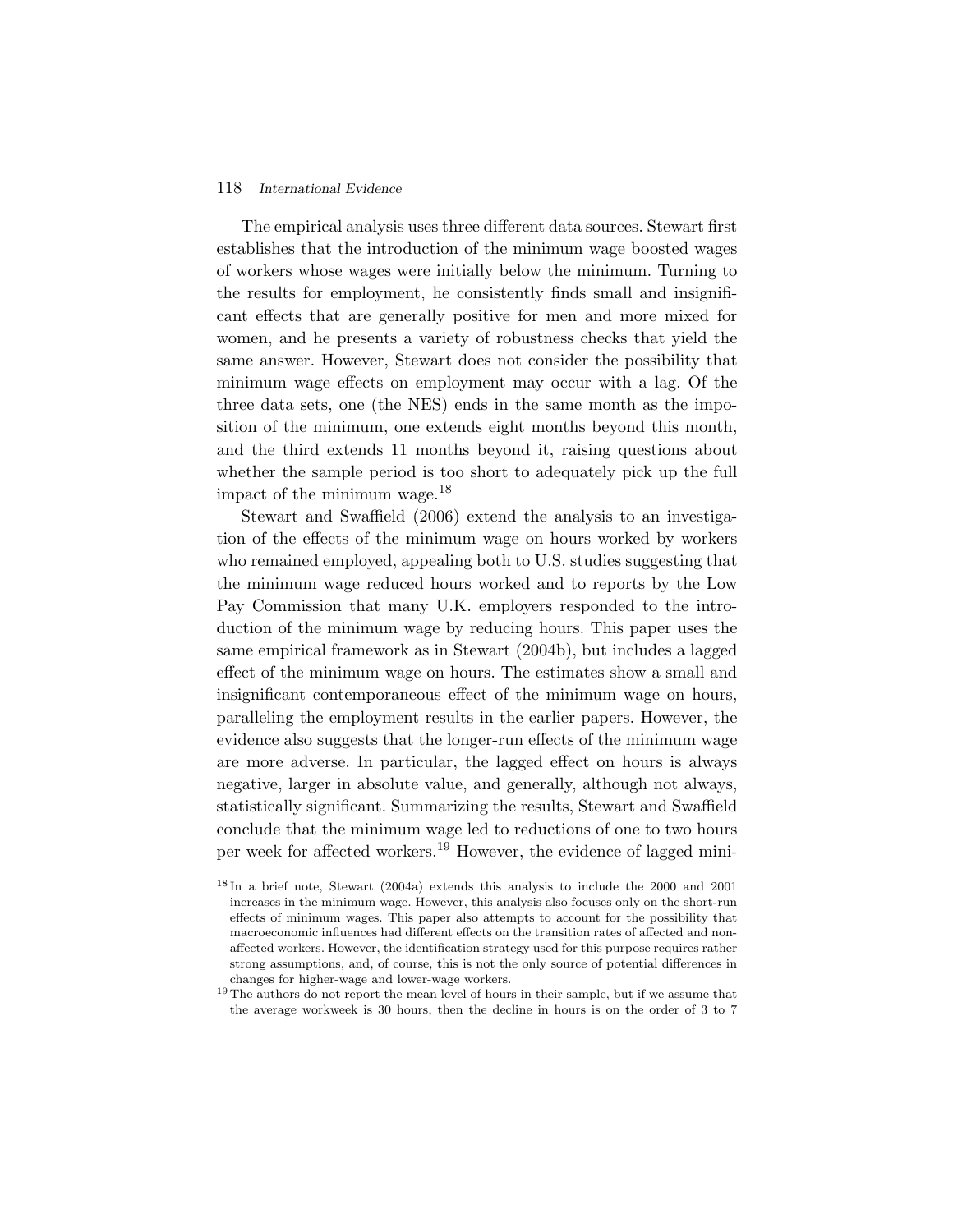The empirical analysis uses three different data sources. Stewart first establishes that the introduction of the minimum wage boosted wages of workers whose wages were initially below the minimum. Turning to the results for employment, he consistently finds small and insignificant effects that are generally positive for men and more mixed for women, and he presents a variety of robustness checks that yield the same answer. However, Stewart does not consider the possibility that minimum wage effects on employment may occur with a lag. Of the three data sets, one (the NES) ends in the same month as the imposition of the minimum, one extends eight months beyond this month, and the third extends 11 months beyond it, raising questions about whether the sample period is too short to adequately pick up the full impact of the minimum wage.[18]

Stewart and Swaffield (2006) extend the analysis to an investigation of the effects of the minimum wage on hours worked by workers who remained employed, appealing both to U.S. studies suggesting that the minimum wage reduced hours worked and to reports by the Low Pay Commission that many U.K. employers responded to the introduction of the minimum wage by reducing hours. This paper uses the same empirical framework as in Stewart (2004b), but includes a lagged effect of the minimum wage on hours. The estimates show a small and insignificant contemporaneous effect of the minimum wage on hours, paralleling the employment results in the earlier papers. However, the evidence also suggests that the longer-run effects of the minimum wage are more adverse. In particular, the lagged effect on hours is always negative, larger in absolute value, and generally, although not always, statistically significant. Summarizing the results, Stewart and Swaffield conclude that the minimum wage led to reductions of one to two hours per week for affected workers.[19] However, the evidence of lagged mini-

[18] In a brief note, Stewart (2004a) extends this analysis to include the 2000 and 2001 increases in the minimum wage. However, this analysis also focuses only on the short-run effects of minimum wages. This paper also attempts to account for the possibility that macroeconomic influences had different effects on the transition rates of affected and non-affected workers. However, the identification strategy used for this purpose requires rather strong assumptions, and, of course, this is not the only source of potential differences in changes for higher-wage and lower-wage workers.

[19] The authors do not report the mean level of hours in their sample, but if we assume that the average workweek is 30 hours, then the decline in hours is on the order of 3 to 7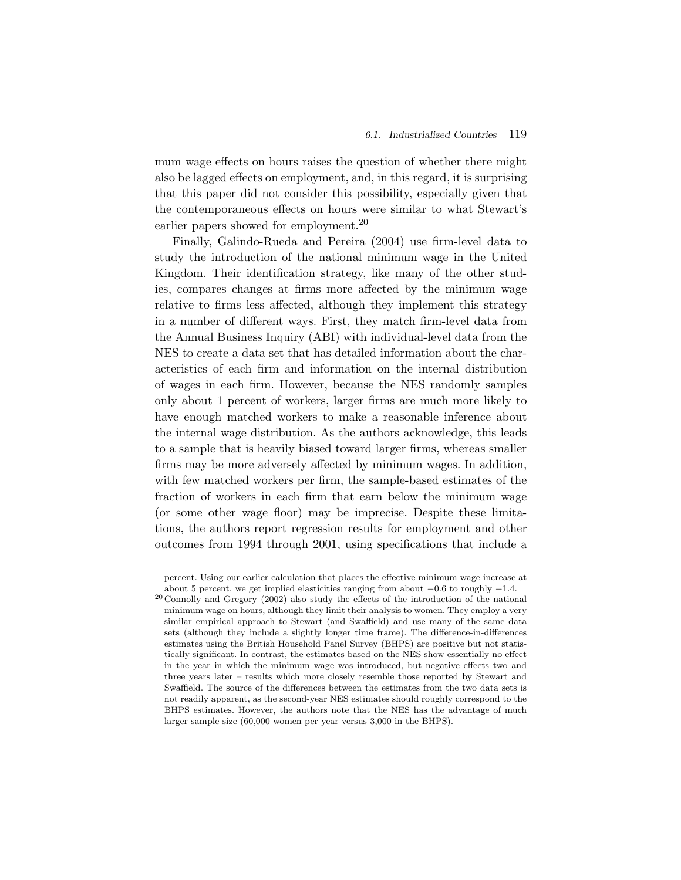mum wage effects on hours raises the question of whether there might also be lagged effects on employment, and, in this regard, it is surprising that this paper did not consider this possibility, especially given that the contemporaneous effects on hours were similar to what Stewart's earlier papers showed for employment.[20]

Finally, Galindo-Rueda and Pereira (2004) use firm-level data to study the introduction of the national minimum wage in the United Kingdom. Their identification strategy, like many of the other studies, compares changes at firms more affected by the minimum wage relative to firms less affected, although they implement this strategy in a number of different ways. First, they match firm-level data from the Annual Business Inquiry (ABI) with individual-level data from the NES to create a data set that has detailed information about the characteristics of each firm and information on the internal distribution of wages in each firm. However, because the NES randomly samples only about 1 percent of workers, larger firms are much more likely to have enough matched workers to make a reasonable inference about the internal wage distribution. As the authors acknowledge, this leads to a sample that is heavily biased toward larger firms, whereas smaller firms may be more adversely affected by minimum wages. In addition, with few matched workers per firm, the sample-based estimates of the fraction of workers in each firm that earn below the minimum wage (or some other wage floor) may be imprecise. Despite these limitations, the authors report regression results for employment and other outcomes from 1994 through 2001, using specifications that include a

---

percent. Using our earlier calculation that places the effective minimum wage increase at about 5 percent, we get implied elasticities ranging from about −0.6 to roughly −1.4.

[20] Connolly and Gregory (2002) also study the effects of the introduction of the national minimum wage on hours, although they limit their analysis to women. They employ a very similar empirical approach to Stewart (and Swaffield) and use many of the same data sets (although they include a slightly longer time frame). The difference-in-differences estimates using the British Household Panel Survey (BHPS) are positive but not statistically significant. In contrast, the estimates based on the NES show essentially no effect in the year in which the minimum wage was introduced, but negative effects two and three years later – results which more closely resemble those reported by Stewart and Swaffield. The source of the differences between the estimates from the two data sets is not readily apparent, as the second-year NES estimates should roughly correspond to the BHPS estimates. However, the authors note that the NES has the advantage of much larger sample size (60,000 women per year versus 3,000 in the BHPS).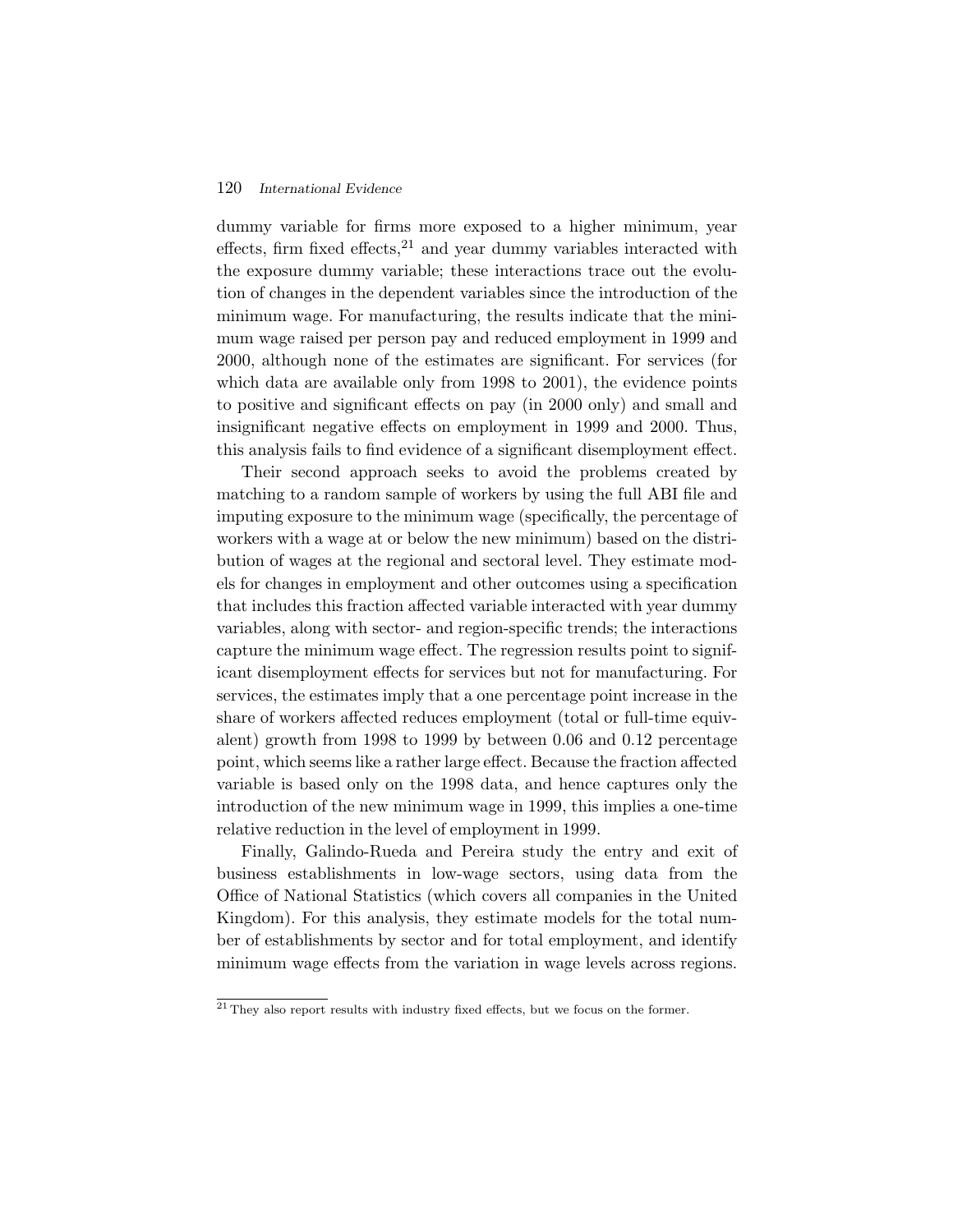dummy variable for firms more exposed to a higher minimum, year effects, firm fixed effects,[21] and year dummy variables interacted with the exposure dummy variable; these interactions trace out the evolution of changes in the dependent variables since the introduction of the minimum wage. For manufacturing, the results indicate that the minimum wage raised per person pay and reduced employment in 1999 and 2000, although none of the estimates are significant. For services (for which data are available only from 1998 to 2001), the evidence points to positive and significant effects on pay (in 2000 only) and small and insignificant negative effects on employment in 1999 and 2000. Thus, this analysis fails to find evidence of a significant disemployment effect.

Their second approach seeks to avoid the problems created by matching to a random sample of workers by using the full ABI file and imputing exposure to the minimum wage (specifically, the percentage of workers with a wage at or below the new minimum) based on the distribution of wages at the regional and sectoral level. They estimate models for changes in employment and other outcomes using a specification that includes this fraction affected variable interacted with year dummy variables, along with sector- and region-specific trends; the interactions capture the minimum wage effect. The regression results point to significant disemployment effects for services but not for manufacturing. For services, the estimates imply that a one percentage point increase in the share of workers affected reduces employment (total or full-time equivalent) growth from 1998 to 1999 by between 0.06 and 0.12 percentage point, which seems like a rather large effect. Because the fraction affected variable is based only on the 1998 data, and hence captures only the introduction of the new minimum wage in 1999, this implies a one-time relative reduction in the level of employment in 1999.

Finally, Galindo-Rueda and Pereira study the entry and exit of business establishments in low-wage sectors, using data from the Office of National Statistics (which covers all companies in the United Kingdom). For this analysis, they estimate models for the total number of establishments by sector and for total employment, and identify minimum wage effects from the variation in wage levels across regions.

[21] They also report results with industry fixed effects, but we focus on the former.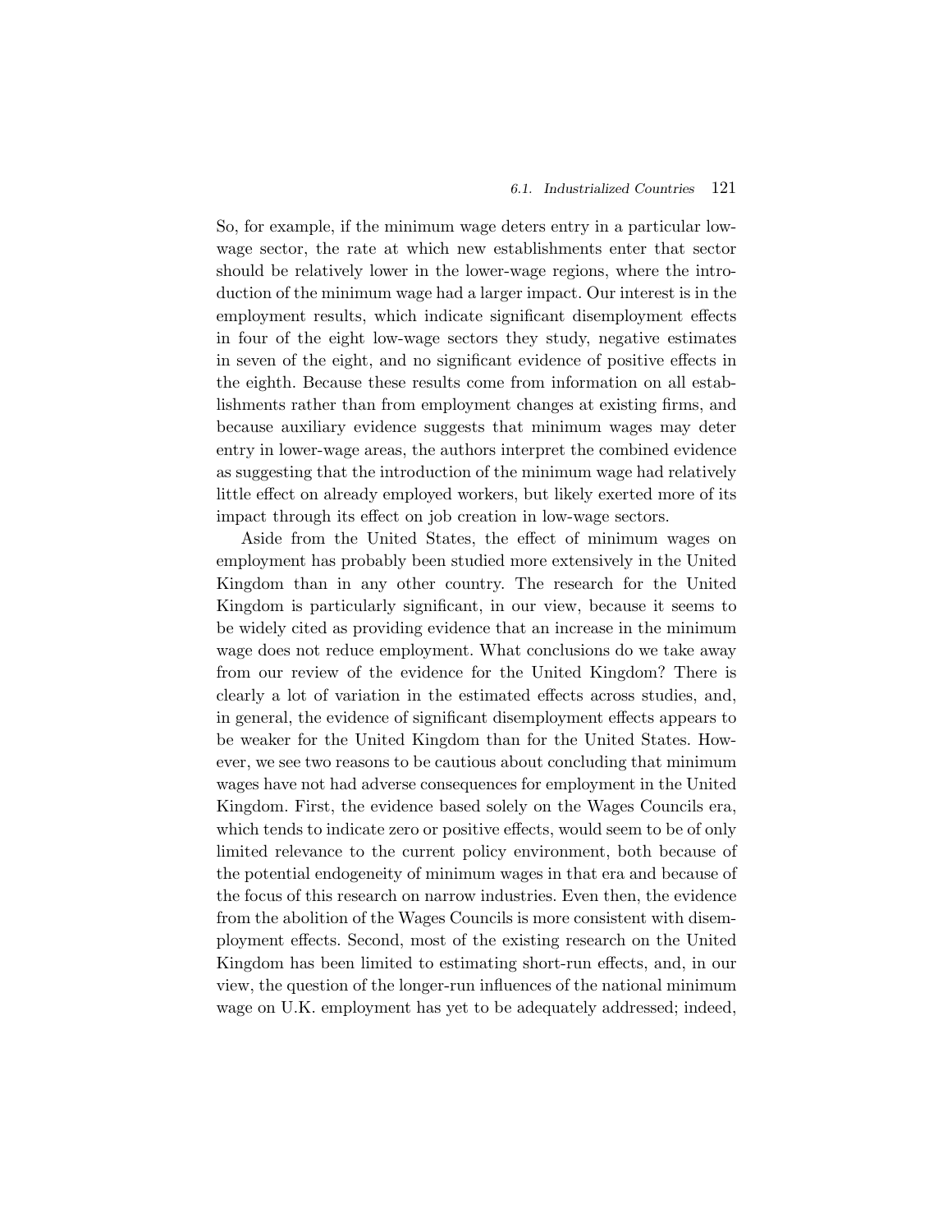So, for example, if the minimum wage deters entry in a particular low-wage sector, the rate at which new establishments enter that sector should be relatively lower in the lower-wage regions, where the introduction of the minimum wage had a larger impact. Our interest is in the employment results, which indicate significant disemployment effects in four of the eight low-wage sectors they study, negative estimates in seven of the eight, and no significant evidence of positive effects in the eighth. Because these results come from information on all establishments rather than from employment changes at existing firms, and because auxiliary evidence suggests that minimum wages may deter entry in lower-wage areas, the authors interpret the combined evidence as suggesting that the introduction of the minimum wage had relatively little effect on already employed workers, but likely exerted more of its impact through its effect on job creation in low-wage sectors.

Aside from the United States, the effect of minimum wages on employment has probably been studied more extensively in the United Kingdom than in any other country. The research for the United Kingdom is particularly significant, in our view, because it seems to be widely cited as providing evidence that an increase in the minimum wage does not reduce employment. What conclusions do we take away from our review of the evidence for the United Kingdom? There is clearly a lot of variation in the estimated effects across studies, and, in general, the evidence of significant disemployment effects appears to be weaker for the United Kingdom than for the United States. However, we see two reasons to be cautious about concluding that minimum wages have not had adverse consequences for employment in the United Kingdom. First, the evidence based solely on the Wages Councils era, which tends to indicate zero or positive effects, would seem to be of only limited relevance to the current policy environment, both because of the potential endogeneity of minimum wages in that era and because of the focus of this research on narrow industries. Even then, the evidence from the abolition of the Wages Councils is more consistent with disemployment effects. Second, most of the existing research on the United Kingdom has been limited to estimating short-run effects, and, in our view, the question of the longer-run influences of the national minimum wage on U.K. employment has yet to be adequately addressed; indeed,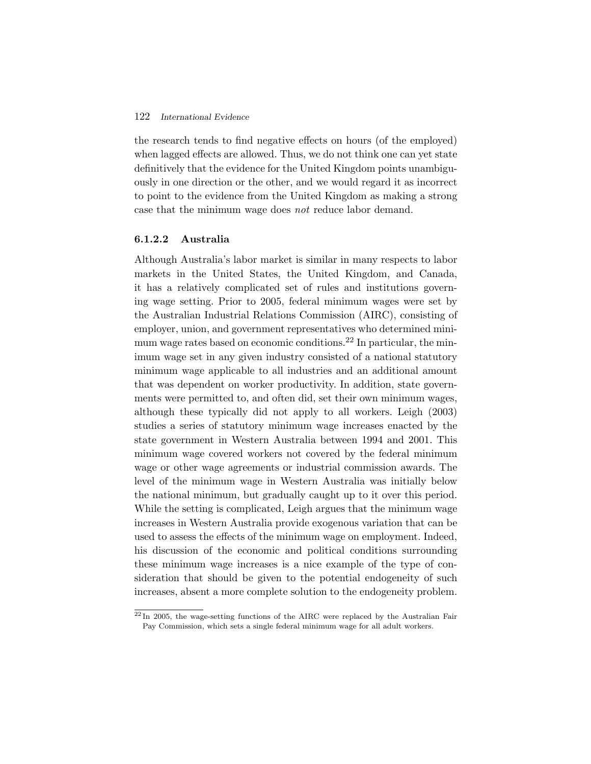the research tends to find negative effects on hours (of the employed) when lagged effects are allowed. Thus, we do not think one can yet state definitively that the evidence for the United Kingdom points unambiguously in one direction or the other, and we would regard it as incorrect to point to the evidence from the United Kingdom as making a strong case that the minimum wage does *not* reduce labor demand.

#### 6.1.2.2 Australia

Although Australia's labor market is similar in many respects to labor markets in the United States, the United Kingdom, and Canada, it has a relatively complicated set of rules and institutions governing wage setting. Prior to 2005, federal minimum wages were set by the Australian Industrial Relations Commission (AIRC), consisting of employer, union, and government representatives who determined minimum wage rates based on economic conditions.[22] In particular, the minimum wage set in any given industry consisted of a national statutory minimum wage applicable to all industries and an additional amount that was dependent on worker productivity. In addition, state governments were permitted to, and often did, set their own minimum wages, although these typically did not apply to all workers. Leigh (2003) studies a series of statutory minimum wage increases enacted by the state government in Western Australia between 1994 and 2001. This minimum wage covered workers not covered by the federal minimum wage or other wage agreements or industrial commission awards. The level of the minimum wage in Western Australia was initially below the national minimum, but gradually caught up to it over this period. While the setting is complicated, Leigh argues that the minimum wage increases in Western Australia provide exogenous variation that can be used to assess the effects of the minimum wage on employment. Indeed, his discussion of the economic and political conditions surrounding these minimum wage increases is a nice example of the type of consideration that should be given to the potential endogeneity of such increases, absent a more complete solution to the endogeneity problem.

[22] In 2005, the wage-setting functions of the AIRC were replaced by the Australian Fair Pay Commission, which sets a single federal minimum wage for all adult workers.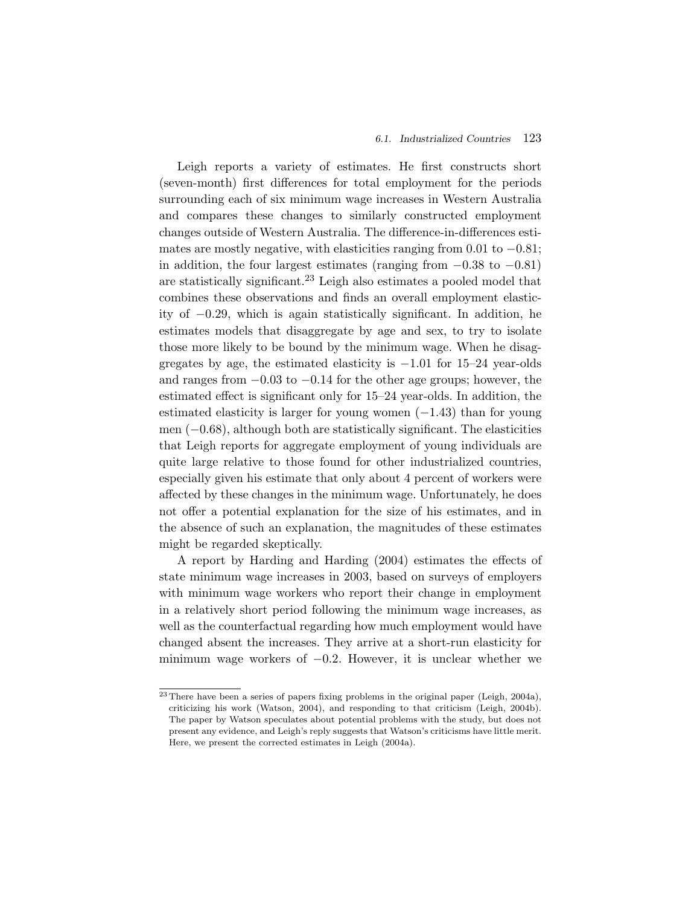Leigh reports a variety of estimates. He first constructs short (seven-month) first differences for total employment for the periods surrounding each of six minimum wage increases in Western Australia and compares these changes to similarly constructed employment changes outside of Western Australia. The difference-in-differences estimates are mostly negative, with elasticities ranging from 0.01 to −0.81; in addition, the four largest estimates (ranging from −0.38 to −0.81) are statistically significant.[23] Leigh also estimates a pooled model that combines these observations and finds an overall employment elasticity of −0.29, which is again statistically significant. In addition, he estimates models that disaggregate by age and sex, to try to isolate those more likely to be bound by the minimum wage. When he disaggregates by age, the estimated elasticity is −1.01 for 15–24 year-olds and ranges from −0.03 to −0.14 for the other age groups; however, the estimated effect is significant only for 15–24 year-olds. In addition, the estimated elasticity is larger for young women (−1.43) than for young men (−0.68), although both are statistically significant. The elasticities that Leigh reports for aggregate employment of young individuals are quite large relative to those found for other industrialized countries, especially given his estimate that only about 4 percent of workers were affected by these changes in the minimum wage. Unfortunately, he does not offer a potential explanation for the size of his estimates, and in the absence of such an explanation, the magnitudes of these estimates might be regarded skeptically.

A report by Harding and Harding (2004) estimates the effects of state minimum wage increases in 2003, based on surveys of employers with minimum wage workers who report their change in employment in a relatively short period following the minimum wage increases, as well as the counterfactual regarding how much employment would have changed absent the increases. They arrive at a short-run elasticity for minimum wage workers of −0.2. However, it is unclear whether we

---

[23] There have been a series of papers fixing problems in the original paper (Leigh, 2004a), criticizing his work (Watson, 2004), and responding to that criticism (Leigh, 2004b). The paper by Watson speculates about potential problems with the study, but does not present any evidence, and Leigh's reply suggests that Watson's criticisms have little merit. Here, we present the corrected estimates in Leigh (2004a).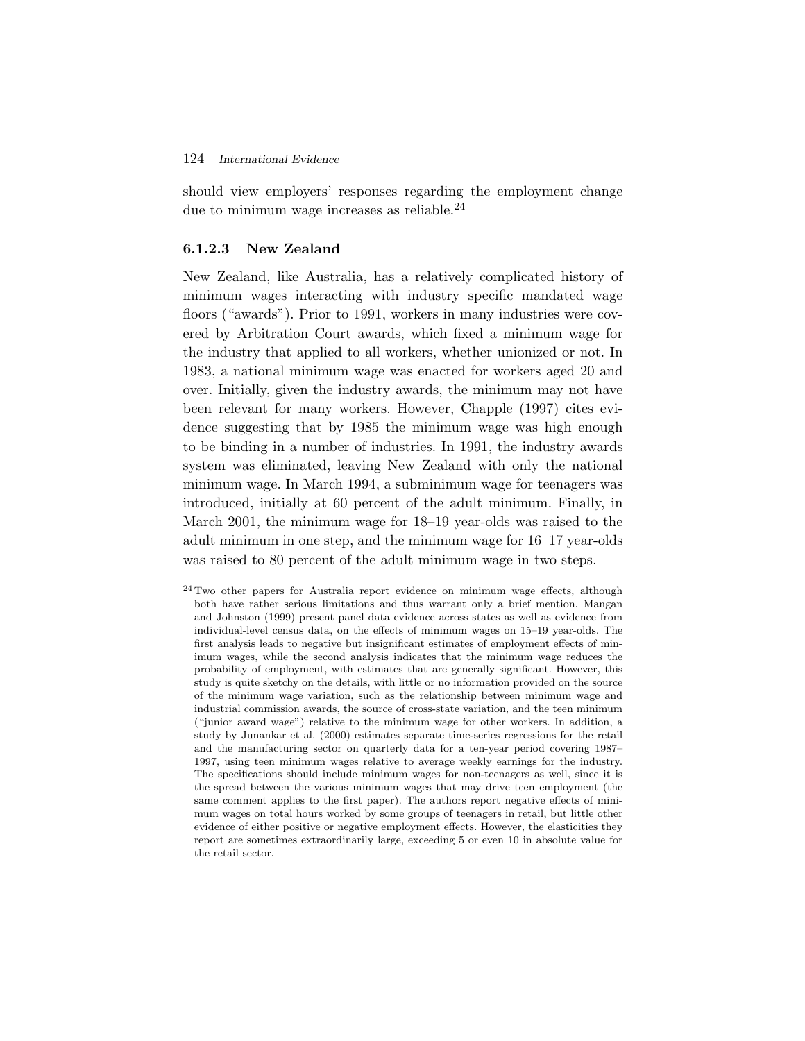should view employers' responses regarding the employment change due to minimum wage increases as reliable.[24]

### 6.1.2.3 New Zealand

New Zealand, like Australia, has a relatively complicated history of minimum wages interacting with industry specific mandated wage floors ("awards"). Prior to 1991, workers in many industries were covered by Arbitration Court awards, which fixed a minimum wage for the industry that applied to all workers, whether unionized or not. In 1983, a national minimum wage was enacted for workers aged 20 and over. Initially, given the industry awards, the minimum may not have been relevant for many workers. However, Chapple (1997) cites evidence suggesting that by 1985 the minimum wage was high enough to be binding in a number of industries. In 1991, the industry awards system was eliminated, leaving New Zealand with only the national minimum wage. In March 1994, a subminimum wage for teenagers was introduced, initially at 60 percent of the adult minimum. Finally, in March 2001, the minimum wage for 18–19 year-olds was raised to the adult minimum in one step, and the minimum wage for 16–17 year-olds was raised to 80 percent of the adult minimum wage in two steps.

[24] Two other papers for Australia report evidence on minimum wage effects, although both have rather serious limitations and thus warrant only a brief mention. Mangan and Johnston (1999) present panel data evidence across states as well as evidence from individual-level census data, on the effects of minimum wages on 15–19 year-olds. The first analysis leads to negative but insignificant estimates of employment effects of minimum wages, while the second analysis indicates that the minimum wage reduces the probability of employment, with estimates that are generally significant. However, this study is quite sketchy on the details, with little or no information provided on the source of the minimum wage variation, such as the relationship between minimum wage and industrial commission awards, the source of cross-state variation, and the teen minimum ("junior award wage") relative to the minimum wage for other workers. In addition, a study by Junankar et al. (2000) estimates separate time-series regressions for the retail and the manufacturing sector on quarterly data for a ten-year period covering 1987–1997, using teen minimum wages relative to average weekly earnings for the industry. The specifications should include minimum wages for non-teenagers as well, since it is the spread between the various minimum wages that may drive teen employment (the same comment applies to the first paper). The authors report negative effects of minimum wages on total hours worked by some groups of teenagers in retail, but little other evidence of either positive or negative employment effects. However, the elasticities they report are sometimes extraordinarily large, exceeding 5 or even 10 in absolute value for the retail sector.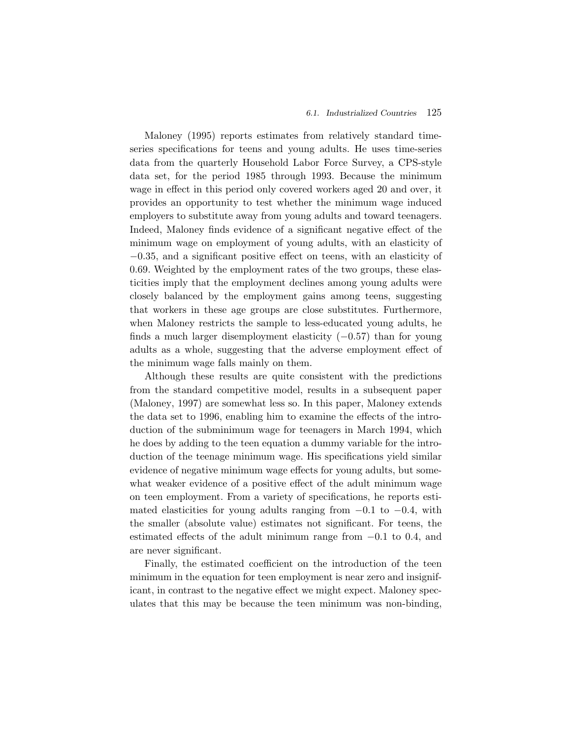Maloney (1995) reports estimates from relatively standard time-series specifications for teens and young adults. He uses time-series data from the quarterly Household Labor Force Survey, a CPS-style data set, for the period 1985 through 1993. Because the minimum wage in effect in this period only covered workers aged 20 and over, it provides an opportunity to test whether the minimum wage induced employers to substitute away from young adults and toward teenagers. Indeed, Maloney finds evidence of a significant negative effect of the minimum wage on employment of young adults, with an elasticity of −0.35, and a significant positive effect on teens, with an elasticity of 0.69. Weighted by the employment rates of the two groups, these elasticities imply that the employment declines among young adults were closely balanced by the employment gains among teens, suggesting that workers in these age groups are close substitutes. Furthermore, when Maloney restricts the sample to less-educated young adults, he finds a much larger disemployment elasticity (−0.57) than for young adults as a whole, suggesting that the adverse employment effect of the minimum wage falls mainly on them.

Although these results are quite consistent with the predictions from the standard competitive model, results in a subsequent paper (Maloney, 1997) are somewhat less so. In this paper, Maloney extends the data set to 1996, enabling him to examine the effects of the introduction of the subminimum wage for teenagers in March 1994, which he does by adding to the teen equation a dummy variable for the introduction of the teenage minimum wage. His specifications yield similar evidence of negative minimum wage effects for young adults, but somewhat weaker evidence of a positive effect of the adult minimum wage on teen employment. From a variety of specifications, he reports estimated elasticities for young adults ranging from −0.1 to −0.4, with the smaller (absolute value) estimates not significant. For teens, the estimated effects of the adult minimum range from −0.1 to 0.4, and are never significant.

Finally, the estimated coefficient on the introduction of the teen minimum in the equation for teen employment is near zero and insignificant, in contrast to the negative effect we might expect. Maloney speculates that this may be because the teen minimum was non-binding,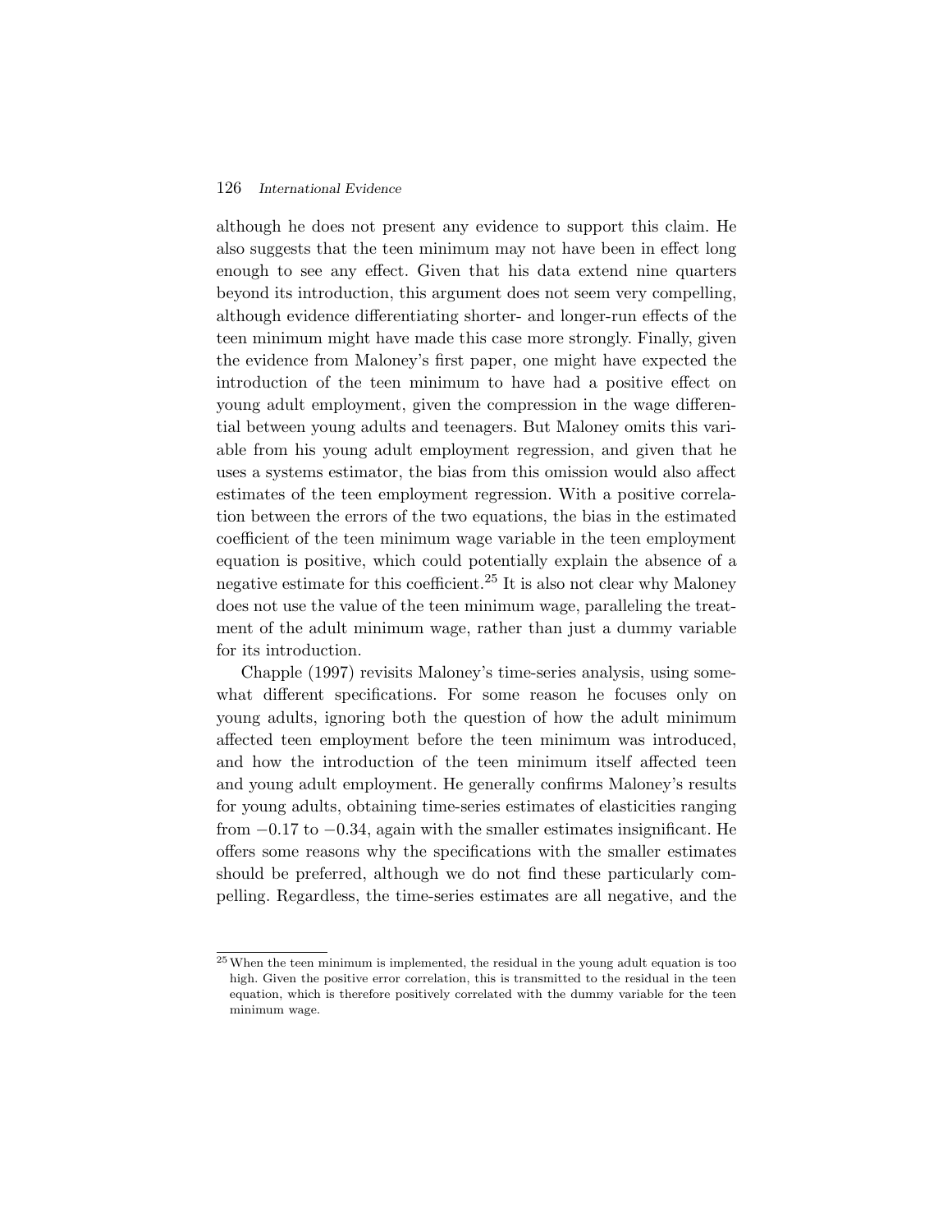although he does not present any evidence to support this claim. He also suggests that the teen minimum may not have been in effect long enough to see any effect. Given that his data extend nine quarters beyond its introduction, this argument does not seem very compelling, although evidence differentiating shorter- and longer-run effects of the teen minimum might have made this case more strongly. Finally, given the evidence from Maloney's first paper, one might have expected the introduction of the teen minimum to have had a positive effect on young adult employment, given the compression in the wage differential between young adults and teenagers. But Maloney omits this variable from his young adult employment regression, and given that he uses a systems estimator, the bias from this omission would also affect estimates of the teen employment regression. With a positive correlation between the errors of the two equations, the bias in the estimated coefficient of the teen minimum wage variable in the teen employment equation is positive, which could potentially explain the absence of a negative estimate for this coefficient.[25] It is also not clear why Maloney does not use the value of the teen minimum wage, paralleling the treatment of the adult minimum wage, rather than just a dummy variable for its introduction.

Chapple (1997) revisits Maloney's time-series analysis, using somewhat different specifications. For some reason he focuses only on young adults, ignoring both the question of how the adult minimum affected teen employment before the teen minimum was introduced, and how the introduction of the teen minimum itself affected teen and young adult employment. He generally confirms Maloney's results for young adults, obtaining time-series estimates of elasticities ranging from $-0.17$ to $-0.34$, again with the smaller estimates insignificant. He offers some reasons why the specifications with the smaller estimates should be preferred, although we do not find these particularly compelling. Regardless, the time-series estimates are all negative, and the

[25] When the teen minimum is implemented, the residual in the young adult equation is too high. Given the positive error correlation, this is transmitted to the residual in the teen equation, which is therefore positively correlated with the dummy variable for the teen minimum wage.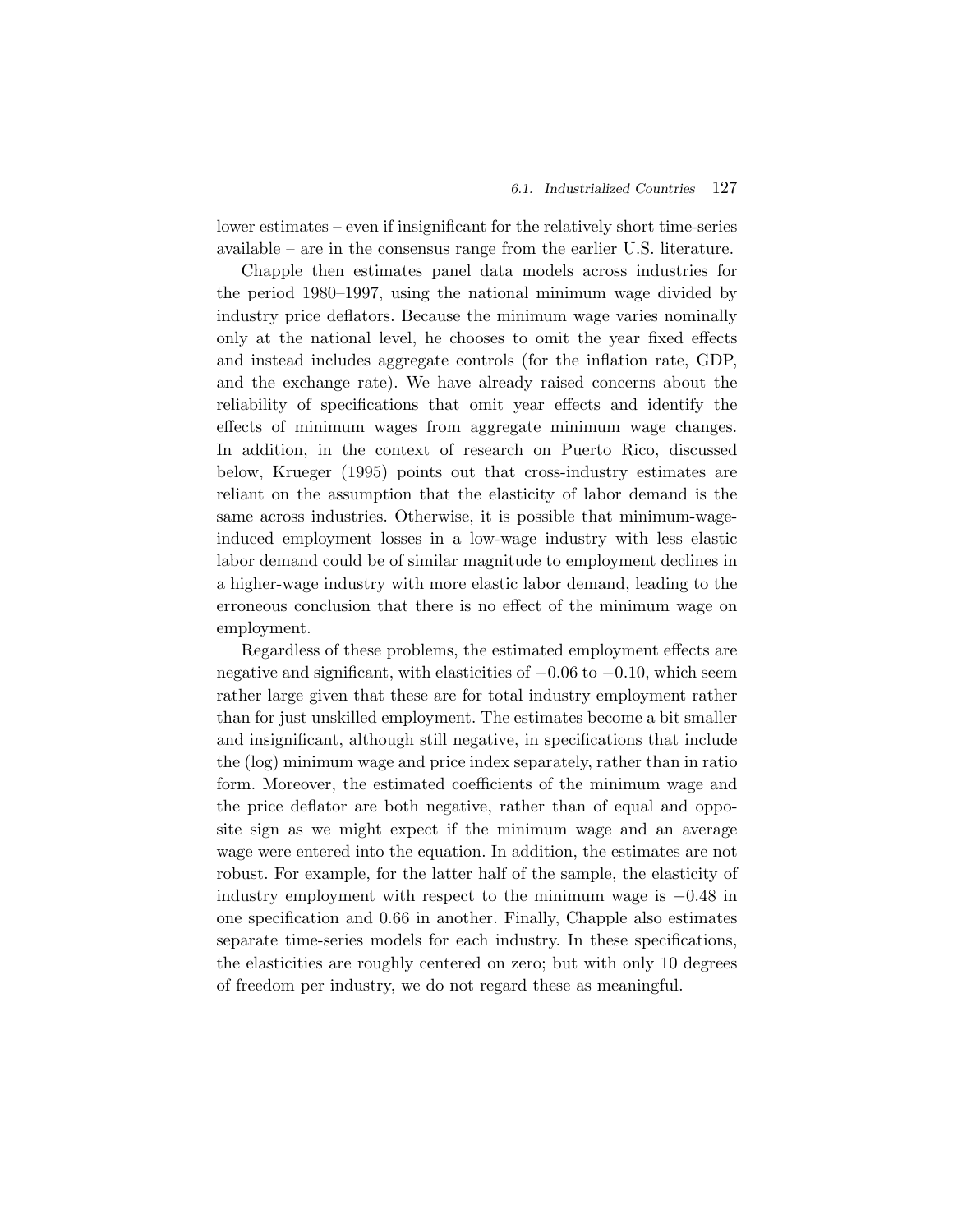lower estimates – even if insignificant for the relatively short time-series available – are in the consensus range from the earlier U.S. literature.

Chapple then estimates panel data models across industries for the period 1980–1997, using the national minimum wage divided by industry price deflators. Because the minimum wage varies nominally only at the national level, he chooses to omit the year fixed effects and instead includes aggregate controls (for the inflation rate, GDP, and the exchange rate). We have already raised concerns about the reliability of specifications that omit year effects and identify the effects of minimum wages from aggregate minimum wage changes. In addition, in the context of research on Puerto Rico, discussed below, Krueger (1995) points out that cross-industry estimates are reliant on the assumption that the elasticity of labor demand is the same across industries. Otherwise, it is possible that minimum-wage-induced employment losses in a low-wage industry with less elastic labor demand could be of similar magnitude to employment declines in a higher-wage industry with more elastic labor demand, leading to the erroneous conclusion that there is no effect of the minimum wage on employment.

Regardless of these problems, the estimated employment effects are negative and significant, with elasticities of −0.06 to −0.10, which seem rather large given that these are for total industry employment rather than for just unskilled employment. The estimates become a bit smaller and insignificant, although still negative, in specifications that include the (log) minimum wage and price index separately, rather than in ratio form. Moreover, the estimated coefficients of the minimum wage and the price deflator are both negative, rather than of equal and opposite sign as we might expect if the minimum wage and an average wage were entered into the equation. In addition, the estimates are not robust. For example, for the latter half of the sample, the elasticity of industry employment with respect to the minimum wage is −0.48 in one specification and 0.66 in another. Finally, Chapple also estimates separate time-series models for each industry. In these specifications, the elasticities are roughly centered on zero; but with only 10 degrees of freedom per industry, we do not regard these as meaningful.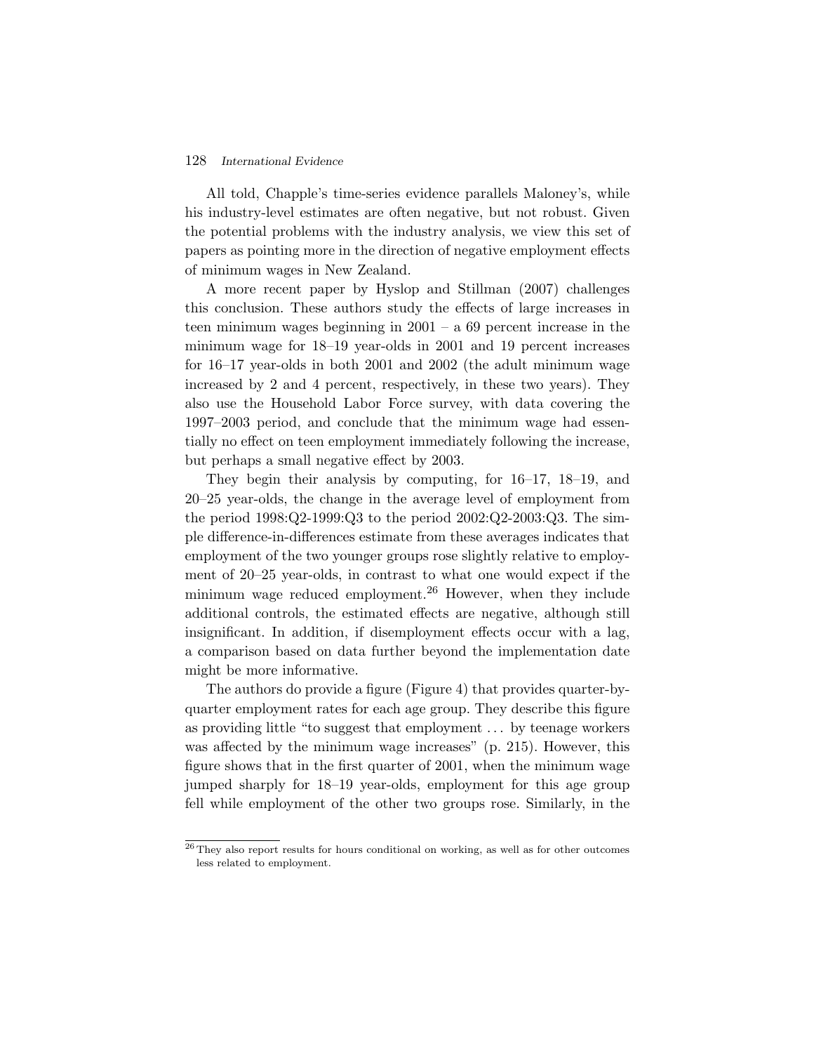All told, Chapple's time-series evidence parallels Maloney's, while his industry-level estimates are often negative, but not robust. Given the potential problems with the industry analysis, we view this set of papers as pointing more in the direction of negative employment effects of minimum wages in New Zealand.

A more recent paper by Hyslop and Stillman (2007) challenges this conclusion. These authors study the effects of large increases in teen minimum wages beginning in 2001 – a 69 percent increase in the minimum wage for 18–19 year-olds in 2001 and 19 percent increases for 16–17 year-olds in both 2001 and 2002 (the adult minimum wage increased by 2 and 4 percent, respectively, in these two years). They also use the Household Labor Force survey, with data covering the 1997–2003 period, and conclude that the minimum wage had essentially no effect on teen employment immediately following the increase, but perhaps a small negative effect by 2003.

They begin their analysis by computing, for 16–17, 18–19, and 20–25 year-olds, the change in the average level of employment from the period 1998:Q2-1999:Q3 to the period 2002:Q2-2003:Q3. The simple difference-in-differences estimate from these averages indicates that employment of the two younger groups rose slightly relative to employment of 20–25 year-olds, in contrast to what one would expect if the minimum wage reduced employment.[26] However, when they include additional controls, the estimated effects are negative, although still insignificant. In addition, if disemployment effects occur with a lag, a comparison based on data further beyond the implementation date might be more informative.

The authors do provide a figure (Figure 4) that provides quarter-by-quarter employment rates for each age group. They describe this figure as providing little "to suggest that employment ... by teenage workers was affected by the minimum wage increases" (p. 215). However, this figure shows that in the first quarter of 2001, when the minimum wage jumped sharply for 18–19 year-olds, employment for this age group fell while employment of the other two groups rose. Similarly, in the

[26] They also report results for hours conditional on working, as well as for other outcomes less related to employment.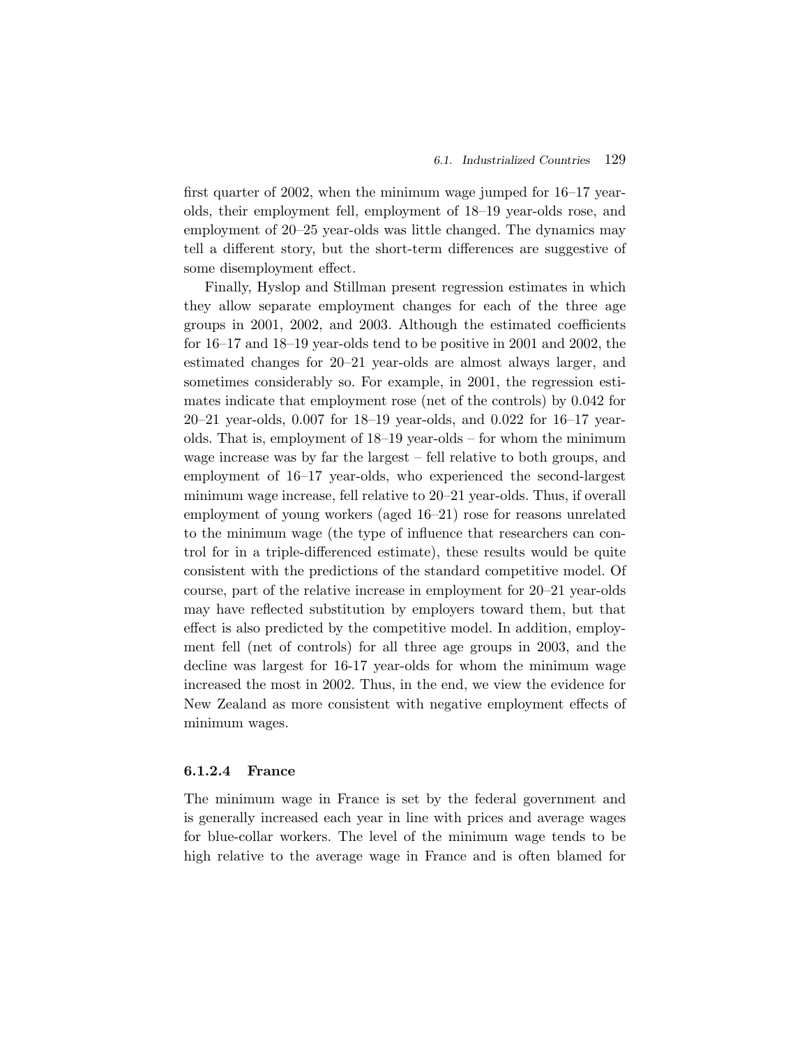first quarter of 2002, when the minimum wage jumped for 16–17 year-olds, their employment fell, employment of 18–19 year-olds rose, and employment of 20–25 year-olds was little changed. The dynamics may tell a different story, but the short-term differences are suggestive of some disemployment effect.

Finally, Hyslop and Stillman present regression estimates in which they allow separate employment changes for each of the three age groups in 2001, 2002, and 2003. Although the estimated coefficients for 16–17 and 18–19 year-olds tend to be positive in 2001 and 2002, the estimated changes for 20–21 year-olds are almost always larger, and sometimes considerably so. For example, in 2001, the regression estimates indicate that employment rose (net of the controls) by 0.042 for 20–21 year-olds, 0.007 for 18–19 year-olds, and 0.022 for 16–17 year-olds. That is, employment of 18–19 year-olds – for whom the minimum wage increase was by far the largest – fell relative to both groups, and employment of 16–17 year-olds, who experienced the second-largest minimum wage increase, fell relative to 20–21 year-olds. Thus, if overall employment of young workers (aged 16–21) rose for reasons unrelated to the minimum wage (the type of influence that researchers can control for in a triple-differenced estimate), these results would be quite consistent with the predictions of the standard competitive model. Of course, part of the relative increase in employment for 20–21 year-olds may have reflected substitution by employers toward them, but that effect is also predicted by the competitive model. In addition, employment fell (net of controls) for all three age groups in 2003, and the decline was largest for 16-17 year-olds for whom the minimum wage increased the most in 2002. Thus, in the end, we view the evidence for New Zealand as more consistent with negative employment effects of minimum wages.

#### 6.1.2.4 France

The minimum wage in France is set by the federal government and is generally increased each year in line with prices and average wages for blue-collar workers. The level of the minimum wage tends to be high relative to the average wage in France and is often blamed for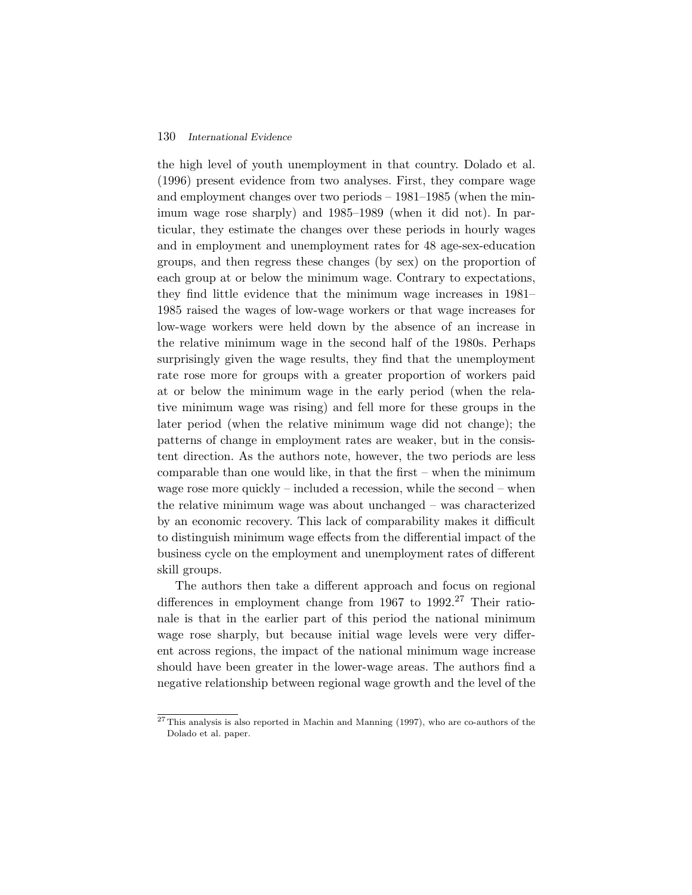the high level of youth unemployment in that country. Dolado et al. (1996) present evidence from two analyses. First, they compare wage and employment changes over two periods – 1981–1985 (when the minimum wage rose sharply) and 1985–1989 (when it did not). In particular, they estimate the changes over these periods in hourly wages and in employment and unemployment rates for 48 age-sex-education groups, and then regress these changes (by sex) on the proportion of each group at or below the minimum wage. Contrary to expectations, they find little evidence that the minimum wage increases in 1981–1985 raised the wages of low-wage workers or that wage increases for low-wage workers were held down by the absence of an increase in the relative minimum wage in the second half of the 1980s. Perhaps surprisingly given the wage results, they find that the unemployment rate rose more for groups with a greater proportion of workers paid at or below the minimum wage in the early period (when the relative minimum wage was rising) and fell more for these groups in the later period (when the relative minimum wage did not change); the patterns of change in employment rates are weaker, but in the consistent direction. As the authors note, however, the two periods are less comparable than one would like, in that the first – when the minimum wage rose more quickly – included a recession, while the second – when the relative minimum wage was about unchanged – was characterized by an economic recovery. This lack of comparability makes it difficult to distinguish minimum wage effects from the differential impact of the business cycle on the employment and unemployment rates of different skill groups.

The authors then take a different approach and focus on regional differences in employment change from 1967 to 1992.[27] Their rationale is that in the earlier part of this period the national minimum wage rose sharply, but because initial wage levels were very different across regions, the impact of the national minimum wage increase should have been greater in the lower-wage areas. The authors find a negative relationship between regional wage growth and the level of the

[27] This analysis is also reported in Machin and Manning (1997), who are co-authors of the Dolado et al. paper.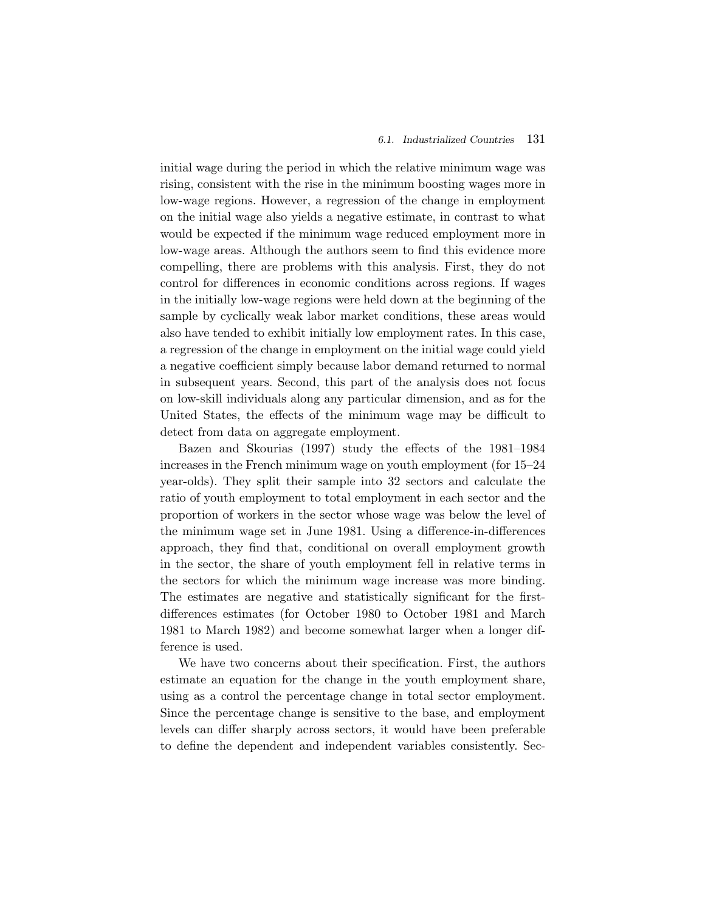initial wage during the period in which the relative minimum wage was rising, consistent with the rise in the minimum boosting wages more in low-wage regions. However, a regression of the change in employment on the initial wage also yields a negative estimate, in contrast to what would be expected if the minimum wage reduced employment more in low-wage areas. Although the authors seem to find this evidence more compelling, there are problems with this analysis. First, they do not control for differences in economic conditions across regions. If wages in the initially low-wage regions were held down at the beginning of the sample by cyclically weak labor market conditions, these areas would also have tended to exhibit initially low employment rates. In this case, a regression of the change in employment on the initial wage could yield a negative coefficient simply because labor demand returned to normal in subsequent years. Second, this part of the analysis does not focus on low-skill individuals along any particular dimension, and as for the United States, the effects of the minimum wage may be difficult to detect from data on aggregate employment.

Bazen and Skourias (1997) study the effects of the 1981–1984 increases in the French minimum wage on youth employment (for 15–24 year-olds). They split their sample into 32 sectors and calculate the ratio of youth employment to total employment in each sector and the proportion of workers in the sector whose wage was below the level of the minimum wage set in June 1981. Using a difference-in-differences approach, they find that, conditional on overall employment growth in the sector, the share of youth employment fell in relative terms in the sectors for which the minimum wage increase was more binding. The estimates are negative and statistically significant for the first-differences estimates (for October 1980 to October 1981 and March 1981 to March 1982) and become somewhat larger when a longer difference is used.

We have two concerns about their specification. First, the authors estimate an equation for the change in the youth employment share, using as a control the percentage change in total sector employment. Since the percentage change is sensitive to the base, and employment levels can differ sharply across sectors, it would have been preferable to define the dependent and independent variables consistently. Sec-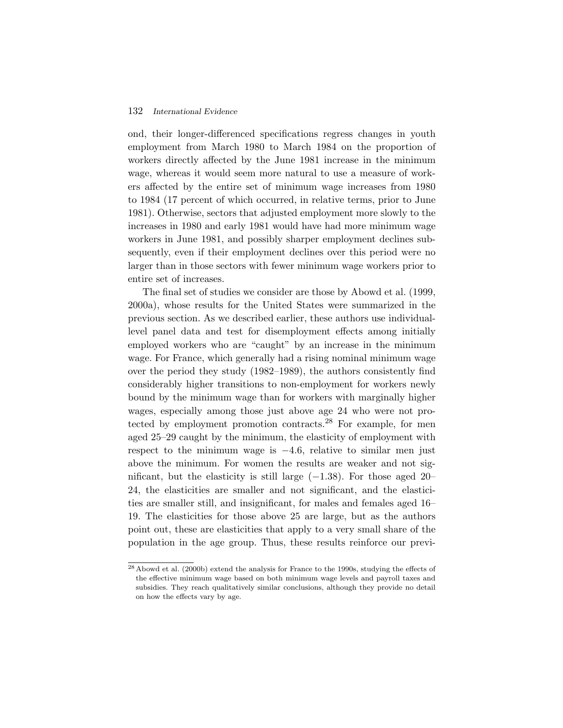ond, their longer-differenced specifications regress changes in youth employment from March 1980 to March 1984 on the proportion of workers directly affected by the June 1981 increase in the minimum wage, whereas it would seem more natural to use a measure of workers affected by the entire set of minimum wage increases from 1980 to 1984 (17 percent of which occurred, in relative terms, prior to June 1981). Otherwise, sectors that adjusted employment more slowly to the increases in 1980 and early 1981 would have had more minimum wage workers in June 1981, and possibly sharper employment declines subsequently, even if their employment declines over this period were no larger than in those sectors with fewer minimum wage workers prior to entire set of increases.

The final set of studies we consider are those by Abowd et al. (1999, 2000a), whose results for the United States were summarized in the previous section. As we described earlier, these authors use individual-level panel data and test for disemployment effects among initially employed workers who are "caught" by an increase in the minimum wage. For France, which generally had a rising nominal minimum wage over the period they study (1982–1989), the authors consistently find considerably higher transitions to non-employment for workers newly bound by the minimum wage than for workers with marginally higher wages, especially among those just above age 24 who were not protected by employment promotion contracts.[28] For example, for men aged 25–29 caught by the minimum, the elasticity of employment with respect to the minimum wage is −4.6, relative to similar men just above the minimum. For women the results are weaker and not significant, but the elasticity is still large (−1.38). For those aged 20–24, the elasticities are smaller and not significant, and the elasticities are smaller still, and insignificant, for males and females aged 16–19. The elasticities for those above 25 are large, but as the authors point out, these are elasticities that apply to a very small share of the population in the age group. Thus, these results reinforce our previ-

[28] Abowd et al. (2000b) extend the analysis for France to the 1990s, studying the effects of the effective minimum wage based on both minimum wage levels and payroll taxes and subsidies. They reach qualitatively similar conclusions, although they provide no detail on how the effects vary by age.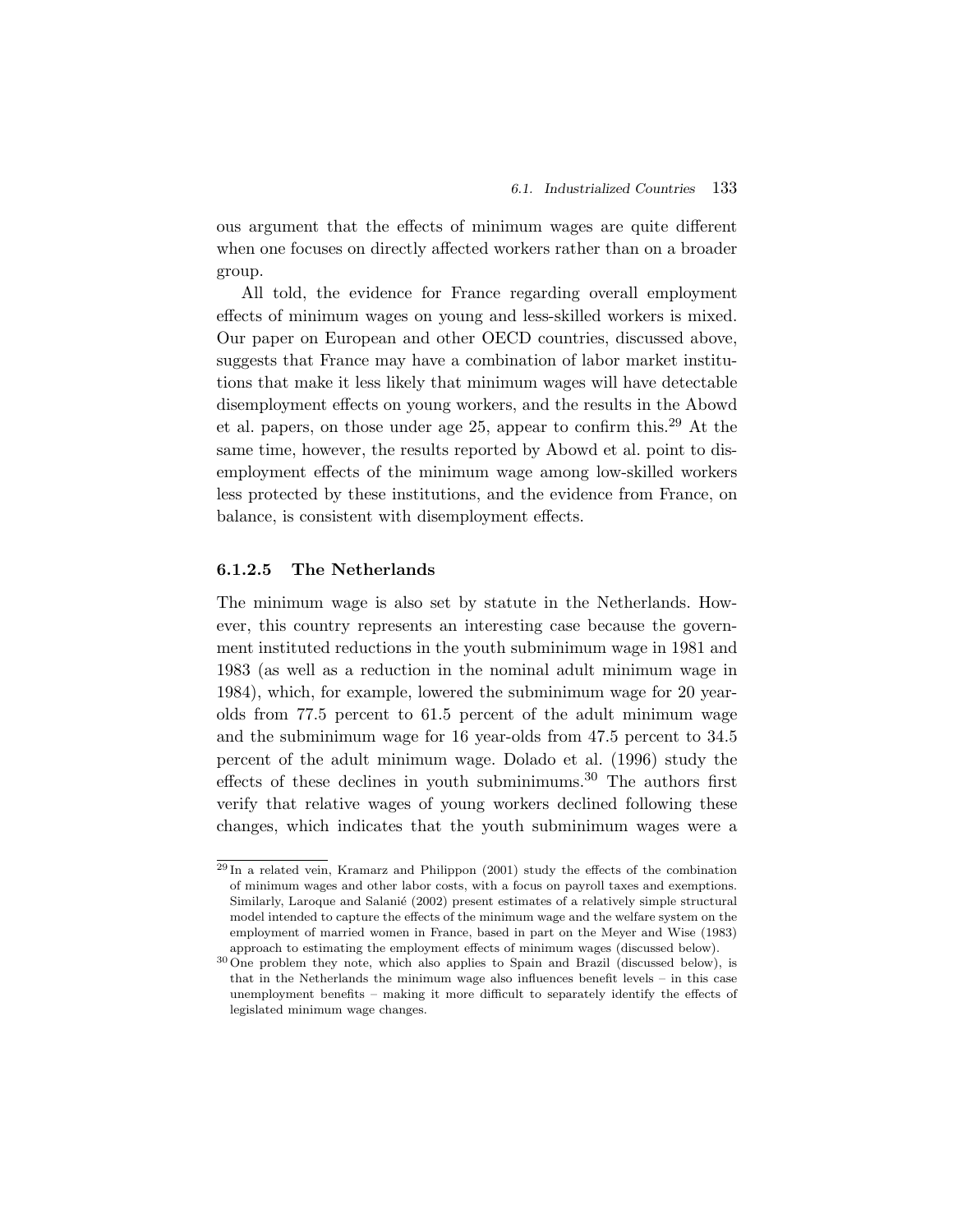ous argument that the effects of minimum wages are quite different when one focuses on directly affected workers rather than on a broader group.

All told, the evidence for France regarding overall employment effects of minimum wages on young and less-skilled workers is mixed. Our paper on European and other OECD countries, discussed above, suggests that France may have a combination of labor market institutions that make it less likely that minimum wages will have detectable disemployment effects on young workers, and the results in the Abowd et al. papers, on those under age 25, appear to confirm this.[29] At the same time, however, the results reported by Abowd et al. point to disemployment effects of the minimum wage among low-skilled workers less protected by these institutions, and the evidence from France, on balance, is consistent with disemployment effects.

### 6.1.2.5 The Netherlands

The minimum wage is also set by statute in the Netherlands. However, this country represents an interesting case because the government instituted reductions in the youth subminimum wage in 1981 and 1983 (as well as a reduction in the nominal adult minimum wage in 1984), which, for example, lowered the subminimum wage for 20 year-olds from 77.5 percent to 61.5 percent of the adult minimum wage and the subminimum wage for 16 year-olds from 47.5 percent to 34.5 percent of the adult minimum wage. Dolado et al. (1996) study the effects of these declines in youth subminimums.[30] The authors first verify that relative wages of young workers declined following these changes, which indicates that the youth subminimum wages were a

[29] In a related vein, Kramarz and Philippon (2001) study the effects of the combination of minimum wages and other labor costs, with a focus on payroll taxes and exemptions. Similarly, Laroque and Salanié (2002) present estimates of a relatively simple structural model intended to capture the effects of the minimum wage and the welfare system on the employment of married women in France, based in part on the Meyer and Wise (1983) approach to estimating the employment effects of minimum wages (discussed below).

[30] One problem they note, which also applies to Spain and Brazil (discussed below), is that in the Netherlands the minimum wage also influences benefit levels – in this case unemployment benefits – making it more difficult to separately identify the effects of legislated minimum wage changes.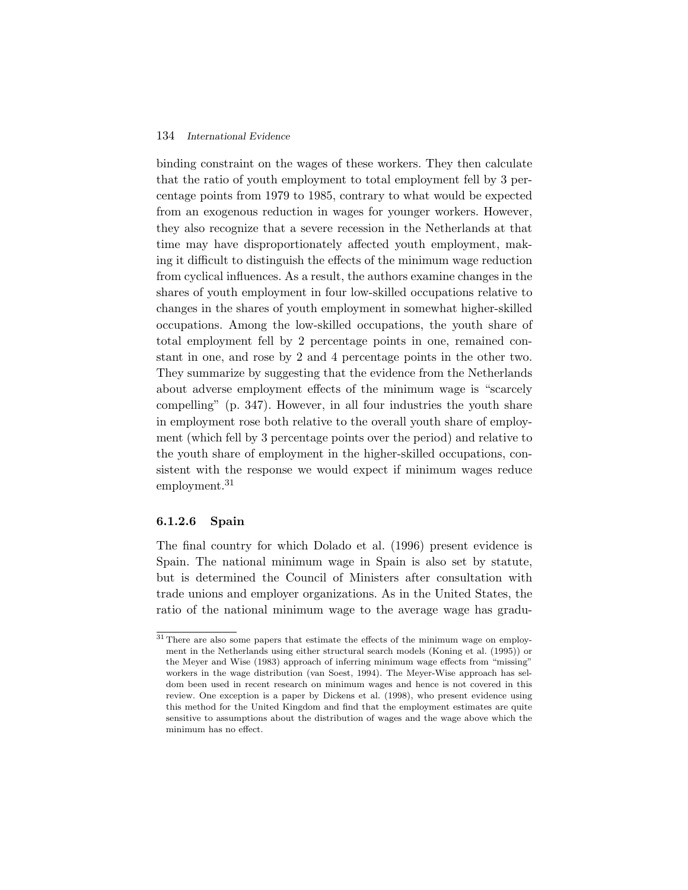binding constraint on the wages of these workers. They then calculate that the ratio of youth employment to total employment fell by 3 percentage points from 1979 to 1985, contrary to what would be expected from an exogenous reduction in wages for younger workers. However, they also recognize that a severe recession in the Netherlands at that time may have disproportionately affected youth employment, making it difficult to distinguish the effects of the minimum wage reduction from cyclical influences. As a result, the authors examine changes in the shares of youth employment in four low-skilled occupations relative to changes in the shares of youth employment in somewhat higher-skilled occupations. Among the low-skilled occupations, the youth share of total employment fell by 2 percentage points in one, remained constant in one, and rose by 2 and 4 percentage points in the other two. They summarize by suggesting that the evidence from the Netherlands about adverse employment effects of the minimum wage is "scarcely compelling" (p. 347). However, in all four industries the youth share in employment rose both relative to the overall youth share of employment (which fell by 3 percentage points over the period) and relative to the youth share of employment in the higher-skilled occupations, consistent with the response we would expect if minimum wages reduce employment.[31]

#### 6.1.2.6 Spain

The final country for which Dolado et al. (1996) present evidence is Spain. The national minimum wage in Spain is also set by statute, but is determined the Council of Ministers after consultation with trade unions and employer organizations. As in the United States, the ratio of the national minimum wage to the average wage has gradu-

[31] There are also some papers that estimate the effects of the minimum wage on employment in the Netherlands using either structural search models (Koning et al. (1995)) or the Meyer and Wise (1983) approach of inferring minimum wage effects from "missing" workers in the wage distribution (van Soest, 1994). The Meyer-Wise approach has seldom been used in recent research on minimum wages and hence is not covered in this review. One exception is a paper by Dickens et al. (1998), who present evidence using this method for the United Kingdom and find that the employment estimates are quite sensitive to assumptions about the distribution of wages and the wage above which the minimum has no effect.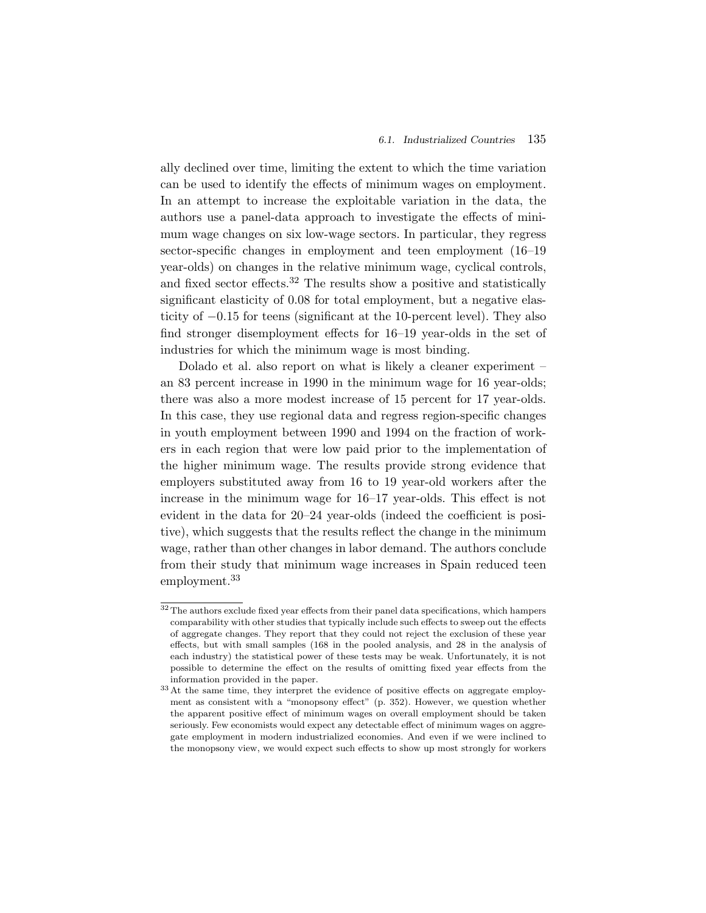ally declined over time, limiting the extent to which the time variation can be used to identify the effects of minimum wages on employment. In an attempt to increase the exploitable variation in the data, the authors use a panel-data approach to investigate the effects of minimum wage changes on six low-wage sectors. In particular, they regress sector-specific changes in employment and teen employment (16–19 year-olds) on changes in the relative minimum wage, cyclical controls, and fixed sector effects.[32] The results show a positive and statistically significant elasticity of 0.08 for total employment, but a negative elasticity of −0.15 for teens (significant at the 10-percent level). They also find stronger disemployment effects for 16–19 year-olds in the set of industries for which the minimum wage is most binding.

Dolado et al. also report on what is likely a cleaner experiment – an 83 percent increase in 1990 in the minimum wage for 16 year-olds; there was also a more modest increase of 15 percent for 17 year-olds. In this case, they use regional data and regress region-specific changes in youth employment between 1990 and 1994 on the fraction of workers in each region that were low paid prior to the implementation of the higher minimum wage. The results provide strong evidence that employers substituted away from 16 to 19 year-old workers after the increase in the minimum wage for 16–17 year-olds. This effect is not evident in the data for 20–24 year-olds (indeed the coefficient is positive), which suggests that the results reflect the change in the minimum wage, rather than other changes in labor demand. The authors conclude from their study that minimum wage increases in Spain reduced teen employment.[33]

---

[32] The authors exclude fixed year effects from their panel data specifications, which hampers comparability with other studies that typically include such effects to sweep out the effects of aggregate changes. They report that they could not reject the exclusion of these year effects, but with small samples (168 in the pooled analysis, and 28 in the analysis of each industry) the statistical power of these tests may be weak. Unfortunately, it is not possible to determine the effect on the results of omitting fixed year effects from the information provided in the paper.

[33] At the same time, they interpret the evidence of positive effects on aggregate employment as consistent with a "monopsony effect" (p. 352). However, we question whether the apparent positive effect of minimum wages on overall employment should be taken seriously. Few economists would expect any detectable effect of minimum wages on aggregate employment in modern industrialized economies. And even if we were inclined to the monopsony view, we would expect such effects to show up most strongly for workers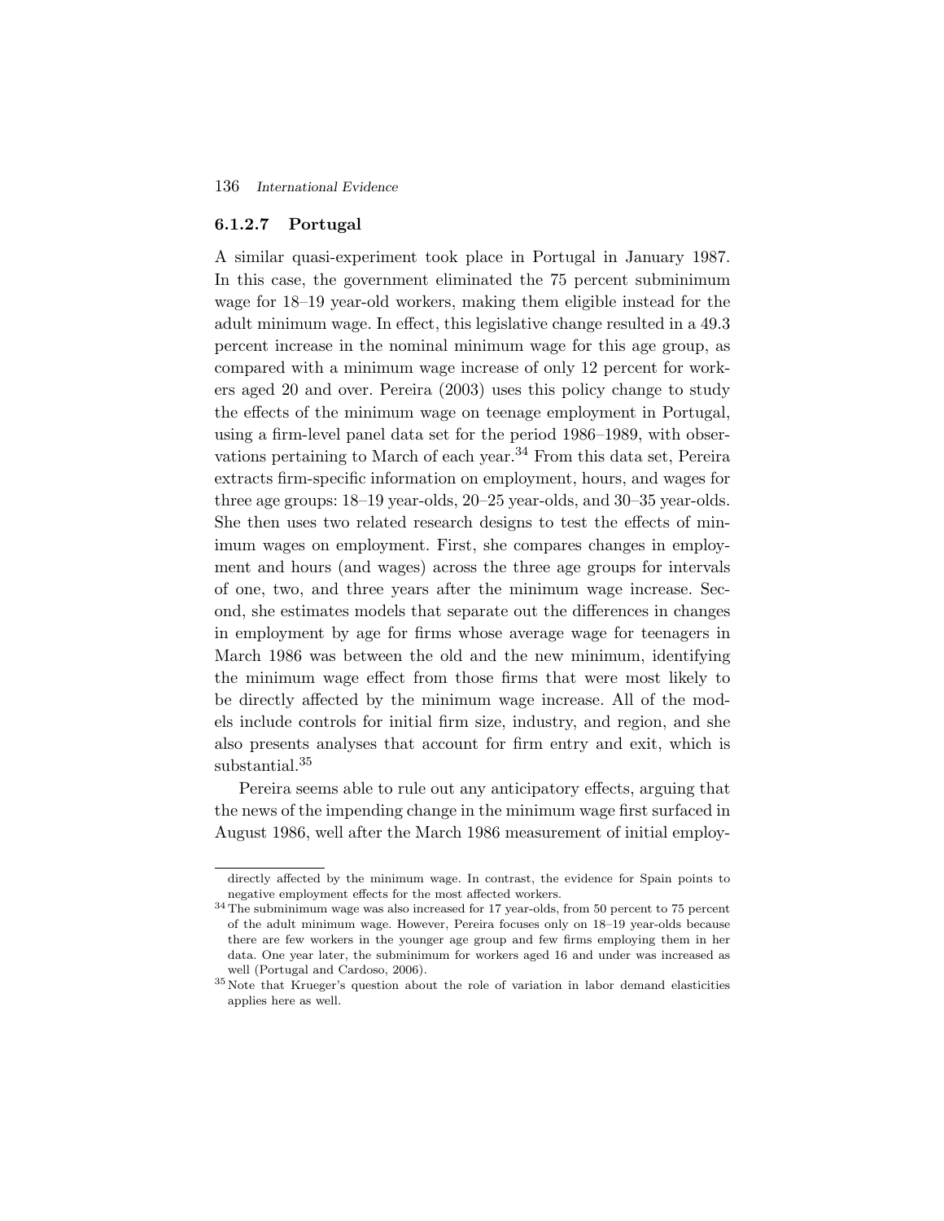#### 6.1.2.7 Portugal

A similar quasi-experiment took place in Portugal in January 1987. In this case, the government eliminated the 75 percent subminimum wage for 18–19 year-old workers, making them eligible instead for the adult minimum wage. In effect, this legislative change resulted in a 49.3 percent increase in the nominal minimum wage for this age group, as compared with a minimum wage increase of only 12 percent for workers aged 20 and over. Pereira (2003) uses this policy change to study the effects of the minimum wage on teenage employment in Portugal, using a firm-level panel data set for the period 1986–1989, with observations pertaining to March of each year.[34] From this data set, Pereira extracts firm-specific information on employment, hours, and wages for three age groups: 18–19 year-olds, 20–25 year-olds, and 30–35 year-olds. She then uses two related research designs to test the effects of minimum wages on employment. First, she compares changes in employment and hours (and wages) across the three age groups for intervals of one, two, and three years after the minimum wage increase. Second, she estimates models that separate out the differences in changes in employment by age for firms whose average wage for teenagers in March 1986 was between the old and the new minimum, identifying the minimum wage effect from those firms that were most likely to be directly affected by the minimum wage increase. All of the models include controls for initial firm size, industry, and region, and she also presents analyses that account for firm entry and exit, which is substantial.[35]

Pereira seems able to rule out any anticipatory effects, arguing that the news of the impending change in the minimum wage first surfaced in August 1986, well after the March 1986 measurement of initial employ-

---

directly affected by the minimum wage. In contrast, the evidence for Spain points to negative employment effects for the most affected workers.

[34] The subminimum wage was also increased for 17 year-olds, from 50 percent to 75 percent of the adult minimum wage. However, Pereira focuses only on 18–19 year-olds because there are few workers in the younger age group and few firms employing them in her data. One year later, the subminimum for workers aged 16 and under was increased as well (Portugal and Cardoso, 2006).

[35] Note that Krueger's question about the role of variation in labor demand elasticities applies here as well.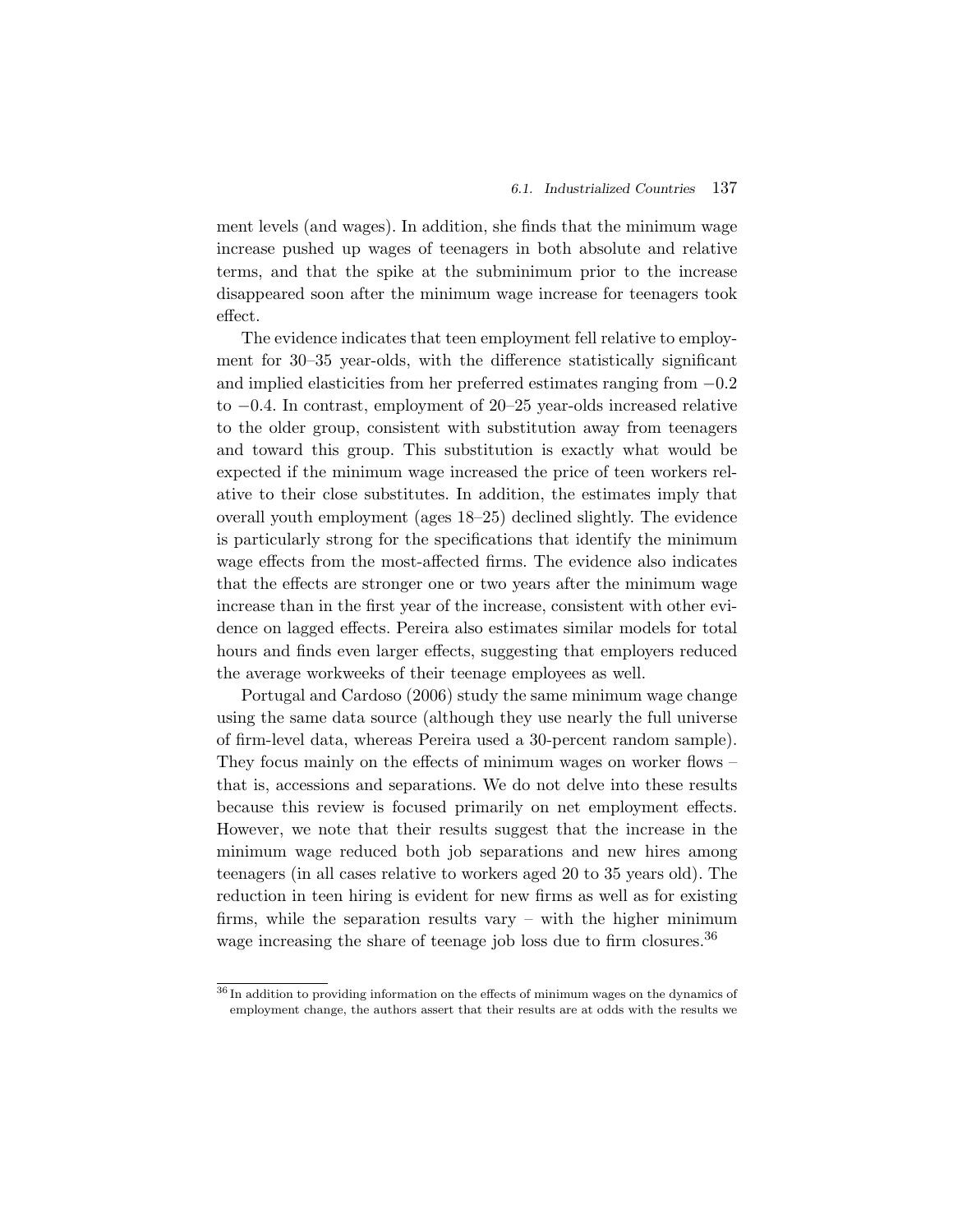ment levels (and wages). In addition, she finds that the minimum wage increase pushed up wages of teenagers in both absolute and relative terms, and that the spike at the subminimum prior to the increase disappeared soon after the minimum wage increase for teenagers took effect.

The evidence indicates that teen employment fell relative to employment for 30–35 year-olds, with the difference statistically significant and implied elasticities from her preferred estimates ranging from −0.2 to −0.4. In contrast, employment of 20–25 year-olds increased relative to the older group, consistent with substitution away from teenagers and toward this group. This substitution is exactly what would be expected if the minimum wage increased the price of teen workers relative to their close substitutes. In addition, the estimates imply that overall youth employment (ages 18–25) declined slightly. The evidence is particularly strong for the specifications that identify the minimum wage effects from the most-affected firms. The evidence also indicates that the effects are stronger one or two years after the minimum wage increase than in the first year of the increase, consistent with other evidence on lagged effects. Pereira also estimates similar models for total hours and finds even larger effects, suggesting that employers reduced the average workweeks of their teenage employees as well.

Portugal and Cardoso (2006) study the same minimum wage change using the same data source (although they use nearly the full universe of firm-level data, whereas Pereira used a 30-percent random sample). They focus mainly on the effects of minimum wages on worker flows – that is, accessions and separations. We do not delve into these results because this review is focused primarily on net employment effects. However, we note that their results suggest that the increase in the minimum wage reduced both job separations and new hires among teenagers (in all cases relative to workers aged 20 to 35 years old). The reduction in teen hiring is evident for new firms as well as for existing firms, while the separation results vary – with the higher minimum wage increasing the share of teenage job loss due to firm closures.[36]

[36] In addition to providing information on the effects of minimum wages on the dynamics of employment change, the authors assert that their results are at odds with the results we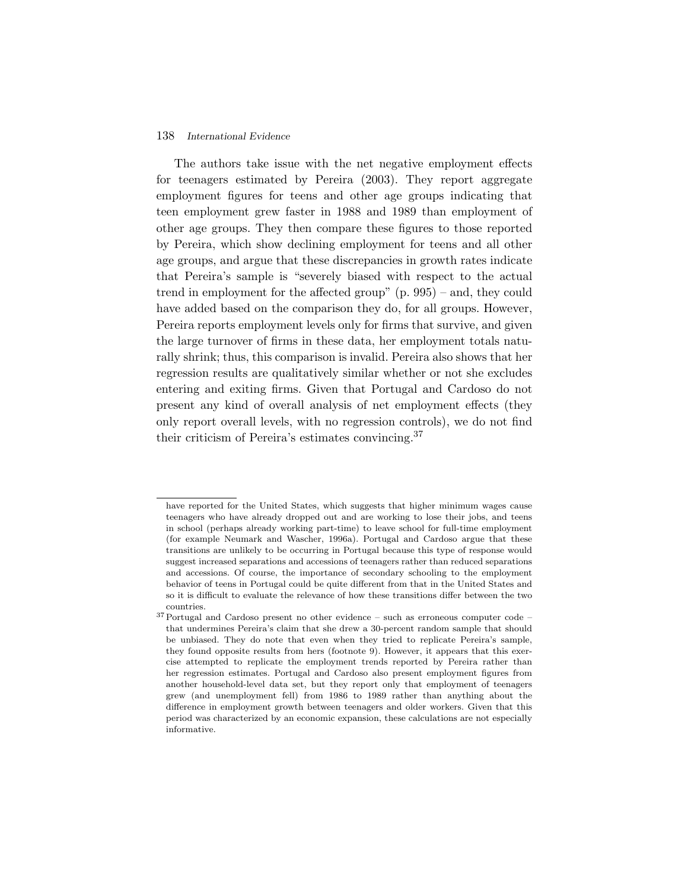The authors take issue with the net negative employment effects for teenagers estimated by Pereira (2003). They report aggregate employment figures for teens and other age groups indicating that teen employment grew faster in 1988 and 1989 than employment of other age groups. They then compare these figures to those reported by Pereira, which show declining employment for teens and all other age groups, and argue that these discrepancies in growth rates indicate that Pereira's sample is "severely biased with respect to the actual trend in employment for the affected group" (p. 995) – and, they could have added based on the comparison they do, for all groups. However, Pereira reports employment levels only for firms that survive, and given the large turnover of firms in these data, her employment totals naturally shrink; thus, this comparison is invalid. Pereira also shows that her regression results are qualitatively similar whether or not she excludes entering and exiting firms. Given that Portugal and Cardoso do not present any kind of overall analysis of net employment effects (they only report overall levels, with no regression controls), we do not find their criticism of Pereira's estimates convincing.[37]

---

have reported for the United States, which suggests that higher minimum wages cause teenagers who have already dropped out and are working to lose their jobs, and teens in school (perhaps already working part-time) to leave school for full-time employment (for example Neumark and Wascher, 1996a). Portugal and Cardoso argue that these transitions are unlikely to be occurring in Portugal because this type of response would suggest increased separations and accessions of teenagers rather than reduced separations and accessions. Of course, the importance of secondary schooling to the employment behavior of teens in Portugal could be quite different from that in the United States and so it is difficult to evaluate the relevance of how these transitions differ between the two countries.

[37] Portugal and Cardoso present no other evidence – such as erroneous computer code – that undermines Pereira's claim that she drew a 30-percent random sample that should be unbiased. They do note that even when they tried to replicate Pereira's sample, they found opposite results from hers (footnote 9). However, it appears that this exercise attempted to replicate the employment trends reported by Pereira rather than her regression estimates. Portugal and Cardoso also present employment figures from another household-level data set, but they report only that employment of teenagers grew (and unemployment fell) from 1986 to 1989 rather than anything about the difference in employment growth between teenagers and older workers. Given that this period was characterized by an economic expansion, these calculations are not especially informative.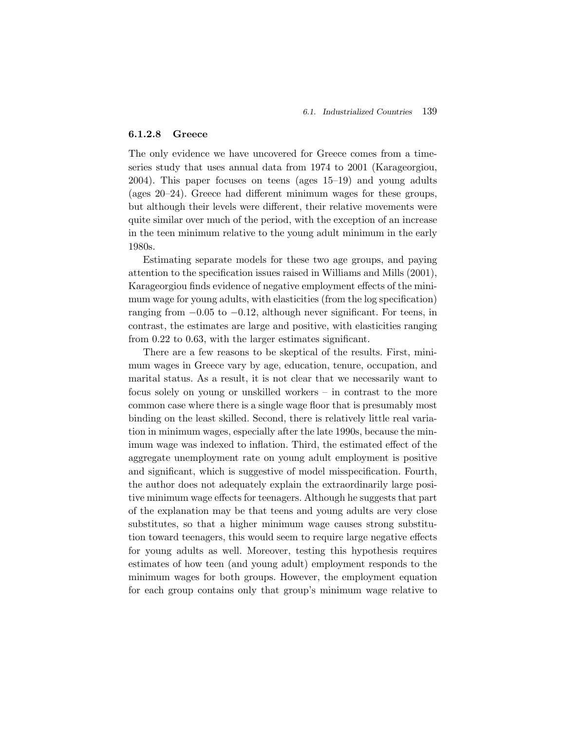#### 6.1.2.8 Greece

The only evidence we have uncovered for Greece comes from a time-series study that uses annual data from 1974 to 2001 (Karageorgiou, 2004). This paper focuses on teens (ages 15–19) and young adults (ages 20–24). Greece had different minimum wages for these groups, but although their levels were different, their relative movements were quite similar over much of the period, with the exception of an increase in the teen minimum relative to the young adult minimum in the early 1980s.

Estimating separate models for these two age groups, and paying attention to the specification issues raised in Williams and Mills (2001), Karageorgiou finds evidence of negative employment effects of the minimum wage for young adults, with elasticities (from the log specification) ranging from −0.05 to −0.12, although never significant. For teens, in contrast, the estimates are large and positive, with elasticities ranging from 0.22 to 0.63, with the larger estimates significant.

There are a few reasons to be skeptical of the results. First, minimum wages in Greece vary by age, education, tenure, occupation, and marital status. As a result, it is not clear that we necessarily want to focus solely on young or unskilled workers – in contrast to the more common case where there is a single wage floor that is presumably most binding on the least skilled. Second, there is relatively little real variation in minimum wages, especially after the late 1990s, because the minimum wage was indexed to inflation. Third, the estimated effect of the aggregate unemployment rate on young adult employment is positive and significant, which is suggestive of model misspecification. Fourth, the author does not adequately explain the extraordinarily large positive minimum wage effects for teenagers. Although he suggests that part of the explanation may be that teens and young adults are very close substitutes, so that a higher minimum wage causes strong substitution toward teenagers, this would seem to require large negative effects for young adults as well. Moreover, testing this hypothesis requires estimates of how teen (and young adult) employment responds to the minimum wages for both groups. However, the employment equation for each group contains only that group's minimum wage relative to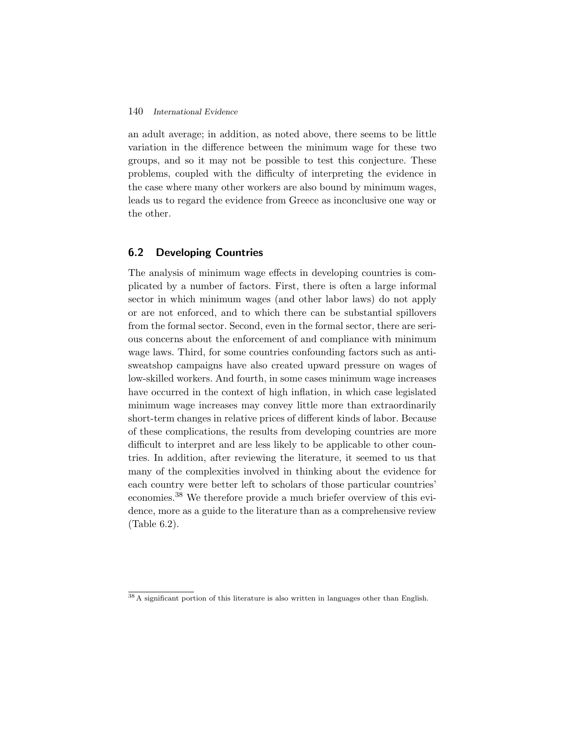an adult average; in addition, as noted above, there seems to be little variation in the difference between the minimum wage for these two groups, and so it may not be possible to test this conjecture. These problems, coupled with the difficulty of interpreting the evidence in the case where many other workers are also bound by minimum wages, leads us to regard the evidence from Greece as inconclusive one way or the other.

## 6.2 Developing Countries

The analysis of minimum wage effects in developing countries is complicated by a number of factors. First, there is often a large informal sector in which minimum wages (and other labor laws) do not apply or are not enforced, and to which there can be substantial spillovers from the formal sector. Second, even in the formal sector, there are serious concerns about the enforcement of and compliance with minimum wage laws. Third, for some countries confounding factors such as anti-sweatshop campaigns have also created upward pressure on wages of low-skilled workers. And fourth, in some cases minimum wage increases have occurred in the context of high inflation, in which case legislated minimum wage increases may convey little more than extraordinarily short-term changes in relative prices of different kinds of labor. Because of these complications, the results from developing countries are more difficult to interpret and are less likely to be applicable to other countries. In addition, after reviewing the literature, it seemed to us that many of the complexities involved in thinking about the evidence for each country were better left to scholars of those particular countries' economies.[38] We therefore provide a much briefer overview of this evidence, more as a guide to the literature than as a comprehensive review (Table 6.2).

[38] A significant portion of this literature is also written in languages other than English.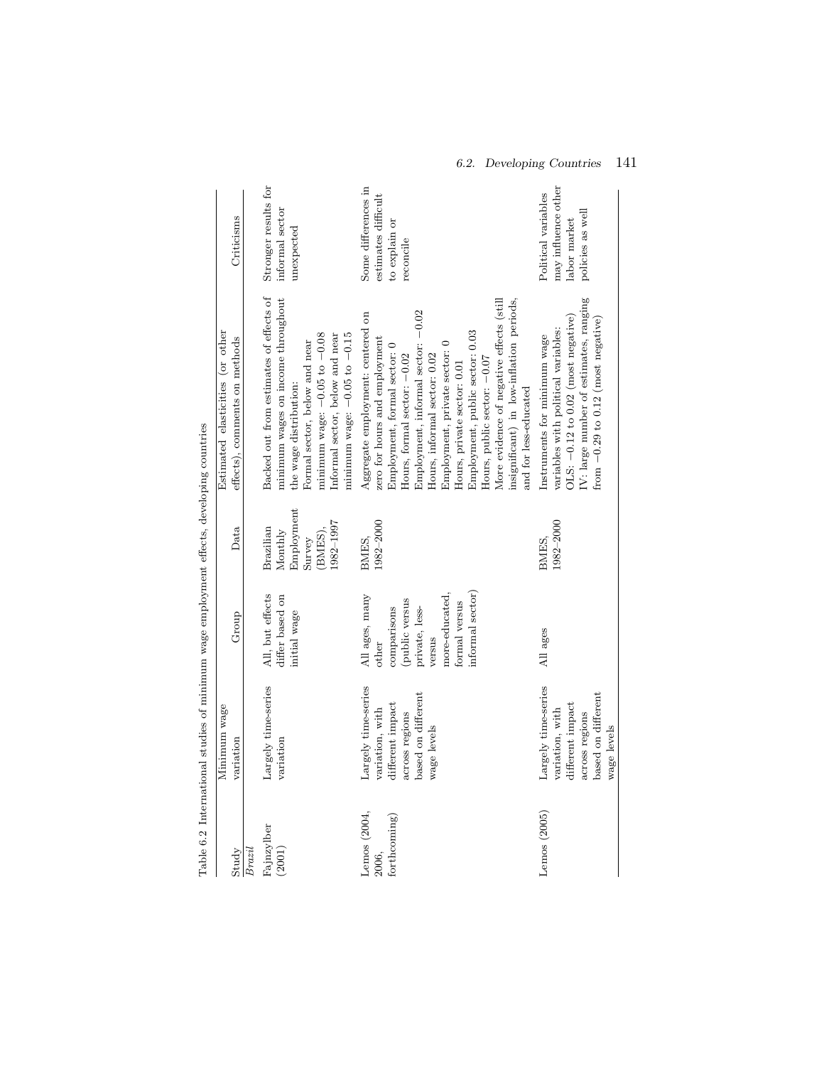Table 6.2 International studies of minimum wage employment effects, developing countries

| Study | Minimum wage variation | Group | Data | Estimated elasticities (or other effects), comments on methods | Criticisms |
|---|---|---|---|---|---|
| *Brazil* | | | | | |
| Fajnzylber (2001) | Largely time-series variation | All, but effects differ based on initial wage | Brazilian Monthly Employment Survey (BMES), 1982–1997 | Backed out from estimates of effects of minimum wages on income throughout the wage distribution: Formal sector, below and near minimum wage: −0.05 to −0.08 Informal sector, below and near minimum wage: −0.05 to −0.15 | Stronger results for informal sector unexpected |
| Lemos (2004, 2006, forthcoming) | Largely time-series variation, with different impact across regions based on different wage levels | All ages, many other comparisons (public versus private, less- versus more-educated, formal versus informal sector) | BMES, 1982–2000 | Aggregate employment: centered on zero for hours and employment Employment, formal sector: 0 Hours, formal sector: −0.02 Employment, informal sector: −0.02 Hours, informal sector: 0.02 Employment, private sector: 0 Hours, private sector: 0.01 Employment, public sector: 0.03 Hours, public sector: −0.07 More evidence of negative effects (still insignificant) in low-inflation periods, and for less-educated | Some differences in estimates difficult to explain or reconcile |
| Lemos (2005) | Largely time-series variation, with different impact across regions based on different wage levels | All ages | BMES, 1982–2000 | Instruments for minimum wage variables with political variables: OLS: −0.12 to 0.02 (most negative) IV: large number of estimates, ranging from −0.29 to 0.12 (most negative) | Political variables may influence other labor market policies as well |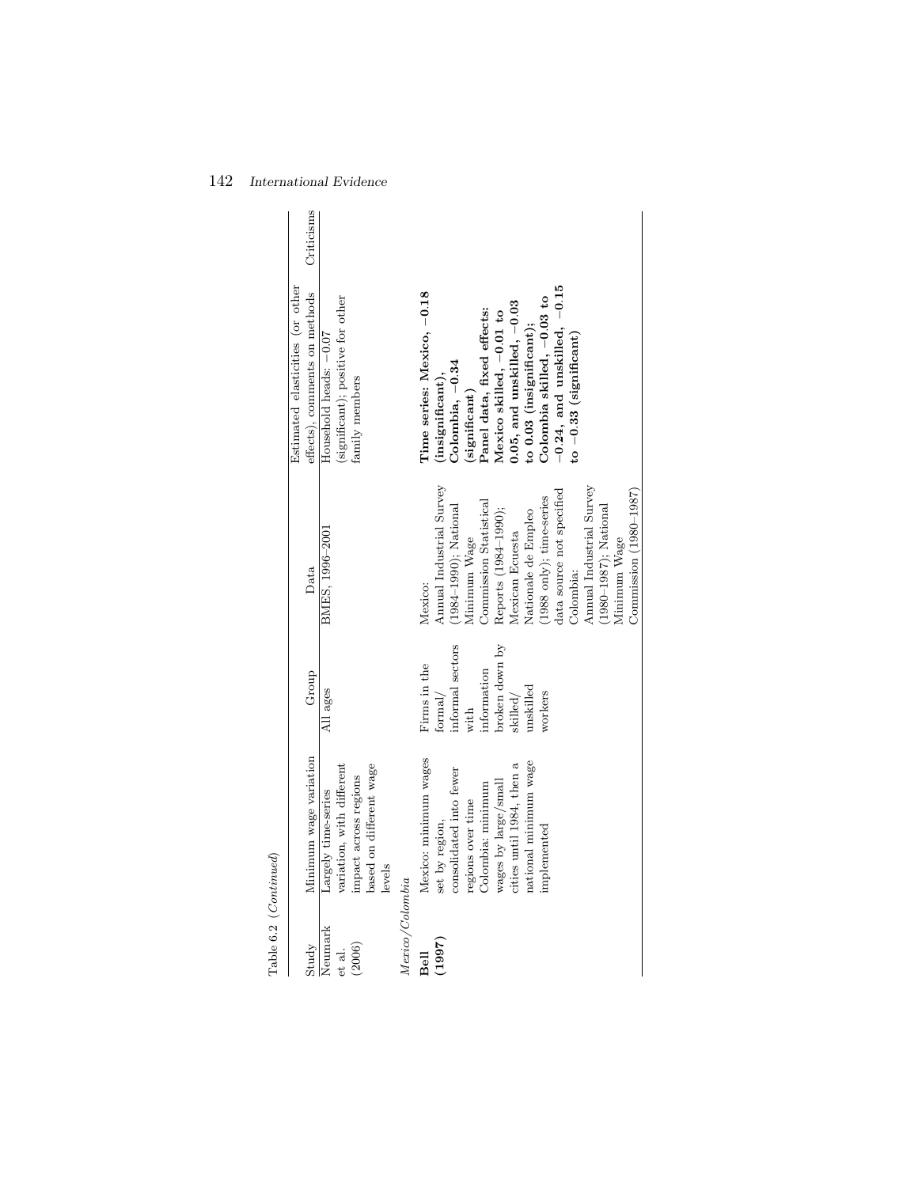Table 6.2 (*Continued*)

| Study | Minimum wage variation | Group | Data | Estimated elasticities (or other effects), comments on methods | Criticisms |
|---|---|---|---|---|---|
| Neumark et al. (2006) | Largely time-series variation, with different impact across regions based on different wage levels | All ages | BMES, 1996–2001 | Household heads: −0.07 (significant); positive for other family members | |
| *Mexico/Colombia* | | | | | |
| **Bell (1997)** | Mexico: minimum wages set by region, consolidated into fewer regions over time Colombia: minimum wages by large/small cities until 1984, then a national minimum wage implemented | Firms in the formal/ informal sectors with information broken down by skilled/ unskilled workers | Mexico: Annual Industrial Survey (1984–1990); National Minimum Wage Commission Statistical Reports (1984–1990); Mexican Ecuesta Nationale de Empleo (1988 only); time-series data source not specified Colombia: Annual Industrial Survey (1980–1987); National Minimum Wage Commission (1980–1987) | **Time series: Mexico, −0.18 (insignificant), Colombia, −0.34 (significant) Panel data, fixed effects: Mexico skilled, −0.01 to 0.05, and unskilled, −0.03 to 0.03 (insignificant); Colombia skilled, −0.03 to −0.24, and unskilled, −0.15 to −0.33 (significant)** | |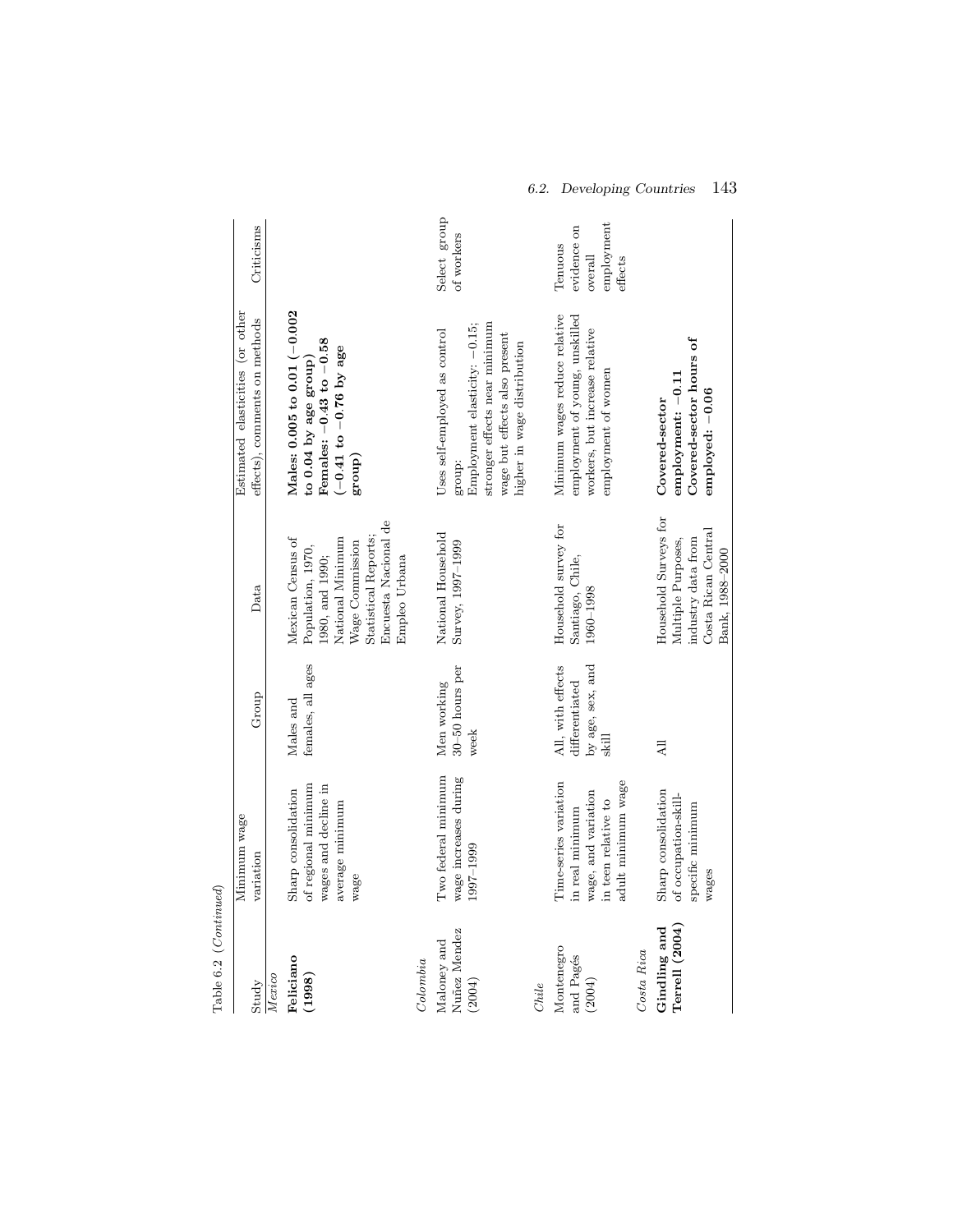Table 6.2 (*Continued*)

| Study | Minimum wage variation | Group | Data | Estimated elasticities (or other effects), comments on methods | Criticisms |
|---|---|---|---|---|---|
| *Mexico* | | | | | |
| **Feliciano (1998)** | Sharp consolidation of regional minimum wages and decline in average minimum wage | Males and females, all ages | Mexican Census of Population, 1970, 1980, and 1990; National Minimum Wage Commission Statistical Reports; Encuesta Nacional de Empleo Urbana | **Males: 0.005 to 0.01 (−0.002 to 0.04 by age group) Females: −0.43 to −0.58 (−0.41 to −0.76 by age group)** | |
| *Colombia* | | | | | |
| Maloney and Nuñez Mendez (2004) | Two federal minimum wage increases during 1997–1999 | Men working 30–50 hours per week | National Household Survey, 1997–1999 | Uses self-employed as control group: Employment elasticity: −0.15; stronger effects near minimum wage but effects also present higher in wage distribution | Select group of workers |
| *Chile* | | | | | |
| Montenegro and Pagés (2004) | Time-series variation in real minimum wage, and variation in teen relative to adult minimum wage | All, with effects differentiated by age, sex, and skill | Household survey for Santiago, Chile, 1960–1998 | Minimum wages reduce relative employment of young, unskilled workers, but increase relative employment of women | Tenuous evidence on overall employment effects |
| *Costa Rica* | | | | | |
| **Gindling and Terrell (2004)** | Sharp consolidation of occupation-skill-specific minimum wages | All | Household Surveys for Multiple Purposes, industry data from Costa Rican Central Bank, 1988–2000 | **Covered-sector employment: −0.11 Covered-sector hours of employed: −0.06** | |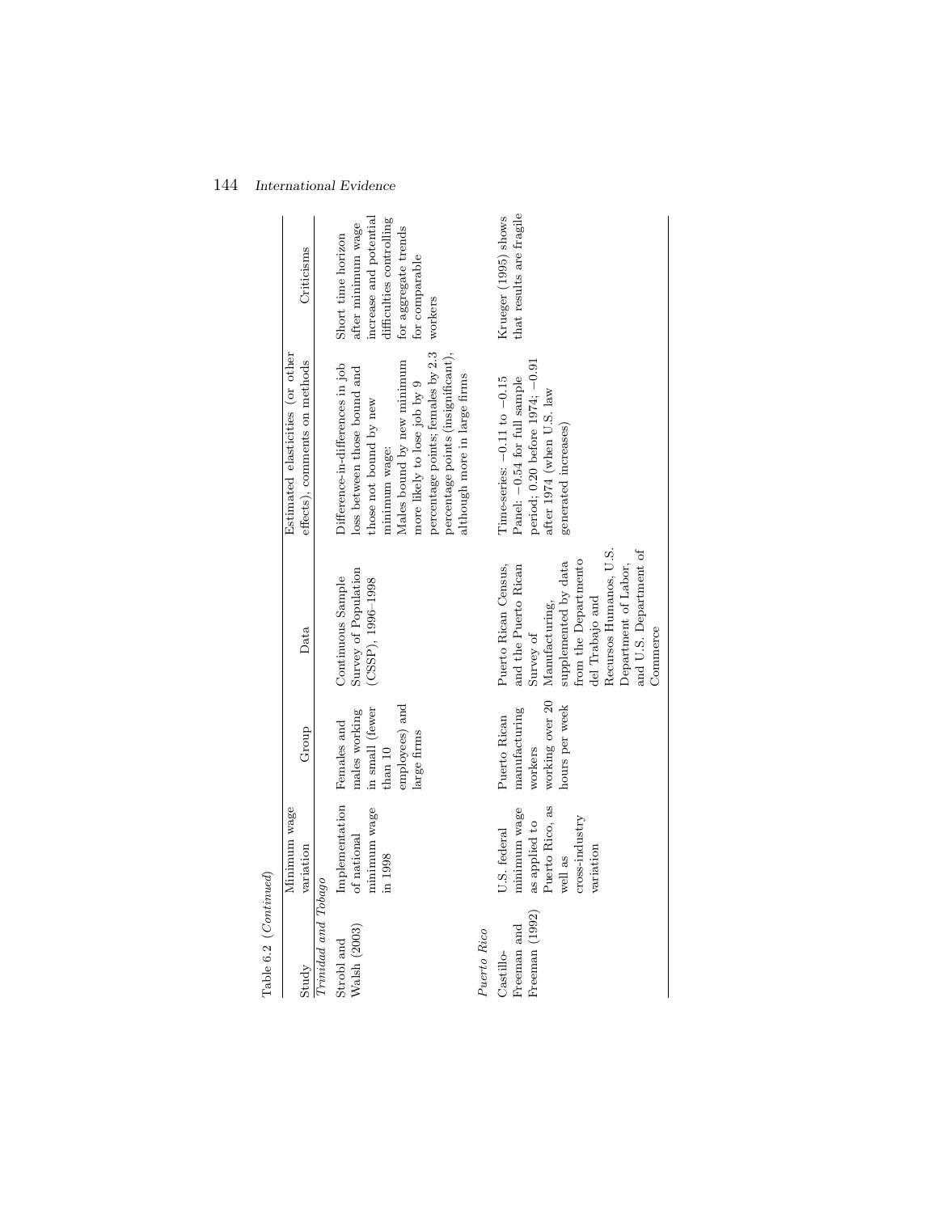Table 6.2 (*Continued*)

| Study | Minimum wage variation | Group | Data | Estimated elasticities (or other effects), comments on methods | Criticisms |
|---|---|---|---|---|---|
| *Trinidad and Tobago* | | | | | |
| Strobl and Walsh (2003) | Implementation of national minimum wage in 1998 | Females and males working in small (fewer than 10 employees) and large firms | Continuous Sample Survey of Population (CSSP), 1996–1998 | Difference-in-differences in job loss between those bound and those not bound by new minimum wage: Males bound by new minimum more likely to lose job by 9 percentage points; females by 2.3 percentage points (insignificant), although more in large firms | Short time horizon after minimum wage increase and potential difficulties controlling for aggregate trends for comparable workers |
| *Puerto Rico* | | | | | |
| Castillo-Freeman and Freeman (1992) | U.S. federal minimum wage as applied to Puerto Rico, as well as cross-industry variation | Puerto Rican manufacturing workers working over 20 hours per week | Puerto Rican Census, and the Puerto Rican Survey of Manufacturing, supplemented by data from the Departmento del Trabajo and Recursos Humanos, U.S. Department of Labor, and U.S. Department of Commerce | Time-series: −0.11 to −0.15 Panel: −0.54 for full sample period; 0.20 before 1974; −0.91 after 1974 (when U.S. law generated increases) | Krueger (1995) shows that results are fragile |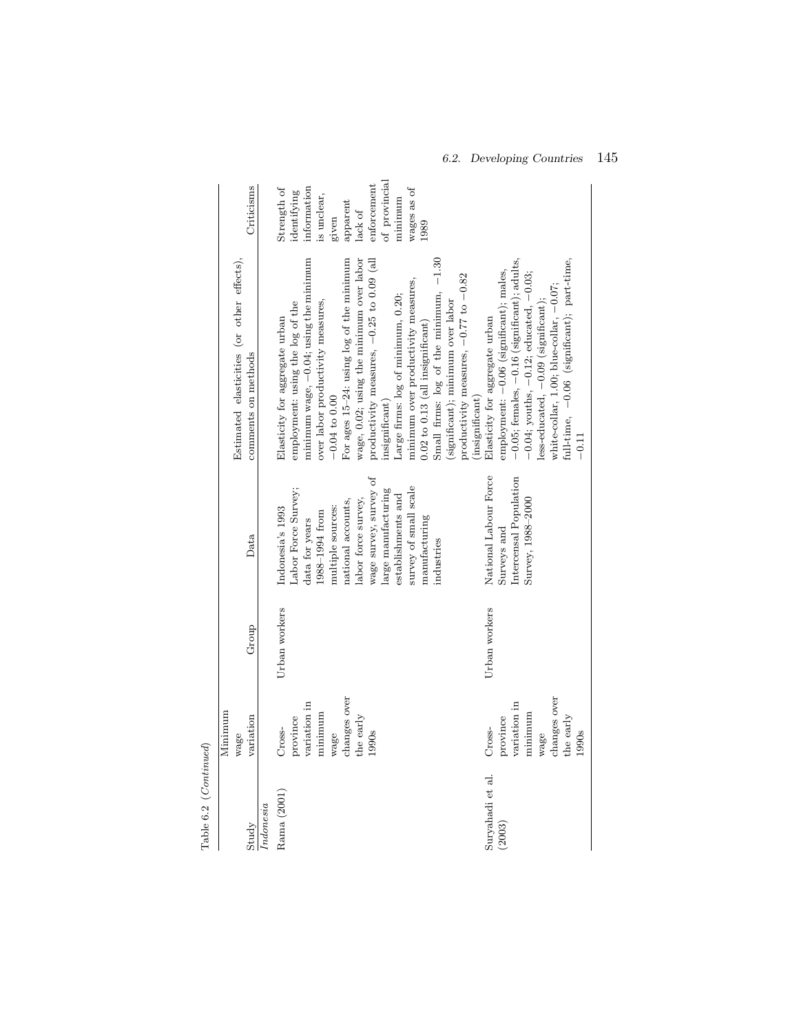Table 6.2 (*Continued*)

| Study | Minimum wage variation | Group | Data | Estimated elasticities (or other effects), comments on methods | Criticisms |
|---|---|---|---|---|---|
| *Indonesia* | | | | | |
| Rama (2001) | Cross-province variation in minimum wage changes over the early 1990s | Urban workers | Indonesia's 1993 Labor Force Survey; data for years 1988–1994 from multiple sources: national accounts, labor force survey, wage survey, survey of large manufacturing establishments and survey of small scale manufacturing industries | Elasticity for aggregate urban employment: using the log of the minimum wage, −0.04; using the minimum over labor productivity measures, −0.04 to 0.00<br>For ages 15–24: using log of the minimum wage, 0.02; using the minimum over labor productivity measures, −0.25 to 0.09 (all insignificant)<br>Large firms: log of minimum, 0.20; minimum over productivity measures, 0.02 to 0.13 (all insignificant)<br>Small firms: log of the minimum, −1.30 (significant); minimum over labor productivity measures, −0.77 to −0.82 (insignificant) | Strength of identifying information is unclear, given apparent lack of enforcement of provincial minimum wages as of 1989 |
| Suryahadi et al. (2003) | Cross-province variation in minimum wage changes over the early 1990s | Urban workers | National Labour Force Surveys and Intercensal Population Survey, 1988–2000 | Elasticity for aggregate urban employment: −0.06 (significant); males, −0.05; females, −0.16 (significant); adults, −0.04; youths, −0.12; educated, −0.03; less-educated, −0.09 (significant); white-collar, 1.00; blue-collar, −0.07; full-time, −0.06 (significant); part-time, −0.11 | |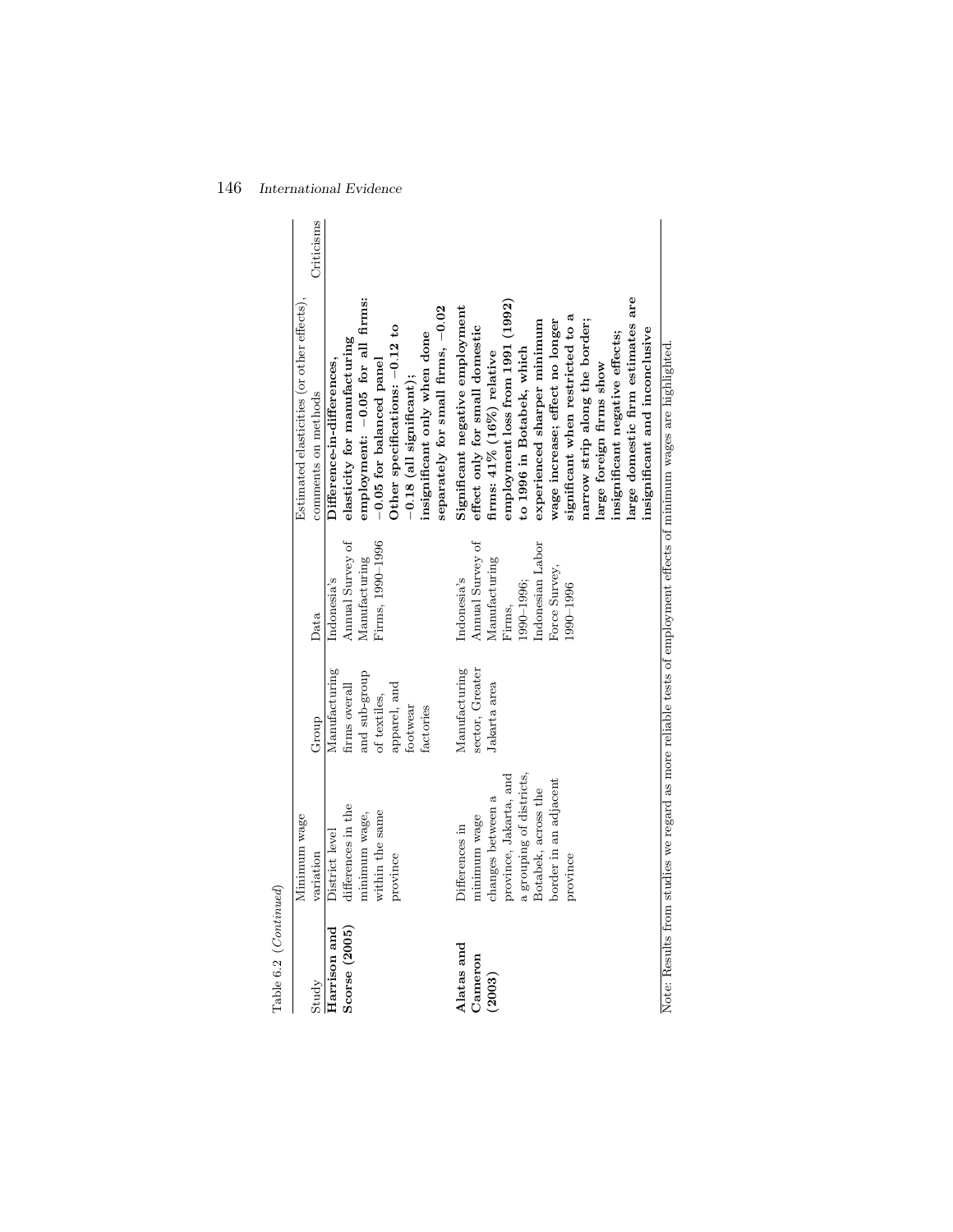Table 6.2 (*Continued*)

| Study | Minimum wage variation | Group | Data | Estimated elasticities (or other effects), comments on methods | Criticisms |
|---|---|---|---|---|---|
| **Harrison and Scorse (2005)** | District level differences in the minimum wage, within the same province | Manufacturing firms overall and sub-group of textiles, apparel, and footwear factories | Indonesia's Annual Survey of Manufacturing Firms, 1990–1996 | **Difference-in-differences, elasticity for manufacturing employment: −0.05 for all firms; −0.05 for balanced panel Other specifications: −0.12 to −0.18 (all significant); insignificant only when done separately for small firms, −0.02** | |
| **Alatas and Cameron (2003)** | Differences in minimum wage changes between a province, Jakarta, and a grouping of districts, Botabek, across the border in an adjacent province | Manufacturing sector, Greater Jakarta area | Indonesia's Annual Survey of Manufacturing Firms, 1990–1996; Indonesian Labor Force Survey, 1990–1996 | **Significant negative employment effect only for small domestic firms: 41% (16%) relative employment loss from 1991 (1992) to 1996 in Botabek, which experienced sharper minimum wage increase; effect no longer significant when restricted to a narrow strip along the border; large foreign firms show insignificant negative effects; large domestic firm estimates are insignificant and inconclusive** | |

Note: Results from studies we regard as more reliable tests of employment effects of minimum wages are highlighted.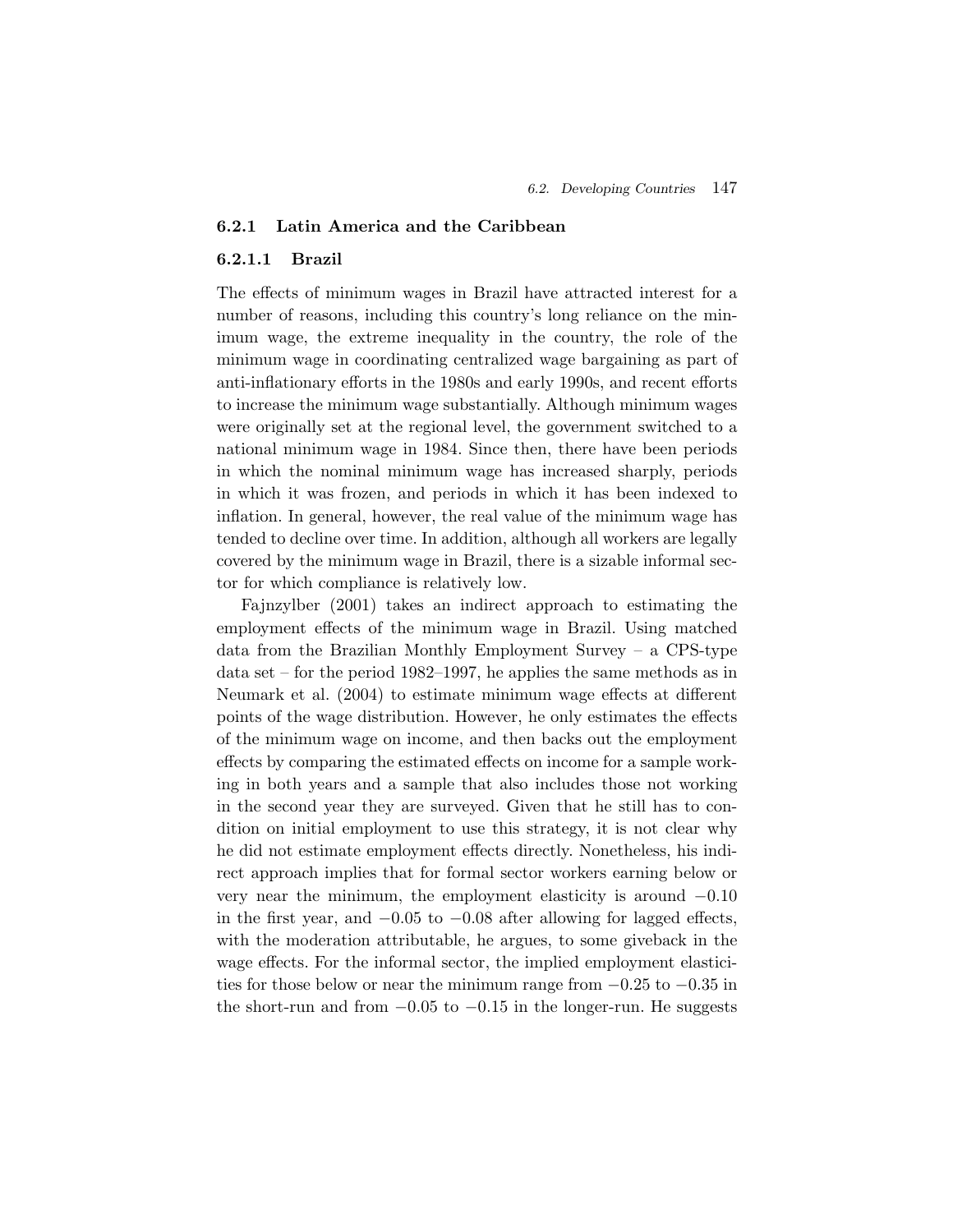### 6.2.1 Latin America and the Caribbean

#### 6.2.1.1 Brazil

The effects of minimum wages in Brazil have attracted interest for a number of reasons, including this country's long reliance on the minimum wage, the extreme inequality in the country, the role of the minimum wage in coordinating centralized wage bargaining as part of anti-inflationary efforts in the 1980s and early 1990s, and recent efforts to increase the minimum wage substantially. Although minimum wages were originally set at the regional level, the government switched to a national minimum wage in 1984. Since then, there have been periods in which the nominal minimum wage has increased sharply, periods in which it was frozen, and periods in which it has been indexed to inflation. In general, however, the real value of the minimum wage has tended to decline over time. In addition, although all workers are legally covered by the minimum wage in Brazil, there is a sizable informal sector for which compliance is relatively low.

Fajnzylber (2001) takes an indirect approach to estimating the employment effects of the minimum wage in Brazil. Using matched data from the Brazilian Monthly Employment Survey – a CPS-type data set – for the period 1982–1997, he applies the same methods as in Neumark et al. (2004) to estimate minimum wage effects at different points of the wage distribution. However, he only estimates the effects of the minimum wage on income, and then backs out the employment effects by comparing the estimated effects on income for a sample working in both years and a sample that also includes those not working in the second year they are surveyed. Given that he still has to condition on initial employment to use this strategy, it is not clear why he did not estimate employment effects directly. Nonetheless, his indirect approach implies that for formal sector workers earning below or very near the minimum, the employment elasticity is around −0.10 in the first year, and −0.05 to −0.08 after allowing for lagged effects, with the moderation attributable, he argues, to some giveback in the wage effects. For the informal sector, the implied employment elasticities for those below or near the minimum range from −0.25 to −0.35 in the short-run and from −0.05 to −0.15 in the longer-run. He suggests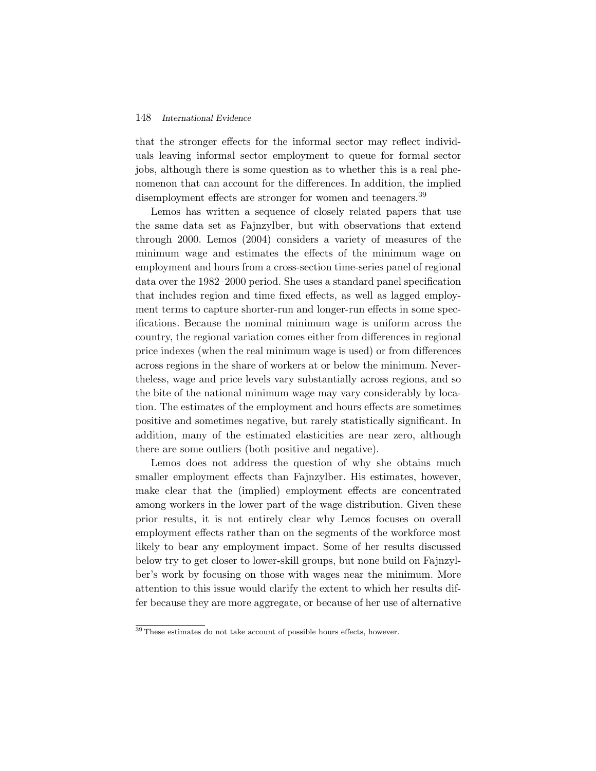that the stronger effects for the informal sector may reflect individuals leaving informal sector employment to queue for formal sector jobs, although there is some question as to whether this is a real phenomenon that can account for the differences. In addition, the implied disemployment effects are stronger for women and teenagers.[39]

Lemos has written a sequence of closely related papers that use the same data set as Fajnzylber, but with observations that extend through 2000. Lemos (2004) considers a variety of measures of the minimum wage and estimates the effects of the minimum wage on employment and hours from a cross-section time-series panel of regional data over the 1982–2000 period. She uses a standard panel specification that includes region and time fixed effects, as well as lagged employment terms to capture shorter-run and longer-run effects in some specifications. Because the nominal minimum wage is uniform across the country, the regional variation comes either from differences in regional price indexes (when the real minimum wage is used) or from differences across regions in the share of workers at or below the minimum. Nevertheless, wage and price levels vary substantially across regions, and so the bite of the national minimum wage may vary considerably by location. The estimates of the employment and hours effects are sometimes positive and sometimes negative, but rarely statistically significant. In addition, many of the estimated elasticities are near zero, although there are some outliers (both positive and negative).

Lemos does not address the question of why she obtains much smaller employment effects than Fajnzylber. His estimates, however, make clear that the (implied) employment effects are concentrated among workers in the lower part of the wage distribution. Given these prior results, it is not entirely clear why Lemos focuses on overall employment effects rather than on the segments of the workforce most likely to bear any employment impact. Some of her results discussed below try to get closer to lower-skill groups, but none build on Fajnzylber's work by focusing on those with wages near the minimum. More attention to this issue would clarify the extent to which her results differ because they are more aggregate, or because of her use of alternative

[39] These estimates do not take account of possible hours effects, however.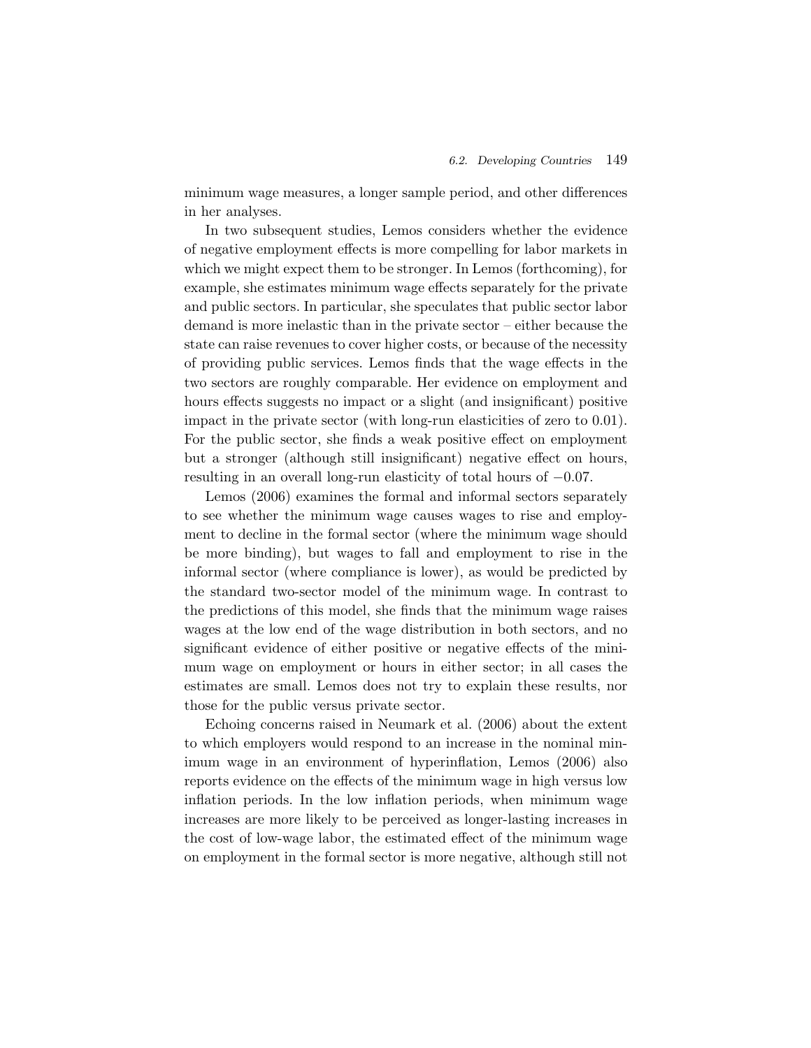minimum wage measures, a longer sample period, and other differences in her analyses.

In two subsequent studies, Lemos considers whether the evidence of negative employment effects is more compelling for labor markets in which we might expect them to be stronger. In Lemos (forthcoming), for example, she estimates minimum wage effects separately for the private and public sectors. In particular, she speculates that public sector labor demand is more inelastic than in the private sector – either because the state can raise revenues to cover higher costs, or because of the necessity of providing public services. Lemos finds that the wage effects in the two sectors are roughly comparable. Her evidence on employment and hours effects suggests no impact or a slight (and insignificant) positive impact in the private sector (with long-run elasticities of zero to 0.01). For the public sector, she finds a weak positive effect on employment but a stronger (although still insignificant) negative effect on hours, resulting in an overall long-run elasticity of total hours of −0.07.

Lemos (2006) examines the formal and informal sectors separately to see whether the minimum wage causes wages to rise and employment to decline in the formal sector (where the minimum wage should be more binding), but wages to fall and employment to rise in the informal sector (where compliance is lower), as would be predicted by the standard two-sector model of the minimum wage. In contrast to the predictions of this model, she finds that the minimum wage raises wages at the low end of the wage distribution in both sectors, and no significant evidence of either positive or negative effects of the minimum wage on employment or hours in either sector; in all cases the estimates are small. Lemos does not try to explain these results, nor those for the public versus private sector.

Echoing concerns raised in Neumark et al. (2006) about the extent to which employers would respond to an increase in the nominal minimum wage in an environment of hyperinflation, Lemos (2006) also reports evidence on the effects of the minimum wage in high versus low inflation periods. In the low inflation periods, when minimum wage increases are more likely to be perceived as longer-lasting increases in the cost of low-wage labor, the estimated effect of the minimum wage on employment in the formal sector is more negative, although still not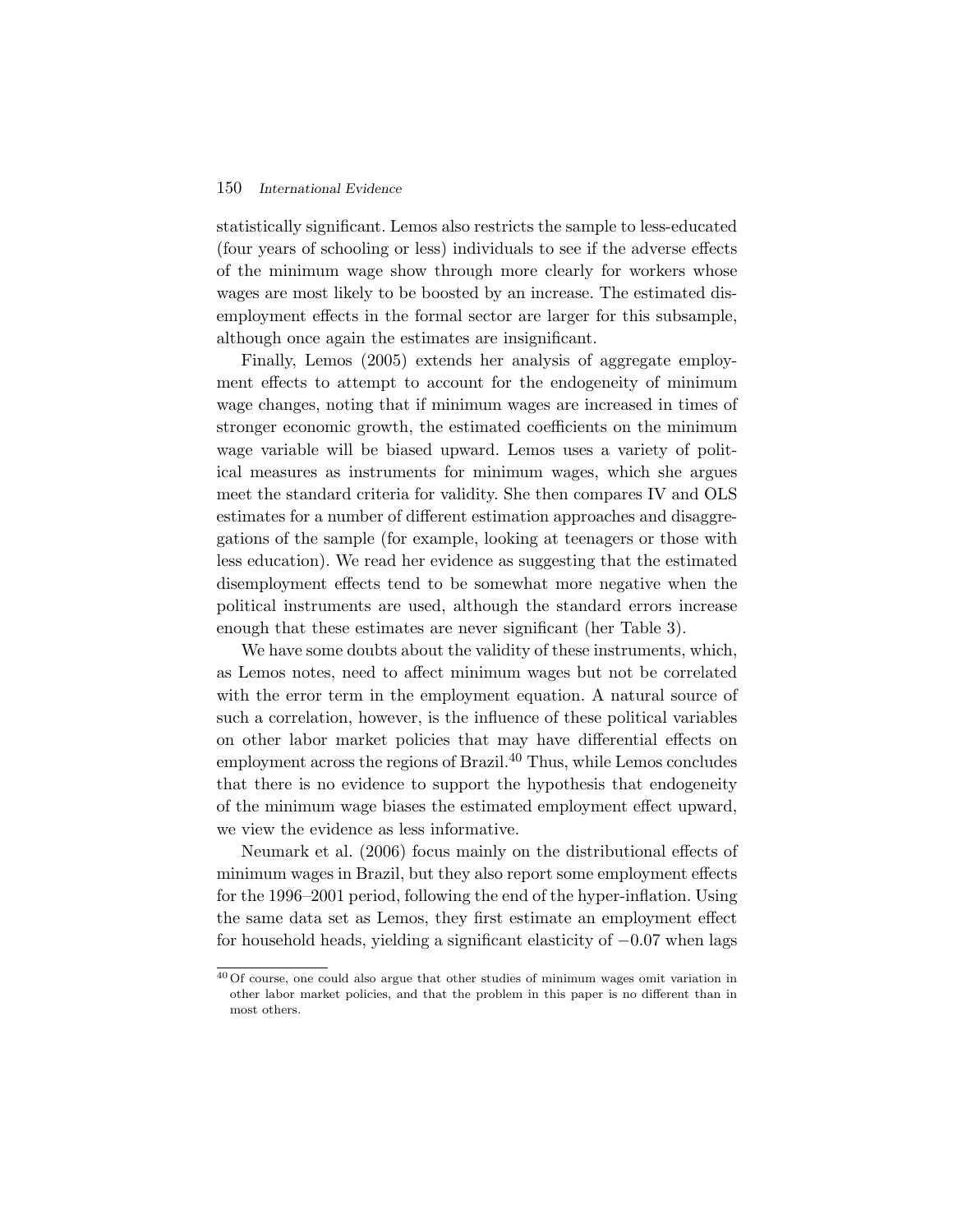statistically significant. Lemos also restricts the sample to less-educated (four years of schooling or less) individuals to see if the adverse effects of the minimum wage show through more clearly for workers whose wages are most likely to be boosted by an increase. The estimated disemployment effects in the formal sector are larger for this subsample, although once again the estimates are insignificant.

Finally, Lemos (2005) extends her analysis of aggregate employment effects to attempt to account for the endogeneity of minimum wage changes, noting that if minimum wages are increased in times of stronger economic growth, the estimated coefficients on the minimum wage variable will be biased upward. Lemos uses a variety of political measures as instruments for minimum wages, which she argues meet the standard criteria for validity. She then compares IV and OLS estimates for a number of different estimation approaches and disaggregations of the sample (for example, looking at teenagers or those with less education). We read her evidence as suggesting that the estimated disemployment effects tend to be somewhat more negative when the political instruments are used, although the standard errors increase enough that these estimates are never significant (her Table 3).

We have some doubts about the validity of these instruments, which, as Lemos notes, need to affect minimum wages but not be correlated with the error term in the employment equation. A natural source of such a correlation, however, is the influence of these political variables on other labor market policies that may have differential effects on employment across the regions of Brazil.[40] Thus, while Lemos concludes that there is no evidence to support the hypothesis that endogeneity of the minimum wage biases the estimated employment effect upward, we view the evidence as less informative.

Neumark et al. (2006) focus mainly on the distributional effects of minimum wages in Brazil, but they also report some employment effects for the 1996–2001 period, following the end of the hyper-inflation. Using the same data set as Lemos, they first estimate an employment effect for household heads, yielding a significant elasticity of −0.07 when lags

[40] Of course, one could also argue that other studies of minimum wages omit variation in other labor market policies, and that the problem in this paper is no different than in most others.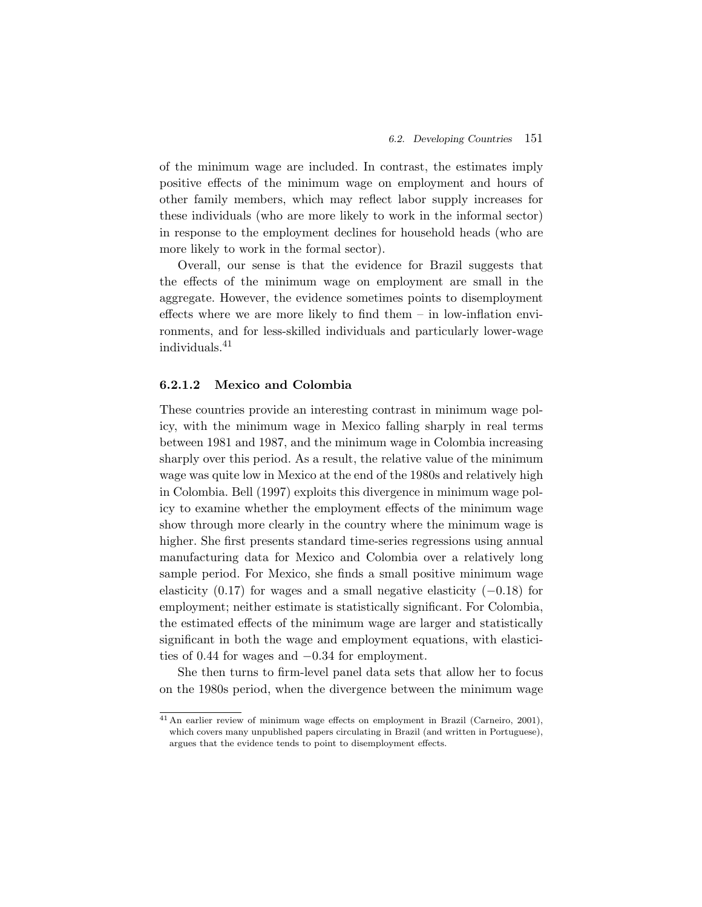of the minimum wage are included. In contrast, the estimates imply positive effects of the minimum wage on employment and hours of other family members, which may reflect labor supply increases for these individuals (who are more likely to work in the informal sector) in response to the employment declines for household heads (who are more likely to work in the formal sector).

Overall, our sense is that the evidence for Brazil suggests that the effects of the minimum wage on employment are small in the aggregate. However, the evidence sometimes points to disemployment effects where we are more likely to find them – in low-inflation environments, and for less-skilled individuals and particularly lower-wage individuals.[41]

#### 6.2.1.2 Mexico and Colombia

These countries provide an interesting contrast in minimum wage policy, with the minimum wage in Mexico falling sharply in real terms between 1981 and 1987, and the minimum wage in Colombia increasing sharply over this period. As a result, the relative value of the minimum wage was quite low in Mexico at the end of the 1980s and relatively high in Colombia. Bell (1997) exploits this divergence in minimum wage policy to examine whether the employment effects of the minimum wage show through more clearly in the country where the minimum wage is higher. She first presents standard time-series regressions using annual manufacturing data for Mexico and Colombia over a relatively long sample period. For Mexico, she finds a small positive minimum wage elasticity (0.17) for wages and a small negative elasticity (−0.18) for employment; neither estimate is statistically significant. For Colombia, the estimated effects of the minimum wage are larger and statistically significant in both the wage and employment equations, with elasticities of 0.44 for wages and −0.34 for employment.

She then turns to firm-level panel data sets that allow her to focus on the 1980s period, when the divergence between the minimum wage

[41] An earlier review of minimum wage effects on employment in Brazil (Carneiro, 2001), which covers many unpublished papers circulating in Brazil (and written in Portuguese), argues that the evidence tends to point to disemployment effects.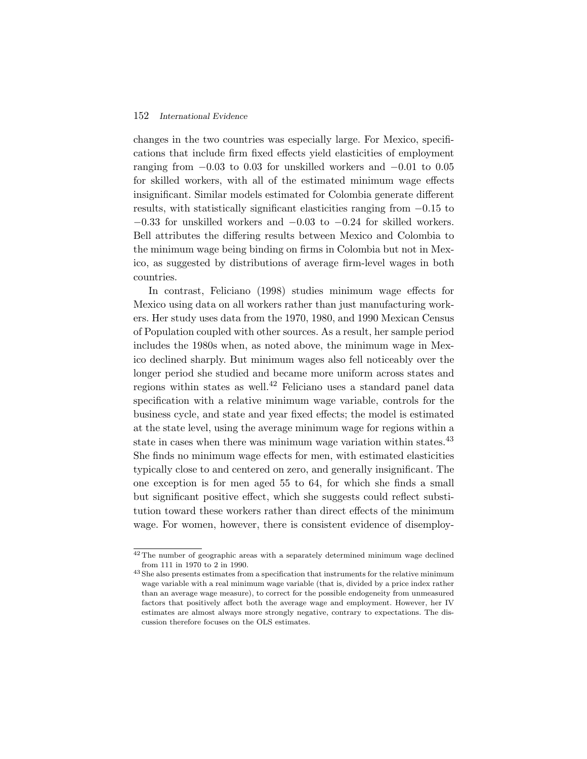changes in the two countries was especially large. For Mexico, specifications that include firm fixed effects yield elasticities of employment ranging from −0.03 to 0.03 for unskilled workers and −0.01 to 0.05 for skilled workers, with all of the estimated minimum wage effects insignificant. Similar models estimated for Colombia generate different results, with statistically significant elasticities ranging from −0.15 to −0.33 for unskilled workers and −0.03 to −0.24 for skilled workers. Bell attributes the differing results between Mexico and Colombia to the minimum wage being binding on firms in Colombia but not in Mexico, as suggested by distributions of average firm-level wages in both countries.

In contrast, Feliciano (1998) studies minimum wage effects for Mexico using data on all workers rather than just manufacturing workers. Her study uses data from the 1970, 1980, and 1990 Mexican Census of Population coupled with other sources. As a result, her sample period includes the 1980s when, as noted above, the minimum wage in Mexico declined sharply. But minimum wages also fell noticeably over the longer period she studied and became more uniform across states and regions within states as well.[42] Feliciano uses a standard panel data specification with a relative minimum wage variable, controls for the business cycle, and state and year fixed effects; the model is estimated at the state level, using the average minimum wage for regions within a state in cases when there was minimum wage variation within states.[43] She finds no minimum wage effects for men, with estimated elasticities typically close to and centered on zero, and generally insignificant. The one exception is for men aged 55 to 64, for which she finds a small but significant positive effect, which she suggests could reflect substitution toward these workers rather than direct effects of the minimum wage. For women, however, there is consistent evidence of disemploy-

[42] The number of geographic areas with a separately determined minimum wage declined from 111 in 1970 to 2 in 1990.

[43] She also presents estimates from a specification that instruments for the relative minimum wage variable with a real minimum wage variable (that is, divided by a price index rather than an average wage measure), to correct for the possible endogeneity from unmeasured factors that positively affect both the average wage and employment. However, her IV estimates are almost always more strongly negative, contrary to expectations. The discussion therefore focuses on the OLS estimates.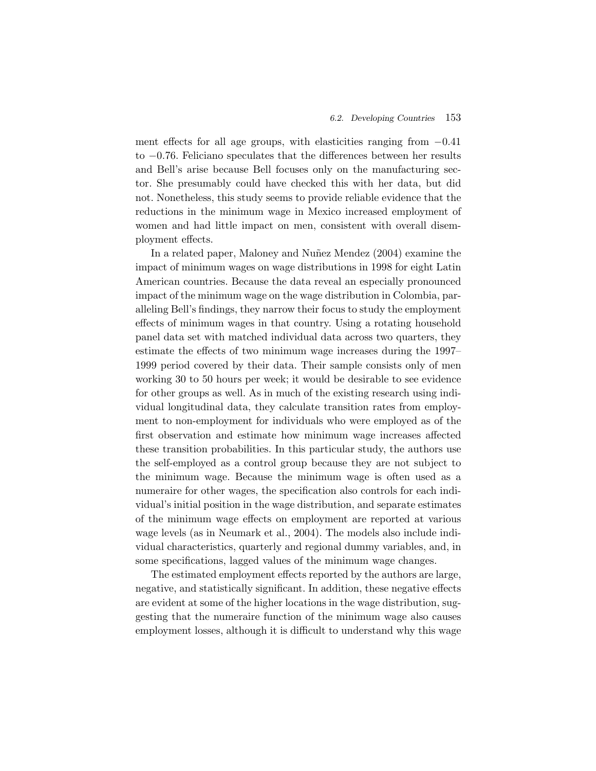ment effects for all age groups, with elasticities ranging from $-0.41$ to $-0.76$. Feliciano speculates that the differences between her results and Bell's arise because Bell focuses only on the manufacturing sector. She presumably could have checked this with her data, but did not. Nonetheless, this study seems to provide reliable evidence that the reductions in the minimum wage in Mexico increased employment of women and had little impact on men, consistent with overall disemployment effects.

In a related paper, Maloney and Nuñez Mendez (2004) examine the impact of minimum wages on wage distributions in 1998 for eight Latin American countries. Because the data reveal an especially pronounced impact of the minimum wage on the wage distribution in Colombia, paralleling Bell's findings, they narrow their focus to study the employment effects of minimum wages in that country. Using a rotating household panel data set with matched individual data across two quarters, they estimate the effects of two minimum wage increases during the 1997–1999 period covered by their data. Their sample consists only of men working 30 to 50 hours per week; it would be desirable to see evidence for other groups as well. As in much of the existing research using individual longitudinal data, they calculate transition rates from employment to non-employment for individuals who were employed as of the first observation and estimate how minimum wage increases affected these transition probabilities. In this particular study, the authors use the self-employed as a control group because they are not subject to the minimum wage. Because the minimum wage is often used as a numeraire for other wages, the specification also controls for each individual's initial position in the wage distribution, and separate estimates of the minimum wage effects on employment are reported at various wage levels (as in Neumark et al., 2004). The models also include individual characteristics, quarterly and regional dummy variables, and, in some specifications, lagged values of the minimum wage changes.

The estimated employment effects reported by the authors are large, negative, and statistically significant. In addition, these negative effects are evident at some of the higher locations in the wage distribution, suggesting that the numeraire function of the minimum wage also causes employment losses, although it is difficult to understand why this wage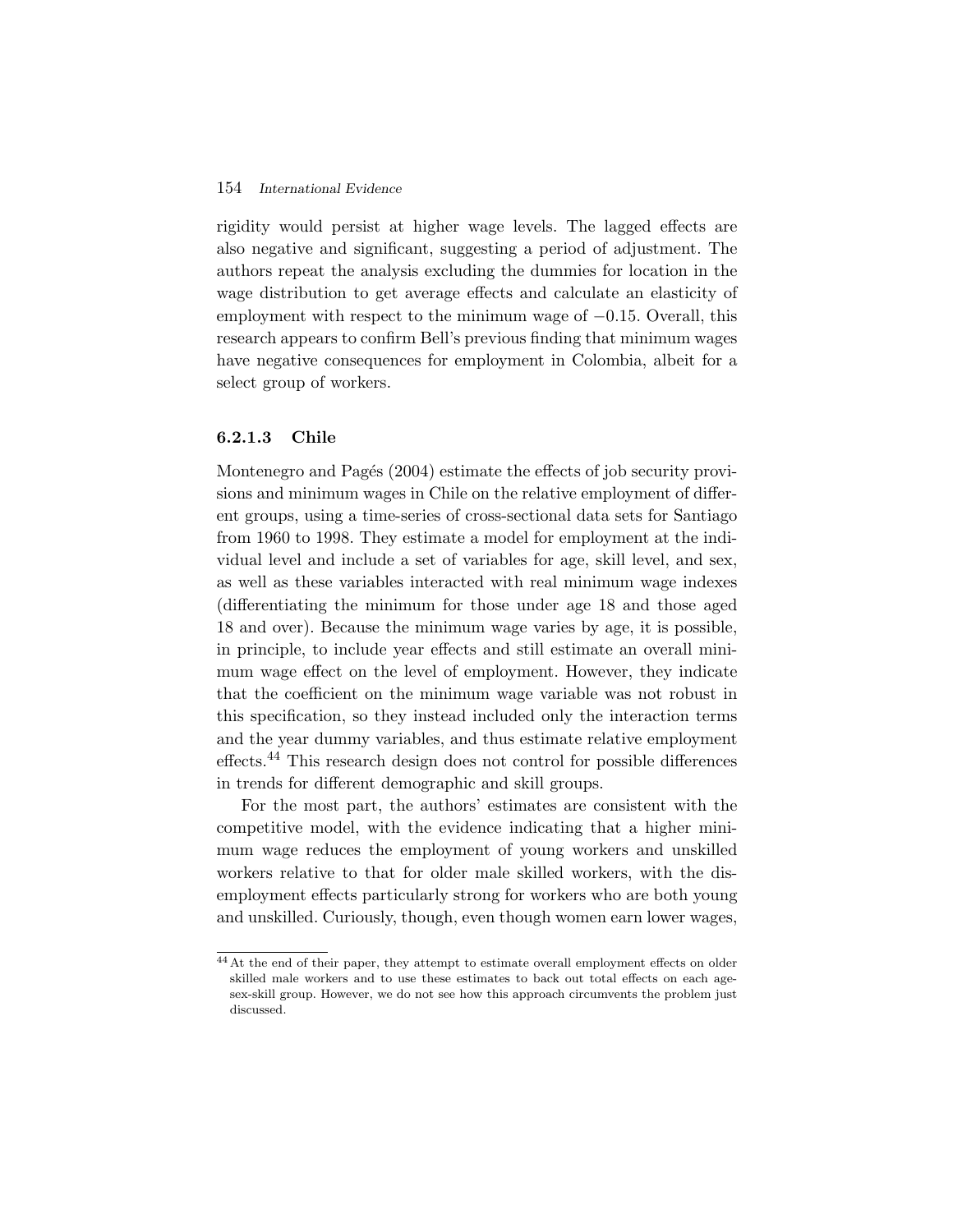rigidity would persist at higher wage levels. The lagged effects are also negative and significant, suggesting a period of adjustment. The authors repeat the analysis excluding the dummies for location in the wage distribution to get average effects and calculate an elasticity of employment with respect to the minimum wage of $-0.15$. Overall, this research appears to confirm Bell's previous finding that minimum wages have negative consequences for employment in Colombia, albeit for a select group of workers.

#### 6.2.1.3 Chile

Montenegro and Pagés (2004) estimate the effects of job security provisions and minimum wages in Chile on the relative employment of different groups, using a time-series of cross-sectional data sets for Santiago from 1960 to 1998. They estimate a model for employment at the individual level and include a set of variables for age, skill level, and sex, as well as these variables interacted with real minimum wage indexes (differentiating the minimum for those under age 18 and those aged 18 and over). Because the minimum wage varies by age, it is possible, in principle, to include year effects and still estimate an overall minimum wage effect on the level of employment. However, they indicate that the coefficient on the minimum wage variable was not robust in this specification, so they instead included only the interaction terms and the year dummy variables, and thus estimate relative employment effects.[44] This research design does not control for possible differences in trends for different demographic and skill groups.

For the most part, the authors' estimates are consistent with the competitive model, with the evidence indicating that a higher minimum wage reduces the employment of young workers and unskilled workers relative to that for older male skilled workers, with the disemployment effects particularly strong for workers who are both young and unskilled. Curiously, though, even though women earn lower wages,

[44] At the end of their paper, they attempt to estimate overall employment effects on older skilled male workers and to use these estimates to back out total effects on each age-sex-skill group. However, we do not see how this approach circumvents the problem just discussed.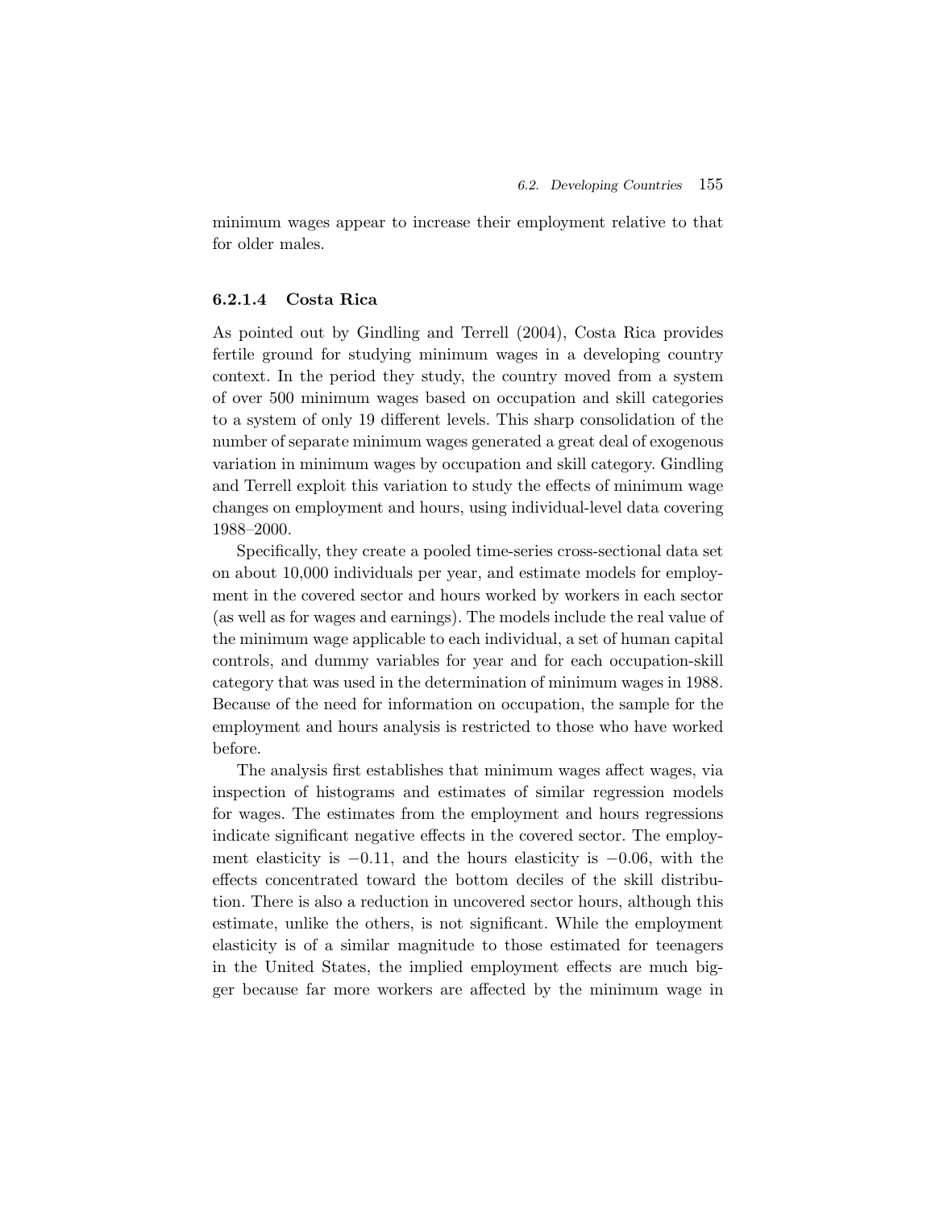minimum wages appear to increase their employment relative to that for older males.

#### 6.2.1.4 Costa Rica

As pointed out by Gindling and Terrell (2004), Costa Rica provides fertile ground for studying minimum wages in a developing country context. In the period they study, the country moved from a system of over 500 minimum wages based on occupation and skill categories to a system of only 19 different levels. This sharp consolidation of the number of separate minimum wages generated a great deal of exogenous variation in minimum wages by occupation and skill category. Gindling and Terrell exploit this variation to study the effects of minimum wage changes on employment and hours, using individual-level data covering 1988–2000.

Specifically, they create a pooled time-series cross-sectional data set on about 10,000 individuals per year, and estimate models for employment in the covered sector and hours worked by workers in each sector (as well as for wages and earnings). The models include the real value of the minimum wage applicable to each individual, a set of human capital controls, and dummy variables for year and for each occupation-skill category that was used in the determination of minimum wages in 1988. Because of the need for information on occupation, the sample for the employment and hours analysis is restricted to those who have worked before.

The analysis first establishes that minimum wages affect wages, via inspection of histograms and estimates of similar regression models for wages. The estimates from the employment and hours regressions indicate significant negative effects in the covered sector. The employment elasticity is $-0.11$, and the hours elasticity is $-0.06$, with the effects concentrated toward the bottom deciles of the skill distribution. There is also a reduction in uncovered sector hours, although this estimate, unlike the others, is not significant. While the employment elasticity is of a similar magnitude to those estimated for teenagers in the United States, the implied employment effects are much bigger because far more workers are affected by the minimum wage in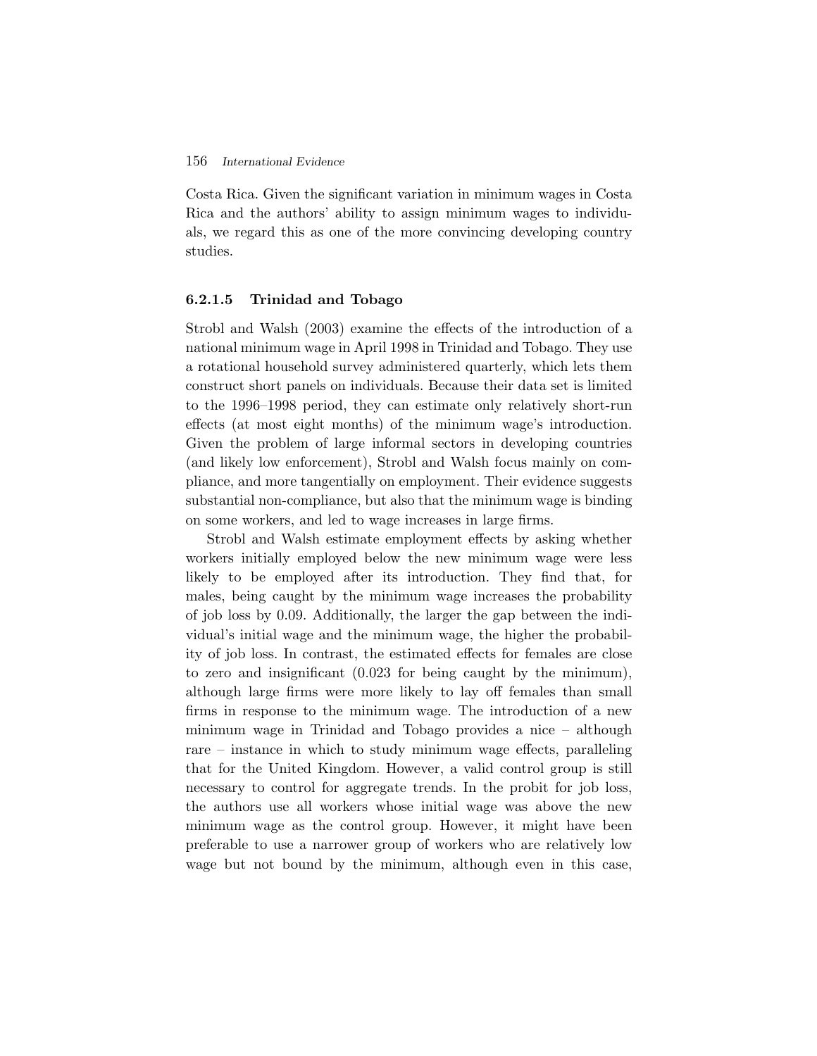Costa Rica. Given the significant variation in minimum wages in Costa Rica and the authors' ability to assign minimum wages to individuals, we regard this as one of the more convincing developing country studies.

#### 6.2.1.5 Trinidad and Tobago

Strobl and Walsh (2003) examine the effects of the introduction of a national minimum wage in April 1998 in Trinidad and Tobago. They use a rotational household survey administered quarterly, which lets them construct short panels on individuals. Because their data set is limited to the 1996–1998 period, they can estimate only relatively short-run effects (at most eight months) of the minimum wage's introduction. Given the problem of large informal sectors in developing countries (and likely low enforcement), Strobl and Walsh focus mainly on compliance, and more tangentially on employment. Their evidence suggests substantial non-compliance, but also that the minimum wage is binding on some workers, and led to wage increases in large firms.

Strobl and Walsh estimate employment effects by asking whether workers initially employed below the new minimum wage were less likely to be employed after its introduction. They find that, for males, being caught by the minimum wage increases the probability of job loss by 0.09. Additionally, the larger the gap between the individual's initial wage and the minimum wage, the higher the probability of job loss. In contrast, the estimated effects for females are close to zero and insignificant (0.023 for being caught by the minimum), although large firms were more likely to lay off females than small firms in response to the minimum wage. The introduction of a new minimum wage in Trinidad and Tobago provides a nice – although rare – instance in which to study minimum wage effects, paralleling that for the United Kingdom. However, a valid control group is still necessary to control for aggregate trends. In the probit for job loss, the authors use all workers whose initial wage was above the new minimum wage as the control group. However, it might have been preferable to use a narrower group of workers who are relatively low wage but not bound by the minimum, although even in this case,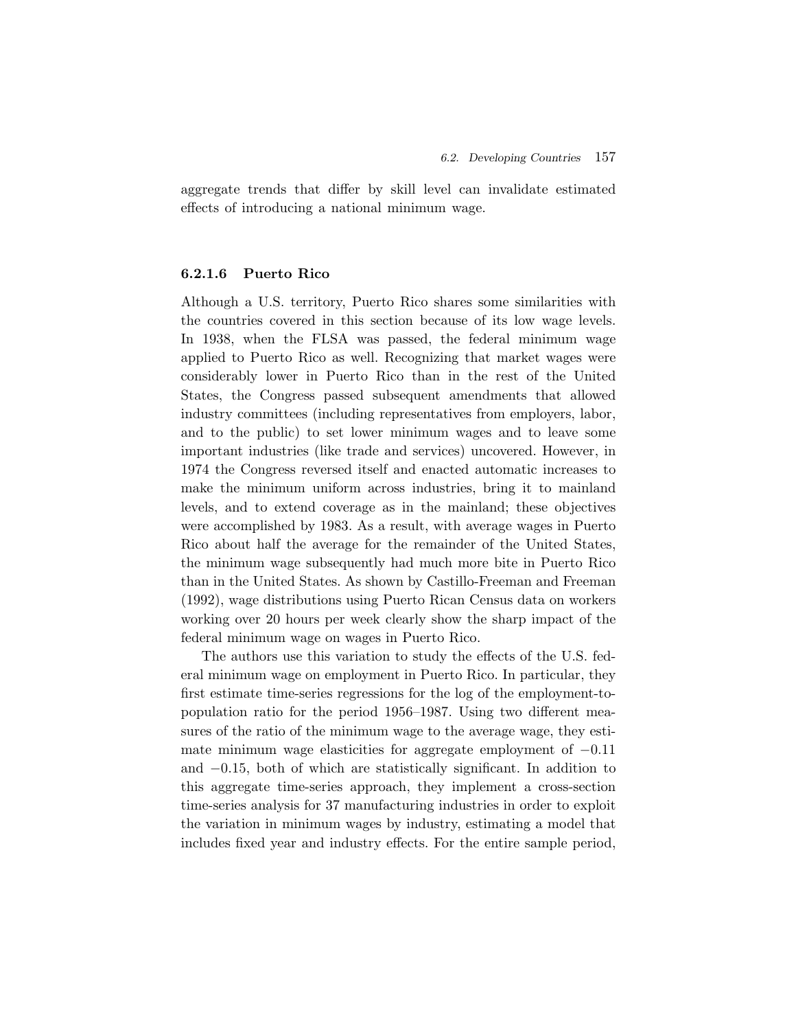aggregate trends that differ by skill level can invalidate estimated effects of introducing a national minimum wage.

#### 6.2.1.6 Puerto Rico

Although a U.S. territory, Puerto Rico shares some similarities with the countries covered in this section because of its low wage levels. In 1938, when the FLSA was passed, the federal minimum wage applied to Puerto Rico as well. Recognizing that market wages were considerably lower in Puerto Rico than in the rest of the United States, the Congress passed subsequent amendments that allowed industry committees (including representatives from employers, labor, and to the public) to set lower minimum wages and to leave some important industries (like trade and services) uncovered. However, in 1974 the Congress reversed itself and enacted automatic increases to make the minimum uniform across industries, bring it to mainland levels, and to extend coverage as in the mainland; these objectives were accomplished by 1983. As a result, with average wages in Puerto Rico about half the average for the remainder of the United States, the minimum wage subsequently had much more bite in Puerto Rico than in the United States. As shown by Castillo-Freeman and Freeman (1992), wage distributions using Puerto Rican Census data on workers working over 20 hours per week clearly show the sharp impact of the federal minimum wage on wages in Puerto Rico.

The authors use this variation to study the effects of the U.S. federal minimum wage on employment in Puerto Rico. In particular, they first estimate time-series regressions for the log of the employment-to-population ratio for the period 1956–1987. Using two different measures of the ratio of the minimum wage to the average wage, they estimate minimum wage elasticities for aggregate employment of $-0.11$ and $-0.15$, both of which are statistically significant. In addition to this aggregate time-series approach, they implement a cross-section time-series analysis for 37 manufacturing industries in order to exploit the variation in minimum wages by industry, estimating a model that includes fixed year and industry effects. For the entire sample period,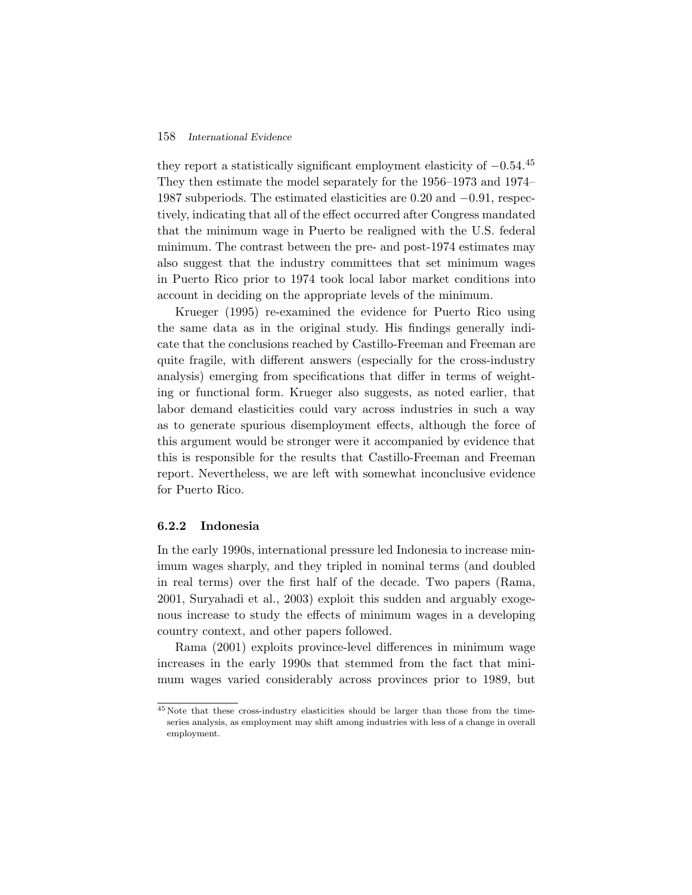they report a statistically significant employment elasticity of $-0.54$.[45] They then estimate the model separately for the 1956–1973 and 1974–1987 subperiods. The estimated elasticities are 0.20 and $-0.91$, respectively, indicating that all of the effect occurred after Congress mandated that the minimum wage in Puerto be realigned with the U.S. federal minimum. The contrast between the pre- and post-1974 estimates may also suggest that the industry committees that set minimum wages in Puerto Rico prior to 1974 took local labor market conditions into account in deciding on the appropriate levels of the minimum.

Krueger (1995) re-examined the evidence for Puerto Rico using the same data as in the original study. His findings generally indicate that the conclusions reached by Castillo-Freeman and Freeman are quite fragile, with different answers (especially for the cross-industry analysis) emerging from specifications that differ in terms of weighting or functional form. Krueger also suggests, as noted earlier, that labor demand elasticities could vary across industries in such a way as to generate spurious disemployment effects, although the force of this argument would be stronger were it accompanied by evidence that this is responsible for the results that Castillo-Freeman and Freeman report. Nevertheless, we are left with somewhat inconclusive evidence for Puerto Rico.

### 6.2.2 Indonesia

In the early 1990s, international pressure led Indonesia to increase minimum wages sharply, and they tripled in nominal terms (and doubled in real terms) over the first half of the decade. Two papers (Rama, 2001, Suryahadi et al., 2003) exploit this sudden and arguably exogenous increase to study the effects of minimum wages in a developing country context, and other papers followed.

Rama (2001) exploits province-level differences in minimum wage increases in the early 1990s that stemmed from the fact that minimum wages varied considerably across provinces prior to 1989, but

[45] Note that these cross-industry elasticities should be larger than those from the time-series analysis, as employment may shift among industries with less of a change in overall employment.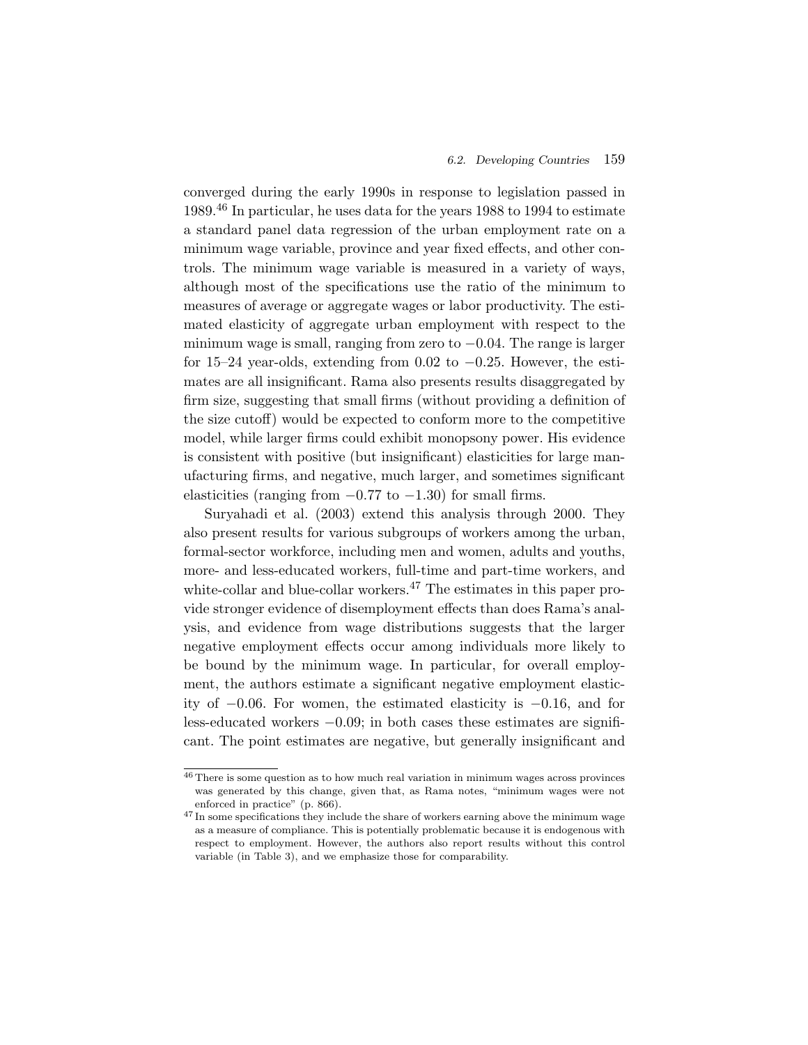converged during the early 1990s in response to legislation passed in 1989.[46] In particular, he uses data for the years 1988 to 1994 to estimate a standard panel data regression of the urban employment rate on a minimum wage variable, province and year fixed effects, and other controls. The minimum wage variable is measured in a variety of ways, although most of the specifications use the ratio of the minimum to measures of average or aggregate wages or labor productivity. The estimated elasticity of aggregate urban employment with respect to the minimum wage is small, ranging from zero to −0.04. The range is larger for 15–24 year-olds, extending from 0.02 to −0.25. However, the estimates are all insignificant. Rama also presents results disaggregated by firm size, suggesting that small firms (without providing a definition of the size cutoff) would be expected to conform more to the competitive model, while larger firms could exhibit monopsony power. His evidence is consistent with positive (but insignificant) elasticities for large manufacturing firms, and negative, much larger, and sometimes significant elasticities (ranging from −0.77 to −1.30) for small firms.

Suryahadi et al. (2003) extend this analysis through 2000. They also present results for various subgroups of workers among the urban, formal-sector workforce, including men and women, adults and youths, more- and less-educated workers, full-time and part-time workers, and white-collar and blue-collar workers.[47] The estimates in this paper provide stronger evidence of disemployment effects than does Rama's analysis, and evidence from wage distributions suggests that the larger negative employment effects occur among individuals more likely to be bound by the minimum wage. In particular, for overall employment, the authors estimate a significant negative employment elasticity of −0.06. For women, the estimated elasticity is −0.16, and for less-educated workers −0.09; in both cases these estimates are significant. The point estimates are negative, but generally insignificant and

[46] There is some question as to how much real variation in minimum wages across provinces was generated by this change, given that, as Rama notes, "minimum wages were not enforced in practice" (p. 866).

[47] In some specifications they include the share of workers earning above the minimum wage as a measure of compliance. This is potentially problematic because it is endogenous with respect to employment. However, the authors also report results without this control variable (in Table 3), and we emphasize those for comparability.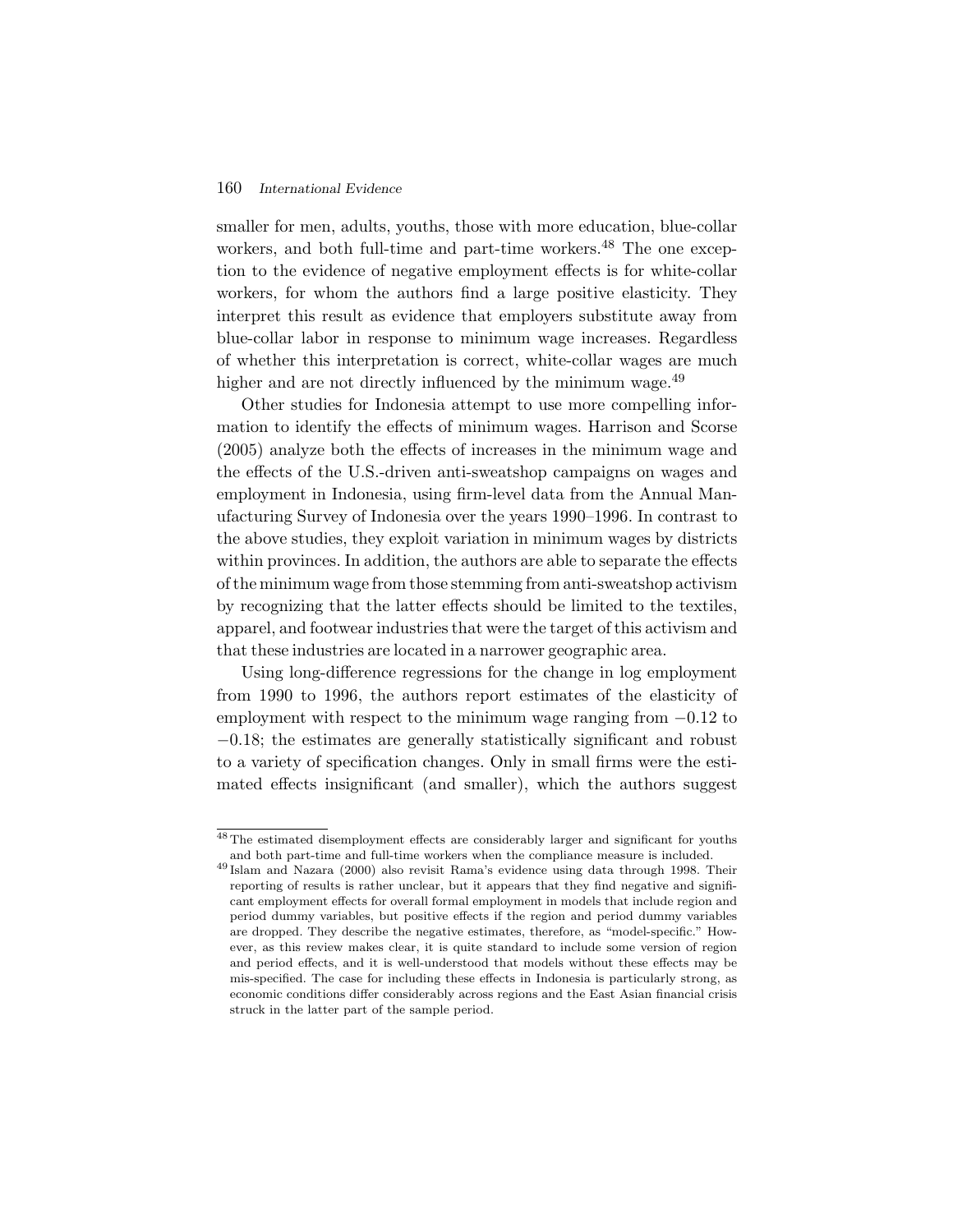smaller for men, adults, youths, those with more education, blue-collar workers, and both full-time and part-time workers.[48] The one exception to the evidence of negative employment effects is for white-collar workers, for whom the authors find a large positive elasticity. They interpret this result as evidence that employers substitute away from blue-collar labor in response to minimum wage increases. Regardless of whether this interpretation is correct, white-collar wages are much higher and are not directly influenced by the minimum wage.[49]

Other studies for Indonesia attempt to use more compelling information to identify the effects of minimum wages. Harrison and Scorse (2005) analyze both the effects of increases in the minimum wage and the effects of the U.S.-driven anti-sweatshop campaigns on wages and employment in Indonesia, using firm-level data from the Annual Manufacturing Survey of Indonesia over the years 1990–1996. In contrast to the above studies, they exploit variation in minimum wages by districts within provinces. In addition, the authors are able to separate the effects of the minimum wage from those stemming from anti-sweatshop activism by recognizing that the latter effects should be limited to the textiles, apparel, and footwear industries that were the target of this activism and that these industries are located in a narrower geographic area.

Using long-difference regressions for the change in log employment from 1990 to 1996, the authors report estimates of the elasticity of employment with respect to the minimum wage ranging from $-0.12$ to $-0.18$; the estimates are generally statistically significant and robust to a variety of specification changes. Only in small firms were the estimated effects insignificant (and smaller), which the authors suggest

---

[48] The estimated disemployment effects are considerably larger and significant for youths and both part-time and full-time workers when the compliance measure is included.

[49] Islam and Nazara (2000) also revisit Rama's evidence using data through 1998. Their reporting of results is rather unclear, but it appears that they find negative and significant employment effects for overall formal employment in models that include region and period dummy variables, but positive effects if the region and period dummy variables are dropped. They describe the negative estimates, therefore, as "model-specific." However, as this review makes clear, it is quite standard to include some version of region and period effects, and it is well-understood that models without these effects may be mis-specified. The case for including these effects in Indonesia is particularly strong, as economic conditions differ considerably across regions and the East Asian financial crisis struck in the latter part of the sample period.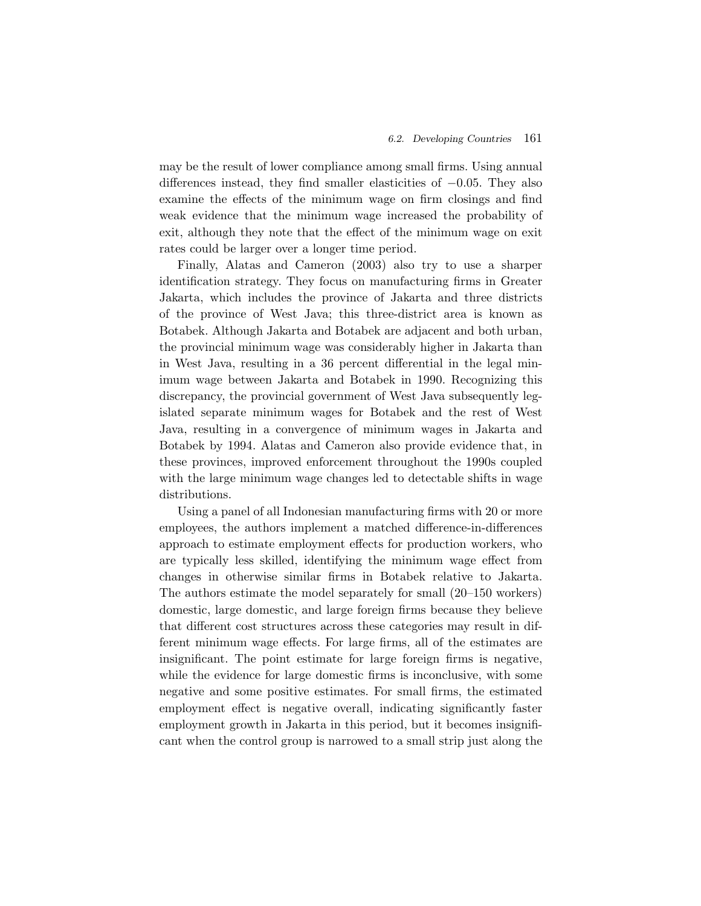may be the result of lower compliance among small firms. Using annual differences instead, they find smaller elasticities of $-0.05$. They also examine the effects of the minimum wage on firm closings and find weak evidence that the minimum wage increased the probability of exit, although they note that the effect of the minimum wage on exit rates could be larger over a longer time period.

Finally, Alatas and Cameron (2003) also try to use a sharper identification strategy. They focus on manufacturing firms in Greater Jakarta, which includes the province of Jakarta and three districts of the province of West Java; this three-district area is known as Botabek. Although Jakarta and Botabek are adjacent and both urban, the provincial minimum wage was considerably higher in Jakarta than in West Java, resulting in a 36 percent differential in the legal minimum wage between Jakarta and Botabek in 1990. Recognizing this discrepancy, the provincial government of West Java subsequently legislated separate minimum wages for Botabek and the rest of West Java, resulting in a convergence of minimum wages in Jakarta and Botabek by 1994. Alatas and Cameron also provide evidence that, in these provinces, improved enforcement throughout the 1990s coupled with the large minimum wage changes led to detectable shifts in wage distributions.

Using a panel of all Indonesian manufacturing firms with 20 or more employees, the authors implement a matched difference-in-differences approach to estimate employment effects for production workers, who are typically less skilled, identifying the minimum wage effect from changes in otherwise similar firms in Botabek relative to Jakarta. The authors estimate the model separately for small (20–150 workers) domestic, large domestic, and large foreign firms because they believe that different cost structures across these categories may result in different minimum wage effects. For large firms, all of the estimates are insignificant. The point estimate for large foreign firms is negative, while the evidence for large domestic firms is inconclusive, with some negative and some positive estimates. For small firms, the estimated employment effect is negative overall, indicating significantly faster employment growth in Jakarta in this period, but it becomes insignificant when the control group is narrowed to a small strip just along the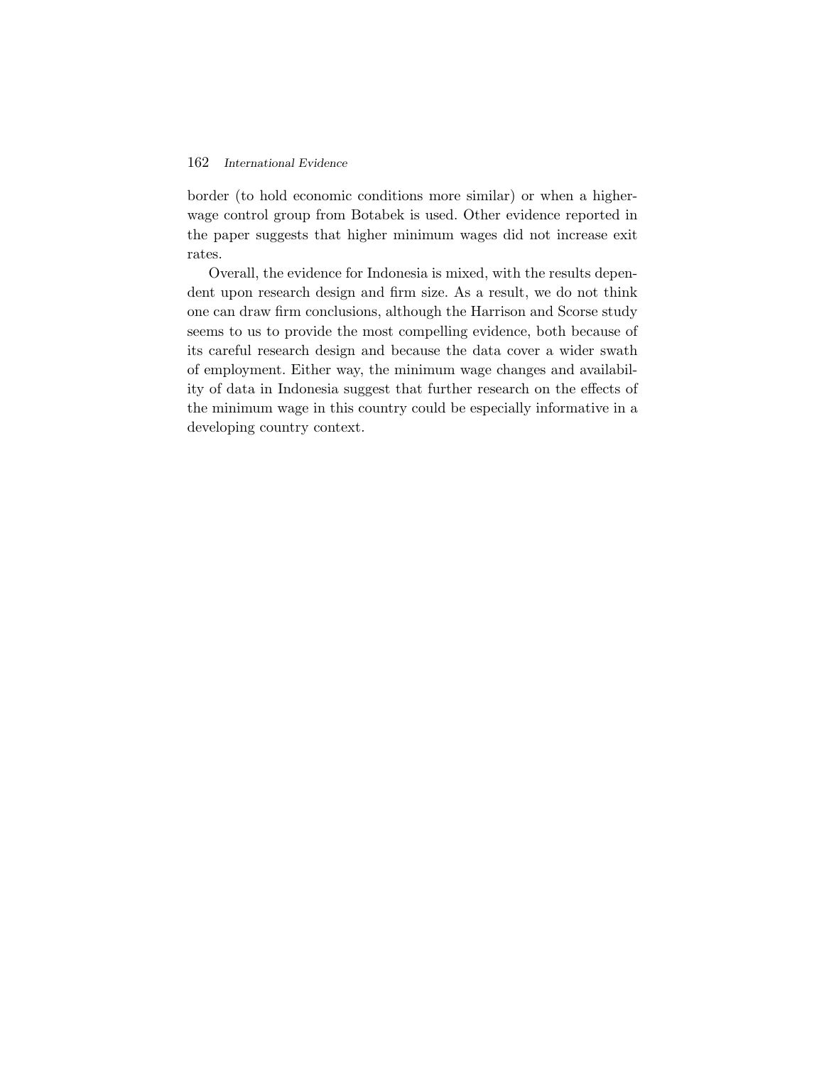border (to hold economic conditions more similar) or when a higher-wage control group from Botabek is used. Other evidence reported in the paper suggests that higher minimum wages did not increase exit rates.

Overall, the evidence for Indonesia is mixed, with the results dependent upon research design and firm size. As a result, we do not think one can draw firm conclusions, although the Harrison and Scorse study seems to us to provide the most compelling evidence, both because of its careful research design and because the data cover a wider swath of employment. Either way, the minimum wage changes and availability of data in Indonesia suggest that further research on the effects of the minimum wage in this country could be especially informative in a developing country context.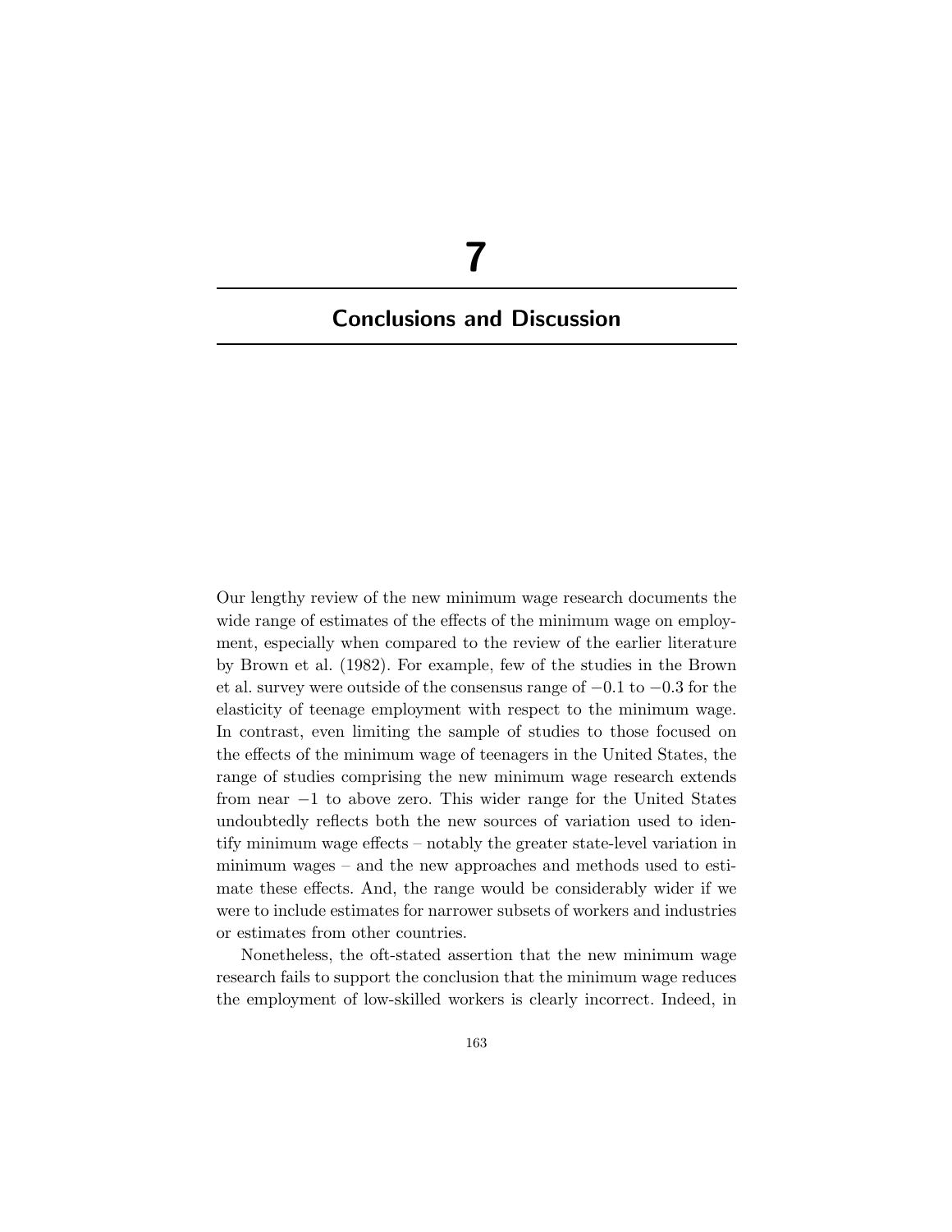# 7

## Conclusions and Discussion

Our lengthy review of the new minimum wage research documents the wide range of estimates of the effects of the minimum wage on employment, especially when compared to the review of the earlier literature by Brown et al. (1982). For example, few of the studies in the Brown et al. survey were outside of the consensus range of $-0.1$ to $-0.3$ for the elasticity of teenage employment with respect to the minimum wage. In contrast, even limiting the sample of studies to those focused on the effects of the minimum wage of teenagers in the United States, the range of studies comprising the new minimum wage research extends from near $-1$ to above zero. This wider range for the United States undoubtedly reflects both the new sources of variation used to identify minimum wage effects – notably the greater state-level variation in minimum wages – and the new approaches and methods used to estimate these effects. And, the range would be considerably wider if we were to include estimates for narrower subsets of workers and industries or estimates from other countries.

Nonetheless, the oft-stated assertion that the new minimum wage research fails to support the conclusion that the minimum wage reduces the employment of low-skilled workers is clearly incorrect. Indeed, in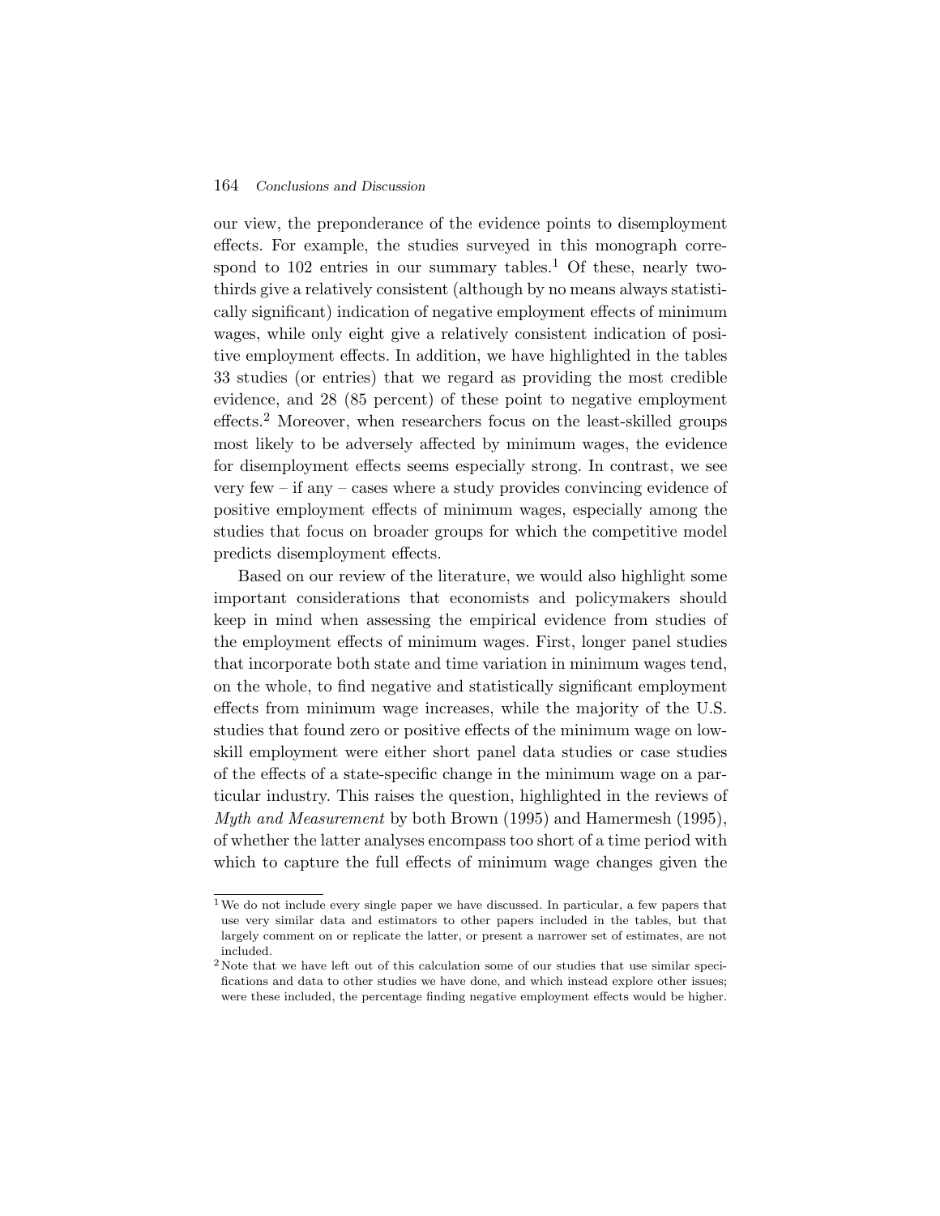our view, the preponderance of the evidence points to disemployment effects. For example, the studies surveyed in this monograph correspond to 102 entries in our summary tables.[1] Of these, nearly two-thirds give a relatively consistent (although by no means always statistically significant) indication of negative employment effects of minimum wages, while only eight give a relatively consistent indication of positive employment effects. In addition, we have highlighted in the tables 33 studies (or entries) that we regard as providing the most credible evidence, and 28 (85 percent) of these point to negative employment effects.[2] Moreover, when researchers focus on the least-skilled groups most likely to be adversely affected by minimum wages, the evidence for disemployment effects seems especially strong. In contrast, we see very few – if any – cases where a study provides convincing evidence of positive employment effects of minimum wages, especially among the studies that focus on broader groups for which the competitive model predicts disemployment effects.

Based on our review of the literature, we would also highlight some important considerations that economists and policymakers should keep in mind when assessing the empirical evidence from studies of the employment effects of minimum wages. First, longer panel studies that incorporate both state and time variation in minimum wages tend, on the whole, to find negative and statistically significant employment effects from minimum wage increases, while the majority of the U.S. studies that found zero or positive effects of the minimum wage on low-skill employment were either short panel data studies or case studies of the effects of a state-specific change in the minimum wage on a particular industry. This raises the question, highlighted in the reviews of *Myth and Measurement* by both Brown (1995) and Hamermesh (1995), of whether the latter analyses encompass too short of a time period with which to capture the full effects of minimum wage changes given the

[1] We do not include every single paper we have discussed. In particular, a few papers that use very similar data and estimators to other papers included in the tables, but that largely comment on or replicate the latter, or present a narrower set of estimates, are not included.

[2] Note that we have left out of this calculation some of our studies that use similar specifications and data to other studies we have done, and which instead explore other issues; were these included, the percentage finding negative employment effects would be higher.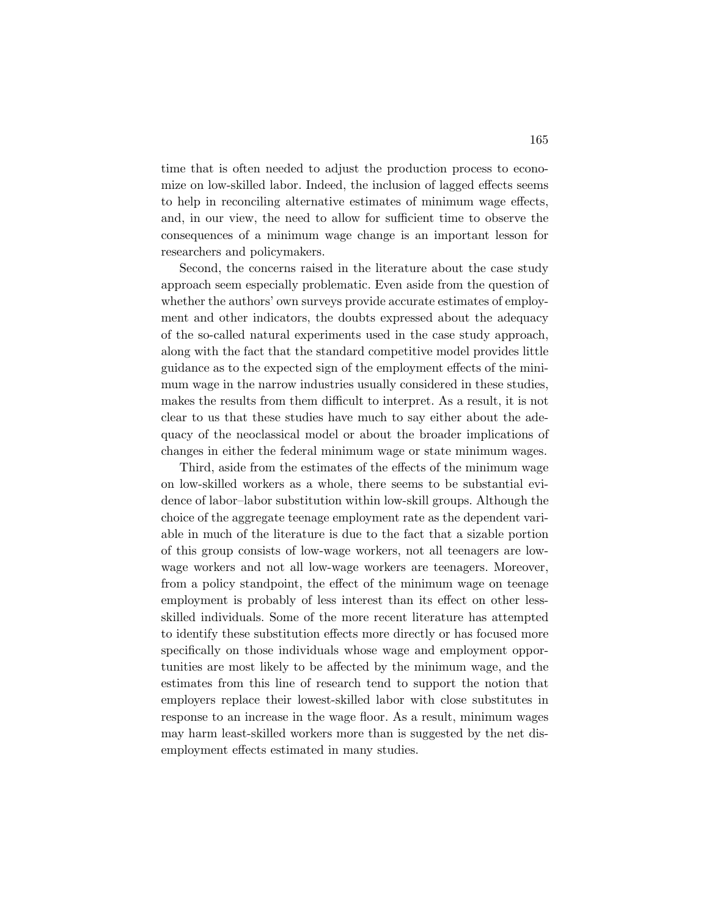time that is often needed to adjust the production process to economize on low-skilled labor. Indeed, the inclusion of lagged effects seems to help in reconciling alternative estimates of minimum wage effects, and, in our view, the need to allow for sufficient time to observe the consequences of a minimum wage change is an important lesson for researchers and policymakers.

Second, the concerns raised in the literature about the case study approach seem especially problematic. Even aside from the question of whether the authors' own surveys provide accurate estimates of employment and other indicators, the doubts expressed about the adequacy of the so-called natural experiments used in the case study approach, along with the fact that the standard competitive model provides little guidance as to the expected sign of the employment effects of the minimum wage in the narrow industries usually considered in these studies, makes the results from them difficult to interpret. As a result, it is not clear to us that these studies have much to say either about the adequacy of the neoclassical model or about the broader implications of changes in either the federal minimum wage or state minimum wages.

Third, aside from the estimates of the effects of the minimum wage on low-skilled workers as a whole, there seems to be substantial evidence of labor–labor substitution within low-skill groups. Although the choice of the aggregate teenage employment rate as the dependent variable in much of the literature is due to the fact that a sizable portion of this group consists of low-wage workers, not all teenagers are low-wage workers and not all low-wage workers are teenagers. Moreover, from a policy standpoint, the effect of the minimum wage on teenage employment is probably of less interest than its effect on other less-skilled individuals. Some of the more recent literature has attempted to identify these substitution effects more directly or has focused more specifically on those individuals whose wage and employment opportunities are most likely to be affected by the minimum wage, and the estimates from this line of research tend to support the notion that employers replace their lowest-skilled labor with close substitutes in response to an increase in the wage floor. As a result, minimum wages may harm least-skilled workers more than is suggested by the net disemployment effects estimated in many studies.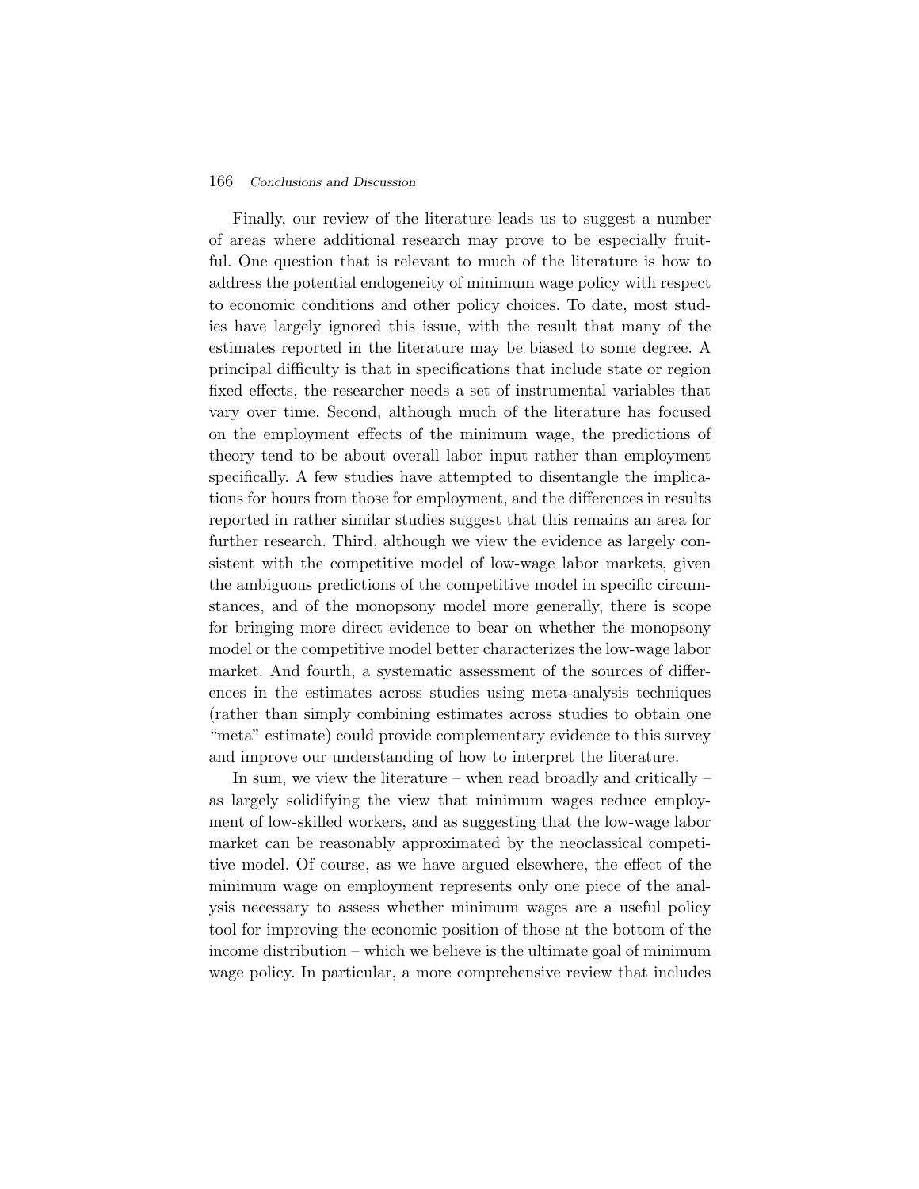Finally, our review of the literature leads us to suggest a number of areas where additional research may prove to be especially fruitful. One question that is relevant to much of the literature is how to address the potential endogeneity of minimum wage policy with respect to economic conditions and other policy choices. To date, most studies have largely ignored this issue, with the result that many of the estimates reported in the literature may be biased to some degree. A principal difficulty is that in specifications that include state or region fixed effects, the researcher needs a set of instrumental variables that vary over time. Second, although much of the literature has focused on the employment effects of the minimum wage, the predictions of theory tend to be about overall labor input rather than employment specifically. A few studies have attempted to disentangle the implications for hours from those for employment, and the differences in results reported in rather similar studies suggest that this remains an area for further research. Third, although we view the evidence as largely consistent with the competitive model of low-wage labor markets, given the ambiguous predictions of the competitive model in specific circumstances, and of the monopsony model more generally, there is scope for bringing more direct evidence to bear on whether the monopsony model or the competitive model better characterizes the low-wage labor market. And fourth, a systematic assessment of the sources of differences in the estimates across studies using meta-analysis techniques (rather than simply combining estimates across studies to obtain one "meta" estimate) could provide complementary evidence to this survey and improve our understanding of how to interpret the literature.

In sum, we view the literature – when read broadly and critically – as largely solidifying the view that minimum wages reduce employment of low-skilled workers, and as suggesting that the low-wage labor market can be reasonably approximated by the neoclassical competitive model. Of course, as we have argued elsewhere, the effect of the minimum wage on employment represents only one piece of the analysis necessary to assess whether minimum wages are a useful policy tool for improving the economic position of those at the bottom of the income distribution – which we believe is the ultimate goal of minimum wage policy. In particular, a more comprehensive review that includes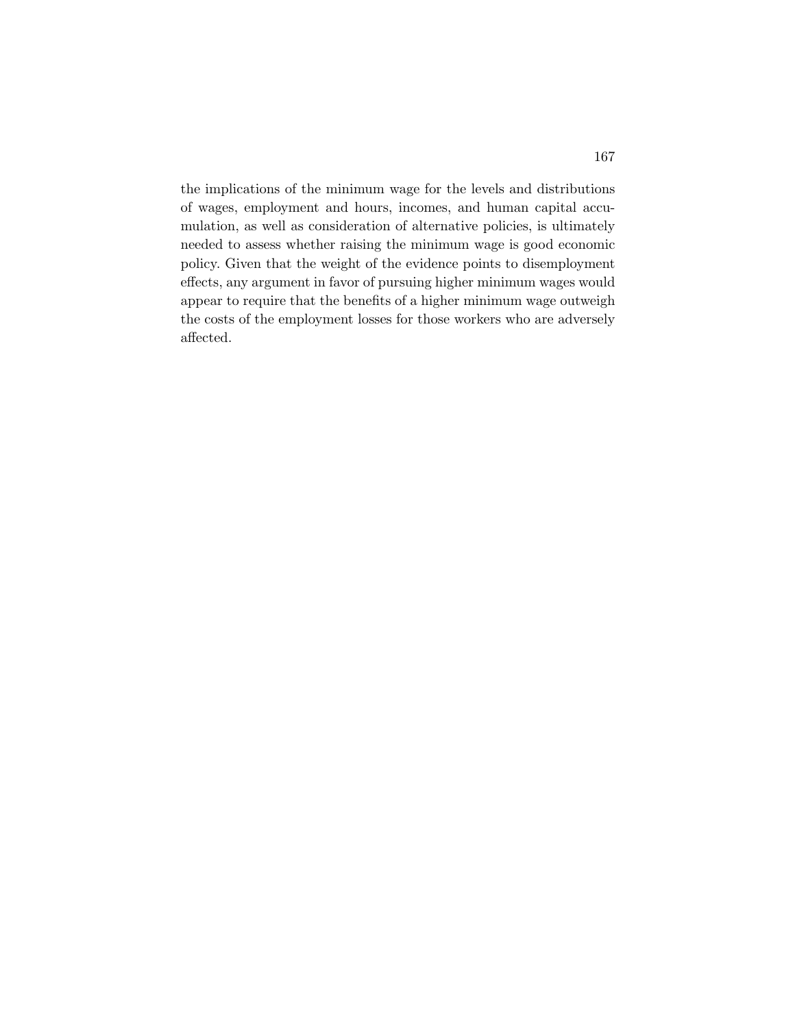the implications of the minimum wage for the levels and distributions of wages, employment and hours, incomes, and human capital accumulation, as well as consideration of alternative policies, is ultimately needed to assess whether raising the minimum wage is good economic policy. Given that the weight of the evidence points to disemployment effects, any argument in favor of pursuing higher minimum wages would appear to require that the benefits of a higher minimum wage outweigh the costs of the employment losses for those workers who are adversely affected.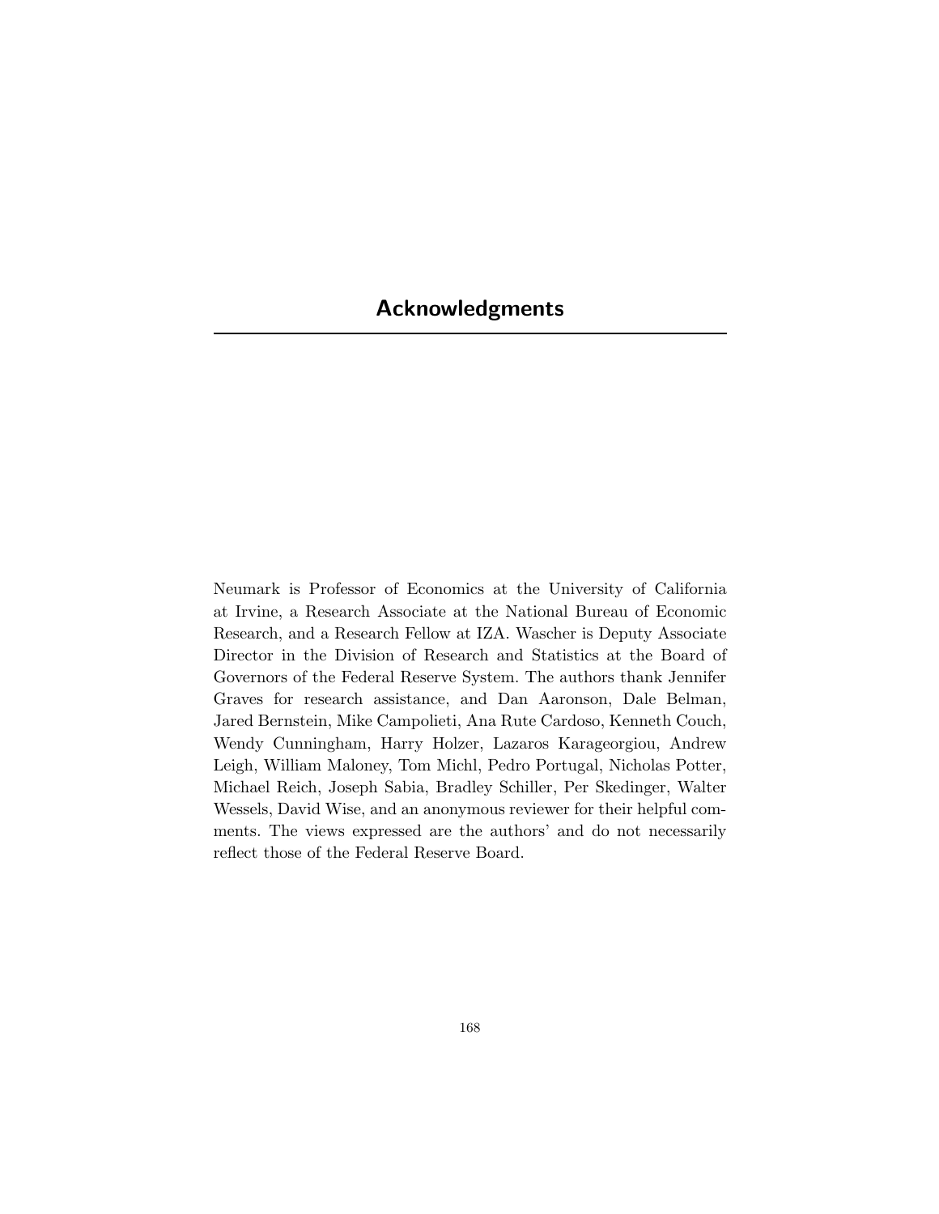# Acknowledgments

Neumark is Professor of Economics at the University of California at Irvine, a Research Associate at the National Bureau of Economic Research, and a Research Fellow at IZA. Wascher is Deputy Associate Director in the Division of Research and Statistics at the Board of Governors of the Federal Reserve System. The authors thank Jennifer Graves for research assistance, and Dan Aaronson, Dale Belman, Jared Bernstein, Mike Campolieti, Ana Rute Cardoso, Kenneth Couch, Wendy Cunningham, Harry Holzer, Lazaros Karageorgiou, Andrew Leigh, William Maloney, Tom Michl, Pedro Portugal, Nicholas Potter, Michael Reich, Joseph Sabia, Bradley Schiller, Per Skedinger, Walter Wessels, David Wise, and an anonymous reviewer for their helpful comments. The views expressed are the authors' and do not necessarily reflect those of the Federal Reserve Board.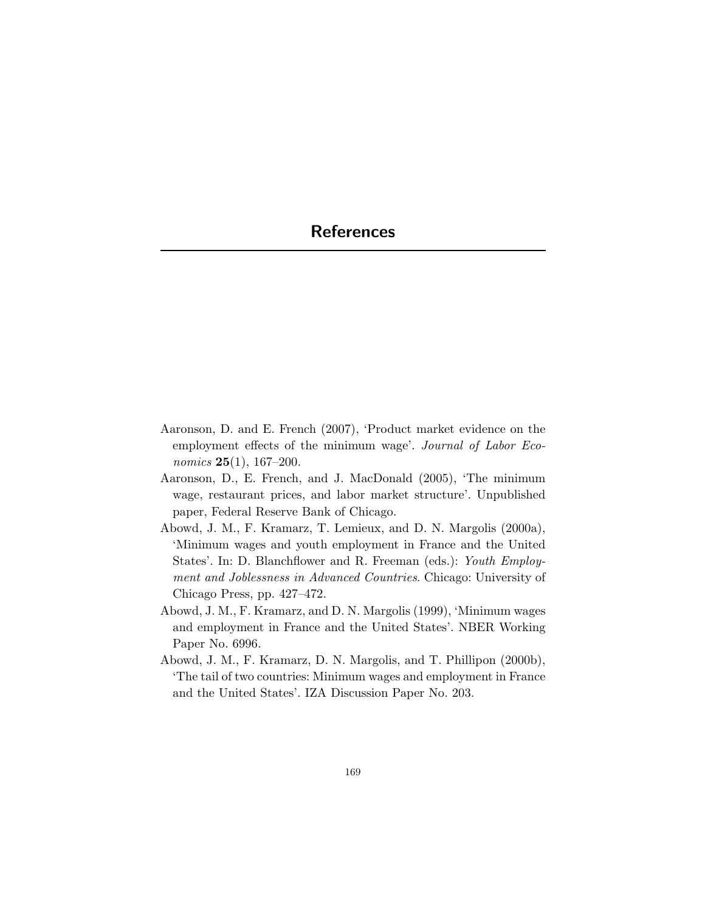# References

Aaronson, D. and E. French (2007), 'Product market evidence on the employment effects of the minimum wage'. *Journal of Labor Economics* **25**(1), 167–200.

Aaronson, D., E. French, and J. MacDonald (2005), 'The minimum wage, restaurant prices, and labor market structure'. Unpublished paper, Federal Reserve Bank of Chicago.

Abowd, J. M., F. Kramarz, T. Lemieux, and D. N. Margolis (2000a), 'Minimum wages and youth employment in France and the United States'. In: D. Blanchflower and R. Freeman (eds.): *Youth Employment and Joblessness in Advanced Countries*. Chicago: University of Chicago Press, pp. 427–472.

Abowd, J. M., F. Kramarz, and D. N. Margolis (1999), 'Minimum wages and employment in France and the United States'. NBER Working Paper No. 6996.

Abowd, J. M., F. Kramarz, D. N. Margolis, and T. Phillipon (2000b), 'The tail of two countries: Minimum wages and employment in France and the United States'. IZA Discussion Paper No. 203.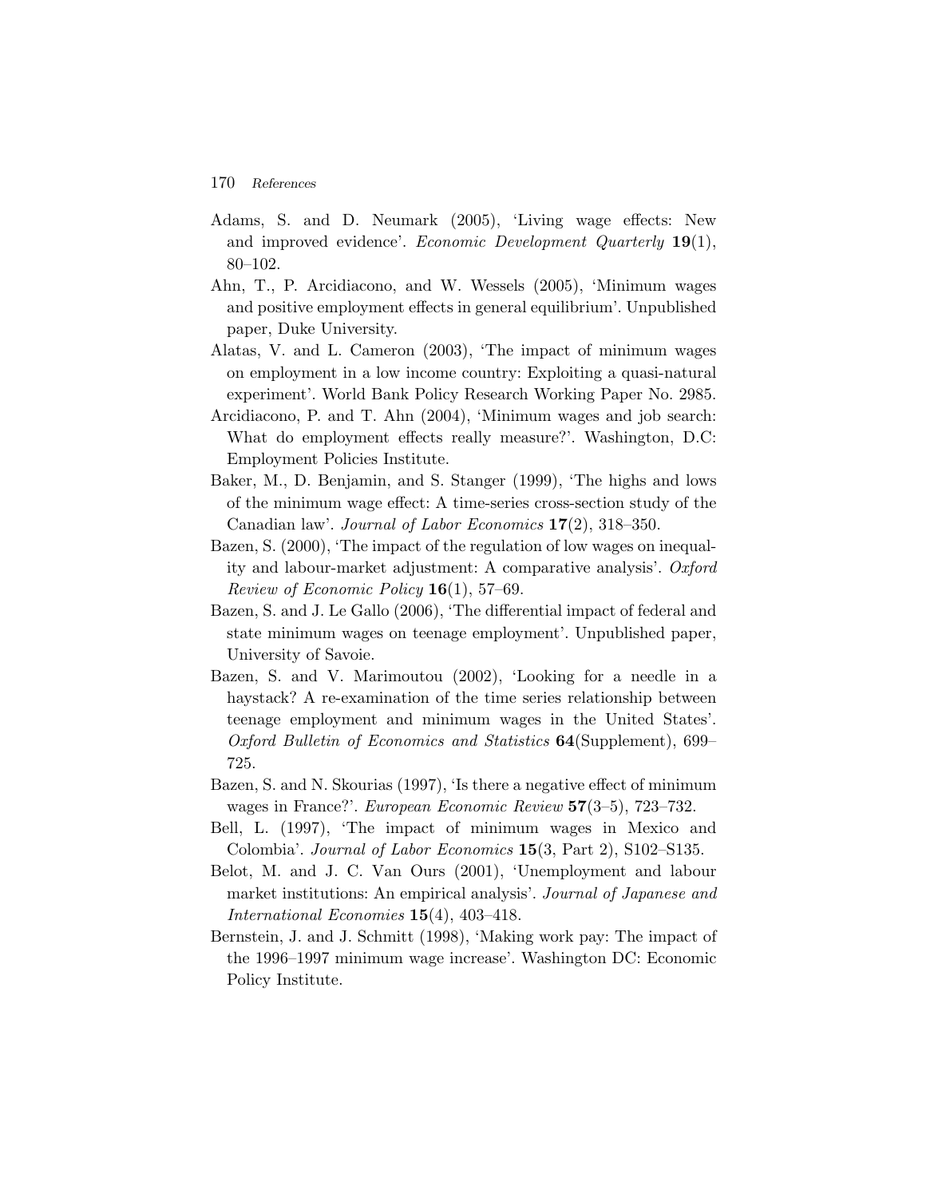Adams, S. and D. Neumark (2005), 'Living wage effects: New and improved evidence'. *Economic Development Quarterly* **19**(1), 80–102.

Ahn, T., P. Arcidiacono, and W. Wessels (2005), 'Minimum wages and positive employment effects in general equilibrium'. Unpublished paper, Duke University.

Alatas, V. and L. Cameron (2003), 'The impact of minimum wages on employment in a low income country: Exploiting a quasi-natural experiment'. World Bank Policy Research Working Paper No. 2985.

Arcidiacono, P. and T. Ahn (2004), 'Minimum wages and job search: What do employment effects really measure?'. Washington, D.C: Employment Policies Institute.

Baker, M., D. Benjamin, and S. Stanger (1999), 'The highs and lows of the minimum wage effect: A time-series cross-section study of the Canadian law'. *Journal of Labor Economics* **17**(2), 318–350.

Bazen, S. (2000), 'The impact of the regulation of low wages on inequality and labour-market adjustment: A comparative analysis'. *Oxford Review of Economic Policy* **16**(1), 57–69.

Bazen, S. and J. Le Gallo (2006), 'The differential impact of federal and state minimum wages on teenage employment'. Unpublished paper, University of Savoie.

Bazen, S. and V. Marimoutou (2002), 'Looking for a needle in a haystack? A re-examination of the time series relationship between teenage employment and minimum wages in the United States'. *Oxford Bulletin of Economics and Statistics* **64**(Supplement), 699–725.

Bazen, S. and N. Skourias (1997), 'Is there a negative effect of minimum wages in France?'. *European Economic Review* **57**(3–5), 723–732.

Bell, L. (1997), 'The impact of minimum wages in Mexico and Colombia'. *Journal of Labor Economics* **15**(3, Part 2), S102–S135.

Belot, M. and J. C. Van Ours (2001), 'Unemployment and labour market institutions: An empirical analysis'. *Journal of Japanese and International Economies* **15**(4), 403–418.

Bernstein, J. and J. Schmitt (1998), 'Making work pay: The impact of the 1996–1997 minimum wage increase'. Washington DC: Economic Policy Institute.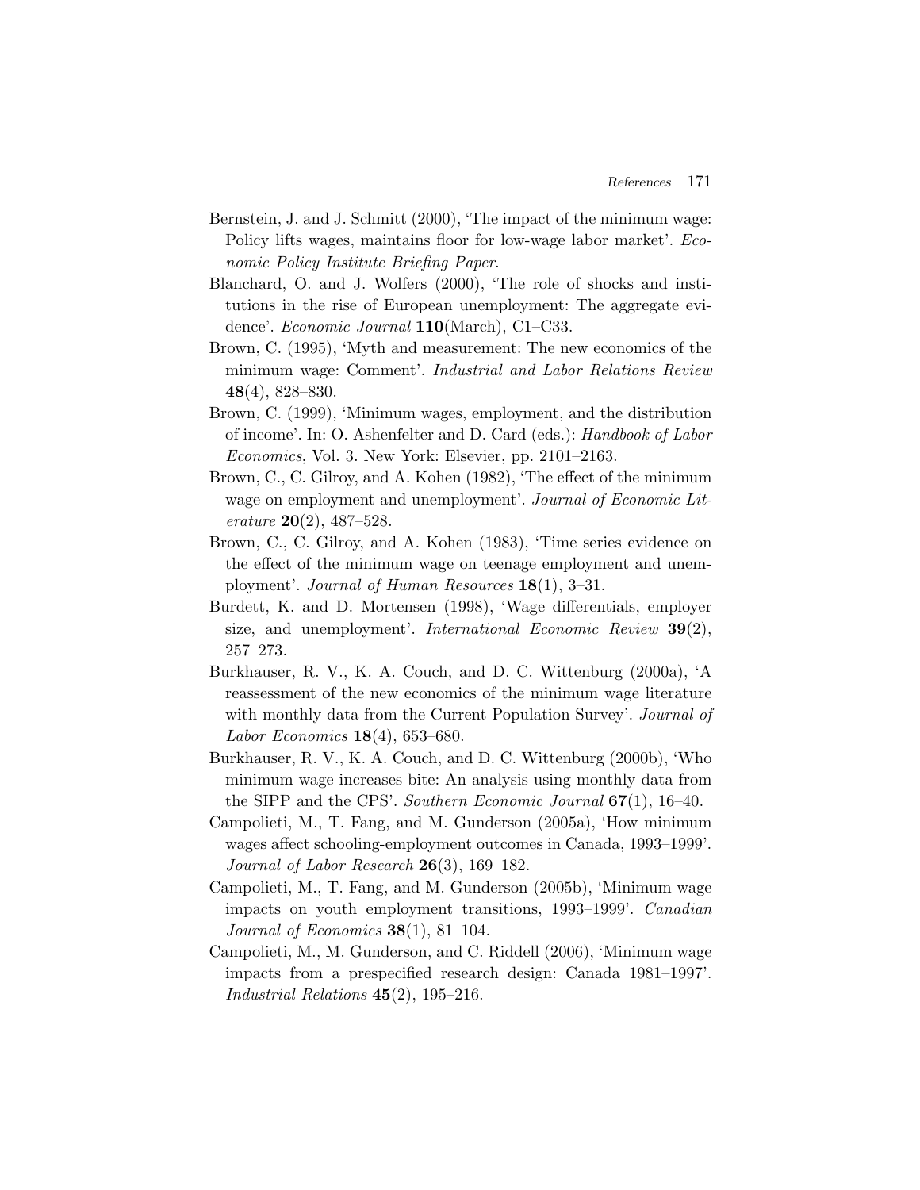Bernstein, J. and J. Schmitt (2000), 'The impact of the minimum wage: Policy lifts wages, maintains floor for low-wage labor market'. *Economic Policy Institute Briefing Paper*.

Blanchard, O. and J. Wolfers (2000), 'The role of shocks and institutions in the rise of European unemployment: The aggregate evidence'. *Economic Journal* **110**(March), C1–C33.

Brown, C. (1995), 'Myth and measurement: The new economics of the minimum wage: Comment'. *Industrial and Labor Relations Review* **48**(4), 828–830.

Brown, C. (1999), 'Minimum wages, employment, and the distribution of income'. In: O. Ashenfelter and D. Card (eds.): *Handbook of Labor Economics*, Vol. 3. New York: Elsevier, pp. 2101–2163.

Brown, C., C. Gilroy, and A. Kohen (1982), 'The effect of the minimum wage on employment and unemployment'. *Journal of Economic Literature* **20**(2), 487–528.

Brown, C., C. Gilroy, and A. Kohen (1983), 'Time series evidence on the effect of the minimum wage on teenage employment and unemployment'. *Journal of Human Resources* **18**(1), 3–31.

Burdett, K. and D. Mortensen (1998), 'Wage differentials, employer size, and unemployment'. *International Economic Review* **39**(2), 257–273.

Burkhauser, R. V., K. A. Couch, and D. C. Wittenburg (2000a), 'A reassessment of the new economics of the minimum wage literature with monthly data from the Current Population Survey'. *Journal of Labor Economics* **18**(4), 653–680.

Burkhauser, R. V., K. A. Couch, and D. C. Wittenburg (2000b), 'Who minimum wage increases bite: An analysis using monthly data from the SIPP and the CPS'. *Southern Economic Journal* **67**(1), 16–40.

Campolieti, M., T. Fang, and M. Gunderson (2005a), 'How minimum wages affect schooling-employment outcomes in Canada, 1993–1999'. *Journal of Labor Research* **26**(3), 169–182.

Campolieti, M., T. Fang, and M. Gunderson (2005b), 'Minimum wage impacts on youth employment transitions, 1993–1999'. *Canadian Journal of Economics* **38**(1), 81–104.

Campolieti, M., M. Gunderson, and C. Riddell (2006), 'Minimum wage impacts from a prespecified research design: Canada 1981–1997'. *Industrial Relations* **45**(2), 195–216.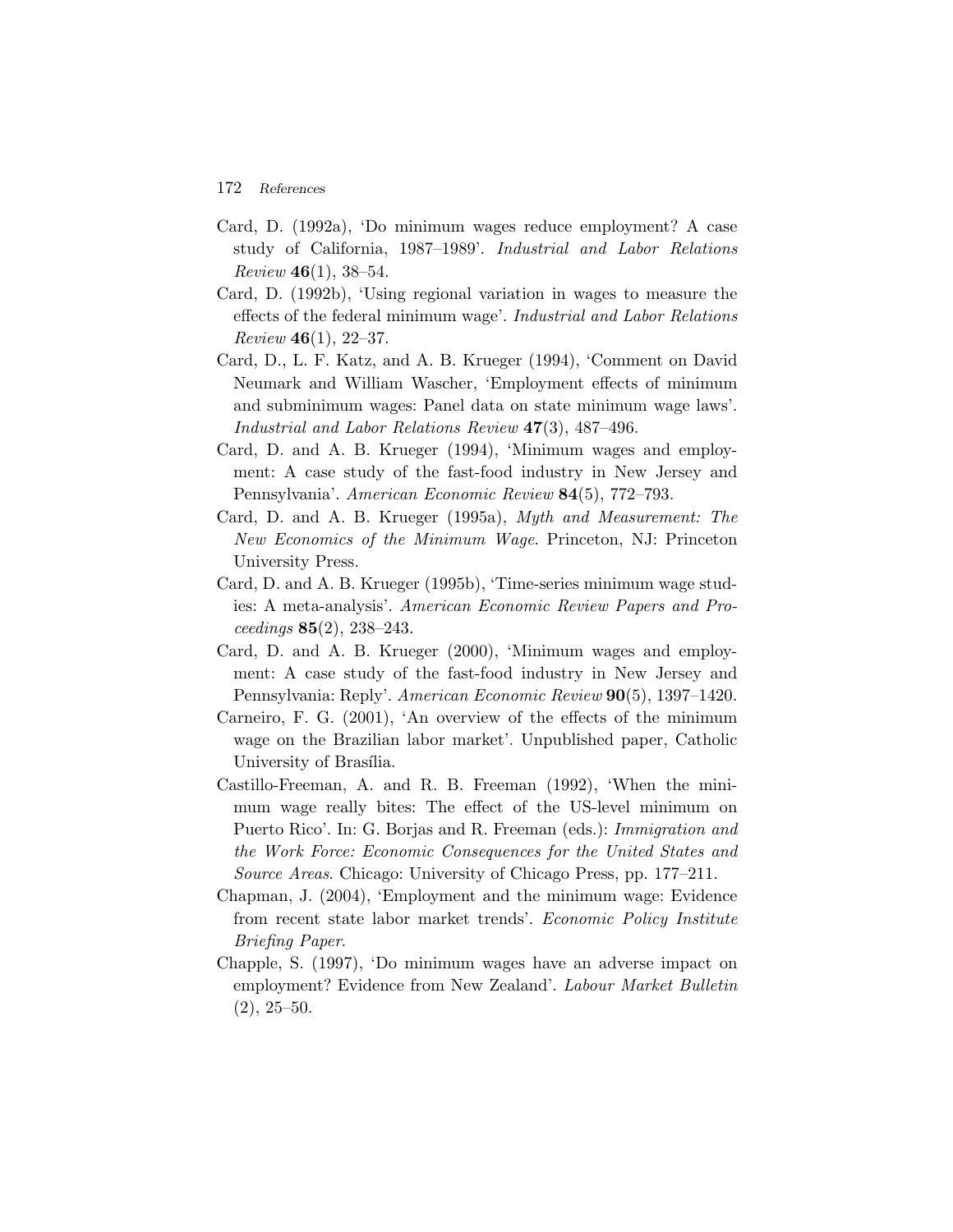Card, D. (1992a), 'Do minimum wages reduce employment? A case study of California, 1987–1989'. *Industrial and Labor Relations Review* **46**(1), 38–54.

Card, D. (1992b), 'Using regional variation in wages to measure the effects of the federal minimum wage'. *Industrial and Labor Relations Review* **46**(1), 22–37.

Card, D., L. F. Katz, and A. B. Krueger (1994), 'Comment on David Neumark and William Wascher, 'Employment effects of minimum and subminimum wages: Panel data on state minimum wage laws'. *Industrial and Labor Relations Review* **47**(3), 487–496.

Card, D. and A. B. Krueger (1994), 'Minimum wages and employment: A case study of the fast-food industry in New Jersey and Pennsylvania'. *American Economic Review* **84**(5), 772–793.

Card, D. and A. B. Krueger (1995a), *Myth and Measurement: The New Economics of the Minimum Wage*. Princeton, NJ: Princeton University Press.

Card, D. and A. B. Krueger (1995b), 'Time-series minimum wage studies: A meta-analysis'. *American Economic Review Papers and Proceedings* **85**(2), 238–243.

Card, D. and A. B. Krueger (2000), 'Minimum wages and employment: A case study of the fast-food industry in New Jersey and Pennsylvania: Reply'. *American Economic Review* **90**(5), 1397–1420.

Carneiro, F. G. (2001), 'An overview of the effects of the minimum wage on the Brazilian labor market'. Unpublished paper, Catholic University of Brasília.

Castillo-Freeman, A. and R. B. Freeman (1992), 'When the minimum wage really bites: The effect of the US-level minimum on Puerto Rico'. In: G. Borjas and R. Freeman (eds.): *Immigration and the Work Force: Economic Consequences for the United States and Source Areas*. Chicago: University of Chicago Press, pp. 177–211.

Chapman, J. (2004), 'Employment and the minimum wage: Evidence from recent state labor market trends'. *Economic Policy Institute Briefing Paper*.

Chapple, S. (1997), 'Do minimum wages have an adverse impact on employment? Evidence from New Zealand'. *Labour Market Bulletin* (2), 25–50.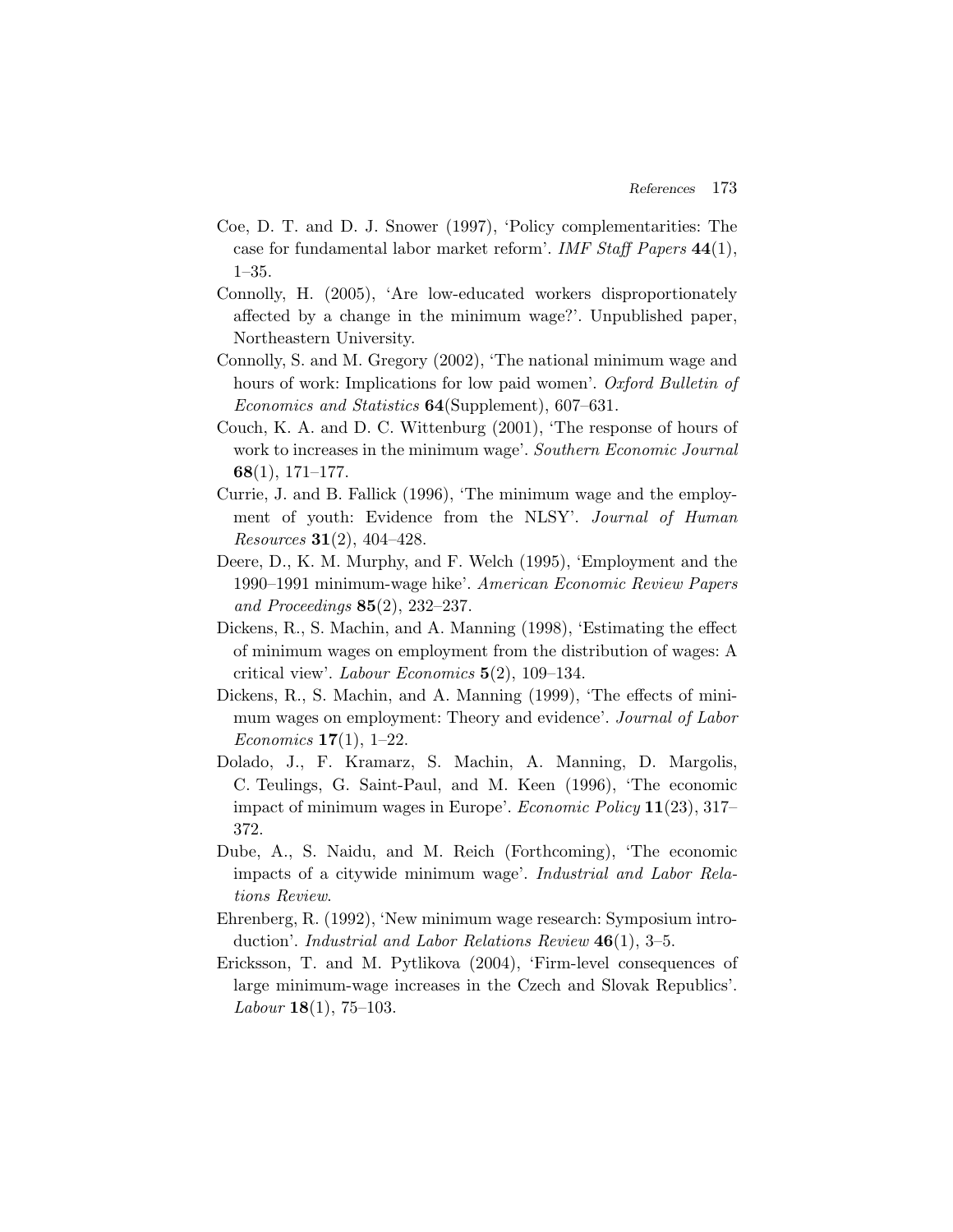Coe, D. T. and D. J. Snower (1997), 'Policy complementarities: The case for fundamental labor market reform'. *IMF Staff Papers* **44**(1), 1–35.

Connolly, H. (2005), 'Are low-educated workers disproportionately affected by a change in the minimum wage?'. Unpublished paper, Northeastern University.

Connolly, S. and M. Gregory (2002), 'The national minimum wage and hours of work: Implications for low paid women'. *Oxford Bulletin of Economics and Statistics* **64**(Supplement), 607–631.

Couch, K. A. and D. C. Wittenburg (2001), 'The response of hours of work to increases in the minimum wage'. *Southern Economic Journal* **68**(1), 171–177.

Currie, J. and B. Fallick (1996), 'The minimum wage and the employment of youth: Evidence from the NLSY'. *Journal of Human Resources* **31**(2), 404–428.

Deere, D., K. M. Murphy, and F. Welch (1995), 'Employment and the 1990–1991 minimum-wage hike'. *American Economic Review Papers and Proceedings* **85**(2), 232–237.

Dickens, R., S. Machin, and A. Manning (1998), 'Estimating the effect of minimum wages on employment from the distribution of wages: A critical view'. *Labour Economics* **5**(2), 109–134.

Dickens, R., S. Machin, and A. Manning (1999), 'The effects of minimum wages on employment: Theory and evidence'. *Journal of Labor Economics* **17**(1), 1–22.

Dolado, J., F. Kramarz, S. Machin, A. Manning, D. Margolis, C. Teulings, G. Saint-Paul, and M. Keen (1996), 'The economic impact of minimum wages in Europe'. *Economic Policy* **11**(23), 317–372.

Dube, A., S. Naidu, and M. Reich (Forthcoming), 'The economic impacts of a citywide minimum wage'. *Industrial and Labor Relations Review*.

Ehrenberg, R. (1992), 'New minimum wage research: Symposium introduction'. *Industrial and Labor Relations Review* **46**(1), 3–5.

Ericksson, T. and M. Pytlikova (2004), 'Firm-level consequences of large minimum-wage increases in the Czech and Slovak Republics'. *Labour* **18**(1), 75–103.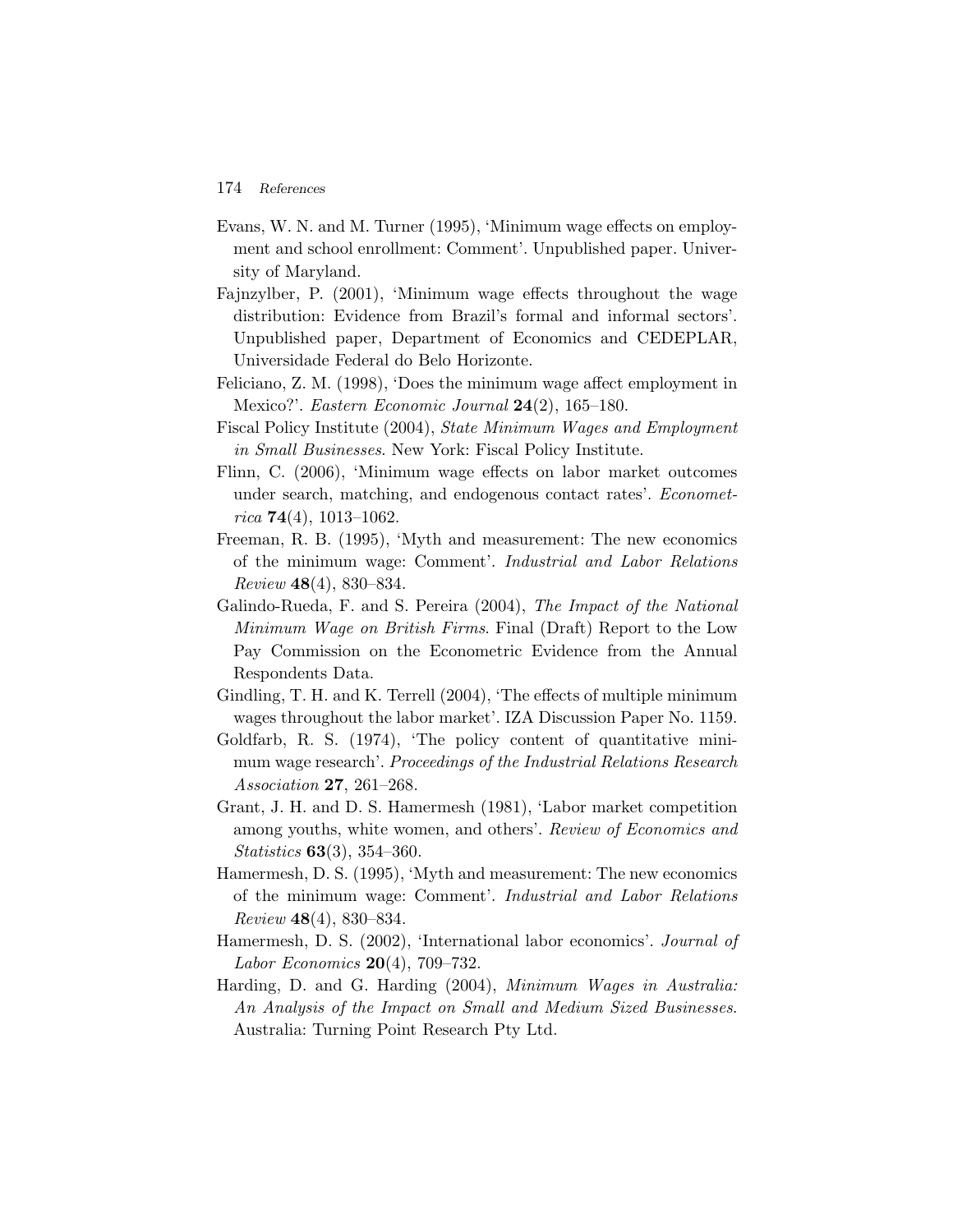Evans, W. N. and M. Turner (1995), 'Minimum wage effects on employment and school enrollment: Comment'. Unpublished paper. University of Maryland.

Fajnzylber, P. (2001), 'Minimum wage effects throughout the wage distribution: Evidence from Brazil's formal and informal sectors'. Unpublished paper, Department of Economics and CEDEPLAR, Universidade Federal do Belo Horizonte.

Feliciano, Z. M. (1998), 'Does the minimum wage affect employment in Mexico?'. *Eastern Economic Journal* **24**(2), 165–180.

Fiscal Policy Institute (2004), *State Minimum Wages and Employment in Small Businesses*. New York: Fiscal Policy Institute.

Flinn, C. (2006), 'Minimum wage effects on labor market outcomes under search, matching, and endogenous contact rates'. *Econometrica* **74**(4), 1013–1062.

Freeman, R. B. (1995), 'Myth and measurement: The new economics of the minimum wage: Comment'. *Industrial and Labor Relations Review* **48**(4), 830–834.

Galindo-Rueda, F. and S. Pereira (2004), *The Impact of the National Minimum Wage on British Firms*. Final (Draft) Report to the Low Pay Commission on the Econometric Evidence from the Annual Respondents Data.

Gindling, T. H. and K. Terrell (2004), 'The effects of multiple minimum wages throughout the labor market'. IZA Discussion Paper No. 1159.

Goldfarb, R. S. (1974), 'The policy content of quantitative minimum wage research'. *Proceedings of the Industrial Relations Research Association* **27**, 261–268.

Grant, J. H. and D. S. Hamermesh (1981), 'Labor market competition among youths, white women, and others'. *Review of Economics and Statistics* **63**(3), 354–360.

Hamermesh, D. S. (1995), 'Myth and measurement: The new economics of the minimum wage: Comment'. *Industrial and Labor Relations Review* **48**(4), 830–834.

Hamermesh, D. S. (2002), 'International labor economics'. *Journal of Labor Economics* **20**(4), 709–732.

Harding, D. and G. Harding (2004), *Minimum Wages in Australia: An Analysis of the Impact on Small and Medium Sized Businesses*. Australia: Turning Point Research Pty Ltd.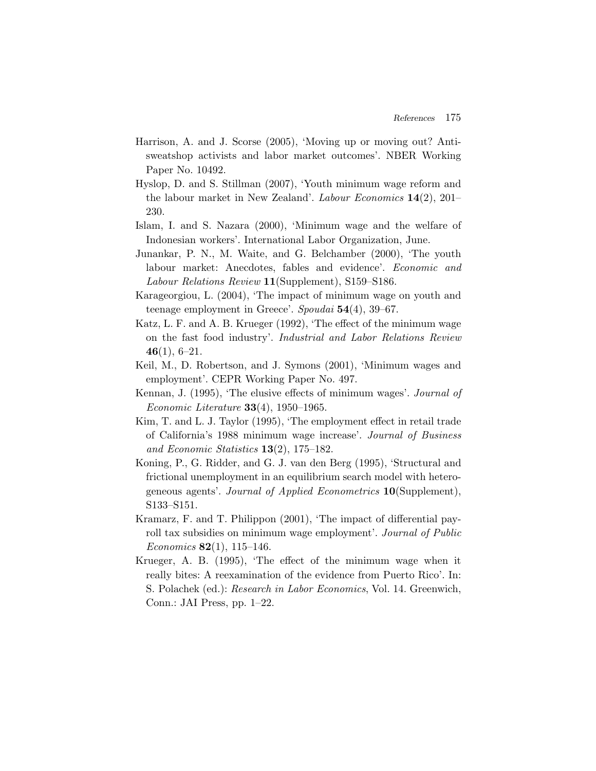Harrison, A. and J. Scorse (2005), 'Moving up or moving out? Anti-sweatshop activists and labor market outcomes'. NBER Working Paper No. 10492.

Hyslop, D. and S. Stillman (2007), 'Youth minimum wage reform and the labour market in New Zealand'. *Labour Economics* **14**(2), 201–230.

Islam, I. and S. Nazara (2000), 'Minimum wage and the welfare of Indonesian workers'. International Labor Organization, June.

Junankar, P. N., M. Waite, and G. Belchamber (2000), 'The youth labour market: Anecdotes, fables and evidence'. *Economic and Labour Relations Review* **11**(Supplement), S159–S186.

Karageorgiou, L. (2004), 'The impact of minimum wage on youth and teenage employment in Greece'. *Spoudai* **54**(4), 39–67.

Katz, L. F. and A. B. Krueger (1992), 'The effect of the minimum wage on the fast food industry'. *Industrial and Labor Relations Review* **46**(1), 6–21.

Keil, M., D. Robertson, and J. Symons (2001), 'Minimum wages and employment'. CEPR Working Paper No. 497.

Kennan, J. (1995), 'The elusive effects of minimum wages'. *Journal of Economic Literature* **33**(4), 1950–1965.

Kim, T. and L. J. Taylor (1995), 'The employment effect in retail trade of California's 1988 minimum wage increase'. *Journal of Business and Economic Statistics* **13**(2), 175–182.

Koning, P., G. Ridder, and G. J. van den Berg (1995), 'Structural and frictional unemployment in an equilibrium search model with heterogeneous agents'. *Journal of Applied Econometrics* **10**(Supplement), S133–S151.

Kramarz, F. and T. Philippon (2001), 'The impact of differential payroll tax subsidies on minimum wage employment'. *Journal of Public Economics* **82**(1), 115–146.

Krueger, A. B. (1995), 'The effect of the minimum wage when it really bites: A reexamination of the evidence from Puerto Rico'. In: S. Polachek (ed.): *Research in Labor Economics*, Vol. 14. Greenwich, Conn.: JAI Press, pp. 1–22.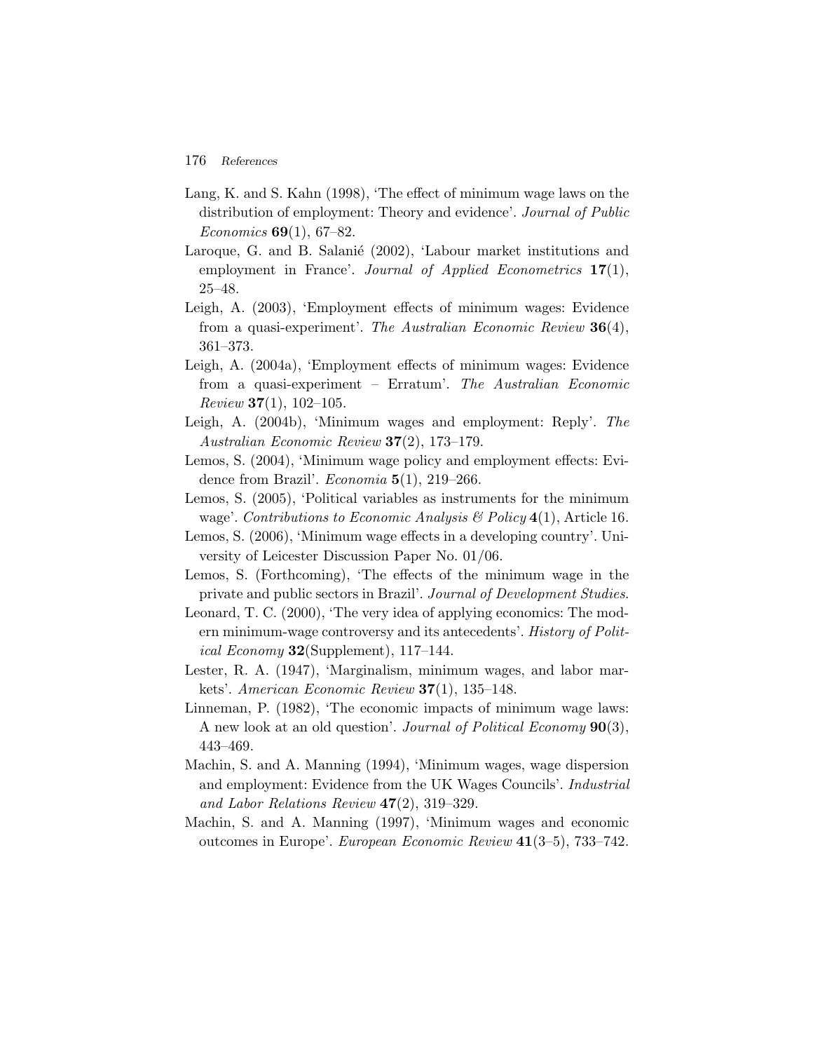Lang, K. and S. Kahn (1998), 'The effect of minimum wage laws on the distribution of employment: Theory and evidence'. *Journal of Public Economics* **69**(1), 67–82.

Laroque, G. and B. Salanié (2002), 'Labour market institutions and employment in France'. *Journal of Applied Econometrics* **17**(1), 25–48.

Leigh, A. (2003), 'Employment effects of minimum wages: Evidence from a quasi-experiment'. *The Australian Economic Review* **36**(4), 361–373.

Leigh, A. (2004a), 'Employment effects of minimum wages: Evidence from a quasi-experiment – Erratum'. *The Australian Economic Review* **37**(1), 102–105.

Leigh, A. (2004b), 'Minimum wages and employment: Reply'. *The Australian Economic Review* **37**(2), 173–179.

Lemos, S. (2004), 'Minimum wage policy and employment effects: Evidence from Brazil'. *Economia* **5**(1), 219–266.

Lemos, S. (2005), 'Political variables as instruments for the minimum wage'. *Contributions to Economic Analysis & Policy* **4**(1), Article 16.

Lemos, S. (2006), 'Minimum wage effects in a developing country'. University of Leicester Discussion Paper No. 01/06.

Lemos, S. (Forthcoming), 'The effects of the minimum wage in the private and public sectors in Brazil'. *Journal of Development Studies.*

Leonard, T. C. (2000), 'The very idea of applying economics: The modern minimum-wage controversy and its antecedents'. *History of Political Economy* **32**(Supplement), 117–144.

Lester, R. A. (1947), 'Marginalism, minimum wages, and labor markets'. *American Economic Review* **37**(1), 135–148.

Linneman, P. (1982), 'The economic impacts of minimum wage laws: A new look at an old question'. *Journal of Political Economy* **90**(3), 443–469.

Machin, S. and A. Manning (1994), 'Minimum wages, wage dispersion and employment: Evidence from the UK Wages Councils'. *Industrial and Labor Relations Review* **47**(2), 319–329.

Machin, S. and A. Manning (1997), 'Minimum wages and economic outcomes in Europe'. *European Economic Review* **41**(3–5), 733–742.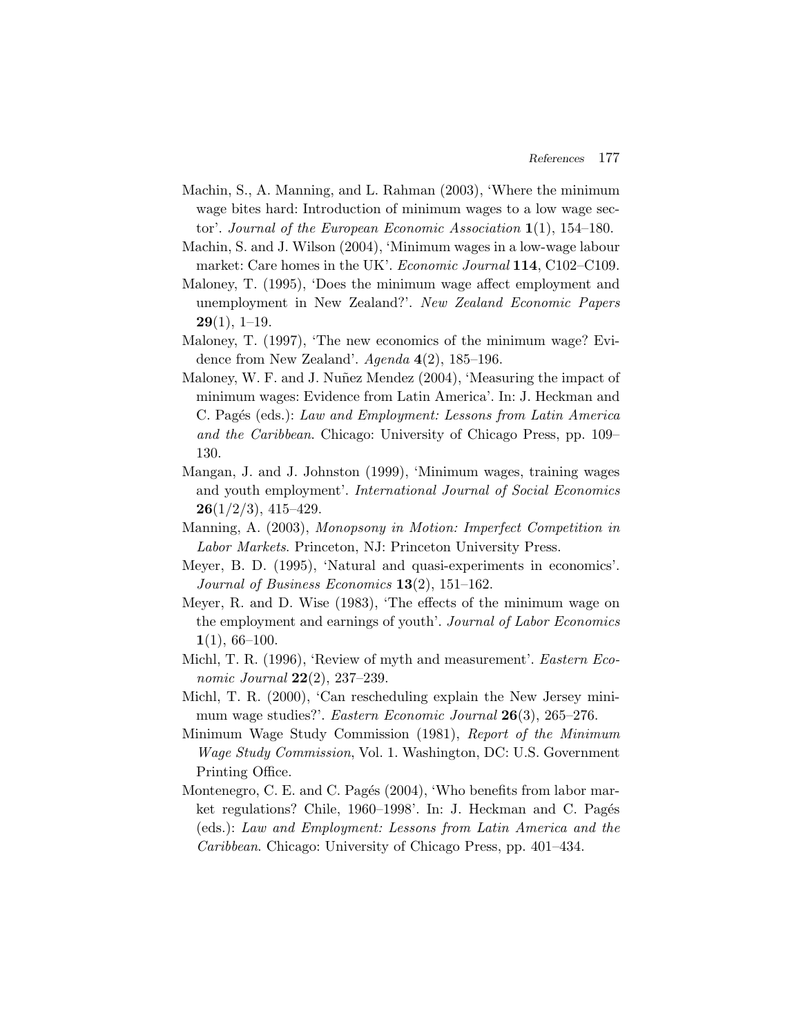Machin, S., A. Manning, and L. Rahman (2003), 'Where the minimum wage bites hard: Introduction of minimum wages to a low wage sector'. *Journal of the European Economic Association* **1**(1), 154–180.

Machin, S. and J. Wilson (2004), 'Minimum wages in a low-wage labour market: Care homes in the UK'. *Economic Journal* **114**, C102–C109.

Maloney, T. (1995), 'Does the minimum wage affect employment and unemployment in New Zealand?'. *New Zealand Economic Papers* **29**(1), 1–19.

Maloney, T. (1997), 'The new economics of the minimum wage? Evidence from New Zealand'. *Agenda* **4**(2), 185–196.

Maloney, W. F. and J. Nuñez Mendez (2004), 'Measuring the impact of minimum wages: Evidence from Latin America'. In: J. Heckman and C. Pagés (eds.): *Law and Employment: Lessons from Latin America and the Caribbean*. Chicago: University of Chicago Press, pp. 109–130.

Mangan, J. and J. Johnston (1999), 'Minimum wages, training wages and youth employment'. *International Journal of Social Economics* **26**(1/2/3), 415–429.

Manning, A. (2003), *Monopsony in Motion: Imperfect Competition in Labor Markets*. Princeton, NJ: Princeton University Press.

Meyer, B. D. (1995), 'Natural and quasi-experiments in economics'. *Journal of Business Economics* **13**(2), 151–162.

Meyer, R. and D. Wise (1983), 'The effects of the minimum wage on the employment and earnings of youth'. *Journal of Labor Economics* **1**(1), 66–100.

Michl, T. R. (1996), 'Review of myth and measurement'. *Eastern Economic Journal* **22**(2), 237–239.

Michl, T. R. (2000), 'Can rescheduling explain the New Jersey minimum wage studies?'. *Eastern Economic Journal* **26**(3), 265–276.

Minimum Wage Study Commission (1981), *Report of the Minimum Wage Study Commission*, Vol. 1. Washington, DC: U.S. Government Printing Office.

Montenegro, C. E. and C. Pagés (2004), 'Who benefits from labor market regulations? Chile, 1960–1998'. In: J. Heckman and C. Pagés (eds.): *Law and Employment: Lessons from Latin America and the Caribbean*. Chicago: University of Chicago Press, pp. 401–434.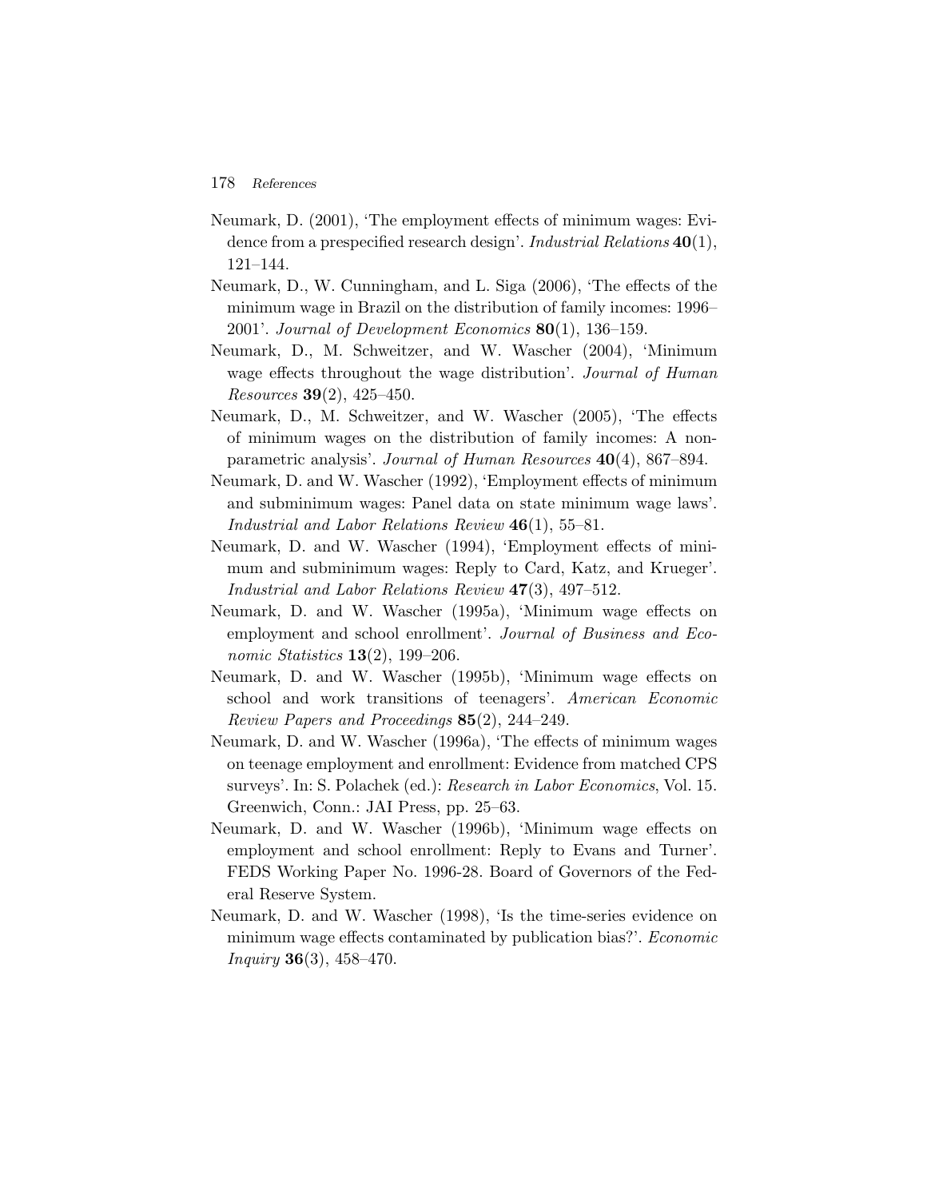Neumark, D. (2001), 'The employment effects of minimum wages: Evidence from a prespecified research design'. *Industrial Relations* **40**(1), 121–144.

Neumark, D., W. Cunningham, and L. Siga (2006), 'The effects of the minimum wage in Brazil on the distribution of family incomes: 1996–2001'. *Journal of Development Economics* **80**(1), 136–159.

Neumark, D., M. Schweitzer, and W. Wascher (2004), 'Minimum wage effects throughout the wage distribution'. *Journal of Human Resources* **39**(2), 425–450.

Neumark, D., M. Schweitzer, and W. Wascher (2005), 'The effects of minimum wages on the distribution of family incomes: A nonparametric analysis'. *Journal of Human Resources* **40**(4), 867–894.

Neumark, D. and W. Wascher (1992), 'Employment effects of minimum and subminimum wages: Panel data on state minimum wage laws'. *Industrial and Labor Relations Review* **46**(1), 55–81.

Neumark, D. and W. Wascher (1994), 'Employment effects of minimum and subminimum wages: Reply to Card, Katz, and Krueger'. *Industrial and Labor Relations Review* **47**(3), 497–512.

Neumark, D. and W. Wascher (1995a), 'Minimum wage effects on employment and school enrollment'. *Journal of Business and Economic Statistics* **13**(2), 199–206.

Neumark, D. and W. Wascher (1995b), 'Minimum wage effects on school and work transitions of teenagers'. *American Economic Review Papers and Proceedings* **85**(2), 244–249.

Neumark, D. and W. Wascher (1996a), 'The effects of minimum wages on teenage employment and enrollment: Evidence from matched CPS surveys'. In: S. Polachek (ed.): *Research in Labor Economics*, Vol. 15. Greenwich, Conn.: JAI Press, pp. 25–63.

Neumark, D. and W. Wascher (1996b), 'Minimum wage effects on employment and school enrollment: Reply to Evans and Turner'. FEDS Working Paper No. 1996-28. Board of Governors of the Federal Reserve System.

Neumark, D. and W. Wascher (1998), 'Is the time-series evidence on minimum wage effects contaminated by publication bias?'. *Economic Inquiry* **36**(3), 458–470.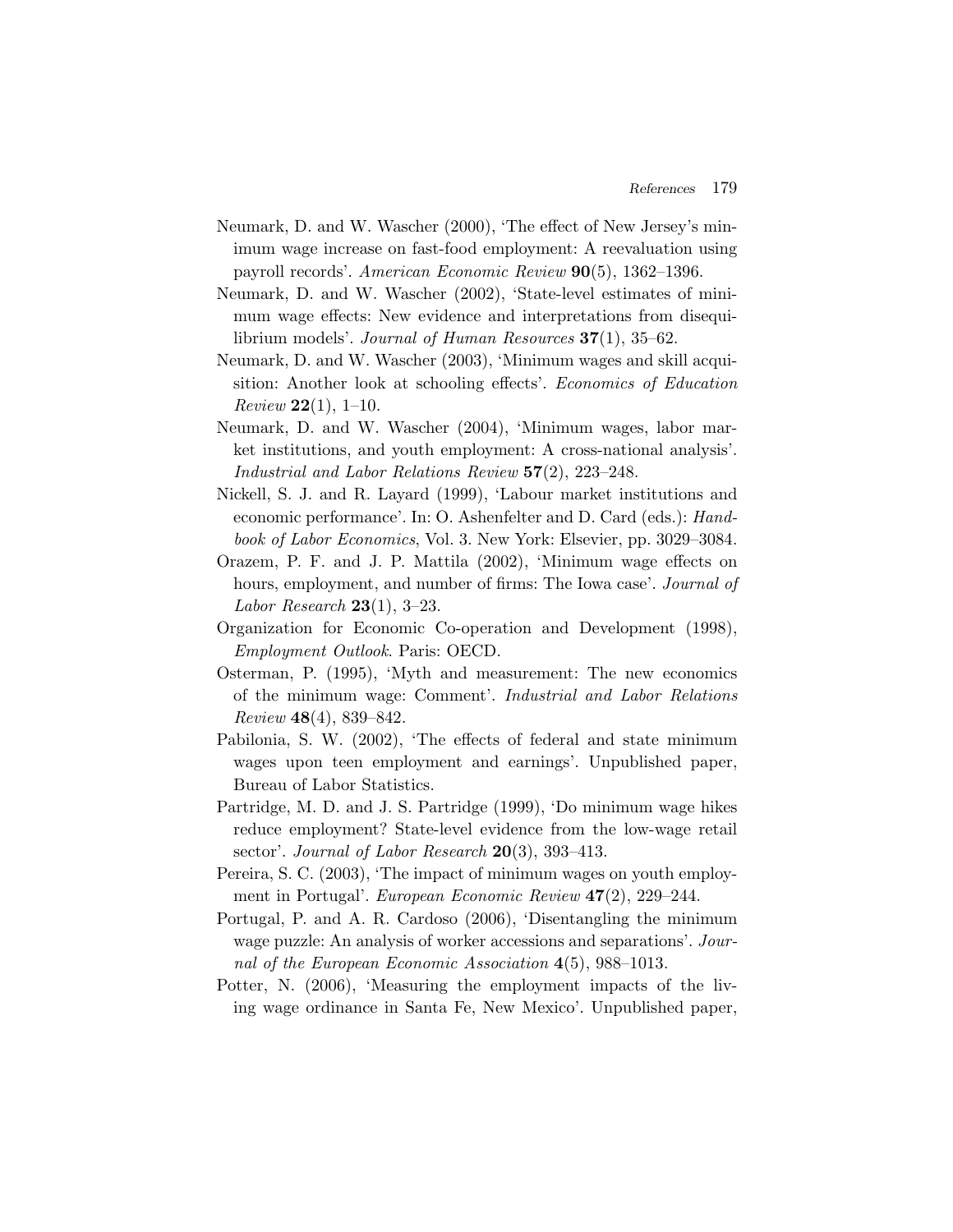Neumark, D. and W. Wascher (2000), 'The effect of New Jersey's minimum wage increase on fast-food employment: A reevaluation using payroll records'. *American Economic Review* **90**(5), 1362–1396.

Neumark, D. and W. Wascher (2002), 'State-level estimates of minimum wage effects: New evidence and interpretations from disequilibrium models'. *Journal of Human Resources* **37**(1), 35–62.

Neumark, D. and W. Wascher (2003), 'Minimum wages and skill acquisition: Another look at schooling effects'. *Economics of Education Review* **22**(1), 1–10.

Neumark, D. and W. Wascher (2004), 'Minimum wages, labor market institutions, and youth employment: A cross-national analysis'. *Industrial and Labor Relations Review* **57**(2), 223–248.

Nickell, S. J. and R. Layard (1999), 'Labour market institutions and economic performance'. In: O. Ashenfelter and D. Card (eds.): *Handbook of Labor Economics*, Vol. 3. New York: Elsevier, pp. 3029–3084.

Orazem, P. F. and J. P. Mattila (2002), 'Minimum wage effects on hours, employment, and number of firms: The Iowa case'. *Journal of Labor Research* **23**(1), 3–23.

Organization for Economic Co-operation and Development (1998), *Employment Outlook*. Paris: OECD.

Osterman, P. (1995), 'Myth and measurement: The new economics of the minimum wage: Comment'. *Industrial and Labor Relations Review* **48**(4), 839–842.

Pabilonia, S. W. (2002), 'The effects of federal and state minimum wages upon teen employment and earnings'. Unpublished paper, Bureau of Labor Statistics.

Partridge, M. D. and J. S. Partridge (1999), 'Do minimum wage hikes reduce employment? State-level evidence from the low-wage retail sector'. *Journal of Labor Research* **20**(3), 393–413.

Pereira, S. C. (2003), 'The impact of minimum wages on youth employment in Portugal'. *European Economic Review* **47**(2), 229–244.

Portugal, P. and A. R. Cardoso (2006), 'Disentangling the minimum wage puzzle: An analysis of worker accessions and separations'. *Journal of the European Economic Association* **4**(5), 988–1013.

Potter, N. (2006), 'Measuring the employment impacts of the living wage ordinance in Santa Fe, New Mexico'. Unpublished paper,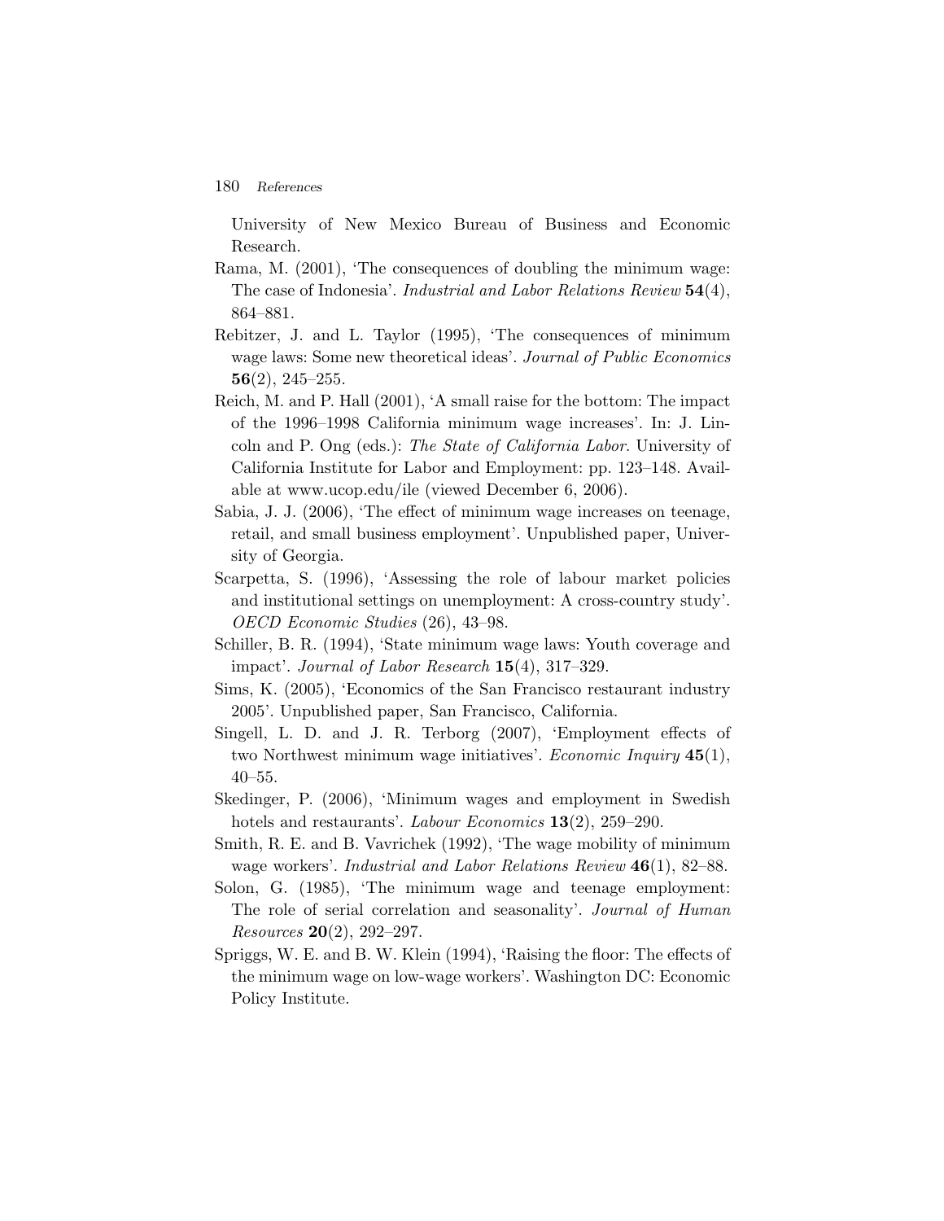University of New Mexico Bureau of Business and Economic Research.

Rama, M. (2001), 'The consequences of doubling the minimum wage: The case of Indonesia'. *Industrial and Labor Relations Review* **54**(4), 864–881.

Rebitzer, J. and L. Taylor (1995), 'The consequences of minimum wage laws: Some new theoretical ideas'. *Journal of Public Economics* **56**(2), 245–255.

Reich, M. and P. Hall (2001), 'A small raise for the bottom: The impact of the 1996–1998 California minimum wage increases'. In: J. Lincoln and P. Ong (eds.): *The State of California Labor*. University of California Institute for Labor and Employment: pp. 123–148. Available at www.ucop.edu/ile (viewed December 6, 2006).

Sabia, J. J. (2006), 'The effect of minimum wage increases on teenage, retail, and small business employment'. Unpublished paper, University of Georgia.

Scarpetta, S. (1996), 'Assessing the role of labour market policies and institutional settings on unemployment: A cross-country study'. *OECD Economic Studies* (26), 43–98.

Schiller, B. R. (1994), 'State minimum wage laws: Youth coverage and impact'. *Journal of Labor Research* **15**(4), 317–329.

Sims, K. (2005), 'Economics of the San Francisco restaurant industry 2005'. Unpublished paper, San Francisco, California.

Singell, L. D. and J. R. Terborg (2007), 'Employment effects of two Northwest minimum wage initiatives'. *Economic Inquiry* **45**(1), 40–55.

Skedinger, P. (2006), 'Minimum wages and employment in Swedish hotels and restaurants'. *Labour Economics* **13**(2), 259–290.

Smith, R. E. and B. Vavrichek (1992), 'The wage mobility of minimum wage workers'. *Industrial and Labor Relations Review* **46**(1), 82–88.

Solon, G. (1985), 'The minimum wage and teenage employment: The role of serial correlation and seasonality'. *Journal of Human Resources* **20**(2), 292–297.

Spriggs, W. E. and B. W. Klein (1994), 'Raising the floor: The effects of the minimum wage on low-wage workers'. Washington DC: Economic Policy Institute.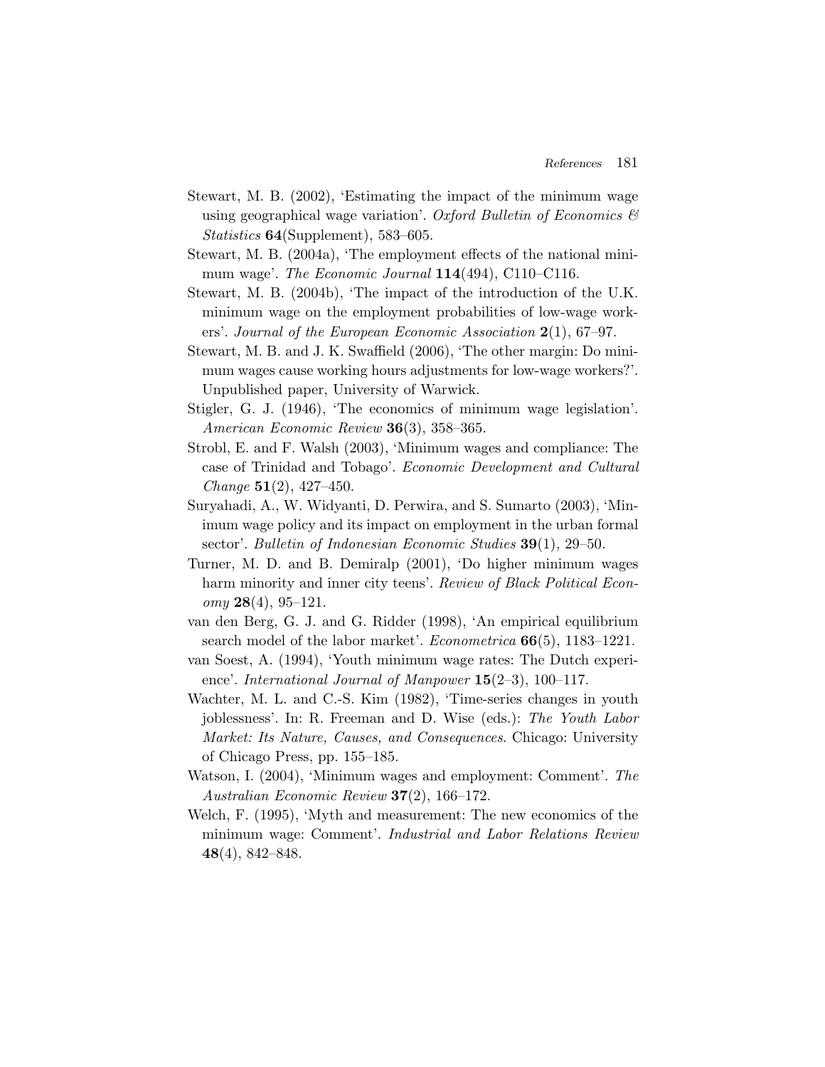Stewart, M. B. (2002), 'Estimating the impact of the minimum wage using geographical wage variation'. *Oxford Bulletin of Economics & Statistics* **64**(Supplement), 583–605.

Stewart, M. B. (2004a), 'The employment effects of the national minimum wage'. *The Economic Journal* **114**(494), C110–C116.

Stewart, M. B. (2004b), 'The impact of the introduction of the U.K. minimum wage on the employment probabilities of low-wage workers'. *Journal of the European Economic Association* **2**(1), 67–97.

Stewart, M. B. and J. K. Swaffield (2006), 'The other margin: Do minimum wages cause working hours adjustments for low-wage workers?'. Unpublished paper, University of Warwick.

Stigler, G. J. (1946), 'The economics of minimum wage legislation'. *American Economic Review* **36**(3), 358–365.

Strobl, E. and F. Walsh (2003), 'Minimum wages and compliance: The case of Trinidad and Tobago'. *Economic Development and Cultural Change* **51**(2), 427–450.

Suryahadi, A., W. Widyanti, D. Perwira, and S. Sumarto (2003), 'Minimum wage policy and its impact on employment in the urban formal sector'. *Bulletin of Indonesian Economic Studies* **39**(1), 29–50.

Turner, M. D. and B. Demiralp (2001), 'Do higher minimum wages harm minority and inner city teens'. *Review of Black Political Economy* **28**(4), 95–121.

van den Berg, G. J. and G. Ridder (1998), 'An empirical equilibrium search model of the labor market'. *Econometrica* **66**(5), 1183–1221.

van Soest, A. (1994), 'Youth minimum wage rates: The Dutch experience'. *International Journal of Manpower* **15**(2–3), 100–117.

Wachter, M. L. and C.-S. Kim (1982), 'Time-series changes in youth joblessness'. In: R. Freeman and D. Wise (eds.): *The Youth Labor Market: Its Nature, Causes, and Consequences*. Chicago: University of Chicago Press, pp. 155–185.

Watson, I. (2004), 'Minimum wages and employment: Comment'. *The Australian Economic Review* **37**(2), 166–172.

Welch, F. (1995), 'Myth and measurement: The new economics of the minimum wage: Comment'. *Industrial and Labor Relations Review* **48**(4), 842–848.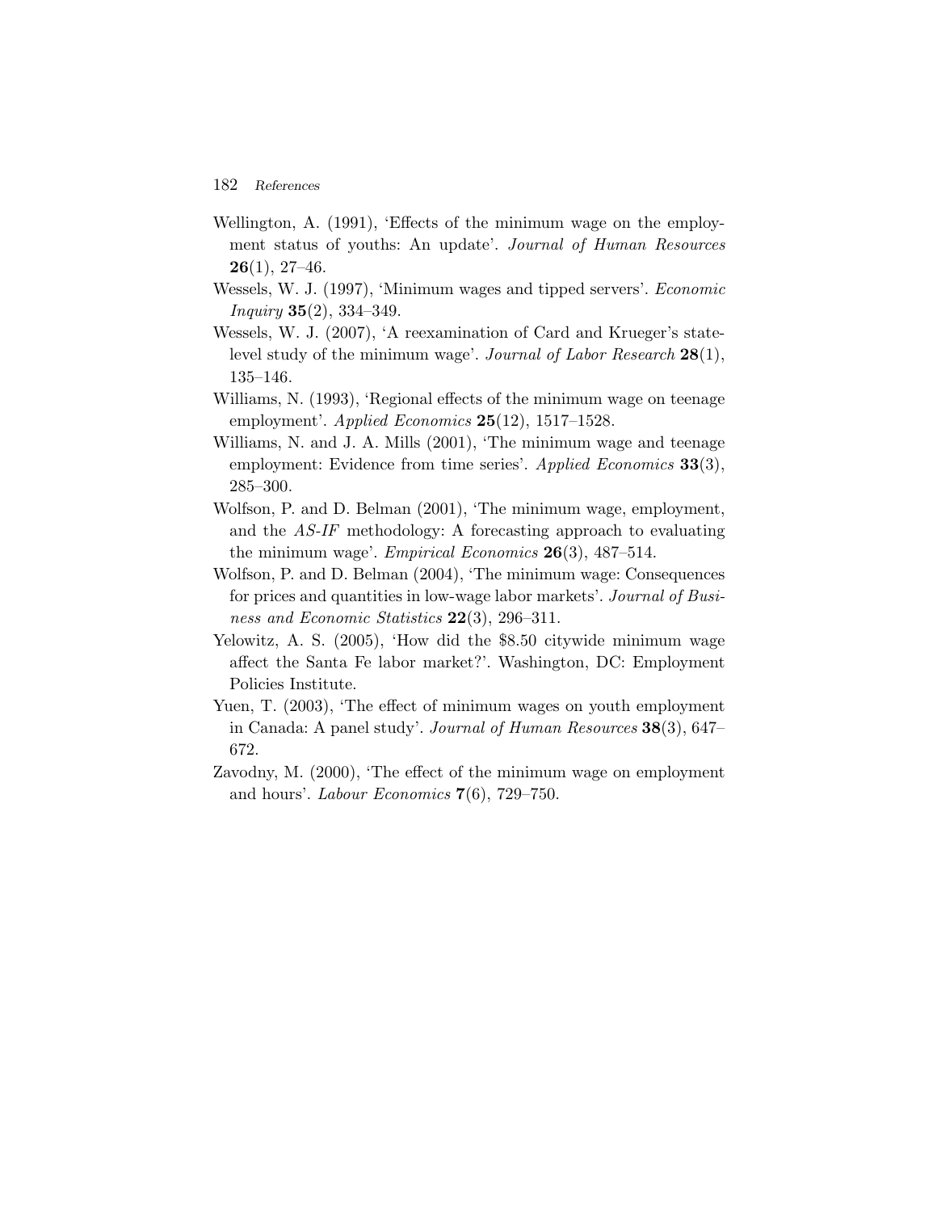Wellington, A. (1991), 'Effects of the minimum wage on the employment status of youths: An update'. *Journal of Human Resources* **26**(1), 27–46.

Wessels, W. J. (1997), 'Minimum wages and tipped servers'. *Economic Inquiry* **35**(2), 334–349.

Wessels, W. J. (2007), 'A reexamination of Card and Krueger's state-level study of the minimum wage'. *Journal of Labor Research* **28**(1), 135–146.

Williams, N. (1993), 'Regional effects of the minimum wage on teenage employment'. *Applied Economics* **25**(12), 1517–1528.

Williams, N. and J. A. Mills (2001), 'The minimum wage and teenage employment: Evidence from time series'. *Applied Economics* **33**(3), 285–300.

Wolfson, P. and D. Belman (2001), 'The minimum wage, employment, and the *AS-IF* methodology: A forecasting approach to evaluating the minimum wage'. *Empirical Economics* **26**(3), 487–514.

Wolfson, P. and D. Belman (2004), 'The minimum wage: Consequences for prices and quantities in low-wage labor markets'. *Journal of Business and Economic Statistics* **22**(3), 296–311.

Yelowitz, A. S. (2005), 'How did the $8.50 citywide minimum wage affect the Santa Fe labor market?'. Washington, DC: Employment Policies Institute.

Yuen, T. (2003), 'The effect of minimum wages on youth employment in Canada: A panel study'. *Journal of Human Resources* **38**(3), 647–672.

Zavodny, M. (2000), 'The effect of the minimum wage on employment and hours'. *Labour Economics* **7**(6), 729–750.